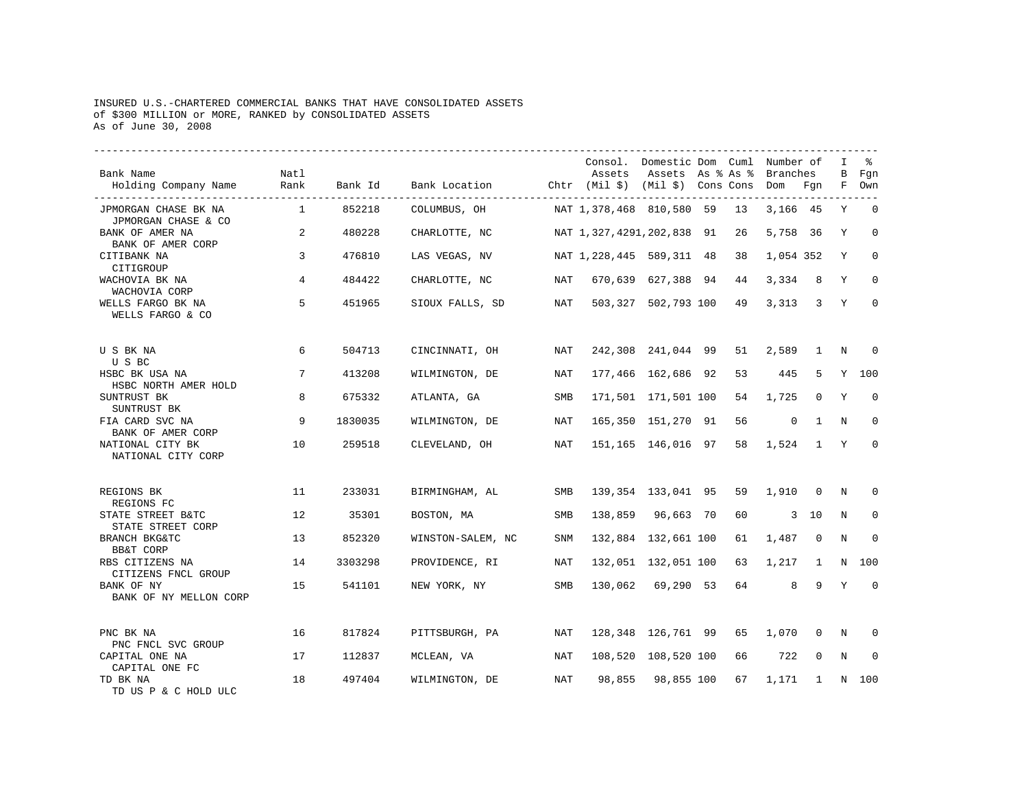INSURED U.S.-CHARTERED COMMERCIAL BANKS THAT HAVE CONSOLIDATED ASSETS
of $300 MILLION or MORE, RANKED by CONSOLIDATED ASSETS
As of June 30, 2008

| Bank Name / Holding Company Name | Natl Rank | Bank Id | Bank Location | Chtr | Consol. Assets (Mil $) | Domestic Assets (Mil $) | Dom As % Cons | Cuml As % Cons | Number of Branches Dom | Number of Branches Fgn | IBF | % Fgn Own |
|---|---|---|---|---|---|---|---|---|---|---|---|---|
| JPMORGAN CHASE BK NA / JPMORGAN CHASE & CO | 1 | 852218 | COLUMBUS, OH | NAT | 1,378,468 | 810,580 | 59 | 13 | 3,166 | 45 | Y | 0 |
| BANK OF AMER NA / BANK OF AMER CORP | 2 | 480228 | CHARLOTTE, NC | NAT | 1,327,429 | 1,202,838 | 91 | 26 | 5,758 | 36 | Y | 0 |
| CITIBANK NA / CITIGROUP | 3 | 476810 | LAS VEGAS, NV | NAT | 1,228,445 | 589,311 | 48 | 38 | 1,054 | 352 | Y | 0 |
| WACHOVIA BK NA / WACHOVIA CORP | 4 | 484422 | CHARLOTTE, NC | NAT | 670,639 | 627,388 | 94 | 44 | 3,334 | 8 | Y | 0 |
| WELLS FARGO BK NA / WELLS FARGO & CO | 5 | 451965 | SIOUX FALLS, SD | NAT | 503,327 | 502,793 | 100 | 49 | 3,313 | 3 | Y | 0 |
| U S BK NA / U S BC | 6 | 504713 | CINCINNATI, OH | NAT | 242,308 | 241,044 | 99 | 51 | 2,589 | 1 | N | 0 |
| HSBC BK USA NA / HSBC NORTH AMER HOLD | 7 | 413208 | WILMINGTON, DE | NAT | 177,466 | 162,686 | 92 | 53 | 445 | 5 | Y | 100 |
| SUNTRUST BK / SUNTRUST BK | 8 | 675332 | ATLANTA, GA | SMB | 171,501 | 171,501 | 100 | 54 | 1,725 | 0 | Y | 0 |
| FIA CARD SVC NA / BANK OF AMER CORP | 9 | 1830035 | WILMINGTON, DE | NAT | 165,350 | 151,270 | 91 | 56 | 0 | 1 | N | 0 |
| NATIONAL CITY BK / NATIONAL CITY CORP | 10 | 259518 | CLEVELAND, OH | NAT | 151,165 | 146,016 | 97 | 58 | 1,524 | 1 | Y | 0 |
| REGIONS BK / REGIONS FC | 11 | 233031 | BIRMINGHAM, AL | SMB | 139,354 | 133,041 | 95 | 59 | 1,910 | 0 | N | 0 |
| STATE STREET B&TC / STATE STREET CORP | 12 | 35301 | BOSTON, MA | SMB | 138,859 | 96,663 | 70 | 60 | 3 | 10 | N | 0 |
| BRANCH BKG&TC / BB&T CORP | 13 | 852320 | WINSTON-SALEM, NC | SNM | 132,884 | 132,661 | 100 | 61 | 1,487 | 0 | N | 0 |
| RBS CITIZENS NA / CITIZENS FNCL GROUP | 14 | 3303298 | PROVIDENCE, RI | NAT | 132,051 | 132,051 | 100 | 63 | 1,217 | 1 | N | 100 |
| BANK OF NY / BANK OF NY MELLON CORP | 15 | 541101 | NEW YORK, NY | SMB | 130,062 | 69,290 | 53 | 64 | 8 | 9 | Y | 0 |
| PNC BK NA / PNC FNCL SVC GROUP | 16 | 817824 | PITTSBURGH, PA | NAT | 128,348 | 126,761 | 99 | 65 | 1,070 | 0 | N | 0 |
| CAPITAL ONE NA / CAPITAL ONE FC | 17 | 112837 | MCLEAN, VA | NAT | 108,520 | 108,520 | 100 | 66 | 722 | 0 | N | 0 |
| TD BK NA / TD US P & C HOLD ULC | 18 | 497404 | WILMINGTON, DE | NAT | 98,855 | 98,855 | 100 | 67 | 1,171 | 1 | N | 100 |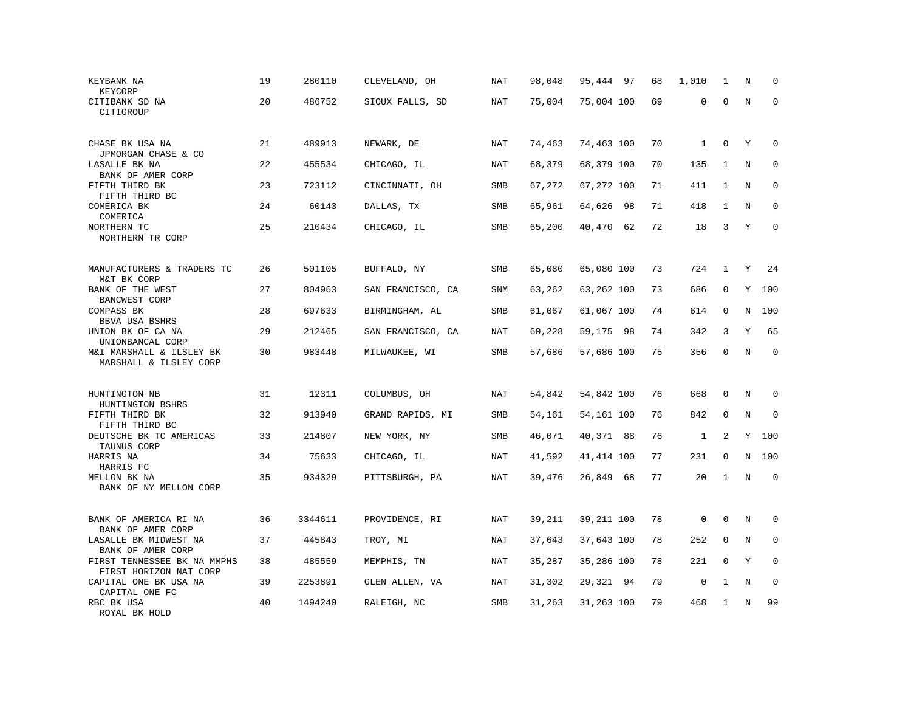| | | | | | | | | | | | | |
|---|---|---|---|---|---|---|---|---|---|---|---|---|
| KEYBANK NA<br>KEYCORP | 19 | 280110 | CLEVELAND, OH | NAT | 98,048 | 95,444 | 97 | 68 | 1,010 | 1 | N | 0 |
| CITIBANK SD NA<br>CITIGROUP | 20 | 486752 | SIOUX FALLS, SD | NAT | 75,004 | 75,004 | 100 | 69 | 0 | 0 | N | 0 |
| CHASE BK USA NA<br>JPMORGAN CHASE & CO | 21 | 489913 | NEWARK, DE | NAT | 74,463 | 74,463 | 100 | 70 | 1 | 0 | Y | 0 |
| LASALLE BK NA<br>BANK OF AMER CORP | 22 | 455534 | CHICAGO, IL | NAT | 68,379 | 68,379 | 100 | 70 | 135 | 1 | N | 0 |
| FIFTH THIRD BK<br>FIFTH THIRD BC | 23 | 723112 | CINCINNATI, OH | SMB | 67,272 | 67,272 | 100 | 71 | 411 | 1 | N | 0 |
| COMERICA BK<br>COMERICA | 24 | 60143 | DALLAS, TX | SMB | 65,961 | 64,626 | 98 | 71 | 418 | 1 | N | 0 |
| NORTHERN TC<br>NORTHERN TR CORP | 25 | 210434 | CHICAGO, IL | SMB | 65,200 | 40,470 | 62 | 72 | 18 | 3 | Y | 0 |
| MANUFACTURERS & TRADERS TC<br>M&T BK CORP | 26 | 501105 | BUFFALO, NY | SMB | 65,080 | 65,080 | 100 | 73 | 724 | 1 | Y | 24 |
| BANK OF THE WEST<br>BANCWEST CORP | 27 | 804963 | SAN FRANCISCO, CA | SNM | 63,262 | 63,262 | 100 | 73 | 686 | 0 | Y | 100 |
| COMPASS BK<br>BBVA USA BSHRS | 28 | 697633 | BIRMINGHAM, AL | SMB | 61,067 | 61,067 | 100 | 74 | 614 | 0 | N | 100 |
| UNION BK OF CA NA<br>UNIONBANCAL CORP | 29 | 212465 | SAN FRANCISCO, CA | NAT | 60,228 | 59,175 | 98 | 74 | 342 | 3 | Y | 65 |
| M&I MARSHALL & ILSLEY BK<br>MARSHALL & ILSLEY CORP | 30 | 983448 | MILWAUKEE, WI | SMB | 57,686 | 57,686 | 100 | 75 | 356 | 0 | N | 0 |
| HUNTINGTON NB<br>HUNTINGTON BSHRS | 31 | 12311 | COLUMBUS, OH | NAT | 54,842 | 54,842 | 100 | 76 | 668 | 0 | N | 0 |
| FIFTH THIRD BK<br>FIFTH THIRD BC | 32 | 913940 | GRAND RAPIDS, MI | SMB | 54,161 | 54,161 | 100 | 76 | 842 | 0 | N | 0 |
| DEUTSCHE BK TC AMERICAS<br>TAUNUS CORP | 33 | 214807 | NEW YORK, NY | SMB | 46,071 | 40,371 | 88 | 76 | 1 | 2 | Y | 100 |
| HARRIS NA<br>HARRIS FC | 34 | 75633 | CHICAGO, IL | NAT | 41,592 | 41,414 | 100 | 77 | 231 | 0 | N | 100 |
| MELLON BK NA<br>BANK OF NY MELLON CORP | 35 | 934329 | PITTSBURGH, PA | NAT | 39,476 | 26,849 | 68 | 77 | 20 | 1 | N | 0 |
| BANK OF AMERICA RI NA<br>BANK OF AMER CORP | 36 | 3344611 | PROVIDENCE, RI | NAT | 39,211 | 39,211 | 100 | 78 | 0 | 0 | N | 0 |
| LASALLE BK MIDWEST NA<br>BANK OF AMER CORP | 37 | 445843 | TROY, MI | NAT | 37,643 | 37,643 | 100 | 78 | 252 | 0 | N | 0 |
| FIRST TENNESSEE BK NA MMPHS<br>FIRST HORIZON NAT CORP | 38 | 485559 | MEMPHIS, TN | NAT | 35,287 | 35,286 | 100 | 78 | 221 | 0 | Y | 0 |
| CAPITAL ONE BK USA NA<br>CAPITAL ONE FC | 39 | 2253891 | GLEN ALLEN, VA | NAT | 31,302 | 29,321 | 94 | 79 | 0 | 1 | N | 0 |
| RBC BK USA<br>ROYAL BK HOLD | 40 | 1494240 | RALEIGH, NC | SMB | 31,263 | 31,263 | 100 | 79 | 468 | 1 | N | 99 |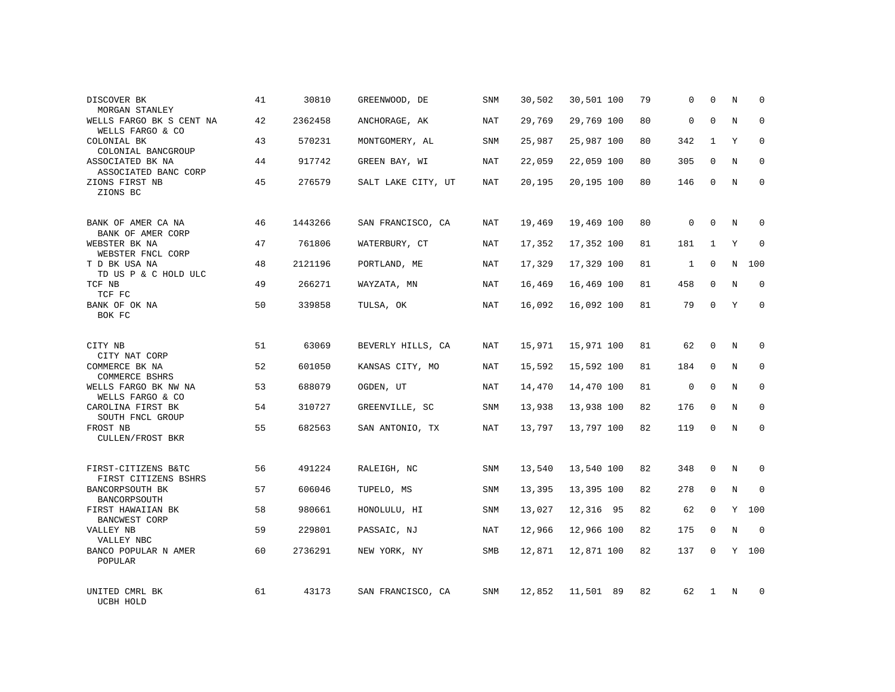| | | | | | | | | | | | |
|---|---|---|---|---|---|---|---|---|---|---|---|
| DISCOVER BK<br>MORGAN STANLEY | 41 | 30810 | GREENWOOD, DE | SNM | 30,502 | 30,501 | 100 | 79 | 0 | 0 | N | 0 |
| WELLS FARGO BK S CENT NA<br>WELLS FARGO & CO | 42 | 2362458 | ANCHORAGE, AK | NAT | 29,769 | 29,769 | 100 | 80 | 0 | 0 | N | 0 |
| COLONIAL BK<br>COLONIAL BANCGROUP | 43 | 570231 | MONTGOMERY, AL | SNM | 25,987 | 25,987 | 100 | 80 | 342 | 1 | Y | 0 |
| ASSOCIATED BK NA<br>ASSOCIATED BANC CORP | 44 | 917742 | GREEN BAY, WI | NAT | 22,059 | 22,059 | 100 | 80 | 305 | 0 | N | 0 |
| ZIONS FIRST NB<br>ZIONS BC | 45 | 276579 | SALT LAKE CITY, UT | NAT | 20,195 | 20,195 | 100 | 80 | 146 | 0 | N | 0 |
| BANK OF AMER CA NA<br>BANK OF AMER CORP | 46 | 1443266 | SAN FRANCISCO, CA | NAT | 19,469 | 19,469 | 100 | 80 | 0 | 0 | N | 0 |
| WEBSTER BK NA<br>WEBSTER FNCL CORP | 47 | 761806 | WATERBURY, CT | NAT | 17,352 | 17,352 | 100 | 81 | 181 | 1 | Y | 0 |
| T D BK USA NA<br>TD US P & C HOLD ULC | 48 | 2121196 | PORTLAND, ME | NAT | 17,329 | 17,329 | 100 | 81 | 1 | 0 | N | 100 |
| TCF NB<br>TCF FC | 49 | 266271 | WAYZATA, MN | NAT | 16,469 | 16,469 | 100 | 81 | 458 | 0 | N | 0 |
| BANK OF OK NA<br>BOK FC | 50 | 339858 | TULSA, OK | NAT | 16,092 | 16,092 | 100 | 81 | 79 | 0 | Y | 0 |
| CITY NB<br>CITY NAT CORP | 51 | 63069 | BEVERLY HILLS, CA | NAT | 15,971 | 15,971 | 100 | 81 | 62 | 0 | N | 0 |
| COMMERCE BK NA<br>COMMERCE BSHRS | 52 | 601050 | KANSAS CITY, MO | NAT | 15,592 | 15,592 | 100 | 81 | 184 | 0 | N | 0 |
| WELLS FARGO BK NW NA<br>WELLS FARGO & CO | 53 | 688079 | OGDEN, UT | NAT | 14,470 | 14,470 | 100 | 81 | 0 | 0 | N | 0 |
| CAROLINA FIRST BK<br>SOUTH FNCL GROUP | 54 | 310727 | GREENVILLE, SC | SNM | 13,938 | 13,938 | 100 | 82 | 176 | 0 | N | 0 |
| FROST NB<br>CULLEN/FROST BKR | 55 | 682563 | SAN ANTONIO, TX | NAT | 13,797 | 13,797 | 100 | 82 | 119 | 0 | N | 0 |
| FIRST-CITIZENS B&TC<br>FIRST CITIZENS BSHRS | 56 | 491224 | RALEIGH, NC | SNM | 13,540 | 13,540 | 100 | 82 | 348 | 0 | N | 0 |
| BANCORPSOUTH BK<br>BANCORPSOUTH | 57 | 606046 | TUPELO, MS | SNM | 13,395 | 13,395 | 100 | 82 | 278 | 0 | N | 0 |
| FIRST HAWAIIAN BK<br>BANCWEST CORP | 58 | 980661 | HONOLULU, HI | SNM | 13,027 | 12,316 | 95 | 82 | 62 | 0 | Y | 100 |
| VALLEY NB<br>VALLEY NBC | 59 | 229801 | PASSAIC, NJ | NAT | 12,966 | 12,966 | 100 | 82 | 175 | 0 | N | 0 |
| BANCO POPULAR N AMER<br>POPULAR | 60 | 2736291 | NEW YORK, NY | SMB | 12,871 | 12,871 | 100 | 82 | 137 | 0 | Y | 100 |
| UNITED CMRL BK<br>UCBH HOLD | 61 | 43173 | SAN FRANCISCO, CA | SNM | 12,852 | 11,501 | 89 | 82 | 62 | 1 | N | 0 |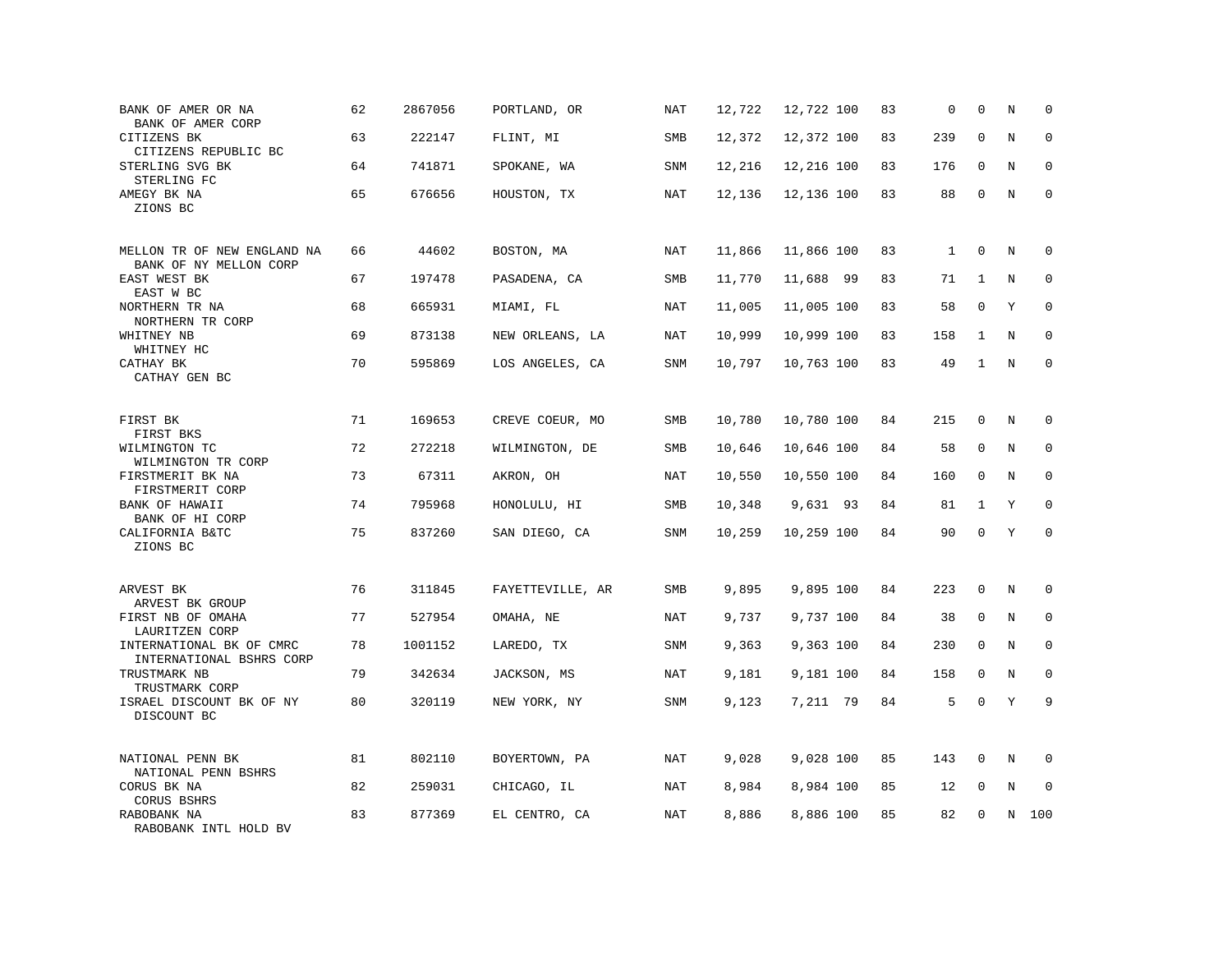| | | | | | | | | | | | | |
|---|---|---|---|---|---|---|---|---|---|---|---|---|
| BANK OF AMER OR NA<br>BANK OF AMER CORP | 62 | 2867056 | PORTLAND, OR | NAT | 12,722 | 12,722 | 100 | 83 | 0 | 0 | N | 0 |
| CITIZENS BK<br>CITIZENS REPUBLIC BC | 63 | 222147 | FLINT, MI | SMB | 12,372 | 12,372 | 100 | 83 | 239 | 0 | N | 0 |
| STERLING SVG BK<br>STERLING FC | 64 | 741871 | SPOKANE, WA | SNM | 12,216 | 12,216 | 100 | 83 | 176 | 0 | N | 0 |
| AMEGY BK NA<br>ZIONS BC | 65 | 676656 | HOUSTON, TX | NAT | 12,136 | 12,136 | 100 | 83 | 88 | 0 | N | 0 |
| MELLON TR OF NEW ENGLAND NA<br>BANK OF NY MELLON CORP | 66 | 44602 | BOSTON, MA | NAT | 11,866 | 11,866 | 100 | 83 | 1 | 0 | N | 0 |
| EAST WEST BK<br>EAST W BC | 67 | 197478 | PASADENA, CA | SMB | 11,770 | 11,688 | 99 | 83 | 71 | 1 | N | 0 |
| NORTHERN TR NA<br>NORTHERN TR CORP | 68 | 665931 | MIAMI, FL | NAT | 11,005 | 11,005 | 100 | 83 | 58 | 0 | Y | 0 |
| WHITNEY NB<br>WHITNEY HC | 69 | 873138 | NEW ORLEANS, LA | NAT | 10,999 | 10,999 | 100 | 83 | 158 | 1 | N | 0 |
| CATHAY BK<br>CATHAY GEN BC | 70 | 595869 | LOS ANGELES, CA | SNM | 10,797 | 10,763 | 100 | 83 | 49 | 1 | N | 0 |
| FIRST BK<br>FIRST BKS | 71 | 169653 | CREVE COEUR, MO | SMB | 10,780 | 10,780 | 100 | 84 | 215 | 0 | N | 0 |
| WILMINGTON TC<br>WILMINGTON TR CORP | 72 | 272218 | WILMINGTON, DE | SMB | 10,646 | 10,646 | 100 | 84 | 58 | 0 | N | 0 |
| FIRSTMERIT BK NA<br>FIRSTMERIT CORP | 73 | 67311 | AKRON, OH | NAT | 10,550 | 10,550 | 100 | 84 | 160 | 0 | N | 0 |
| BANK OF HAWAII<br>BANK OF HI CORP | 74 | 795968 | HONOLULU, HI | SMB | 10,348 | 9,631 | 93 | 84 | 81 | 1 | Y | 0 |
| CALIFORNIA B&TC<br>ZIONS BC | 75 | 837260 | SAN DIEGO, CA | SNM | 10,259 | 10,259 | 100 | 84 | 90 | 0 | Y | 0 |
| ARVEST BK<br>ARVEST BK GROUP | 76 | 311845 | FAYETTEVILLE, AR | SMB | 9,895 | 9,895 | 100 | 84 | 223 | 0 | N | 0 |
| FIRST NB OF OMAHA<br>LAURITZEN CORP | 77 | 527954 | OMAHA, NE | NAT | 9,737 | 9,737 | 100 | 84 | 38 | 0 | N | 0 |
| INTERNATIONAL BK OF CMRC<br>INTERNATIONAL BSHRS CORP | 78 | 1001152 | LAREDO, TX | SNM | 9,363 | 9,363 | 100 | 84 | 230 | 0 | N | 0 |
| TRUSTMARK NB<br>TRUSTMARK CORP | 79 | 342634 | JACKSON, MS | NAT | 9,181 | 9,181 | 100 | 84 | 158 | 0 | N | 0 |
| ISRAEL DISCOUNT BK OF NY<br>DISCOUNT BC | 80 | 320119 | NEW YORK, NY | SNM | 9,123 | 7,211 | 79 | 84 | 5 | 0 | Y | 9 |
| NATIONAL PENN BK<br>NATIONAL PENN BSHRS | 81 | 802110 | BOYERTOWN, PA | NAT | 9,028 | 9,028 | 100 | 85 | 143 | 0 | N | 0 |
| CORUS BK NA<br>CORUS BSHRS | 82 | 259031 | CHICAGO, IL | NAT | 8,984 | 8,984 | 100 | 85 | 12 | 0 | N | 0 |
| RABOBANK NA<br>RABOBANK INTL HOLD BV | 83 | 877369 | EL CENTRO, CA | NAT | 8,886 | 8,886 | 100 | 85 | 82 | 0 | N | 100 |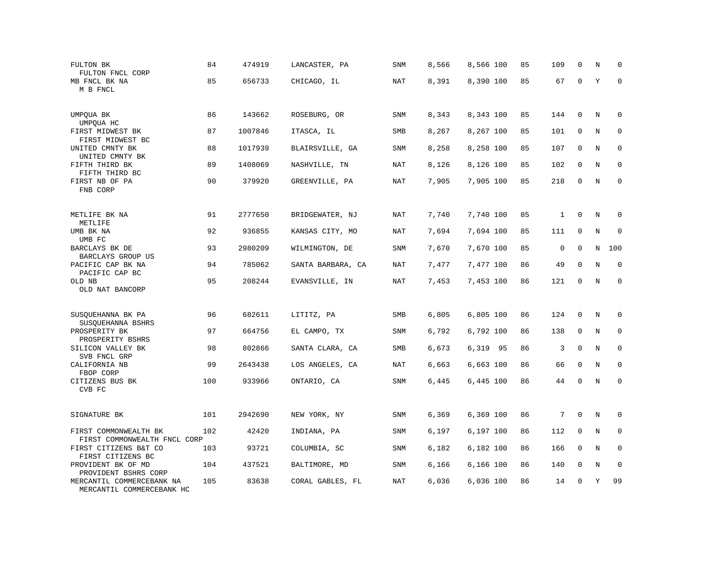| | | | | | | | | | | | |
|---|---|---|---|---|---|---|---|---|---|---|---|
| FULTON BK<br>FULTON FNCL CORP | 84 | 474919 | LANCASTER, PA | SNM | 8,566 | 8,566 | 100 | 85 | 109 | 0 | N | 0 |
| MB FNCL BK NA<br>M B FNCL | 85 | 656733 | CHICAGO, IL | NAT | 8,391 | 8,390 | 100 | 85 | 67 | 0 | Y | 0 |
| UMPQUA BK<br>UMPQUA HC | 86 | 143662 | ROSEBURG, OR | SNM | 8,343 | 8,343 | 100 | 85 | 144 | 0 | N | 0 |
| FIRST MIDWEST BK<br>FIRST MIDWEST BC | 87 | 1007846 | ITASCA, IL | SMB | 8,267 | 8,267 | 100 | 85 | 101 | 0 | N | 0 |
| UNITED CMNTY BK<br>UNITED CMNTY BK | 88 | 1017939 | BLAIRSVILLE, GA | SNM | 8,258 | 8,258 | 100 | 85 | 107 | 0 | N | 0 |
| FIFTH THIRD BK<br>FIFTH THIRD BC | 89 | 1408069 | NASHVILLE, TN | NAT | 8,126 | 8,126 | 100 | 85 | 102 | 0 | N | 0 |
| FIRST NB OF PA<br>FNB CORP | 90 | 379920 | GREENVILLE, PA | NAT | 7,905 | 7,905 | 100 | 85 | 218 | 0 | N | 0 |
| METLIFE BK NA<br>METLIFE | 91 | 2777650 | BRIDGEWATER, NJ | NAT | 7,740 | 7,740 | 100 | 85 | 1 | 0 | N | 0 |
| UMB BK NA<br>UMB FC | 92 | 936855 | KANSAS CITY, MO | NAT | 7,694 | 7,694 | 100 | 85 | 111 | 0 | N | 0 |
| BARCLAYS BK DE<br>BARCLAYS GROUP US | 93 | 2980209 | WILMINGTON, DE | SNM | 7,670 | 7,670 | 100 | 85 | 0 | 0 | N | 100 |
| PACIFIC CAP BK NA<br>PACIFIC CAP BC | 94 | 785062 | SANTA BARBARA, CA | NAT | 7,477 | 7,477 | 100 | 86 | 49 | 0 | N | 0 |
| OLD NB<br>OLD NAT BANCORP | 95 | 208244 | EVANSVILLE, IN | NAT | 7,453 | 7,453 | 100 | 86 | 121 | 0 | N | 0 |
| SUSQUEHANNA BK PA<br>SUSQUEHANNA BSHRS | 96 | 682611 | LITITZ, PA | SMB | 6,805 | 6,805 | 100 | 86 | 124 | 0 | N | 0 |
| PROSPERITY BK<br>PROSPERITY BSHRS | 97 | 664756 | EL CAMPO, TX | SNM | 6,792 | 6,792 | 100 | 86 | 138 | 0 | N | 0 |
| SILICON VALLEY BK<br>SVB FNCL GRP | 98 | 802866 | SANTA CLARA, CA | SMB | 6,673 | 6,319 | 95 | 86 | 3 | 0 | N | 0 |
| CALIFORNIA NB<br>FBOP CORP | 99 | 2643438 | LOS ANGELES, CA | NAT | 6,663 | 6,663 | 100 | 86 | 66 | 0 | N | 0 |
| CITIZENS BUS BK<br>CVB FC | 100 | 933966 | ONTARIO, CA | SNM | 6,445 | 6,445 | 100 | 86 | 44 | 0 | N | 0 |
| SIGNATURE BK | 101 | 2942690 | NEW YORK, NY | SNM | 6,369 | 6,369 | 100 | 86 | 7 | 0 | N | 0 |
| FIRST COMMONWEALTH BK<br>FIRST COMMONWEALTH FNCL CORP | 102 | 42420 | INDIANA, PA | SNM | 6,197 | 6,197 | 100 | 86 | 112 | 0 | N | 0 |
| FIRST CITIZENS B&T CO<br>FIRST CITIZENS BC | 103 | 93721 | COLUMBIA, SC | SNM | 6,182 | 6,182 | 100 | 86 | 166 | 0 | N | 0 |
| PROVIDENT BK OF MD<br>PROVIDENT BSHRS CORP | 104 | 437521 | BALTIMORE, MD | SNM | 6,166 | 6,166 | 100 | 86 | 140 | 0 | N | 0 |
| MERCANTIL COMMERCEBANK NA<br>MERCANTIL COMMERCEBANK HC | 105 | 83638 | CORAL GABLES, FL | NAT | 6,036 | 6,036 | 100 | 86 | 14 | 0 | Y | 99 |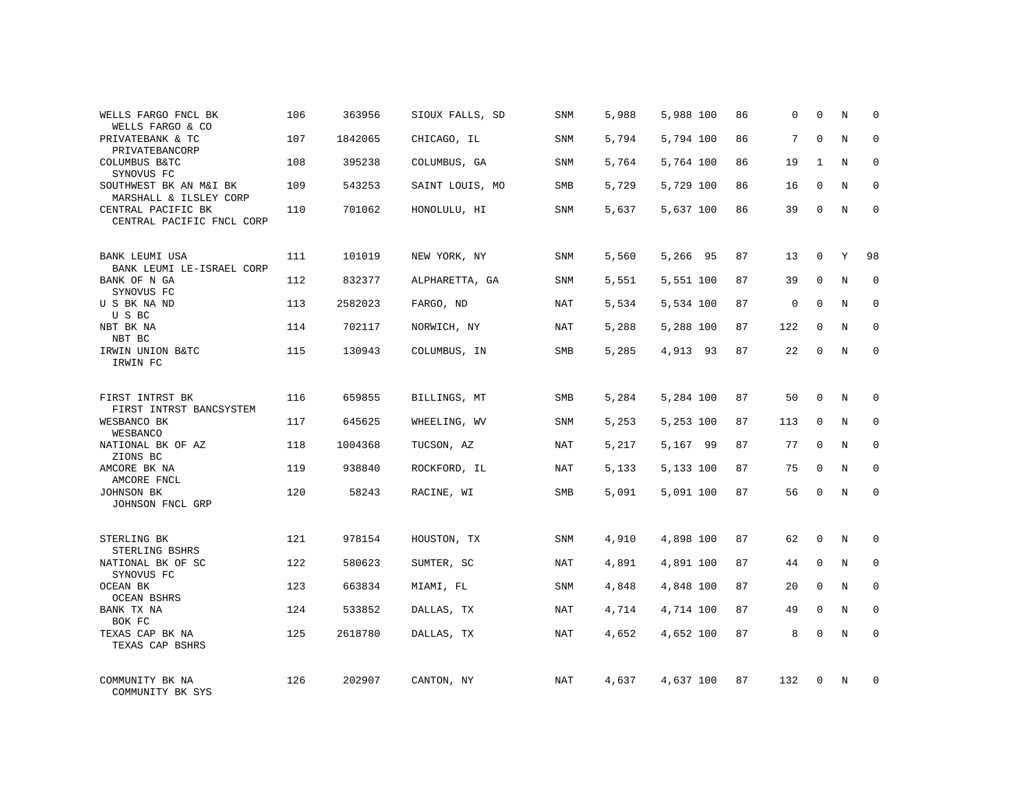| | | | | | | | | | | | | |
|---|---|---|---|---|---|---|---|---|---|---|---|---|
| WELLS FARGO FNCL BK<br>WELLS FARGO & CO | 106 | 363956 | SIOUX FALLS, SD | SNM | 5,988 | 5,988 | 100 | 86 | 0 | 0 | N | 0 |
| PRIVATEBANK & TC<br>PRIVATEBANCORP | 107 | 1842065 | CHICAGO, IL | SNM | 5,794 | 5,794 | 100 | 86 | 7 | 0 | N | 0 |
| COLUMBUS B&TC<br>SYNOVUS FC | 108 | 395238 | COLUMBUS, GA | SNM | 5,764 | 5,764 | 100 | 86 | 19 | 1 | N | 0 |
| SOUTHWEST BK AN M&I BK<br>MARSHALL & ILSLEY CORP | 109 | 543253 | SAINT LOUIS, MO | SMB | 5,729 | 5,729 | 100 | 86 | 16 | 0 | N | 0 |
| CENTRAL PACIFIC BK<br>CENTRAL PACIFIC FNCL CORP | 110 | 701062 | HONOLULU, HI | SNM | 5,637 | 5,637 | 100 | 86 | 39 | 0 | N | 0 |
| BANK LEUMI USA<br>BANK LEUMI LE-ISRAEL CORP | 111 | 101019 | NEW YORK, NY | SNM | 5,560 | 5,266 | 95 | 87 | 13 | 0 | Y | 98 |
| BANK OF N GA<br>SYNOVUS FC | 112 | 832377 | ALPHARETTA, GA | SNM | 5,551 | 5,551 | 100 | 87 | 39 | 0 | N | 0 |
| U S BK NA ND<br>U S BC | 113 | 2582023 | FARGO, ND | NAT | 5,534 | 5,534 | 100 | 87 | 0 | 0 | N | 0 |
| NBT BK NA<br>NBT BC | 114 | 702117 | NORWICH, NY | NAT | 5,288 | 5,288 | 100 | 87 | 122 | 0 | N | 0 |
| IRWIN UNION B&TC<br>IRWIN FC | 115 | 130943 | COLUMBUS, IN | SMB | 5,285 | 4,913 | 93 | 87 | 22 | 0 | N | 0 |
| FIRST INTRST BK<br>FIRST INTRST BANCSYSTEM | 116 | 659855 | BILLINGS, MT | SMB | 5,284 | 5,284 | 100 | 87 | 50 | 0 | N | 0 |
| WESBANCO BK<br>WESBANCO | 117 | 645625 | WHEELING, WV | SNM | 5,253 | 5,253 | 100 | 87 | 113 | 0 | N | 0 |
| NATIONAL BK OF AZ<br>ZIONS BC | 118 | 1004368 | TUCSON, AZ | NAT | 5,217 | 5,167 | 99 | 87 | 77 | 0 | N | 0 |
| AMCORE BK NA<br>AMCORE FNCL | 119 | 938840 | ROCKFORD, IL | NAT | 5,133 | 5,133 | 100 | 87 | 75 | 0 | N | 0 |
| JOHNSON BK<br>JOHNSON FNCL GRP | 120 | 58243 | RACINE, WI | SMB | 5,091 | 5,091 | 100 | 87 | 56 | 0 | N | 0 |
| STERLING BK<br>STERLING BSHRS | 121 | 978154 | HOUSTON, TX | SNM | 4,910 | 4,898 | 100 | 87 | 62 | 0 | N | 0 |
| NATIONAL BK OF SC<br>SYNOVUS FC | 122 | 580623 | SUMTER, SC | NAT | 4,891 | 4,891 | 100 | 87 | 44 | 0 | N | 0 |
| OCEAN BK<br>OCEAN BSHRS | 123 | 663834 | MIAMI, FL | SNM | 4,848 | 4,848 | 100 | 87 | 20 | 0 | N | 0 |
| BANK TX NA<br>BOK FC | 124 | 533852 | DALLAS, TX | NAT | 4,714 | 4,714 | 100 | 87 | 49 | 0 | N | 0 |
| TEXAS CAP BK NA<br>TEXAS CAP BSHRS | 125 | 2618780 | DALLAS, TX | NAT | 4,652 | 4,652 | 100 | 87 | 8 | 0 | N | 0 |
| COMMUNITY BK NA<br>COMMUNITY BK SYS | 126 | 202907 | CANTON, NY | NAT | 4,637 | 4,637 | 100 | 87 | 132 | 0 | N | 0 |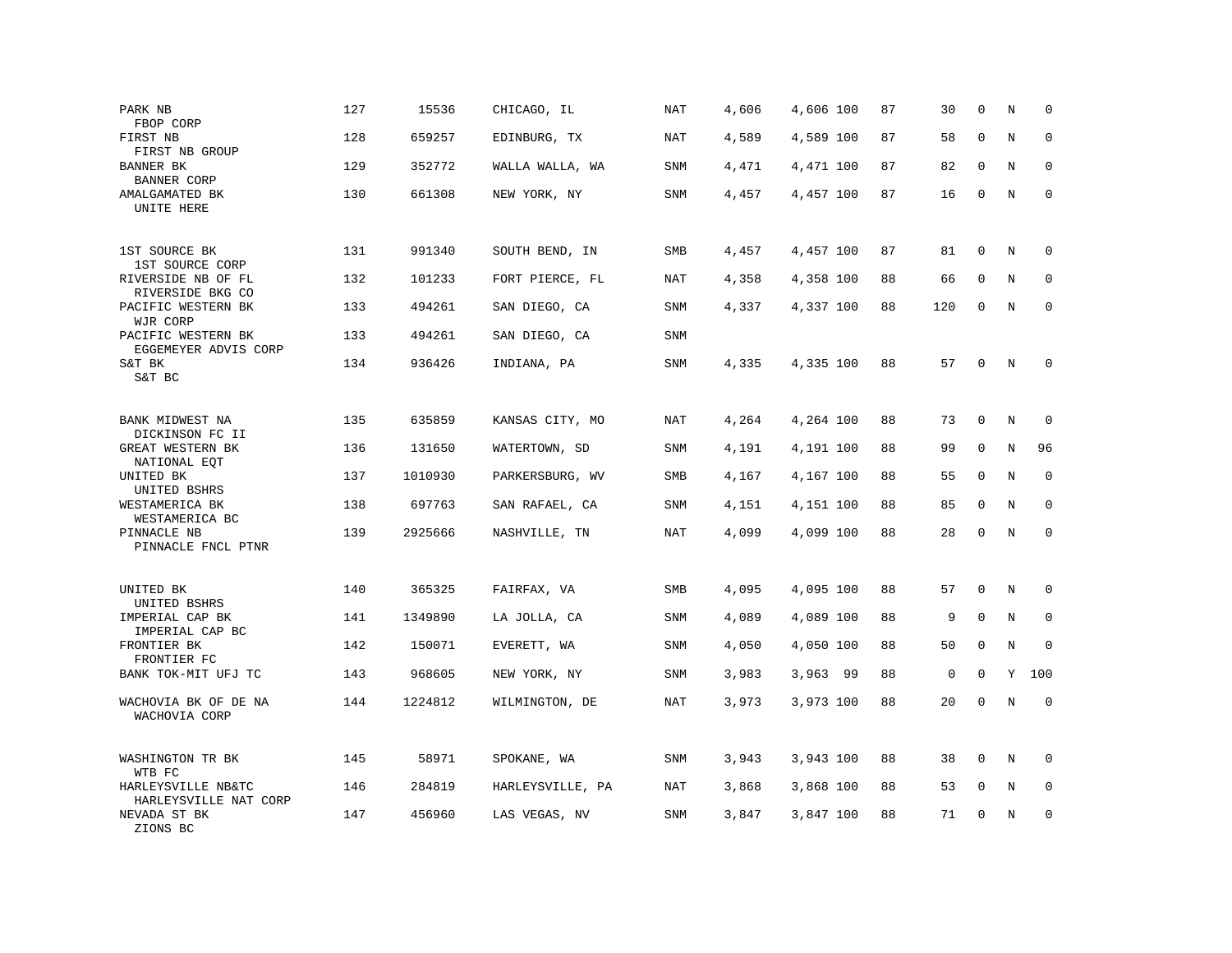| | | | | | | | | | | | | |
|---|---|---|---|---|---|---|---|---|---|---|---|---|
| PARK NB<br>FBOP CORP | 127 | 15536 | CHICAGO, IL | NAT | 4,606 | 4,606 | 100 | 87 | 30 | 0 | N | 0 |
| FIRST NB<br>FIRST NB GROUP | 128 | 659257 | EDINBURG, TX | NAT | 4,589 | 4,589 | 100 | 87 | 58 | 0 | N | 0 |
| BANNER BK<br>BANNER CORP | 129 | 352772 | WALLA WALLA, WA | SNM | 4,471 | 4,471 | 100 | 87 | 82 | 0 | N | 0 |
| AMALGAMATED BK<br>UNITE HERE | 130 | 661308 | NEW YORK, NY | SNM | 4,457 | 4,457 | 100 | 87 | 16 | 0 | N | 0 |
| 1ST SOURCE BK<br>1ST SOURCE CORP | 131 | 991340 | SOUTH BEND, IN | SMB | 4,457 | 4,457 | 100 | 87 | 81 | 0 | N | 0 |
| RIVERSIDE NB OF FL<br>RIVERSIDE BKG CO | 132 | 101233 | FORT PIERCE, FL | NAT | 4,358 | 4,358 | 100 | 88 | 66 | 0 | N | 0 |
| PACIFIC WESTERN BK<br>WJR CORP | 133 | 494261 | SAN DIEGO, CA | SNM | 4,337 | 4,337 | 100 | 88 | 120 | 0 | N | 0 |
| PACIFIC WESTERN BK<br>EGGEMEYER ADVIS CORP | 133 | 494261 | SAN DIEGO, CA | SNM | | | | | | | | |
| S&T BK<br>S&T BC | 134 | 936426 | INDIANA, PA | SNM | 4,335 | 4,335 | 100 | 88 | 57 | 0 | N | 0 |
| BANK MIDWEST NA<br>DICKINSON FC II | 135 | 635859 | KANSAS CITY, MO | NAT | 4,264 | 4,264 | 100 | 88 | 73 | 0 | N | 0 |
| GREAT WESTERN BK<br>NATIONAL EQT | 136 | 131650 | WATERTOWN, SD | SNM | 4,191 | 4,191 | 100 | 88 | 99 | 0 | N | 96 |
| UNITED BK<br>UNITED BSHRS | 137 | 1010930 | PARKERSBURG, WV | SMB | 4,167 | 4,167 | 100 | 88 | 55 | 0 | N | 0 |
| WESTAMERICA BK<br>WESTAMERICA BC | 138 | 697763 | SAN RAFAEL, CA | SNM | 4,151 | 4,151 | 100 | 88 | 85 | 0 | N | 0 |
| PINNACLE NB<br>PINNACLE FNCL PTNR | 139 | 2925666 | NASHVILLE, TN | NAT | 4,099 | 4,099 | 100 | 88 | 28 | 0 | N | 0 |
| UNITED BK<br>UNITED BSHRS | 140 | 365325 | FAIRFAX, VA | SMB | 4,095 | 4,095 | 100 | 88 | 57 | 0 | N | 0 |
| IMPERIAL CAP BK<br>IMPERIAL CAP BC | 141 | 1349890 | LA JOLLA, CA | SNM | 4,089 | 4,089 | 100 | 88 | 9 | 0 | N | 0 |
| FRONTIER BK<br>FRONTIER FC | 142 | 150071 | EVERETT, WA | SNM | 4,050 | 4,050 | 100 | 88 | 50 | 0 | N | 0 |
| BANK TOK-MIT UFJ TC | 143 | 968605 | NEW YORK, NY | SNM | 3,983 | 3,963 | 99 | 88 | 0 | 0 | Y | 100 |
| WACHOVIA BK OF DE NA<br>WACHOVIA CORP | 144 | 1224812 | WILMINGTON, DE | NAT | 3,973 | 3,973 | 100 | 88 | 20 | 0 | N | 0 |
| WASHINGTON TR BK<br>WTB FC | 145 | 58971 | SPOKANE, WA | SNM | 3,943 | 3,943 | 100 | 88 | 38 | 0 | N | 0 |
| HARLEYSVILLE NB&TC<br>HARLEYSVILLE NAT CORP | 146 | 284819 | HARLEYSVILLE, PA | NAT | 3,868 | 3,868 | 100 | 88 | 53 | 0 | N | 0 |
| NEVADA ST BK<br>ZIONS BC | 147 | 456960 | LAS VEGAS, NV | SNM | 3,847 | 3,847 | 100 | 88 | 71 | 0 | N | 0 |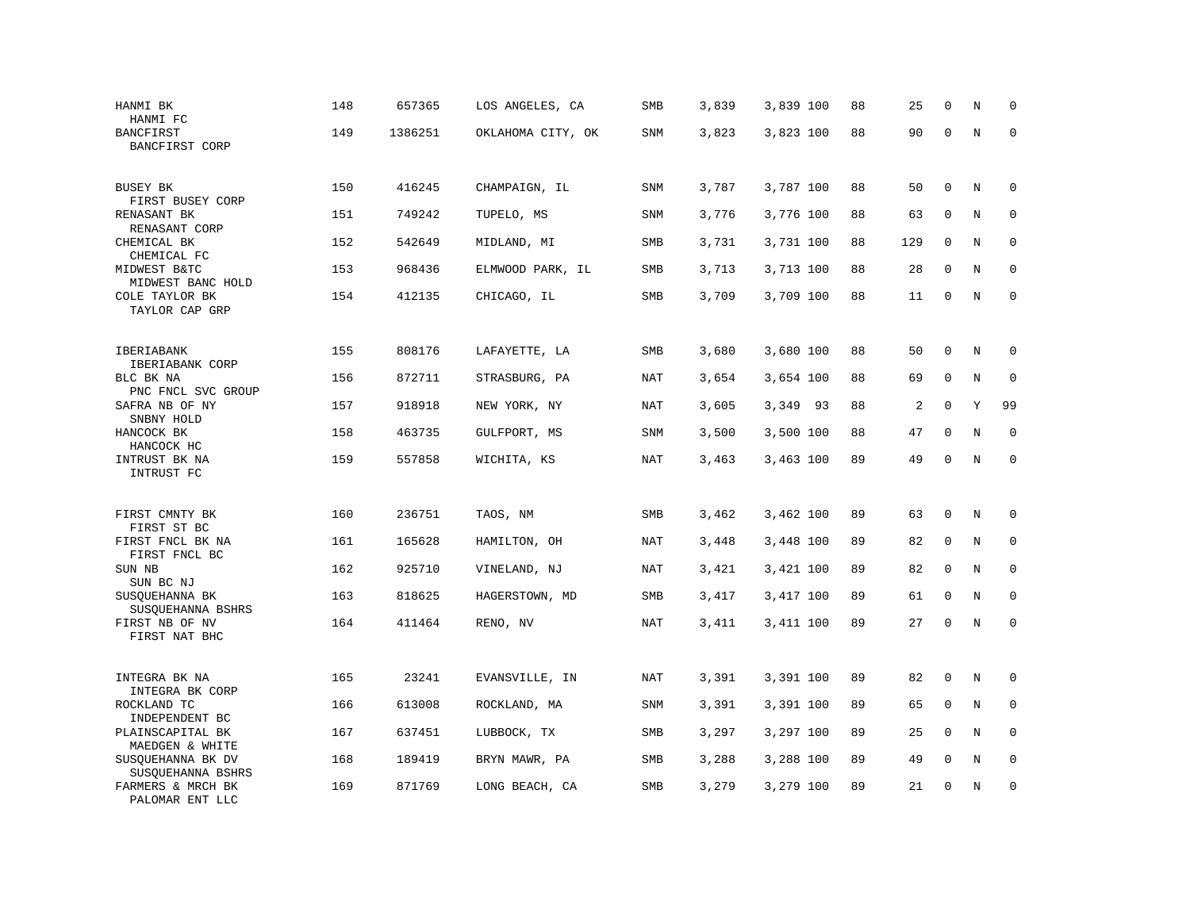| | | | | | | | | | | | |
|---|---|---|---|---|---|---|---|---|---|---|---|
| HANMI BK<br>HANMI FC | 148 | 657365 | LOS ANGELES, CA | SMB | 3,839 | 3,839 100 | 88 | 25 | 0 | N | 0 |
| BANCFIRST<br>BANCFIRST CORP | 149 | 1386251 | OKLAHOMA CITY, OK | SNM | 3,823 | 3,823 100 | 88 | 90 | 0 | N | 0 |
| BUSEY BK<br>FIRST BUSEY CORP | 150 | 416245 | CHAMPAIGN, IL | SNM | 3,787 | 3,787 100 | 88 | 50 | 0 | N | 0 |
| RENASANT BK<br>RENASANT CORP | 151 | 749242 | TUPELO, MS | SNM | 3,776 | 3,776 100 | 88 | 63 | 0 | N | 0 |
| CHEMICAL BK<br>CHEMICAL FC | 152 | 542649 | MIDLAND, MI | SMB | 3,731 | 3,731 100 | 88 | 129 | 0 | N | 0 |
| MIDWEST B&TC<br>MIDWEST BANC HOLD | 153 | 968436 | ELMWOOD PARK, IL | SMB | 3,713 | 3,713 100 | 88 | 28 | 0 | N | 0 |
| COLE TAYLOR BK<br>TAYLOR CAP GRP | 154 | 412135 | CHICAGO, IL | SMB | 3,709 | 3,709 100 | 88 | 11 | 0 | N | 0 |
| IBERIABANK<br>IBERIABANK CORP | 155 | 808176 | LAFAYETTE, LA | SMB | 3,680 | 3,680 100 | 88 | 50 | 0 | N | 0 |
| BLC BK NA<br>PNC FNCL SVC GROUP | 156 | 872711 | STRASBURG, PA | NAT | 3,654 | 3,654 100 | 88 | 69 | 0 | N | 0 |
| SAFRA NB OF NY<br>SNBNY HOLD | 157 | 918918 | NEW YORK, NY | NAT | 3,605 | 3,349 93 | 88 | 2 | 0 | Y | 99 |
| HANCOCK BK<br>HANCOCK HC | 158 | 463735 | GULFPORT, MS | SNM | 3,500 | 3,500 100 | 88 | 47 | 0 | N | 0 |
| INTRUST BK NA<br>INTRUST FC | 159 | 557858 | WICHITA, KS | NAT | 3,463 | 3,463 100 | 89 | 49 | 0 | N | 0 |
| FIRST CMNTY BK<br>FIRST ST BC | 160 | 236751 | TAOS, NM | SMB | 3,462 | 3,462 100 | 89 | 63 | 0 | N | 0 |
| FIRST FNCL BK NA<br>FIRST FNCL BC | 161 | 165628 | HAMILTON, OH | NAT | 3,448 | 3,448 100 | 89 | 82 | 0 | N | 0 |
| SUN NB<br>SUN BC NJ | 162 | 925710 | VINELAND, NJ | NAT | 3,421 | 3,421 100 | 89 | 82 | 0 | N | 0 |
| SUSQUEHANNA BK<br>SUSQUEHANNA BSHRS | 163 | 818625 | HAGERSTOWN, MD | SMB | 3,417 | 3,417 100 | 89 | 61 | 0 | N | 0 |
| FIRST NB OF NV<br>FIRST NAT BHC | 164 | 411464 | RENO, NV | NAT | 3,411 | 3,411 100 | 89 | 27 | 0 | N | 0 |
| INTEGRA BK NA<br>INTEGRA BK CORP | 165 | 23241 | EVANSVILLE, IN | NAT | 3,391 | 3,391 100 | 89 | 82 | 0 | N | 0 |
| ROCKLAND TC<br>INDEPENDENT BC | 166 | 613008 | ROCKLAND, MA | SNM | 3,391 | 3,391 100 | 89 | 65 | 0 | N | 0 |
| PLAINSCAPITAL BK<br>MAEDGEN & WHITE | 167 | 637451 | LUBBOCK, TX | SMB | 3,297 | 3,297 100 | 89 | 25 | 0 | N | 0 |
| SUSQUEHANNA BK DV<br>SUSQUEHANNA BSHRS | 168 | 189419 | BRYN MAWR, PA | SMB | 3,288 | 3,288 100 | 89 | 49 | 0 | N | 0 |
| FARMERS & MRCH BK<br>PALOMAR ENT LLC | 169 | 871769 | LONG BEACH, CA | SMB | 3,279 | 3,279 100 | 89 | 21 | 0 | N | 0 |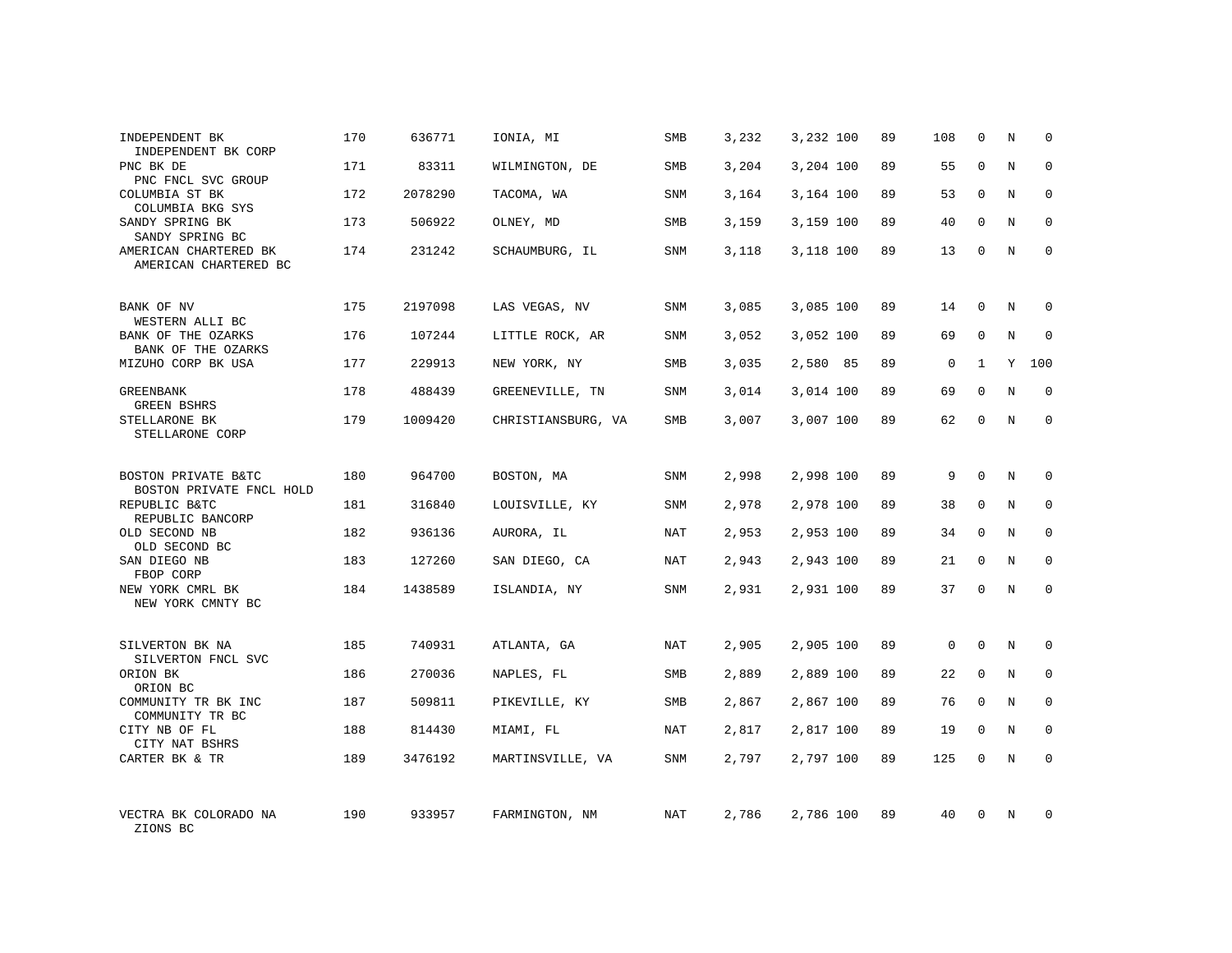| | | | | | | | | | | | |
|---|---|---|---|---|---|---|---|---|---|---|---|
| INDEPENDENT BK<br>INDEPENDENT BK CORP | 170 | 636771 | IONIA, MI | SMB | 3,232 | 3,232 | 100 | 89 | 108 | 0 | N | 0 |
| PNC BK DE<br>PNC FNCL SVC GROUP | 171 | 83311 | WILMINGTON, DE | SMB | 3,204 | 3,204 | 100 | 89 | 55 | 0 | N | 0 |
| COLUMBIA ST BK<br>COLUMBIA BKG SYS | 172 | 2078290 | TACOMA, WA | SNM | 3,164 | 3,164 | 100 | 89 | 53 | 0 | N | 0 |
| SANDY SPRING BK<br>SANDY SPRING BC | 173 | 506922 | OLNEY, MD | SMB | 3,159 | 3,159 | 100 | 89 | 40 | 0 | N | 0 |
| AMERICAN CHARTERED BK<br>AMERICAN CHARTERED BC | 174 | 231242 | SCHAUMBURG, IL | SNM | 3,118 | 3,118 | 100 | 89 | 13 | 0 | N | 0 |
| BANK OF NV<br>WESTERN ALLI BC | 175 | 2197098 | LAS VEGAS, NV | SNM | 3,085 | 3,085 | 100 | 89 | 14 | 0 | N | 0 |
| BANK OF THE OZARKS<br>BANK OF THE OZARKS | 176 | 107244 | LITTLE ROCK, AR | SNM | 3,052 | 3,052 | 100 | 89 | 69 | 0 | N | 0 |
| MIZUHO CORP BK USA | 177 | 229913 | NEW YORK, NY | SMB | 3,035 | 2,580 | 85 | 89 | 0 | 1 | Y | 100 |
| GREENBANK<br>GREEN BSHRS | 178 | 488439 | GREENEVILLE, TN | SNM | 3,014 | 3,014 | 100 | 89 | 69 | 0 | N | 0 |
| STELLARONE BK<br>STELLARONE CORP | 179 | 1009420 | CHRISTIANSBURG, VA | SMB | 3,007 | 3,007 | 100 | 89 | 62 | 0 | N | 0 |
| BOSTON PRIVATE B&TC<br>BOSTON PRIVATE FNCL HOLD | 180 | 964700 | BOSTON, MA | SNM | 2,998 | 2,998 | 100 | 89 | 9 | 0 | N | 0 |
| REPUBLIC B&TC<br>REPUBLIC BANCORP | 181 | 316840 | LOUISVILLE, KY | SNM | 2,978 | 2,978 | 100 | 89 | 38 | 0 | N | 0 |
| OLD SECOND NB<br>OLD SECOND BC | 182 | 936136 | AURORA, IL | NAT | 2,953 | 2,953 | 100 | 89 | 34 | 0 | N | 0 |
| SAN DIEGO NB<br>FBOP CORP | 183 | 127260 | SAN DIEGO, CA | NAT | 2,943 | 2,943 | 100 | 89 | 21 | 0 | N | 0 |
| NEW YORK CMRL BK<br>NEW YORK CMNTY BC | 184 | 1438589 | ISLANDIA, NY | SNM | 2,931 | 2,931 | 100 | 89 | 37 | 0 | N | 0 |
| SILVERTON BK NA<br>SILVERTON FNCL SVC | 185 | 740931 | ATLANTA, GA | NAT | 2,905 | 2,905 | 100 | 89 | 0 | 0 | N | 0 |
| ORION BK<br>ORION BC | 186 | 270036 | NAPLES, FL | SMB | 2,889 | 2,889 | 100 | 89 | 22 | 0 | N | 0 |
| COMMUNITY TR BK INC<br>COMMUNITY TR BC | 187 | 509811 | PIKEVILLE, KY | SMB | 2,867 | 2,867 | 100 | 89 | 76 | 0 | N | 0 |
| CITY NB OF FL<br>CITY NAT BSHRS | 188 | 814430 | MIAMI, FL | NAT | 2,817 | 2,817 | 100 | 89 | 19 | 0 | N | 0 |
| CARTER BK & TR | 189 | 3476192 | MARTINSVILLE, VA | SNM | 2,797 | 2,797 | 100 | 89 | 125 | 0 | N | 0 |
| VECTRA BK COLORADO NA<br>ZIONS BC | 190 | 933957 | FARMINGTON, NM | NAT | 2,786 | 2,786 | 100 | 89 | 40 | 0 | N | 0 |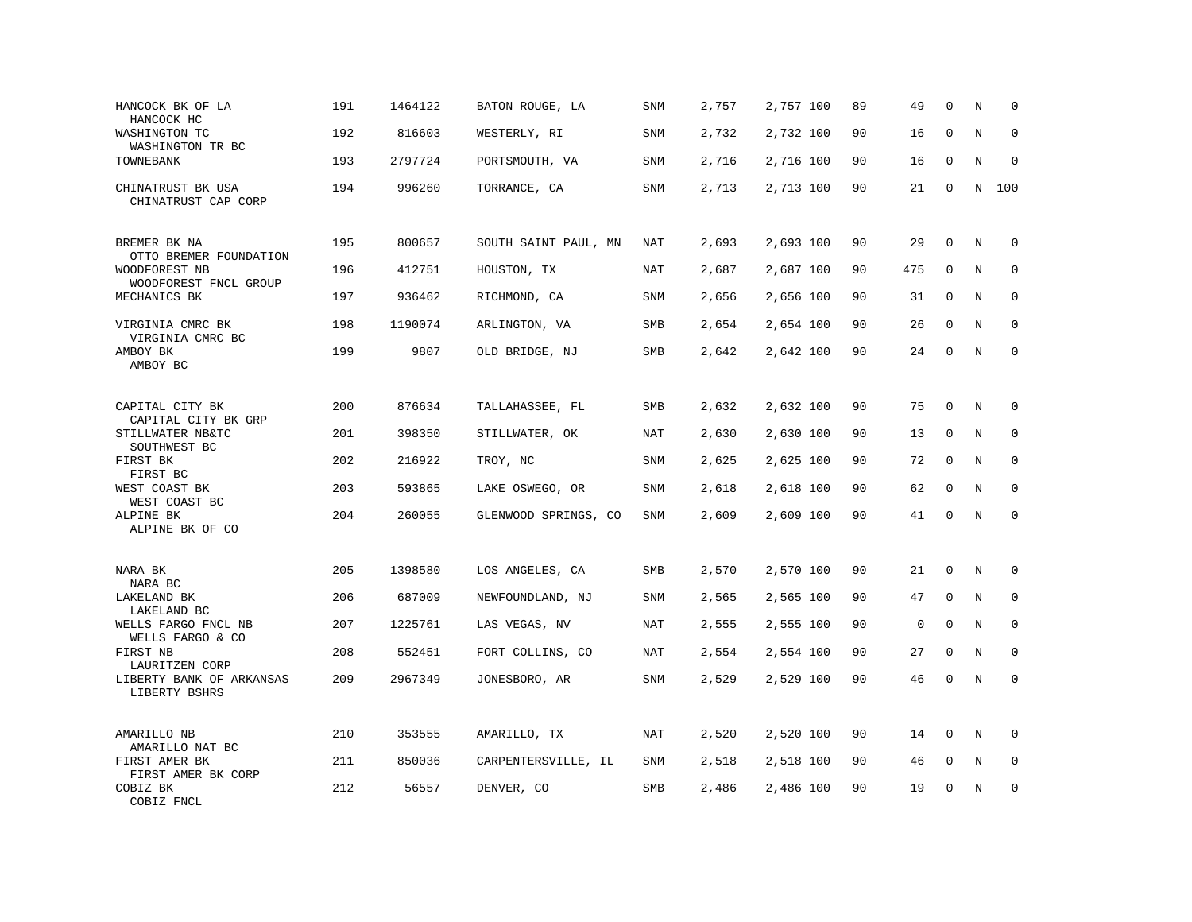| | | | | | | | | | | | | |
|---|---|---|---|---|---|---|---|---|---|---|---|---|
| HANCOCK BK OF LA<br>HANCOCK HC | 191 | 1464122 | BATON ROUGE, LA | SNM | 2,757 | 2,757 | 100 | 89 | 49 | 0 | N | 0 |
| WASHINGTON TC<br>WASHINGTON TR BC | 192 | 816603 | WESTERLY, RI | SNM | 2,732 | 2,732 | 100 | 90 | 16 | 0 | N | 0 |
| TOWNEBANK | 193 | 2797724 | PORTSMOUTH, VA | SNM | 2,716 | 2,716 | 100 | 90 | 16 | 0 | N | 0 |
| CHINATRUST BK USA<br>CHINATRUST CAP CORP | 194 | 996260 | TORRANCE, CA | SNM | 2,713 | 2,713 | 100 | 90 | 21 | 0 | N | 100 |
| BREMER BK NA<br>OTTO BREMER FOUNDATION | 195 | 800657 | SOUTH SAINT PAUL, MN | NAT | 2,693 | 2,693 | 100 | 90 | 29 | 0 | N | 0 |
| WOODFOREST NB<br>WOODFOREST FNCL GROUP | 196 | 412751 | HOUSTON, TX | NAT | 2,687 | 2,687 | 100 | 90 | 475 | 0 | N | 0 |
| MECHANICS BK | 197 | 936462 | RICHMOND, CA | SNM | 2,656 | 2,656 | 100 | 90 | 31 | 0 | N | 0 |
| VIRGINIA CMRC BK<br>VIRGINIA CMRC BC | 198 | 1190074 | ARLINGTON, VA | SMB | 2,654 | 2,654 | 100 | 90 | 26 | 0 | N | 0 |
| AMBOY BK<br>AMBOY BC | 199 | 9807 | OLD BRIDGE, NJ | SMB | 2,642 | 2,642 | 100 | 90 | 24 | 0 | N | 0 |
| CAPITAL CITY BK<br>CAPITAL CITY BK GRP | 200 | 876634 | TALLAHASSEE, FL | SMB | 2,632 | 2,632 | 100 | 90 | 75 | 0 | N | 0 |
| STILLWATER NB&TC<br>SOUTHWEST BC | 201 | 398350 | STILLWATER, OK | NAT | 2,630 | 2,630 | 100 | 90 | 13 | 0 | N | 0 |
| FIRST BK<br>FIRST BC | 202 | 216922 | TROY, NC | SNM | 2,625 | 2,625 | 100 | 90 | 72 | 0 | N | 0 |
| WEST COAST BK<br>WEST COAST BC | 203 | 593865 | LAKE OSWEGO, OR | SNM | 2,618 | 2,618 | 100 | 90 | 62 | 0 | N | 0 |
| ALPINE BK<br>ALPINE BK OF CO | 204 | 260055 | GLENWOOD SPRINGS, CO | SNM | 2,609 | 2,609 | 100 | 90 | 41 | 0 | N | 0 |
| NARA BK<br>NARA BC | 205 | 1398580 | LOS ANGELES, CA | SMB | 2,570 | 2,570 | 100 | 90 | 21 | 0 | N | 0 |
| LAKELAND BK<br>LAKELAND BC | 206 | 687009 | NEWFOUNDLAND, NJ | SNM | 2,565 | 2,565 | 100 | 90 | 47 | 0 | N | 0 |
| WELLS FARGO FNCL NB<br>WELLS FARGO & CO | 207 | 1225761 | LAS VEGAS, NV | NAT | 2,555 | 2,555 | 100 | 90 | 0 | 0 | N | 0 |
| FIRST NB<br>LAURITZEN CORP | 208 | 552451 | FORT COLLINS, CO | NAT | 2,554 | 2,554 | 100 | 90 | 27 | 0 | N | 0 |
| LIBERTY BANK OF ARKANSAS<br>LIBERTY BSHRS | 209 | 2967349 | JONESBORO, AR | SNM | 2,529 | 2,529 | 100 | 90 | 46 | 0 | N | 0 |
| AMARILLO NB<br>AMARILLO NAT BC | 210 | 353555 | AMARILLO, TX | NAT | 2,520 | 2,520 | 100 | 90 | 14 | 0 | N | 0 |
| FIRST AMER BK<br>FIRST AMER BK CORP | 211 | 850036 | CARPENTERSVILLE, IL | SNM | 2,518 | 2,518 | 100 | 90 | 46 | 0 | N | 0 |
| COBIZ BK<br>COBIZ FNCL | 212 | 56557 | DENVER, CO | SMB | 2,486 | 2,486 | 100 | 90 | 19 | 0 | N | 0 |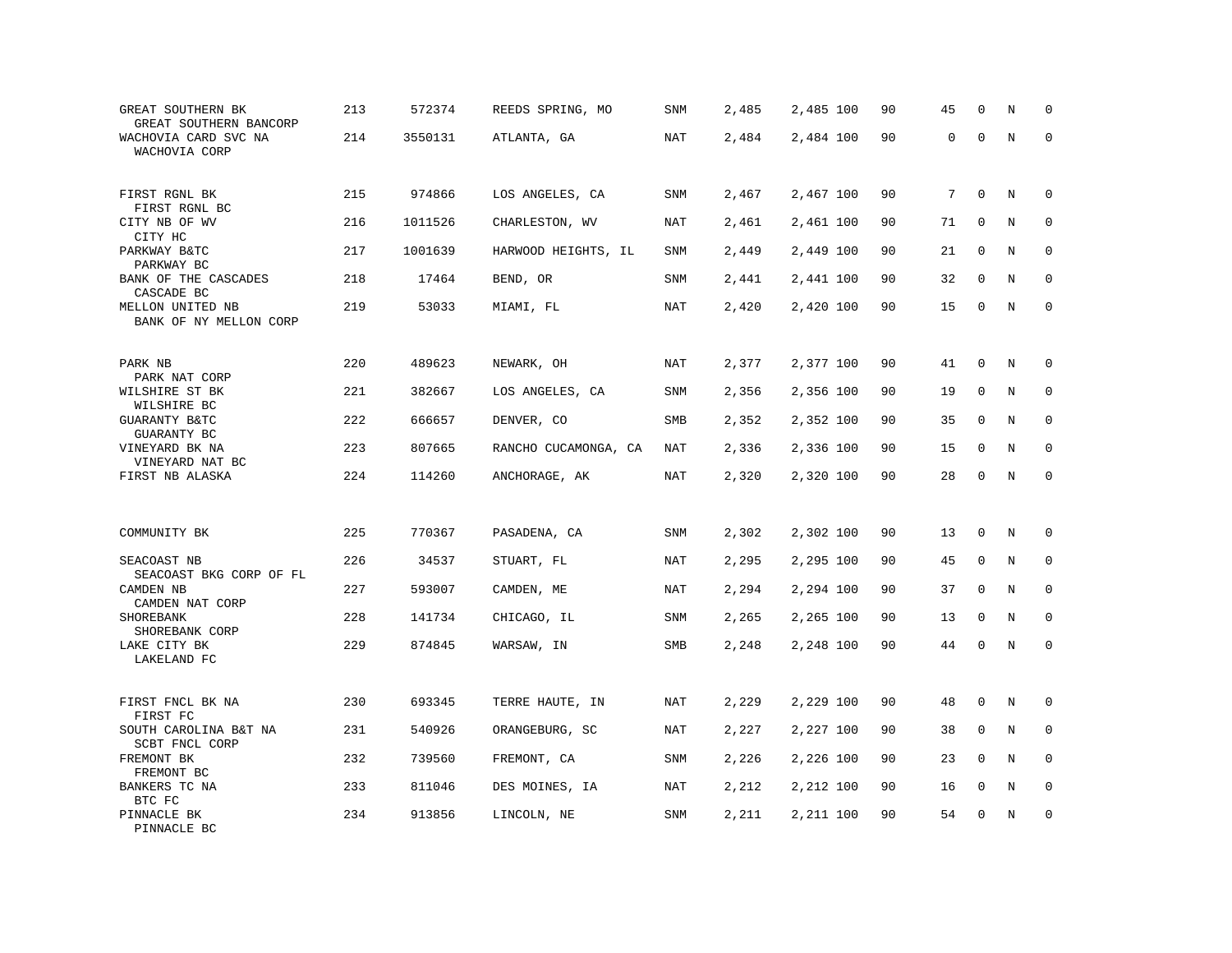| | | | | | | | | | | | | |
|---|---|---|---|---|---|---|---|---|---|---|---|---|
| GREAT SOUTHERN BK<br>GREAT SOUTHERN BANCORP | 213 | 572374 | REEDS SPRING, MO | SNM | 2,485 | 2,485 | 100 | 90 | 45 | 0 | N | 0 |
| WACHOVIA CARD SVC NA<br>WACHOVIA CORP | 214 | 3550131 | ATLANTA, GA | NAT | 2,484 | 2,484 | 100 | 90 | 0 | 0 | N | 0 |
| FIRST RGNL BK<br>FIRST RGNL BC | 215 | 974866 | LOS ANGELES, CA | SNM | 2,467 | 2,467 | 100 | 90 | 7 | 0 | N | 0 |
| CITY NB OF WV<br>CITY HC | 216 | 1011526 | CHARLESTON, WV | NAT | 2,461 | 2,461 | 100 | 90 | 71 | 0 | N | 0 |
| PARKWAY B&TC<br>PARKWAY BC | 217 | 1001639 | HARWOOD HEIGHTS, IL | SNM | 2,449 | 2,449 | 100 | 90 | 21 | 0 | N | 0 |
| BANK OF THE CASCADES<br>CASCADE BC | 218 | 17464 | BEND, OR | SNM | 2,441 | 2,441 | 100 | 90 | 32 | 0 | N | 0 |
| MELLON UNITED NB<br>BANK OF NY MELLON CORP | 219 | 53033 | MIAMI, FL | NAT | 2,420 | 2,420 | 100 | 90 | 15 | 0 | N | 0 |
| PARK NB<br>PARK NAT CORP | 220 | 489623 | NEWARK, OH | NAT | 2,377 | 2,377 | 100 | 90 | 41 | 0 | N | 0 |
| WILSHIRE ST BK<br>WILSHIRE BC | 221 | 382667 | LOS ANGELES, CA | SNM | 2,356 | 2,356 | 100 | 90 | 19 | 0 | N | 0 |
| GUARANTY B&TC<br>GUARANTY BC | 222 | 666657 | DENVER, CO | SMB | 2,352 | 2,352 | 100 | 90 | 35 | 0 | N | 0 |
| VINEYARD BK NA<br>VINEYARD NAT BC | 223 | 807665 | RANCHO CUCAMONGA, CA | NAT | 2,336 | 2,336 | 100 | 90 | 15 | 0 | N | 0 |
| FIRST NB ALASKA | 224 | 114260 | ANCHORAGE, AK | NAT | 2,320 | 2,320 | 100 | 90 | 28 | 0 | N | 0 |
| COMMUNITY BK | 225 | 770367 | PASADENA, CA | SNM | 2,302 | 2,302 | 100 | 90 | 13 | 0 | N | 0 |
| SEACOAST NB<br>SEACOAST BKG CORP OF FL | 226 | 34537 | STUART, FL | NAT | 2,295 | 2,295 | 100 | 90 | 45 | 0 | N | 0 |
| CAMDEN NB<br>CAMDEN NAT CORP | 227 | 593007 | CAMDEN, ME | NAT | 2,294 | 2,294 | 100 | 90 | 37 | 0 | N | 0 |
| SHOREBANK<br>SHOREBANK CORP | 228 | 141734 | CHICAGO, IL | SNM | 2,265 | 2,265 | 100 | 90 | 13 | 0 | N | 0 |
| LAKE CITY BK<br>LAKELAND FC | 229 | 874845 | WARSAW, IN | SMB | 2,248 | 2,248 | 100 | 90 | 44 | 0 | N | 0 |
| FIRST FNCL BK NA<br>FIRST FC | 230 | 693345 | TERRE HAUTE, IN | NAT | 2,229 | 2,229 | 100 | 90 | 48 | 0 | N | 0 |
| SOUTH CAROLINA B&T NA<br>SCBT FNCL CORP | 231 | 540926 | ORANGEBURG, SC | NAT | 2,227 | 2,227 | 100 | 90 | 38 | 0 | N | 0 |
| FREMONT BK<br>FREMONT BC | 232 | 739560 | FREMONT, CA | SNM | 2,226 | 2,226 | 100 | 90 | 23 | 0 | N | 0 |
| BANKERS TC NA<br>BTC FC | 233 | 811046 | DES MOINES, IA | NAT | 2,212 | 2,212 | 100 | 90 | 16 | 0 | N | 0 |
| PINNACLE BK<br>PINNACLE BC | 234 | 913856 | LINCOLN, NE | SNM | 2,211 | 2,211 | 100 | 90 | 54 | 0 | N | 0 |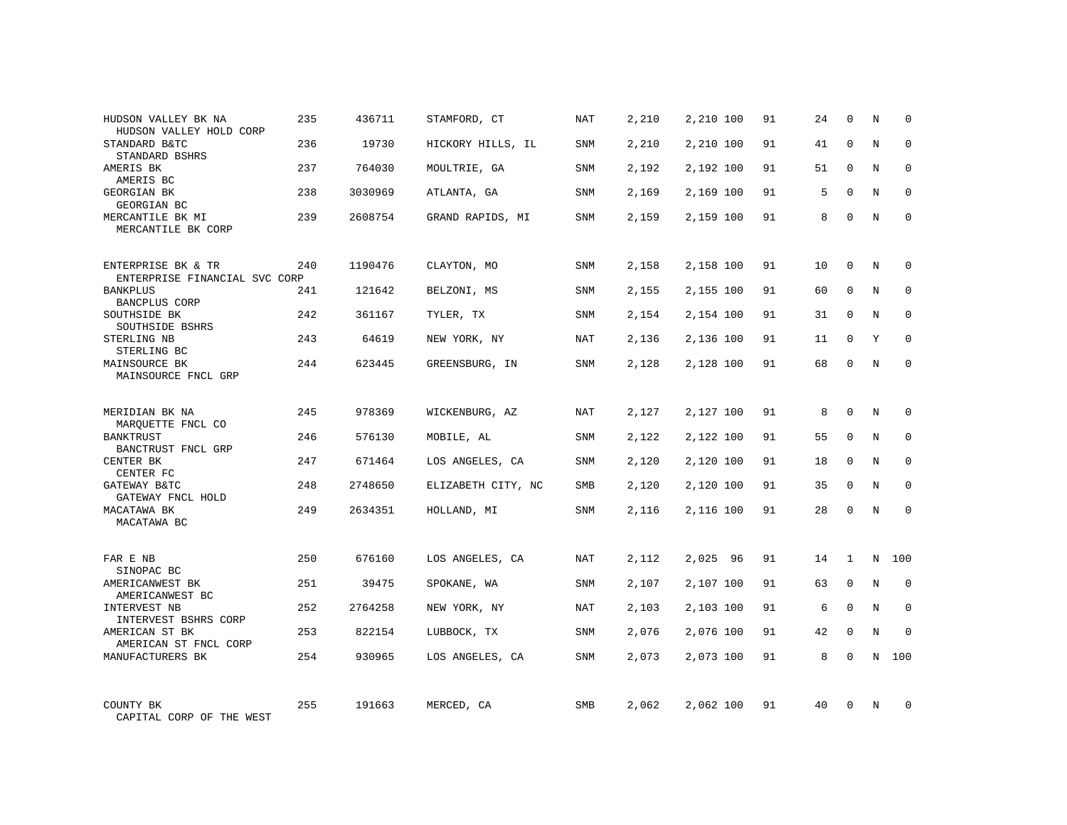| | | | | | | | | | | | | |
|---|---|---|---|---|---|---|---|---|---|---|---|---|
| HUDSON VALLEY BK NA<br>HUDSON VALLEY HOLD CORP | 235 | 436711 | STAMFORD, CT | NAT | 2,210 | 2,210 | 100 | 91 | 24 | 0 | N | 0 |
| STANDARD B&TC<br>STANDARD BSHRS | 236 | 19730 | HICKORY HILLS, IL | SNM | 2,210 | 2,210 | 100 | 91 | 41 | 0 | N | 0 |
| AMERIS BK<br>AMERIS BC | 237 | 764030 | MOULTRIE, GA | SNM | 2,192 | 2,192 | 100 | 91 | 51 | 0 | N | 0 |
| GEORGIAN BK<br>GEORGIAN BC | 238 | 3030969 | ATLANTA, GA | SNM | 2,169 | 2,169 | 100 | 91 | 5 | 0 | N | 0 |
| MERCANTILE BK MI<br>MERCANTILE BK CORP | 239 | 2608754 | GRAND RAPIDS, MI | SNM | 2,159 | 2,159 | 100 | 91 | 8 | 0 | N | 0 |
| ENTERPRISE BK & TR<br>ENTERPRISE FINANCIAL SVC CORP | 240 | 1190476 | CLAYTON, MO | SNM | 2,158 | 2,158 | 100 | 91 | 10 | 0 | N | 0 |
| BANKPLUS<br>BANCPLUS CORP | 241 | 121642 | BELZONI, MS | SNM | 2,155 | 2,155 | 100 | 91 | 60 | 0 | N | 0 |
| SOUTHSIDE BK<br>SOUTHSIDE BSHRS | 242 | 361167 | TYLER, TX | SNM | 2,154 | 2,154 | 100 | 91 | 31 | 0 | N | 0 |
| STERLING NB<br>STERLING BC | 243 | 64619 | NEW YORK, NY | NAT | 2,136 | 2,136 | 100 | 91 | 11 | 0 | Y | 0 |
| MAINSOURCE BK<br>MAINSOURCE FNCL GRP | 244 | 623445 | GREENSBURG, IN | SNM | 2,128 | 2,128 | 100 | 91 | 68 | 0 | N | 0 |
| MERIDIAN BK NA<br>MARQUETTE FNCL CO | 245 | 978369 | WICKENBURG, AZ | NAT | 2,127 | 2,127 | 100 | 91 | 8 | 0 | N | 0 |
| BANKTRUST<br>BANCTRUST FNCL GRP | 246 | 576130 | MOBILE, AL | SNM | 2,122 | 2,122 | 100 | 91 | 55 | 0 | N | 0 |
| CENTER BK<br>CENTER FC | 247 | 671464 | LOS ANGELES, CA | SNM | 2,120 | 2,120 | 100 | 91 | 18 | 0 | N | 0 |
| GATEWAY B&TC<br>GATEWAY FNCL HOLD | 248 | 2748650 | ELIZABETH CITY, NC | SMB | 2,120 | 2,120 | 100 | 91 | 35 | 0 | N | 0 |
| MACATAWA BK<br>MACATAWA BC | 249 | 2634351 | HOLLAND, MI | SNM | 2,116 | 2,116 | 100 | 91 | 28 | 0 | N | 0 |
| FAR E NB<br>SINOPAC BC | 250 | 676160 | LOS ANGELES, CA | NAT | 2,112 | 2,025 | 96 | 91 | 14 | 1 | N | 100 |
| AMERICANWEST BK<br>AMERICANWEST BC | 251 | 39475 | SPOKANE, WA | SNM | 2,107 | 2,107 | 100 | 91 | 63 | 0 | N | 0 |
| INTERVEST NB<br>INTERVEST BSHRS CORP | 252 | 2764258 | NEW YORK, NY | NAT | 2,103 | 2,103 | 100 | 91 | 6 | 0 | N | 0 |
| AMERICAN ST BK<br>AMERICAN ST FNCL CORP | 253 | 822154 | LUBBOCK, TX | SNM | 2,076 | 2,076 | 100 | 91 | 42 | 0 | N | 0 |
| MANUFACTURERS BK | 254 | 930965 | LOS ANGELES, CA | SNM | 2,073 | 2,073 | 100 | 91 | 8 | 0 | N | 100 |
| COUNTY BK<br>CAPITAL CORP OF THE WEST | 255 | 191663 | MERCED, CA | SMB | 2,062 | 2,062 | 100 | 91 | 40 | 0 | N | 0 |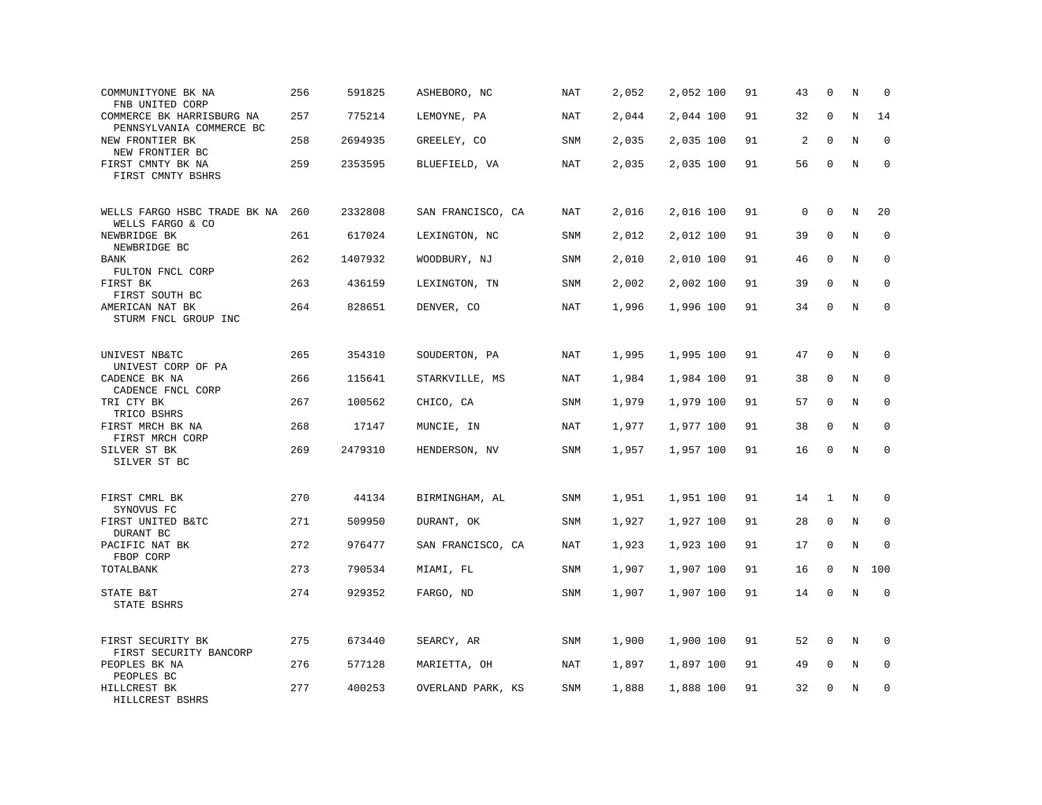| | | | | | | | | | | | | |
|---|---|---|---|---|---|---|---|---|---|---|---|---|
| COMMUNITYONE BK NA<br>FNB UNITED CORP | 256 | 591825 | ASHEBORO, NC | NAT | 2,052 | 2,052 | 100 | 91 | 43 | 0 | N | 0 |
| COMMERCE BK HARRISBURG NA<br>PENNSYLVANIA COMMERCE BC | 257 | 775214 | LEMOYNE, PA | NAT | 2,044 | 2,044 | 100 | 91 | 32 | 0 | N | 14 |
| NEW FRONTIER BK<br>NEW FRONTIER BC | 258 | 2694935 | GREELEY, CO | SNM | 2,035 | 2,035 | 100 | 91 | 2 | 0 | N | 0 |
| FIRST CMNTY BK NA<br>FIRST CMNTY BSHRS | 259 | 2353595 | BLUEFIELD, VA | NAT | 2,035 | 2,035 | 100 | 91 | 56 | 0 | N | 0 |
| WELLS FARGO HSBC TRADE BK NA<br>WELLS FARGO & CO | 260 | 2332808 | SAN FRANCISCO, CA | NAT | 2,016 | 2,016 | 100 | 91 | 0 | 0 | N | 20 |
| NEWBRIDGE BK<br>NEWBRIDGE BC | 261 | 617024 | LEXINGTON, NC | SNM | 2,012 | 2,012 | 100 | 91 | 39 | 0 | N | 0 |
| BANK<br>FULTON FNCL CORP | 262 | 1407932 | WOODBURY, NJ | SNM | 2,010 | 2,010 | 100 | 91 | 46 | 0 | N | 0 |
| FIRST BK<br>FIRST SOUTH BC | 263 | 436159 | LEXINGTON, TN | SNM | 2,002 | 2,002 | 100 | 91 | 39 | 0 | N | 0 |
| AMERICAN NAT BK<br>STURM FNCL GROUP INC | 264 | 828651 | DENVER, CO | NAT | 1,996 | 1,996 | 100 | 91 | 34 | 0 | N | 0 |
| UNIVEST NB&TC<br>UNIVEST CORP OF PA | 265 | 354310 | SOUDERTON, PA | NAT | 1,995 | 1,995 | 100 | 91 | 47 | 0 | N | 0 |
| CADENCE BK NA<br>CADENCE FNCL CORP | 266 | 115641 | STARKVILLE, MS | NAT | 1,984 | 1,984 | 100 | 91 | 38 | 0 | N | 0 |
| TRI CTY BK<br>TRICO BSHRS | 267 | 100562 | CHICO, CA | SNM | 1,979 | 1,979 | 100 | 91 | 57 | 0 | N | 0 |
| FIRST MRCH BK NA<br>FIRST MRCH CORP | 268 | 17147 | MUNCIE, IN | NAT | 1,977 | 1,977 | 100 | 91 | 38 | 0 | N | 0 |
| SILVER ST BK<br>SILVER ST BC | 269 | 2479310 | HENDERSON, NV | SNM | 1,957 | 1,957 | 100 | 91 | 16 | 0 | N | 0 |
| FIRST CMRL BK<br>SYNOVUS FC | 270 | 44134 | BIRMINGHAM, AL | SNM | 1,951 | 1,951 | 100 | 91 | 14 | 1 | N | 0 |
| FIRST UNITED B&TC<br>DURANT BC | 271 | 509950 | DURANT, OK | SNM | 1,927 | 1,927 | 100 | 91 | 28 | 0 | N | 0 |
| PACIFIC NAT BK<br>FBOP CORP | 272 | 976477 | SAN FRANCISCO, CA | NAT | 1,923 | 1,923 | 100 | 91 | 17 | 0 | N | 0 |
| TOTALBANK | 273 | 790534 | MIAMI, FL | SNM | 1,907 | 1,907 | 100 | 91 | 16 | 0 | N | 100 |
| STATE B&T<br>STATE BSHRS | 274 | 929352 | FARGO, ND | SNM | 1,907 | 1,907 | 100 | 91 | 14 | 0 | N | 0 |
| FIRST SECURITY BK<br>FIRST SECURITY BANCORP | 275 | 673440 | SEARCY, AR | SNM | 1,900 | 1,900 | 100 | 91 | 52 | 0 | N | 0 |
| PEOPLES BK NA<br>PEOPLES BC | 276 | 577128 | MARIETTA, OH | NAT | 1,897 | 1,897 | 100 | 91 | 49 | 0 | N | 0 |
| HILLCREST BK<br>HILLCREST BSHRS | 277 | 400253 | OVERLAND PARK, KS | SNM | 1,888 | 1,888 | 100 | 91 | 32 | 0 | N | 0 |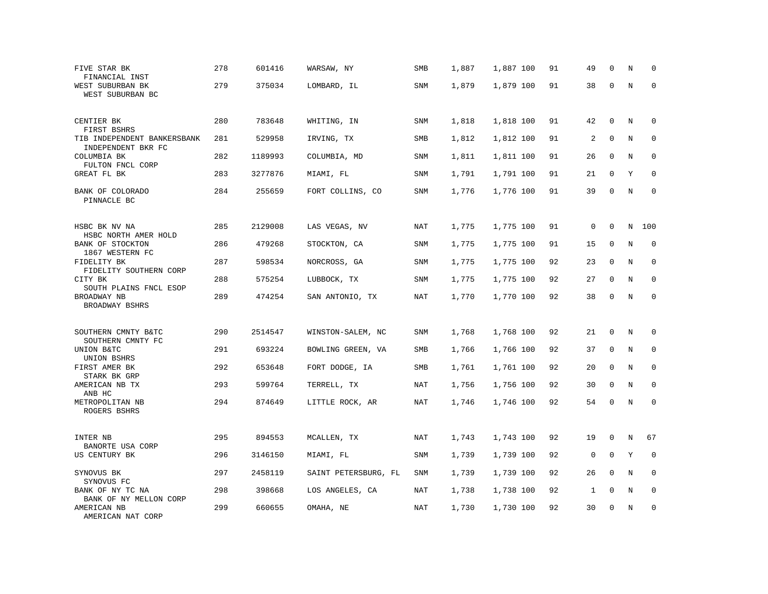| | | | | | | | | | | | | |
|---|---|---|---|---|---|---|---|---|---|---|---|---|
| FIVE STAR BK<br>FINANCIAL INST | 278 | 601416 | WARSAW, NY | SMB | 1,887 | 1,887 | 100 | 91 | 49 | 0 | N | 0 |
| WEST SUBURBAN BK<br>WEST SUBURBAN BC | 279 | 375034 | LOMBARD, IL | SNM | 1,879 | 1,879 | 100 | 91 | 38 | 0 | N | 0 |
| CENTIER BK<br>FIRST BSHRS | 280 | 783648 | WHITING, IN | SNM | 1,818 | 1,818 | 100 | 91 | 42 | 0 | N | 0 |
| TIB INDEPENDENT BANKERSBANK<br>INDEPENDENT BKR FC | 281 | 529958 | IRVING, TX | SMB | 1,812 | 1,812 | 100 | 91 | 2 | 0 | N | 0 |
| COLUMBIA BK<br>FULTON FNCL CORP | 282 | 1189993 | COLUMBIA, MD | SNM | 1,811 | 1,811 | 100 | 91 | 26 | 0 | N | 0 |
| GREAT FL BK | 283 | 3277876 | MIAMI, FL | SNM | 1,791 | 1,791 | 100 | 91 | 21 | 0 | Y | 0 |
| BANK OF COLORADO<br>PINNACLE BC | 284 | 255659 | FORT COLLINS, CO | SNM | 1,776 | 1,776 | 100 | 91 | 39 | 0 | N | 0 |
| HSBC BK NV NA<br>HSBC NORTH AMER HOLD | 285 | 2129008 | LAS VEGAS, NV | NAT | 1,775 | 1,775 | 100 | 91 | 0 | 0 | N | 100 |
| BANK OF STOCKTON<br>1867 WESTERN FC | 286 | 479268 | STOCKTON, CA | SNM | 1,775 | 1,775 | 100 | 91 | 15 | 0 | N | 0 |
| FIDELITY BK<br>FIDELITY SOUTHERN CORP | 287 | 598534 | NORCROSS, GA | SNM | 1,775 | 1,775 | 100 | 92 | 23 | 0 | N | 0 |
| CITY BK<br>SOUTH PLAINS FNCL ESOP | 288 | 575254 | LUBBOCK, TX | SNM | 1,775 | 1,775 | 100 | 92 | 27 | 0 | N | 0 |
| BROADWAY NB<br>BROADWAY BSHRS | 289 | 474254 | SAN ANTONIO, TX | NAT | 1,770 | 1,770 | 100 | 92 | 38 | 0 | N | 0 |
| SOUTHERN CMNTY B&TC<br>SOUTHERN CMNTY FC | 290 | 2514547 | WINSTON-SALEM, NC | SNM | 1,768 | 1,768 | 100 | 92 | 21 | 0 | N | 0 |
| UNION B&TC<br>UNION BSHRS | 291 | 693224 | BOWLING GREEN, VA | SMB | 1,766 | 1,766 | 100 | 92 | 37 | 0 | N | 0 |
| FIRST AMER BK<br>STARK BK GRP | 292 | 653648 | FORT DODGE, IA | SMB | 1,761 | 1,761 | 100 | 92 | 20 | 0 | N | 0 |
| AMERICAN NB TX<br>ANB HC | 293 | 599764 | TERRELL, TX | NAT | 1,756 | 1,756 | 100 | 92 | 30 | 0 | N | 0 |
| METROPOLITAN NB<br>ROGERS BSHRS | 294 | 874649 | LITTLE ROCK, AR | NAT | 1,746 | 1,746 | 100 | 92 | 54 | 0 | N | 0 |
| INTER NB<br>BANORTE USA CORP | 295 | 894553 | MCALLEN, TX | NAT | 1,743 | 1,743 | 100 | 92 | 19 | 0 | N | 67 |
| US CENTURY BK | 296 | 3146150 | MIAMI, FL | SNM | 1,739 | 1,739 | 100 | 92 | 0 | 0 | Y | 0 |
| SYNOVUS BK<br>SYNOVUS FC | 297 | 2458119 | SAINT PETERSBURG, FL | SNM | 1,739 | 1,739 | 100 | 92 | 26 | 0 | N | 0 |
| BANK OF NY TC NA<br>BANK OF NY MELLON CORP | 298 | 398668 | LOS ANGELES, CA | NAT | 1,738 | 1,738 | 100 | 92 | 1 | 0 | N | 0 |
| AMERICAN NB<br>AMERICAN NAT CORP | 299 | 660655 | OMAHA, NE | NAT | 1,730 | 1,730 | 100 | 92 | 30 | 0 | N | 0 |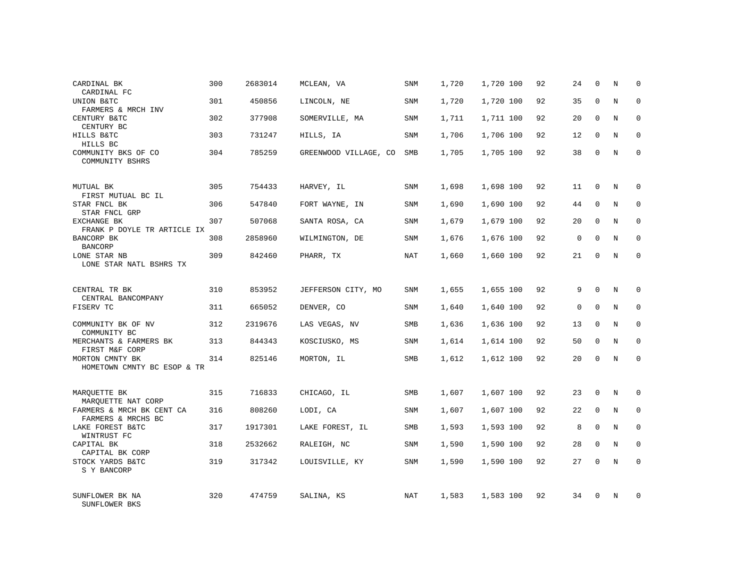| | | | | | | | | | | | | |
|---|---|---|---|---|---|---|---|---|---|---|---|---|
| CARDINAL BK<br>CARDINAL FC | 300 | 2683014 | MCLEAN, VA | SNM | 1,720 | 1,720 | 100 | 92 | 24 | 0 | N | 0 |
| UNION B&TC<br>FARMERS & MRCH INV | 301 | 450856 | LINCOLN, NE | SNM | 1,720 | 1,720 | 100 | 92 | 35 | 0 | N | 0 |
| CENTURY B&TC<br>CENTURY BC | 302 | 377908 | SOMERVILLE, MA | SNM | 1,711 | 1,711 | 100 | 92 | 20 | 0 | N | 0 |
| HILLS B&TC<br>HILLS BC | 303 | 731247 | HILLS, IA | SNM | 1,706 | 1,706 | 100 | 92 | 12 | 0 | N | 0 |
| COMMUNITY BKS OF CO<br>COMMUNITY BSHRS | 304 | 785259 | GREENWOOD VILLAGE, CO | SMB | 1,705 | 1,705 | 100 | 92 | 38 | 0 | N | 0 |
| MUTUAL BK<br>FIRST MUTUAL BC IL | 305 | 754433 | HARVEY, IL | SNM | 1,698 | 1,698 | 100 | 92 | 11 | 0 | N | 0 |
| STAR FNCL BK<br>STAR FNCL GRP | 306 | 547840 | FORT WAYNE, IN | SNM | 1,690 | 1,690 | 100 | 92 | 44 | 0 | N | 0 |
| EXCHANGE BK<br>FRANK P DOYLE TR ARTICLE IX | 307 | 507068 | SANTA ROSA, CA | SNM | 1,679 | 1,679 | 100 | 92 | 20 | 0 | N | 0 |
| BANCORP BK<br>BANCORP | 308 | 2858960 | WILMINGTON, DE | SNM | 1,676 | 1,676 | 100 | 92 | 0 | 0 | N | 0 |
| LONE STAR NB<br>LONE STAR NATL BSHRS TX | 309 | 842460 | PHARR, TX | NAT | 1,660 | 1,660 | 100 | 92 | 21 | 0 | N | 0 |
| CENTRAL TR BK<br>CENTRAL BANCOMPANY | 310 | 853952 | JEFFERSON CITY, MO | SNM | 1,655 | 1,655 | 100 | 92 | 9 | 0 | N | 0 |
| FISERV TC | 311 | 665052 | DENVER, CO | SNM | 1,640 | 1,640 | 100 | 92 | 0 | 0 | N | 0 |
| COMMUNITY BK OF NV<br>COMMUNITY BC | 312 | 2319676 | LAS VEGAS, NV | SMB | 1,636 | 1,636 | 100 | 92 | 13 | 0 | N | 0 |
| MERCHANTS & FARMERS BK<br>FIRST M&F CORP | 313 | 844343 | KOSCIUSKO, MS | SNM | 1,614 | 1,614 | 100 | 92 | 50 | 0 | N | 0 |
| MORTON CMNTY BK<br>HOMETOWN CMNTY BC ESOP & TR | 314 | 825146 | MORTON, IL | SMB | 1,612 | 1,612 | 100 | 92 | 20 | 0 | N | 0 |
| MARQUETTE BK<br>MARQUETTE NAT CORP | 315 | 716833 | CHICAGO, IL | SMB | 1,607 | 1,607 | 100 | 92 | 23 | 0 | N | 0 |
| FARMERS & MRCH BK CENT CA<br>FARMERS & MRCHS BC | 316 | 808260 | LODI, CA | SNM | 1,607 | 1,607 | 100 | 92 | 22 | 0 | N | 0 |
| LAKE FOREST B&TC<br>WINTRUST FC | 317 | 1917301 | LAKE FOREST, IL | SMB | 1,593 | 1,593 | 100 | 92 | 8 | 0 | N | 0 |
| CAPITAL BK<br>CAPITAL BK CORP | 318 | 2532662 | RALEIGH, NC | SNM | 1,590 | 1,590 | 100 | 92 | 28 | 0 | N | 0 |
| STOCK YARDS B&TC<br>S Y BANCORP | 319 | 317342 | LOUISVILLE, KY | SNM | 1,590 | 1,590 | 100 | 92 | 27 | 0 | N | 0 |
| SUNFLOWER BK NA<br>SUNFLOWER BKS | 320 | 474759 | SALINA, KS | NAT | 1,583 | 1,583 | 100 | 92 | 34 | 0 | N | 0 |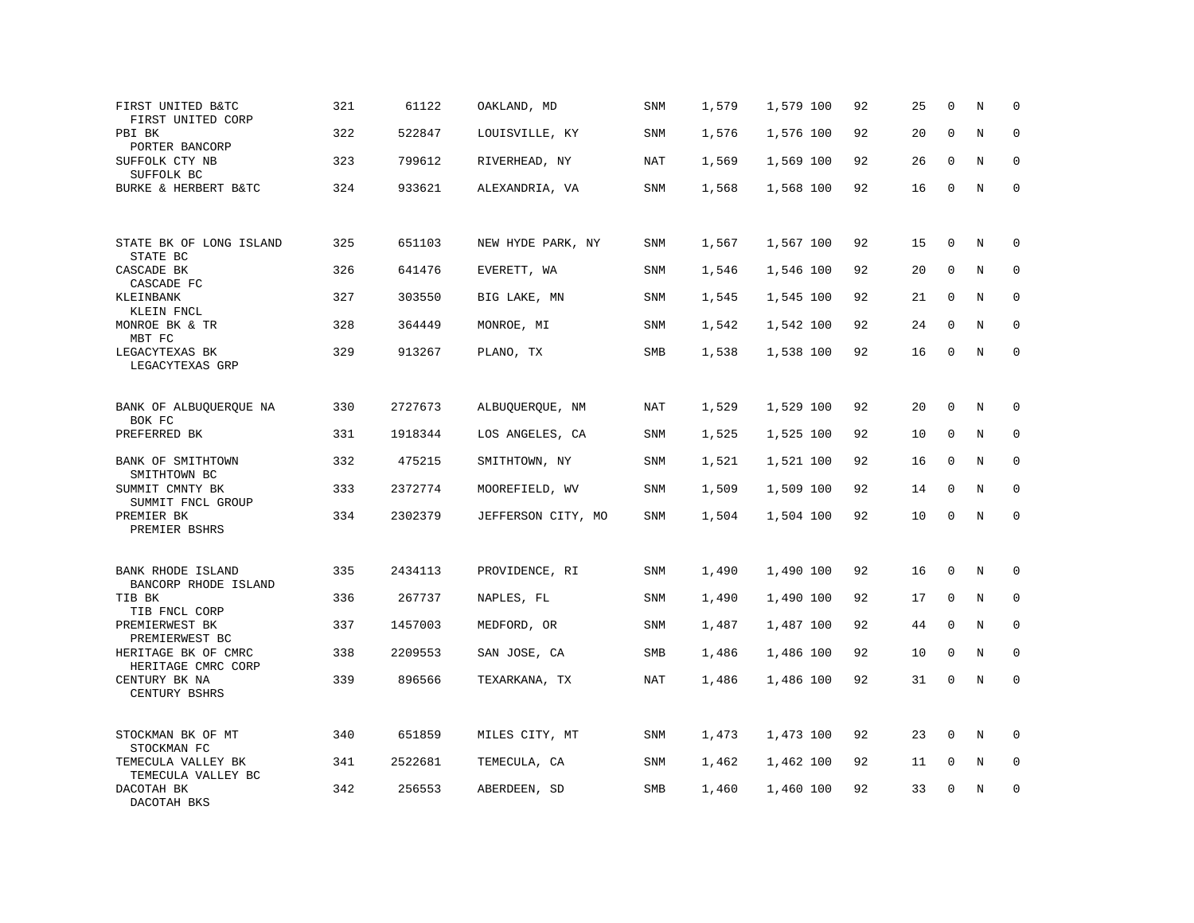| | | | | | | | | | | | | |
|---|---|---|---|---|---|---|---|---|---|---|---|---|
| FIRST UNITED B&TC<br>FIRST UNITED CORP | 321 | 61122 | OAKLAND, MD | SNM | 1,579 | 1,579 | 100 | 92 | 25 | 0 | N | 0 |
| PBI BK<br>PORTER BANCORP | 322 | 522847 | LOUISVILLE, KY | SNM | 1,576 | 1,576 | 100 | 92 | 20 | 0 | N | 0 |
| SUFFOLK CTY NB<br>SUFFOLK BC | 323 | 799612 | RIVERHEAD, NY | NAT | 1,569 | 1,569 | 100 | 92 | 26 | 0 | N | 0 |
| BURKE & HERBERT B&TC | 324 | 933621 | ALEXANDRIA, VA | SNM | 1,568 | 1,568 | 100 | 92 | 16 | 0 | N | 0 |
| STATE BK OF LONG ISLAND<br>STATE BC | 325 | 651103 | NEW HYDE PARK, NY | SNM | 1,567 | 1,567 | 100 | 92 | 15 | 0 | N | 0 |
| CASCADE BK<br>CASCADE FC | 326 | 641476 | EVERETT, WA | SNM | 1,546 | 1,546 | 100 | 92 | 20 | 0 | N | 0 |
| KLEINBANK<br>KLEIN FNCL | 327 | 303550 | BIG LAKE, MN | SNM | 1,545 | 1,545 | 100 | 92 | 21 | 0 | N | 0 |
| MONROE BK & TR<br>MBT FC | 328 | 364449 | MONROE, MI | SNM | 1,542 | 1,542 | 100 | 92 | 24 | 0 | N | 0 |
| LEGACYTEXAS BK<br>LEGACYTEXAS GRP | 329 | 913267 | PLANO, TX | SMB | 1,538 | 1,538 | 100 | 92 | 16 | 0 | N | 0 |
| BANK OF ALBUQUERQUE NA<br>BOK FC | 330 | 2727673 | ALBUQUERQUE, NM | NAT | 1,529 | 1,529 | 100 | 92 | 20 | 0 | N | 0 |
| PREFERRED BK | 331 | 1918344 | LOS ANGELES, CA | SNM | 1,525 | 1,525 | 100 | 92 | 10 | 0 | N | 0 |
| BANK OF SMITHTOWN<br>SMITHTOWN BC | 332 | 475215 | SMITHTOWN, NY | SNM | 1,521 | 1,521 | 100 | 92 | 16 | 0 | N | 0 |
| SUMMIT CMNTY BK<br>SUMMIT FNCL GROUP | 333 | 2372774 | MOOREFIELD, WV | SNM | 1,509 | 1,509 | 100 | 92 | 14 | 0 | N | 0 |
| PREMIER BK<br>PREMIER BSHRS | 334 | 2302379 | JEFFERSON CITY, MO | SNM | 1,504 | 1,504 | 100 | 92 | 10 | 0 | N | 0 |
| BANK RHODE ISLAND<br>BANCORP RHODE ISLAND | 335 | 2434113 | PROVIDENCE, RI | SNM | 1,490 | 1,490 | 100 | 92 | 16 | 0 | N | 0 |
| TIB BK<br>TIB FNCL CORP | 336 | 267737 | NAPLES, FL | SNM | 1,490 | 1,490 | 100 | 92 | 17 | 0 | N | 0 |
| PREMIERWEST BK<br>PREMIERWEST BC | 337 | 1457003 | MEDFORD, OR | SNM | 1,487 | 1,487 | 100 | 92 | 44 | 0 | N | 0 |
| HERITAGE BK OF CMRC<br>HERITAGE CMRC CORP | 338 | 2209553 | SAN JOSE, CA | SMB | 1,486 | 1,486 | 100 | 92 | 10 | 0 | N | 0 |
| CENTURY BK NA<br>CENTURY BSHRS | 339 | 896566 | TEXARKANA, TX | NAT | 1,486 | 1,486 | 100 | 92 | 31 | 0 | N | 0 |
| STOCKMAN BK OF MT<br>STOCKMAN FC | 340 | 651859 | MILES CITY, MT | SNM | 1,473 | 1,473 | 100 | 92 | 23 | 0 | N | 0 |
| TEMECULA VALLEY BK<br>TEMECULA VALLEY BC | 341 | 2522681 | TEMECULA, CA | SNM | 1,462 | 1,462 | 100 | 92 | 11 | 0 | N | 0 |
| DACOTAH BK<br>DACOTAH BKS | 342 | 256553 | ABERDEEN, SD | SMB | 1,460 | 1,460 | 100 | 92 | 33 | 0 | N | 0 |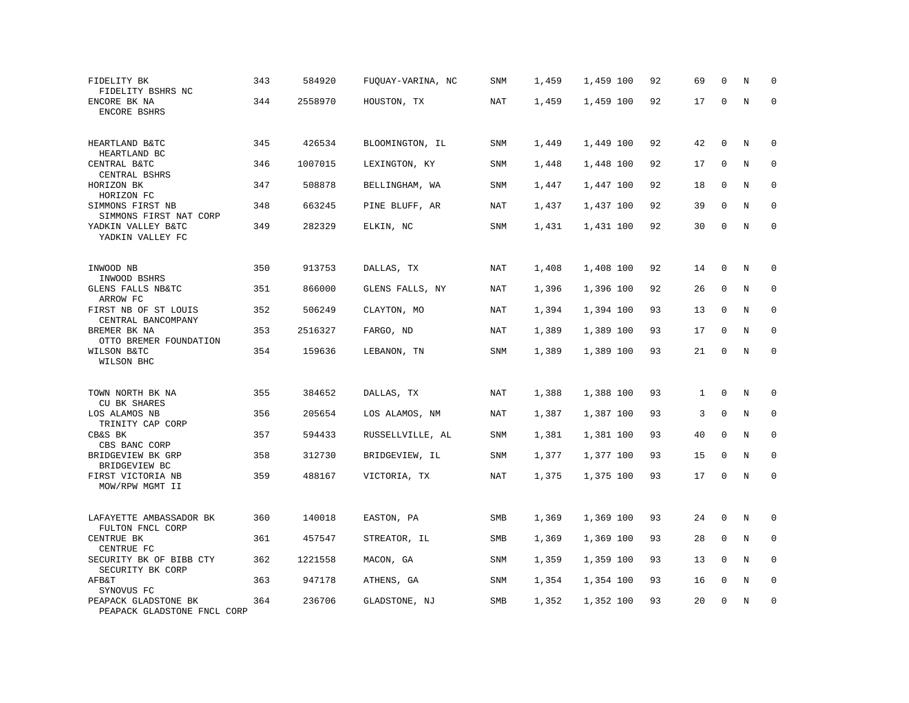| | | | | | | | | | | | | |
|---|---|---|---|---|---|---|---|---|---|---|---|---|
| FIDELITY BK<br>FIDELITY BSHRS NC | 343 | 584920 | FUQUAY-VARINA, NC | SNM | 1,459 | 1,459 | 100 | 92 | 69 | 0 | N | 0 |
| ENCORE BK NA<br>ENCORE BSHRS | 344 | 2558970 | HOUSTON, TX | NAT | 1,459 | 1,459 | 100 | 92 | 17 | 0 | N | 0 |
| HEARTLAND B&TC<br>HEARTLAND BC | 345 | 426534 | BLOOMINGTON, IL | SNM | 1,449 | 1,449 | 100 | 92 | 42 | 0 | N | 0 |
| CENTRAL B&TC<br>CENTRAL BSHRS | 346 | 1007015 | LEXINGTON, KY | SNM | 1,448 | 1,448 | 100 | 92 | 17 | 0 | N | 0 |
| HORIZON BK<br>HORIZON FC | 347 | 508878 | BELLINGHAM, WA | SNM | 1,447 | 1,447 | 100 | 92 | 18 | 0 | N | 0 |
| SIMMONS FIRST NB<br>SIMMONS FIRST NAT CORP | 348 | 663245 | PINE BLUFF, AR | NAT | 1,437 | 1,437 | 100 | 92 | 39 | 0 | N | 0 |
| YADKIN VALLEY B&TC<br>YADKIN VALLEY FC | 349 | 282329 | ELKIN, NC | SNM | 1,431 | 1,431 | 100 | 92 | 30 | 0 | N | 0 |
| INWOOD NB<br>INWOOD BSHRS | 350 | 913753 | DALLAS, TX | NAT | 1,408 | 1,408 | 100 | 92 | 14 | 0 | N | 0 |
| GLENS FALLS NB&TC<br>ARROW FC | 351 | 866000 | GLENS FALLS, NY | NAT | 1,396 | 1,396 | 100 | 92 | 26 | 0 | N | 0 |
| FIRST NB OF ST LOUIS<br>CENTRAL BANCOMPANY | 352 | 506249 | CLAYTON, MO | NAT | 1,394 | 1,394 | 100 | 93 | 13 | 0 | N | 0 |
| BREMER BK NA<br>OTTO BREMER FOUNDATION | 353 | 2516327 | FARGO, ND | NAT | 1,389 | 1,389 | 100 | 93 | 17 | 0 | N | 0 |
| WILSON B&TC<br>WILSON BHC | 354 | 159636 | LEBANON, TN | SNM | 1,389 | 1,389 | 100 | 93 | 21 | 0 | N | 0 |
| TOWN NORTH BK NA<br>CU BK SHARES | 355 | 384652 | DALLAS, TX | NAT | 1,388 | 1,388 | 100 | 93 | 1 | 0 | N | 0 |
| LOS ALAMOS NB<br>TRINITY CAP CORP | 356 | 205654 | LOS ALAMOS, NM | NAT | 1,387 | 1,387 | 100 | 93 | 3 | 0 | N | 0 |
| CB&S BK<br>CBS BANC CORP | 357 | 594433 | RUSSELLVILLE, AL | SNM | 1,381 | 1,381 | 100 | 93 | 40 | 0 | N | 0 |
| BRIDGEVIEW BK GRP<br>BRIDGEVIEW BC | 358 | 312730 | BRIDGEVIEW, IL | SNM | 1,377 | 1,377 | 100 | 93 | 15 | 0 | N | 0 |
| FIRST VICTORIA NB<br>MOW/RPW MGMT II | 359 | 488167 | VICTORIA, TX | NAT | 1,375 | 1,375 | 100 | 93 | 17 | 0 | N | 0 |
| LAFAYETTE AMBASSADOR BK<br>FULTON FNCL CORP | 360 | 140018 | EASTON, PA | SMB | 1,369 | 1,369 | 100 | 93 | 24 | 0 | N | 0 |
| CENTRUE BK<br>CENTRUE FC | 361 | 457547 | STREATOR, IL | SMB | 1,369 | 1,369 | 100 | 93 | 28 | 0 | N | 0 |
| SECURITY BK OF BIBB CTY<br>SECURITY BK CORP | 362 | 1221558 | MACON, GA | SNM | 1,359 | 1,359 | 100 | 93 | 13 | 0 | N | 0 |
| AFB&T<br>SYNOVUS FC | 363 | 947178 | ATHENS, GA | SNM | 1,354 | 1,354 | 100 | 93 | 16 | 0 | N | 0 |
| PEAPACK GLADSTONE BK<br>PEAPACK GLADSTONE FNCL CORP | 364 | 236706 | GLADSTONE, NJ | SMB | 1,352 | 1,352 | 100 | 93 | 20 | 0 | N | 0 |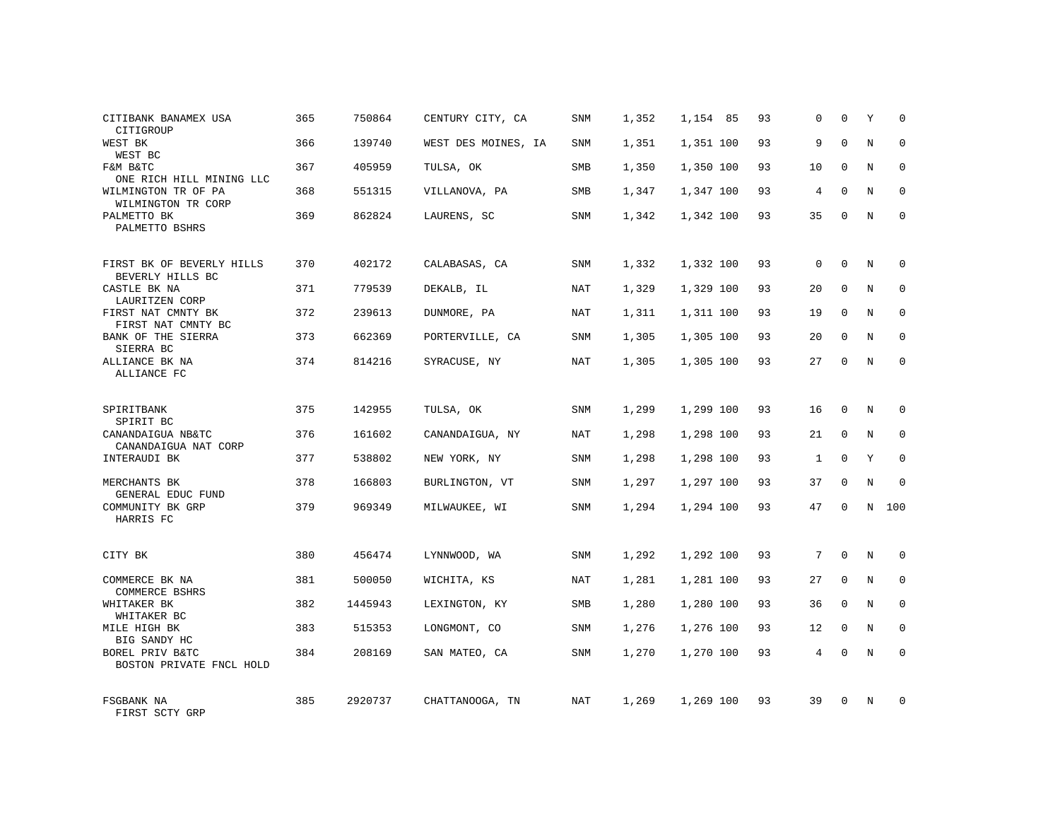| Bank / Holding Company | Rank | ID | Location | Type | Col1 | Col2 | Pct | Yr | Col3 | Col4 | Flag | Col5 |
|---|---|---|---|---|---|---|---|---|---|---|---|---|
| CITIBANK BANAMEX USA<br>CITIGROUP | 365 | 750864 | CENTURY CITY, CA | SNM | 1,352 | 1,154 | 85 | 93 | 0 | 0 | Y | 0 |
| WEST BK<br>WEST BC | 366 | 139740 | WEST DES MOINES, IA | SNM | 1,351 | 1,351 | 100 | 93 | 9 | 0 | N | 0 |
| F&M B&TC<br>ONE RICH HILL MINING LLC | 367 | 405959 | TULSA, OK | SMB | 1,350 | 1,350 | 100 | 93 | 10 | 0 | N | 0 |
| WILMINGTON TR OF PA<br>WILMINGTON TR CORP | 368 | 551315 | VILLANOVA, PA | SMB | 1,347 | 1,347 | 100 | 93 | 4 | 0 | N | 0 |
| PALMETTO BK<br>PALMETTO BSHRS | 369 | 862824 | LAURENS, SC | SNM | 1,342 | 1,342 | 100 | 93 | 35 | 0 | N | 0 |
| FIRST BK OF BEVERLY HILLS<br>BEVERLY HILLS BC | 370 | 402172 | CALABASAS, CA | SNM | 1,332 | 1,332 | 100 | 93 | 0 | 0 | N | 0 |
| CASTLE BK NA<br>LAURITZEN CORP | 371 | 779539 | DEKALB, IL | NAT | 1,329 | 1,329 | 100 | 93 | 20 | 0 | N | 0 |
| FIRST NAT CMNTY BK<br>FIRST NAT CMNTY BC | 372 | 239613 | DUNMORE, PA | NAT | 1,311 | 1,311 | 100 | 93 | 19 | 0 | N | 0 |
| BANK OF THE SIERRA<br>SIERRA BC | 373 | 662369 | PORTERVILLE, CA | SNM | 1,305 | 1,305 | 100 | 93 | 20 | 0 | N | 0 |
| ALLIANCE BK NA<br>ALLIANCE FC | 374 | 814216 | SYRACUSE, NY | NAT | 1,305 | 1,305 | 100 | 93 | 27 | 0 | N | 0 |
| SPIRITBANK<br>SPIRIT BC | 375 | 142955 | TULSA, OK | SNM | 1,299 | 1,299 | 100 | 93 | 16 | 0 | N | 0 |
| CANANDAIGUA NB&TC<br>CANANDAIGUA NAT CORP | 376 | 161602 | CANANDAIGUA, NY | NAT | 1,298 | 1,298 | 100 | 93 | 21 | 0 | N | 0 |
| INTERAUDI BK | 377 | 538802 | NEW YORK, NY | SNM | 1,298 | 1,298 | 100 | 93 | 1 | 0 | Y | 0 |
| MERCHANTS BK<br>GENERAL EDUC FUND | 378 | 166803 | BURLINGTON, VT | SNM | 1,297 | 1,297 | 100 | 93 | 37 | 0 | N | 0 |
| COMMUNITY BK GRP<br>HARRIS FC | 379 | 969349 | MILWAUKEE, WI | SNM | 1,294 | 1,294 | 100 | 93 | 47 | 0 | N | 100 |
| CITY BK | 380 | 456474 | LYNNWOOD, WA | SNM | 1,292 | 1,292 | 100 | 93 | 7 | 0 | N | 0 |
| COMMERCE BK NA<br>COMMERCE BSHRS | 381 | 500050 | WICHITA, KS | NAT | 1,281 | 1,281 | 100 | 93 | 27 | 0 | N | 0 |
| WHITAKER BK<br>WHITAKER BC | 382 | 1445943 | LEXINGTON, KY | SMB | 1,280 | 1,280 | 100 | 93 | 36 | 0 | N | 0 |
| MILE HIGH BK<br>BIG SANDY HC | 383 | 515353 | LONGMONT, CO | SNM | 1,276 | 1,276 | 100 | 93 | 12 | 0 | N | 0 |
| BOREL PRIV B&TC<br>BOSTON PRIVATE FNCL HOLD | 384 | 208169 | SAN MATEO, CA | SNM | 1,270 | 1,270 | 100 | 93 | 4 | 0 | N | 0 |
| FSGBANK NA<br>FIRST SCTY GRP | 385 | 2920737 | CHATTANOOGA, TN | NAT | 1,269 | 1,269 | 100 | 93 | 39 | 0 | N | 0 |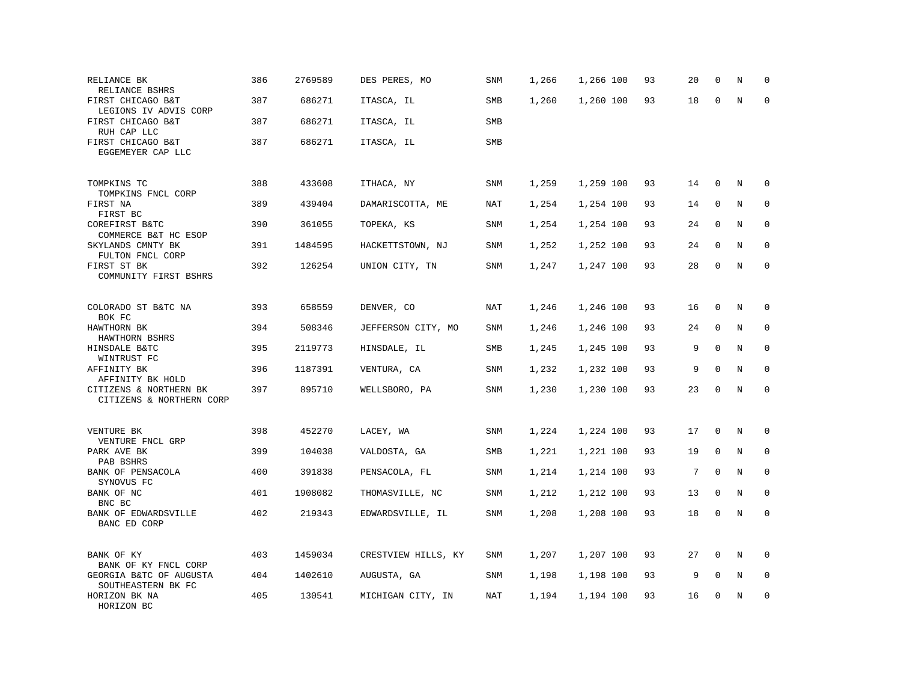| | | | | | | | | | | | | |
|---|---|---|---|---|---|---|---|---|---|---|---|---|
| RELIANCE BK<br>RELIANCE BSHRS | 386 | 2769589 | DES PERES, MO | SNM | 1,266 | 1,266 | 100 | 93 | 20 | 0 | N | 0 |
| FIRST CHICAGO B&T<br>LEGIONS IV ADVIS CORP | 387 | 686271 | ITASCA, IL | SMB | 1,260 | 1,260 | 100 | 93 | 18 | 0 | N | 0 |
| FIRST CHICAGO B&T<br>RUH CAP LLC | 387 | 686271 | ITASCA, IL | SMB | | | | | | | | |
| FIRST CHICAGO B&T<br>EGGEMEYER CAP LLC | 387 | 686271 | ITASCA, IL | SMB | | | | | | | | |
| TOMPKINS TC<br>TOMPKINS FNCL CORP | 388 | 433608 | ITHACA, NY | SNM | 1,259 | 1,259 | 100 | 93 | 14 | 0 | N | 0 |
| FIRST NA<br>FIRST BC | 389 | 439404 | DAMARISCOTTA, ME | NAT | 1,254 | 1,254 | 100 | 93 | 14 | 0 | N | 0 |
| COREFIRST B&TC<br>COMMERCE B&T HC ESOP | 390 | 361055 | TOPEKA, KS | SNM | 1,254 | 1,254 | 100 | 93 | 24 | 0 | N | 0 |
| SKYLANDS CMNTY BK<br>FULTON FNCL CORP | 391 | 1484595 | HACKETTSTOWN, NJ | SNM | 1,252 | 1,252 | 100 | 93 | 24 | 0 | N | 0 |
| FIRST ST BK<br>COMMUNITY FIRST BSHRS | 392 | 126254 | UNION CITY, TN | SNM | 1,247 | 1,247 | 100 | 93 | 28 | 0 | N | 0 |
| COLORADO ST B&TC NA<br>BOK FC | 393 | 658559 | DENVER, CO | NAT | 1,246 | 1,246 | 100 | 93 | 16 | 0 | N | 0 |
| HAWTHORN BK<br>HAWTHORN BSHRS | 394 | 508346 | JEFFERSON CITY, MO | SNM | 1,246 | 1,246 | 100 | 93 | 24 | 0 | N | 0 |
| HINSDALE B&TC<br>WINTRUST FC | 395 | 2119773 | HINSDALE, IL | SMB | 1,245 | 1,245 | 100 | 93 | 9 | 0 | N | 0 |
| AFFINITY BK<br>AFFINITY BK HOLD | 396 | 1187391 | VENTURA, CA | SNM | 1,232 | 1,232 | 100 | 93 | 9 | 0 | N | 0 |
| CITIZENS & NORTHERN BK<br>CITIZENS & NORTHERN CORP | 397 | 895710 | WELLSBORO, PA | SNM | 1,230 | 1,230 | 100 | 93 | 23 | 0 | N | 0 |
| VENTURE BK<br>VENTURE FNCL GRP | 398 | 452270 | LACEY, WA | SNM | 1,224 | 1,224 | 100 | 93 | 17 | 0 | N | 0 |
| PARK AVE BK<br>PAB BSHRS | 399 | 104038 | VALDOSTA, GA | SMB | 1,221 | 1,221 | 100 | 93 | 19 | 0 | N | 0 |
| BANK OF PENSACOLA<br>SYNOVUS FC | 400 | 391838 | PENSACOLA, FL | SNM | 1,214 | 1,214 | 100 | 93 | 7 | 0 | N | 0 |
| BANK OF NC<br>BNC BC | 401 | 1908082 | THOMASVILLE, NC | SNM | 1,212 | 1,212 | 100 | 93 | 13 | 0 | N | 0 |
| BANK OF EDWARDSVILLE<br>BANC ED CORP | 402 | 219343 | EDWARDSVILLE, IL | SNM | 1,208 | 1,208 | 100 | 93 | 18 | 0 | N | 0 |
| BANK OF KY<br>BANK OF KY FNCL CORP | 403 | 1459034 | CRESTVIEW HILLS, KY | SNM | 1,207 | 1,207 | 100 | 93 | 27 | 0 | N | 0 |
| GEORGIA B&TC OF AUGUSTA<br>SOUTHEASTERN BK FC | 404 | 1402610 | AUGUSTA, GA | SNM | 1,198 | 1,198 | 100 | 93 | 9 | 0 | N | 0 |
| HORIZON BK NA<br>HORIZON BC | 405 | 130541 | MICHIGAN CITY, IN | NAT | 1,194 | 1,194 | 100 | 93 | 16 | 0 | N | 0 |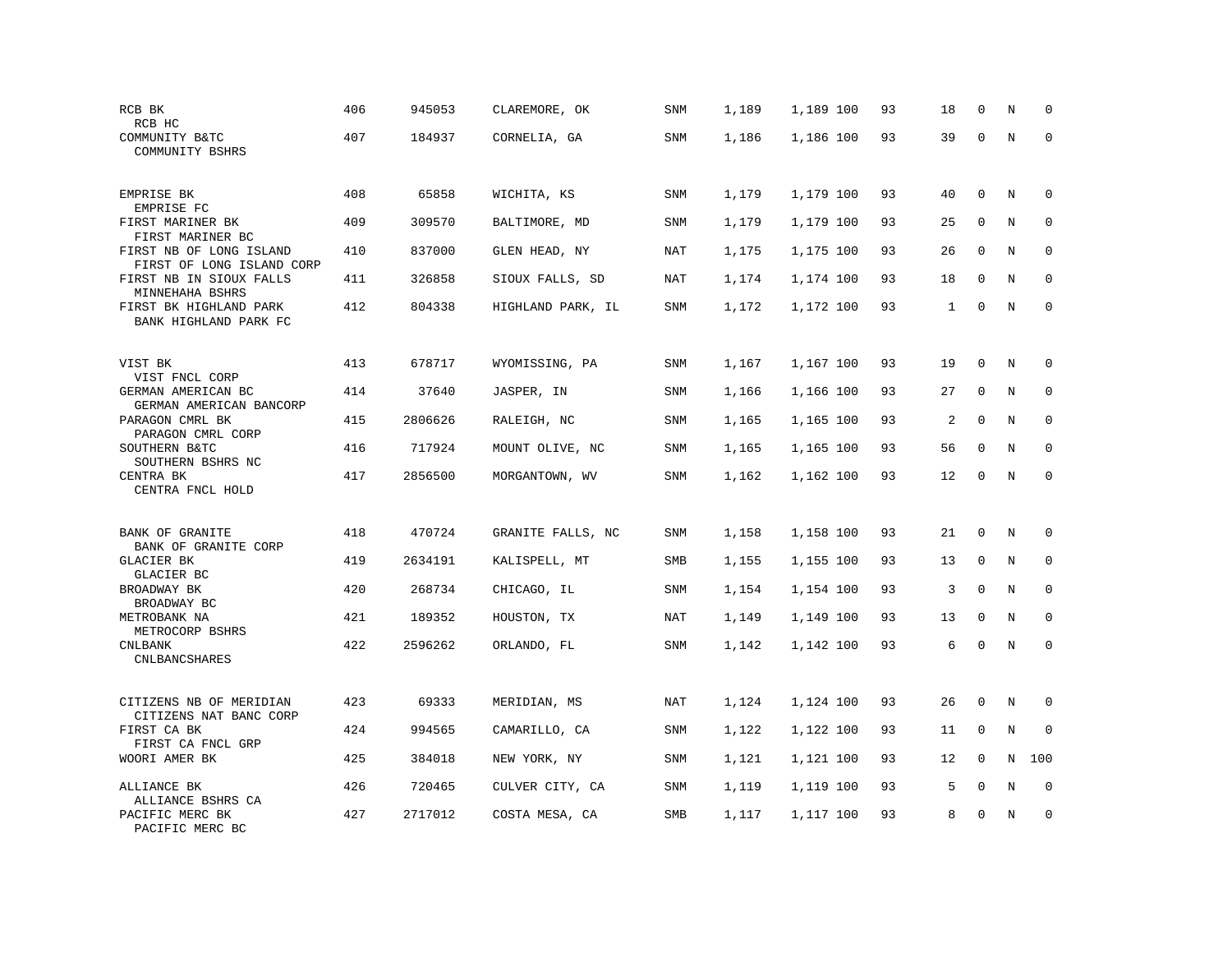| | | | | | | | | | | | |
|---|---|---|---|---|---|---|---|---|---|---|---|
| RCB BK<br>RCB HC | 406 | 945053 | CLAREMORE, OK | SNM | 1,189 | 1,189 100 | 93 | 18 | 0 | N | 0 |
| COMMUNITY B&TC<br>COMMUNITY BSHRS | 407 | 184937 | CORNELIA, GA | SNM | 1,186 | 1,186 100 | 93 | 39 | 0 | N | 0 |
| EMPRISE BK<br>EMPRISE FC | 408 | 65858 | WICHITA, KS | SNM | 1,179 | 1,179 100 | 93 | 40 | 0 | N | 0 |
| FIRST MARINER BK<br>FIRST MARINER BC | 409 | 309570 | BALTIMORE, MD | SNM | 1,179 | 1,179 100 | 93 | 25 | 0 | N | 0 |
| FIRST NB OF LONG ISLAND<br>FIRST OF LONG ISLAND CORP | 410 | 837000 | GLEN HEAD, NY | NAT | 1,175 | 1,175 100 | 93 | 26 | 0 | N | 0 |
| FIRST NB IN SIOUX FALLS<br>MINNEHAHA BSHRS | 411 | 326858 | SIOUX FALLS, SD | NAT | 1,174 | 1,174 100 | 93 | 18 | 0 | N | 0 |
| FIRST BK HIGHLAND PARK<br>BANK HIGHLAND PARK FC | 412 | 804338 | HIGHLAND PARK, IL | SNM | 1,172 | 1,172 100 | 93 | 1 | 0 | N | 0 |
| VIST BK<br>VIST FNCL CORP | 413 | 678717 | WYOMISSING, PA | SNM | 1,167 | 1,167 100 | 93 | 19 | 0 | N | 0 |
| GERMAN AMERICAN BC<br>GERMAN AMERICAN BANCORP | 414 | 37640 | JASPER, IN | SNM | 1,166 | 1,166 100 | 93 | 27 | 0 | N | 0 |
| PARAGON CMRL BK<br>PARAGON CMRL CORP | 415 | 2806626 | RALEIGH, NC | SNM | 1,165 | 1,165 100 | 93 | 2 | 0 | N | 0 |
| SOUTHERN B&TC<br>SOUTHERN BSHRS NC | 416 | 717924 | MOUNT OLIVE, NC | SNM | 1,165 | 1,165 100 | 93 | 56 | 0 | N | 0 |
| CENTRA BK<br>CENTRA FNCL HOLD | 417 | 2856500 | MORGANTOWN, WV | SNM | 1,162 | 1,162 100 | 93 | 12 | 0 | N | 0 |
| BANK OF GRANITE<br>BANK OF GRANITE CORP | 418 | 470724 | GRANITE FALLS, NC | SNM | 1,158 | 1,158 100 | 93 | 21 | 0 | N | 0 |
| GLACIER BK<br>GLACIER BC | 419 | 2634191 | KALISPELL, MT | SMB | 1,155 | 1,155 100 | 93 | 13 | 0 | N | 0 |
| BROADWAY BK<br>BROADWAY BC | 420 | 268734 | CHICAGO, IL | SNM | 1,154 | 1,154 100 | 93 | 3 | 0 | N | 0 |
| METROBANK NA<br>METROCORP BSHRS | 421 | 189352 | HOUSTON, TX | NAT | 1,149 | 1,149 100 | 93 | 13 | 0 | N | 0 |
| CNLBANK<br>CNLBANCSHARES | 422 | 2596262 | ORLANDO, FL | SNM | 1,142 | 1,142 100 | 93 | 6 | 0 | N | 0 |
| CITIZENS NB OF MERIDIAN<br>CITIZENS NAT BANC CORP | 423 | 69333 | MERIDIAN, MS | NAT | 1,124 | 1,124 100 | 93 | 26 | 0 | N | 0 |
| FIRST CA BK<br>FIRST CA FNCL GRP | 424 | 994565 | CAMARILLO, CA | SNM | 1,122 | 1,122 100 | 93 | 11 | 0 | N | 0 |
| WOORI AMER BK | 425 | 384018 | NEW YORK, NY | SNM | 1,121 | 1,121 100 | 93 | 12 | 0 | N | 100 |
| ALLIANCE BK<br>ALLIANCE BSHRS CA | 426 | 720465 | CULVER CITY, CA | SNM | 1,119 | 1,119 100 | 93 | 5 | 0 | N | 0 |
| PACIFIC MERC BK<br>PACIFIC MERC BC | 427 | 2717012 | COSTA MESA, CA | SMB | 1,117 | 1,117 100 | 93 | 8 | 0 | N | 0 |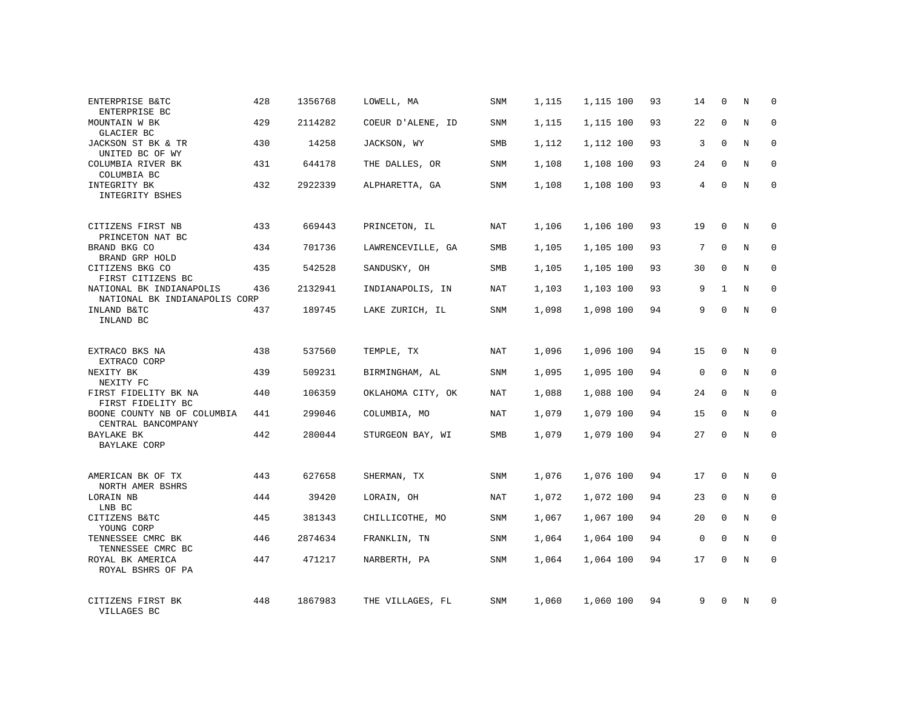| | | | | | | | | | | | |
|---|---|---|---|---|---|---|---|---|---|---|---|
| ENTERPRISE B&TC<br>ENTERPRISE BC | 428 | 1356768 | LOWELL, MA | SNM | 1,115 | 1,115 100 | 93 | 14 | 0 | N | 0 |
| MOUNTAIN W BK<br>GLACIER BC | 429 | 2114282 | COEUR D'ALENE, ID | SNM | 1,115 | 1,115 100 | 93 | 22 | 0 | N | 0 |
| JACKSON ST BK & TR<br>UNITED BC OF WY | 430 | 14258 | JACKSON, WY | SMB | 1,112 | 1,112 100 | 93 | 3 | 0 | N | 0 |
| COLUMBIA RIVER BK<br>COLUMBIA BC | 431 | 644178 | THE DALLES, OR | SNM | 1,108 | 1,108 100 | 93 | 24 | 0 | N | 0 |
| INTEGRITY BK<br>INTEGRITY BSHES | 432 | 2922339 | ALPHARETTA, GA | SNM | 1,108 | 1,108 100 | 93 | 4 | 0 | N | 0 |
| CITIZENS FIRST NB<br>PRINCETON NAT BC | 433 | 669443 | PRINCETON, IL | NAT | 1,106 | 1,106 100 | 93 | 19 | 0 | N | 0 |
| BRAND BKG CO<br>BRAND GRP HOLD | 434 | 701736 | LAWRENCEVILLE, GA | SMB | 1,105 | 1,105 100 | 93 | 7 | 0 | N | 0 |
| CITIZENS BKG CO<br>FIRST CITIZENS BC | 435 | 542528 | SANDUSKY, OH | SMB | 1,105 | 1,105 100 | 93 | 30 | 0 | N | 0 |
| NATIONAL BK INDIANAPOLIS<br>NATIONAL BK INDIANAPOLIS CORP | 436 | 2132941 | INDIANAPOLIS, IN | NAT | 1,103 | 1,103 100 | 93 | 9 | 1 | N | 0 |
| INLAND B&TC<br>INLAND BC | 437 | 189745 | LAKE ZURICH, IL | SNM | 1,098 | 1,098 100 | 94 | 9 | 0 | N | 0 |
| EXTRACO BKS NA<br>EXTRACO CORP | 438 | 537560 | TEMPLE, TX | NAT | 1,096 | 1,096 100 | 94 | 15 | 0 | N | 0 |
| NEXITY BK<br>NEXITY FC | 439 | 509231 | BIRMINGHAM, AL | SNM | 1,095 | 1,095 100 | 94 | 0 | 0 | N | 0 |
| FIRST FIDELITY BK NA<br>FIRST FIDELITY BC | 440 | 106359 | OKLAHOMA CITY, OK | NAT | 1,088 | 1,088 100 | 94 | 24 | 0 | N | 0 |
| BOONE COUNTY NB OF COLUMBIA<br>CENTRAL BANCOMPANY | 441 | 299046 | COLUMBIA, MO | NAT | 1,079 | 1,079 100 | 94 | 15 | 0 | N | 0 |
| BAYLAKE BK<br>BAYLAKE CORP | 442 | 280044 | STURGEON BAY, WI | SMB | 1,079 | 1,079 100 | 94 | 27 | 0 | N | 0 |
| AMERICAN BK OF TX<br>NORTH AMER BSHRS | 443 | 627658 | SHERMAN, TX | SNM | 1,076 | 1,076 100 | 94 | 17 | 0 | N | 0 |
| LORAIN NB<br>LNB BC | 444 | 39420 | LORAIN, OH | NAT | 1,072 | 1,072 100 | 94 | 23 | 0 | N | 0 |
| CITIZENS B&TC<br>YOUNG CORP | 445 | 381343 | CHILLICOTHE, MO | SNM | 1,067 | 1,067 100 | 94 | 20 | 0 | N | 0 |
| TENNESSEE CMRC BK<br>TENNESSEE CMRC BC | 446 | 2874634 | FRANKLIN, TN | SNM | 1,064 | 1,064 100 | 94 | 0 | 0 | N | 0 |
| ROYAL BK AMERICA<br>ROYAL BSHRS OF PA | 447 | 471217 | NARBERTH, PA | SNM | 1,064 | 1,064 100 | 94 | 17 | 0 | N | 0 |
| CITIZENS FIRST BK<br>VILLAGES BC | 448 | 1867983 | THE VILLAGES, FL | SNM | 1,060 | 1,060 100 | 94 | 9 | 0 | N | 0 |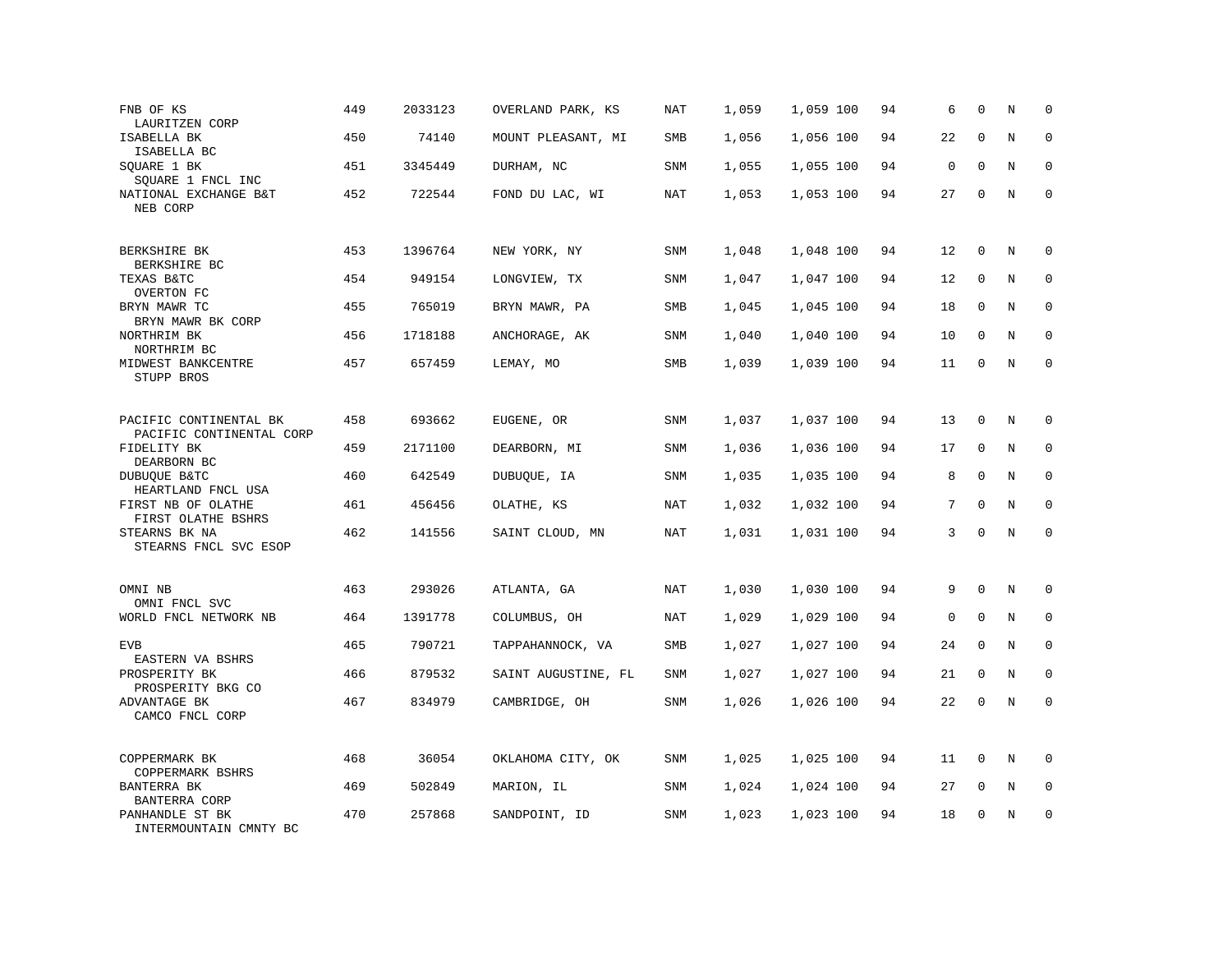| | | | | | | | | | | | | |
|---|---|---|---|---|---|---|---|---|---|---|---|---|
| FNB OF KS<br>LAURITZEN CORP | 449 | 2033123 | OVERLAND PARK, KS | NAT | 1,059 | 1,059 | 100 | 94 | 6 | 0 | N | 0 |
| ISABELLA BK<br>ISABELLA BC | 450 | 74140 | MOUNT PLEASANT, MI | SMB | 1,056 | 1,056 | 100 | 94 | 22 | 0 | N | 0 |
| SQUARE 1 BK<br>SQUARE 1 FNCL INC | 451 | 3345449 | DURHAM, NC | SNM | 1,055 | 1,055 | 100 | 94 | 0 | 0 | N | 0 |
| NATIONAL EXCHANGE B&T<br>NEB CORP | 452 | 722544 | FOND DU LAC, WI | NAT | 1,053 | 1,053 | 100 | 94 | 27 | 0 | N | 0 |
| BERKSHIRE BK<br>BERKSHIRE BC | 453 | 1396764 | NEW YORK, NY | SNM | 1,048 | 1,048 | 100 | 94 | 12 | 0 | N | 0 |
| TEXAS B&TC<br>OVERTON FC | 454 | 949154 | LONGVIEW, TX | SNM | 1,047 | 1,047 | 100 | 94 | 12 | 0 | N | 0 |
| BRYN MAWR TC<br>BRYN MAWR BK CORP | 455 | 765019 | BRYN MAWR, PA | SMB | 1,045 | 1,045 | 100 | 94 | 18 | 0 | N | 0 |
| NORTHRIM BK<br>NORTHRIM BC | 456 | 1718188 | ANCHORAGE, AK | SNM | 1,040 | 1,040 | 100 | 94 | 10 | 0 | N | 0 |
| MIDWEST BANKCENTRE<br>STUPP BROS | 457 | 657459 | LEMAY, MO | SMB | 1,039 | 1,039 | 100 | 94 | 11 | 0 | N | 0 |
| PACIFIC CONTINENTAL BK<br>PACIFIC CONTINENTAL CORP | 458 | 693662 | EUGENE, OR | SNM | 1,037 | 1,037 | 100 | 94 | 13 | 0 | N | 0 |
| FIDELITY BK<br>DEARBORN BC | 459 | 2171100 | DEARBORN, MI | SNM | 1,036 | 1,036 | 100 | 94 | 17 | 0 | N | 0 |
| DUBUQUE B&TC<br>HEARTLAND FNCL USA | 460 | 642549 | DUBUQUE, IA | SNM | 1,035 | 1,035 | 100 | 94 | 8 | 0 | N | 0 |
| FIRST NB OF OLATHE<br>FIRST OLATHE BSHRS | 461 | 456456 | OLATHE, KS | NAT | 1,032 | 1,032 | 100 | 94 | 7 | 0 | N | 0 |
| STEARNS BK NA<br>STEARNS FNCL SVC ESOP | 462 | 141556 | SAINT CLOUD, MN | NAT | 1,031 | 1,031 | 100 | 94 | 3 | 0 | N | 0 |
| OMNI NB<br>OMNI FNCL SVC | 463 | 293026 | ATLANTA, GA | NAT | 1,030 | 1,030 | 100 | 94 | 9 | 0 | N | 0 |
| WORLD FNCL NETWORK NB | 464 | 1391778 | COLUMBUS, OH | NAT | 1,029 | 1,029 | 100 | 94 | 0 | 0 | N | 0 |
| EVB<br>EASTERN VA BSHRS | 465 | 790721 | TAPPAHANNOCK, VA | SMB | 1,027 | 1,027 | 100 | 94 | 24 | 0 | N | 0 |
| PROSPERITY BK<br>PROSPERITY BKG CO | 466 | 879532 | SAINT AUGUSTINE, FL | SNM | 1,027 | 1,027 | 100 | 94 | 21 | 0 | N | 0 |
| ADVANTAGE BK<br>CAMCO FNCL CORP | 467 | 834979 | CAMBRIDGE, OH | SNM | 1,026 | 1,026 | 100 | 94 | 22 | 0 | N | 0 |
| COPPERMARK BK<br>COPPERMARK BSHRS | 468 | 36054 | OKLAHOMA CITY, OK | SNM | 1,025 | 1,025 | 100 | 94 | 11 | 0 | N | 0 |
| BANTERRA BK<br>BANTERRA CORP | 469 | 502849 | MARION, IL | SNM | 1,024 | 1,024 | 100 | 94 | 27 | 0 | N | 0 |
| PANHANDLE ST BK<br>INTERMOUNTAIN CMNTY BC | 470 | 257868 | SANDPOINT, ID | SNM | 1,023 | 1,023 | 100 | 94 | 18 | 0 | N | 0 |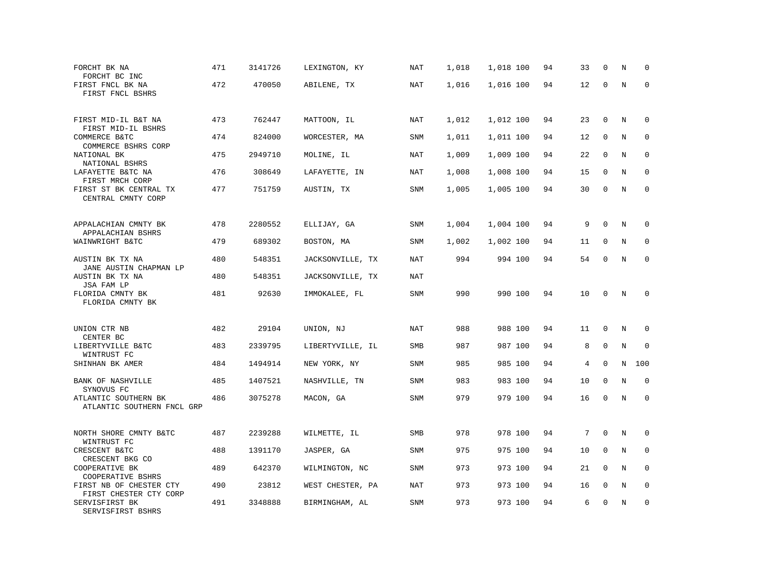| | | | | | | | | | | | |
|---|---|---|---|---|---|---|---|---|---|---|---|
| FORCHT BK NA<br>FORCHT BC INC | 471 | 3141726 | LEXINGTON, KY | NAT | 1,018 | 1,018 100 | 94 | 33 | 0 | N | 0 |
| FIRST FNCL BK NA<br>FIRST FNCL BSHRS | 472 | 470050 | ABILENE, TX | NAT | 1,016 | 1,016 100 | 94 | 12 | 0 | N | 0 |
| FIRST MID-IL B&T NA<br>FIRST MID-IL BSHRS | 473 | 762447 | MATTOON, IL | NAT | 1,012 | 1,012 100 | 94 | 23 | 0 | N | 0 |
| COMMERCE B&TC<br>COMMERCE BSHRS CORP | 474 | 824000 | WORCESTER, MA | SNM | 1,011 | 1,011 100 | 94 | 12 | 0 | N | 0 |
| NATIONAL BK<br>NATIONAL BSHRS | 475 | 2949710 | MOLINE, IL | NAT | 1,009 | 1,009 100 | 94 | 22 | 0 | N | 0 |
| LAFAYETTE B&TC NA<br>FIRST MRCH CORP | 476 | 308649 | LAFAYETTE, IN | NAT | 1,008 | 1,008 100 | 94 | 15 | 0 | N | 0 |
| FIRST ST BK CENTRAL TX<br>CENTRAL CMNTY CORP | 477 | 751759 | AUSTIN, TX | SNM | 1,005 | 1,005 100 | 94 | 30 | 0 | N | 0 |
| APPALACHIAN CMNTY BK<br>APPALACHIAN BSHRS | 478 | 2280552 | ELLIJAY, GA | SNM | 1,004 | 1,004 100 | 94 | 9 | 0 | N | 0 |
| WAINWRIGHT B&TC | 479 | 689302 | BOSTON, MA | SNM | 1,002 | 1,002 100 | 94 | 11 | 0 | N | 0 |
| AUSTIN BK TX NA<br>JANE AUSTIN CHAPMAN LP | 480 | 548351 | JACKSONVILLE, TX | NAT | 994 | 994 100 | 94 | 54 | 0 | N | 0 |
| AUSTIN BK TX NA<br>JSA FAM LP | 480 | 548351 | JACKSONVILLE, TX | NAT | | | | | | | |
| FLORIDA CMNTY BK<br>FLORIDA CMNTY BK | 481 | 92630 | IMMOKALEE, FL | SNM | 990 | 990 100 | 94 | 10 | 0 | N | 0 |
| UNION CTR NB<br>CENTER BC | 482 | 29104 | UNION, NJ | NAT | 988 | 988 100 | 94 | 11 | 0 | N | 0 |
| LIBERTYVILLE B&TC<br>WINTRUST FC | 483 | 2339795 | LIBERTYVILLE, IL | SMB | 987 | 987 100 | 94 | 8 | 0 | N | 0 |
| SHINHAN BK AMER | 484 | 1494914 | NEW YORK, NY | SNM | 985 | 985 100 | 94 | 4 | 0 | N | 100 |
| BANK OF NASHVILLE<br>SYNOVUS FC | 485 | 1407521 | NASHVILLE, TN | SNM | 983 | 983 100 | 94 | 10 | 0 | N | 0 |
| ATLANTIC SOUTHERN BK<br>ATLANTIC SOUTHERN FNCL GRP | 486 | 3075278 | MACON, GA | SNM | 979 | 979 100 | 94 | 16 | 0 | N | 0 |
| NORTH SHORE CMNTY B&TC<br>WINTRUST FC | 487 | 2239288 | WILMETTE, IL | SMB | 978 | 978 100 | 94 | 7 | 0 | N | 0 |
| CRESCENT B&TC<br>CRESCENT BKG CO | 488 | 1391170 | JASPER, GA | SNM | 975 | 975 100 | 94 | 10 | 0 | N | 0 |
| COOPERATIVE BK<br>COOPERATIVE BSHRS | 489 | 642370 | WILMINGTON, NC | SNM | 973 | 973 100 | 94 | 21 | 0 | N | 0 |
| FIRST NB OF CHESTER CTY<br>FIRST CHESTER CTY CORP | 490 | 23812 | WEST CHESTER, PA | NAT | 973 | 973 100 | 94 | 16 | 0 | N | 0 |
| SERVISFIRST BK<br>SERVISFIRST BSHRS | 491 | 3348888 | BIRMINGHAM, AL | SNM | 973 | 973 100 | 94 | 6 | 0 | N | 0 |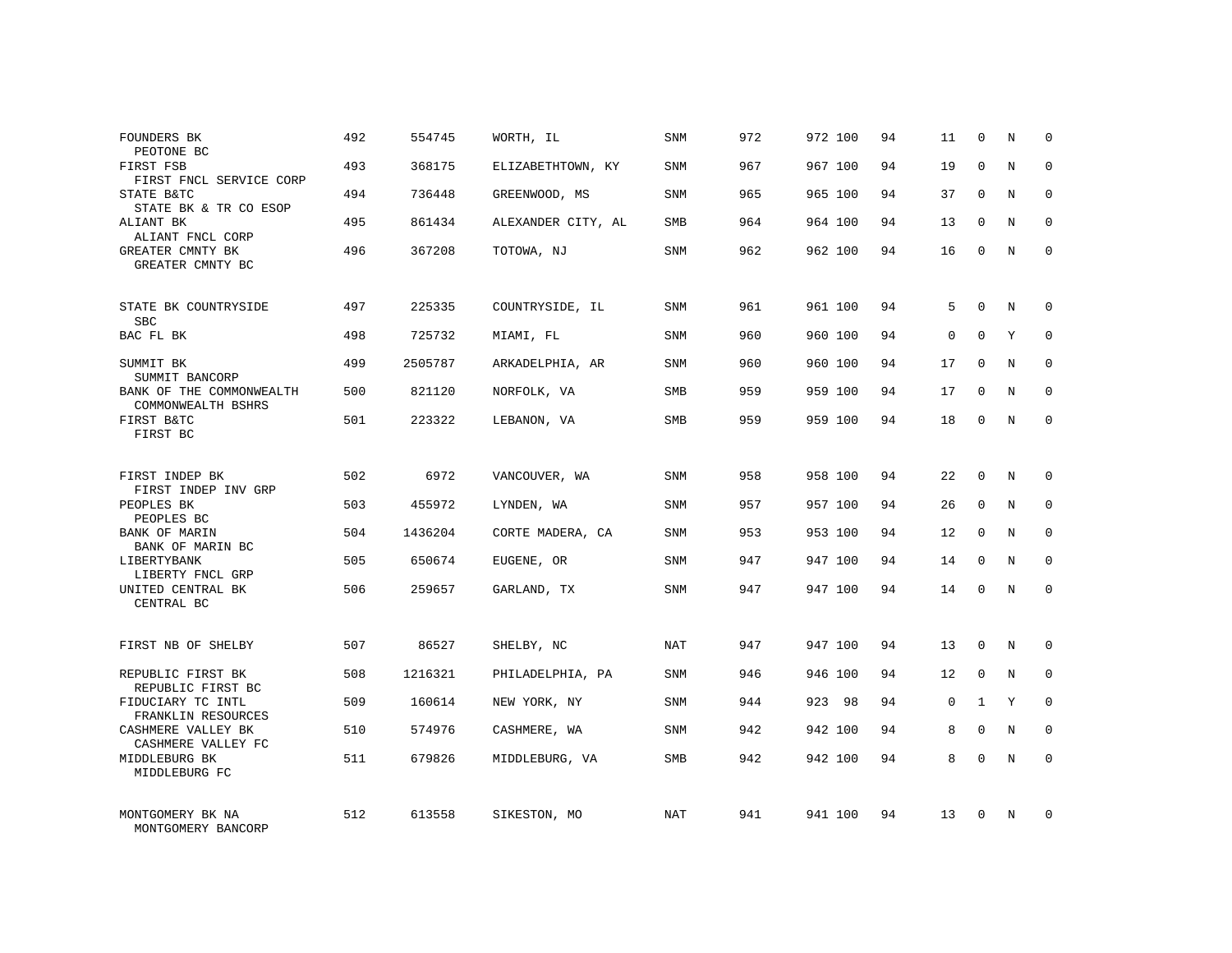| | | | | | | | | | | | | |
|---|---|---|---|---|---|---|---|---|---|---|---|---|
| FOUNDERS BK<br>PEOTONE BC | 492 | 554745 | WORTH, IL | SNM | 972 | 972 | 100 | 94 | 11 | 0 | N | 0 |
| FIRST FSB<br>FIRST FNCL SERVICE CORP | 493 | 368175 | ELIZABETHTOWN, KY | SNM | 967 | 967 | 100 | 94 | 19 | 0 | N | 0 |
| STATE B&TC<br>STATE BK & TR CO ESOP | 494 | 736448 | GREENWOOD, MS | SNM | 965 | 965 | 100 | 94 | 37 | 0 | N | 0 |
| ALIANT BK<br>ALIANT FNCL CORP | 495 | 861434 | ALEXANDER CITY, AL | SMB | 964 | 964 | 100 | 94 | 13 | 0 | N | 0 |
| GREATER CMNTY BK<br>GREATER CMNTY BC | 496 | 367208 | TOTOWA, NJ | SNM | 962 | 962 | 100 | 94 | 16 | 0 | N | 0 |
| STATE BK COUNTRYSIDE<br>SBC | 497 | 225335 | COUNTRYSIDE, IL | SNM | 961 | 961 | 100 | 94 | 5 | 0 | N | 0 |
| BAC FL BK | 498 | 725732 | MIAMI, FL | SNM | 960 | 960 | 100 | 94 | 0 | 0 | Y | 0 |
| SUMMIT BK<br>SUMMIT BANCORP | 499 | 2505787 | ARKADELPHIA, AR | SNM | 960 | 960 | 100 | 94 | 17 | 0 | N | 0 |
| BANK OF THE COMMONWEALTH<br>COMMONWEALTH BSHRS | 500 | 821120 | NORFOLK, VA | SMB | 959 | 959 | 100 | 94 | 17 | 0 | N | 0 |
| FIRST B&TC<br>FIRST BC | 501 | 223322 | LEBANON, VA | SMB | 959 | 959 | 100 | 94 | 18 | 0 | N | 0 |
| FIRST INDEP BK<br>FIRST INDEP INV GRP | 502 | 6972 | VANCOUVER, WA | SNM | 958 | 958 | 100 | 94 | 22 | 0 | N | 0 |
| PEOPLES BK<br>PEOPLES BC | 503 | 455972 | LYNDEN, WA | SNM | 957 | 957 | 100 | 94 | 26 | 0 | N | 0 |
| BANK OF MARIN<br>BANK OF MARIN BC | 504 | 1436204 | CORTE MADERA, CA | SNM | 953 | 953 | 100 | 94 | 12 | 0 | N | 0 |
| LIBERTYBANK<br>LIBERTY FNCL GRP | 505 | 650674 | EUGENE, OR | SNM | 947 | 947 | 100 | 94 | 14 | 0 | N | 0 |
| UNITED CENTRAL BK<br>CENTRAL BC | 506 | 259657 | GARLAND, TX | SNM | 947 | 947 | 100 | 94 | 14 | 0 | N | 0 |
| FIRST NB OF SHELBY | 507 | 86527 | SHELBY, NC | NAT | 947 | 947 | 100 | 94 | 13 | 0 | N | 0 |
| REPUBLIC FIRST BK<br>REPUBLIC FIRST BC | 508 | 1216321 | PHILADELPHIA, PA | SNM | 946 | 946 | 100 | 94 | 12 | 0 | N | 0 |
| FIDUCIARY TC INTL<br>FRANKLIN RESOURCES | 509 | 160614 | NEW YORK, NY | SNM | 944 | 923 | 98 | 94 | 0 | 1 | Y | 0 |
| CASHMERE VALLEY BK<br>CASHMERE VALLEY FC | 510 | 574976 | CASHMERE, WA | SNM | 942 | 942 | 100 | 94 | 8 | 0 | N | 0 |
| MIDDLEBURG BK<br>MIDDLEBURG FC | 511 | 679826 | MIDDLEBURG, VA | SMB | 942 | 942 | 100 | 94 | 8 | 0 | N | 0 |
| MONTGOMERY BK NA<br>MONTGOMERY BANCORP | 512 | 613558 | SIKESTON, MO | NAT | 941 | 941 | 100 | 94 | 13 | 0 | N | 0 |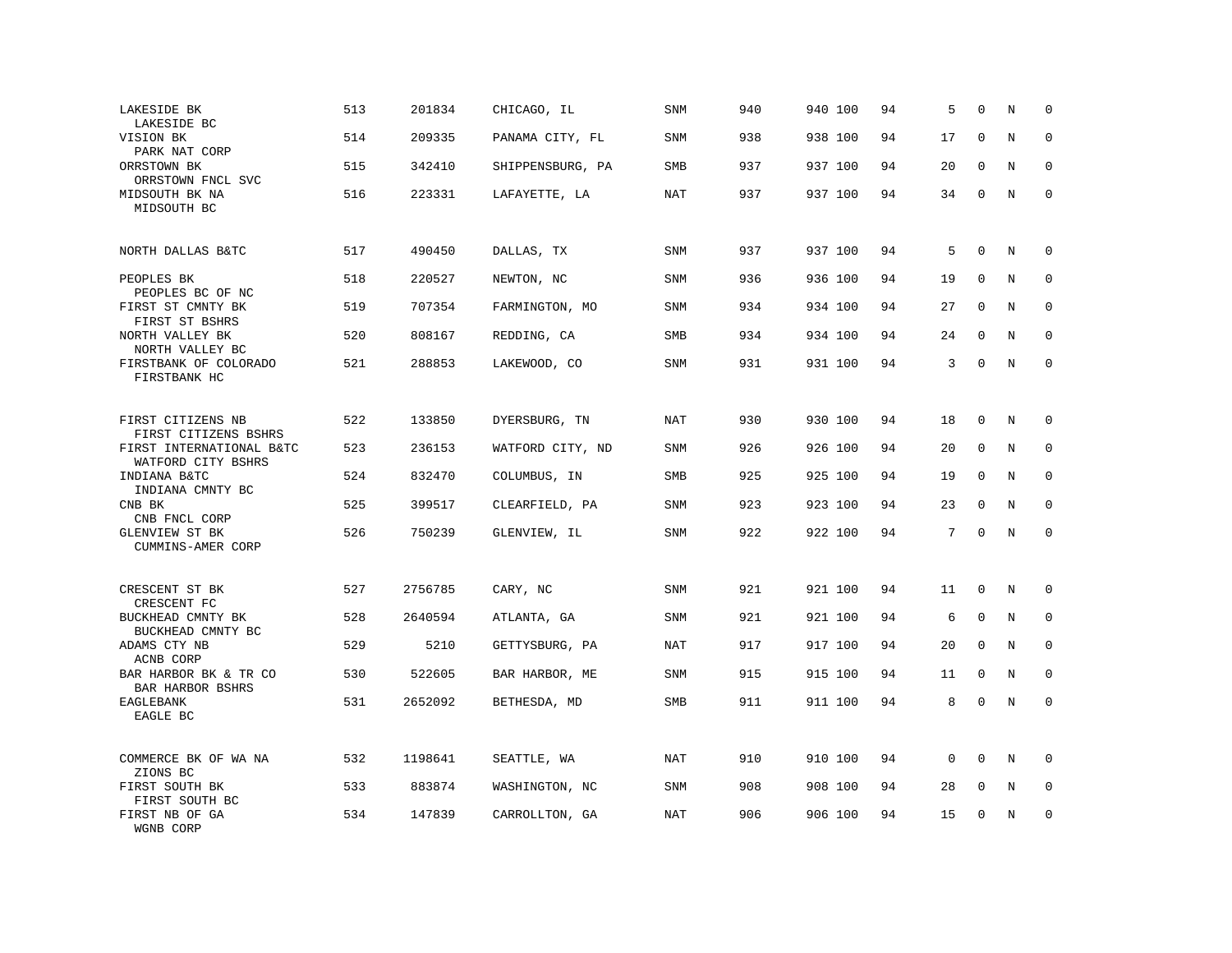| | | | | | | | | | | | |
|---|---|---|---|---|---|---|---|---|---|---|---|
| LAKESIDE BK<br>LAKESIDE BC | 513 | 201834 | CHICAGO, IL | SNM | 940 | 940 | 100 | 94 | 5 | 0 | N | 0 |
| VISION BK<br>PARK NAT CORP | 514 | 209335 | PANAMA CITY, FL | SNM | 938 | 938 | 100 | 94 | 17 | 0 | N | 0 |
| ORRSTOWN BK<br>ORRSTOWN FNCL SVC | 515 | 342410 | SHIPPENSBURG, PA | SMB | 937 | 937 | 100 | 94 | 20 | 0 | N | 0 |
| MIDSOUTH BK NA<br>MIDSOUTH BC | 516 | 223331 | LAFAYETTE, LA | NAT | 937 | 937 | 100 | 94 | 34 | 0 | N | 0 |
| NORTH DALLAS B&TC | 517 | 490450 | DALLAS, TX | SNM | 937 | 937 | 100 | 94 | 5 | 0 | N | 0 |
| PEOPLES BK<br>PEOPLES BC OF NC | 518 | 220527 | NEWTON, NC | SNM | 936 | 936 | 100 | 94 | 19 | 0 | N | 0 |
| FIRST ST CMNTY BK<br>FIRST ST BSHRS | 519 | 707354 | FARMINGTON, MO | SNM | 934 | 934 | 100 | 94 | 27 | 0 | N | 0 |
| NORTH VALLEY BK<br>NORTH VALLEY BC | 520 | 808167 | REDDING, CA | SMB | 934 | 934 | 100 | 94 | 24 | 0 | N | 0 |
| FIRSTBANK OF COLORADO<br>FIRSTBANK HC | 521 | 288853 | LAKEWOOD, CO | SNM | 931 | 931 | 100 | 94 | 3 | 0 | N | 0 |
| FIRST CITIZENS NB<br>FIRST CITIZENS BSHRS | 522 | 133850 | DYERSBURG, TN | NAT | 930 | 930 | 100 | 94 | 18 | 0 | N | 0 |
| FIRST INTERNATIONAL B&TC<br>WATFORD CITY BSHRS | 523 | 236153 | WATFORD CITY, ND | SNM | 926 | 926 | 100 | 94 | 20 | 0 | N | 0 |
| INDIANA B&TC<br>INDIANA CMNTY BC | 524 | 832470 | COLUMBUS, IN | SMB | 925 | 925 | 100 | 94 | 19 | 0 | N | 0 |
| CNB BK<br>CNB FNCL CORP | 525 | 399517 | CLEARFIELD, PA | SNM | 923 | 923 | 100 | 94 | 23 | 0 | N | 0 |
| GLENVIEW ST BK<br>CUMMINS-AMER CORP | 526 | 750239 | GLENVIEW, IL | SNM | 922 | 922 | 100 | 94 | 7 | 0 | N | 0 |
| CRESCENT ST BK<br>CRESCENT FC | 527 | 2756785 | CARY, NC | SNM | 921 | 921 | 100 | 94 | 11 | 0 | N | 0 |
| BUCKHEAD CMNTY BK<br>BUCKHEAD CMNTY BC | 528 | 2640594 | ATLANTA, GA | SNM | 921 | 921 | 100 | 94 | 6 | 0 | N | 0 |
| ADAMS CTY NB<br>ACNB CORP | 529 | 5210 | GETTYSBURG, PA | NAT | 917 | 917 | 100 | 94 | 20 | 0 | N | 0 |
| BAR HARBOR BK & TR CO<br>BAR HARBOR BSHRS | 530 | 522605 | BAR HARBOR, ME | SNM | 915 | 915 | 100 | 94 | 11 | 0 | N | 0 |
| EAGLEBANK<br>EAGLE BC | 531 | 2652092 | BETHESDA, MD | SMB | 911 | 911 | 100 | 94 | 8 | 0 | N | 0 |
| COMMERCE BK OF WA NA<br>ZIONS BC | 532 | 1198641 | SEATTLE, WA | NAT | 910 | 910 | 100 | 94 | 0 | 0 | N | 0 |
| FIRST SOUTH BK<br>FIRST SOUTH BC | 533 | 883874 | WASHINGTON, NC | SNM | 908 | 908 | 100 | 94 | 28 | 0 | N | 0 |
| FIRST NB OF GA<br>WGNB CORP | 534 | 147839 | CARROLLTON, GA | NAT | 906 | 906 | 100 | 94 | 15 | 0 | N | 0 |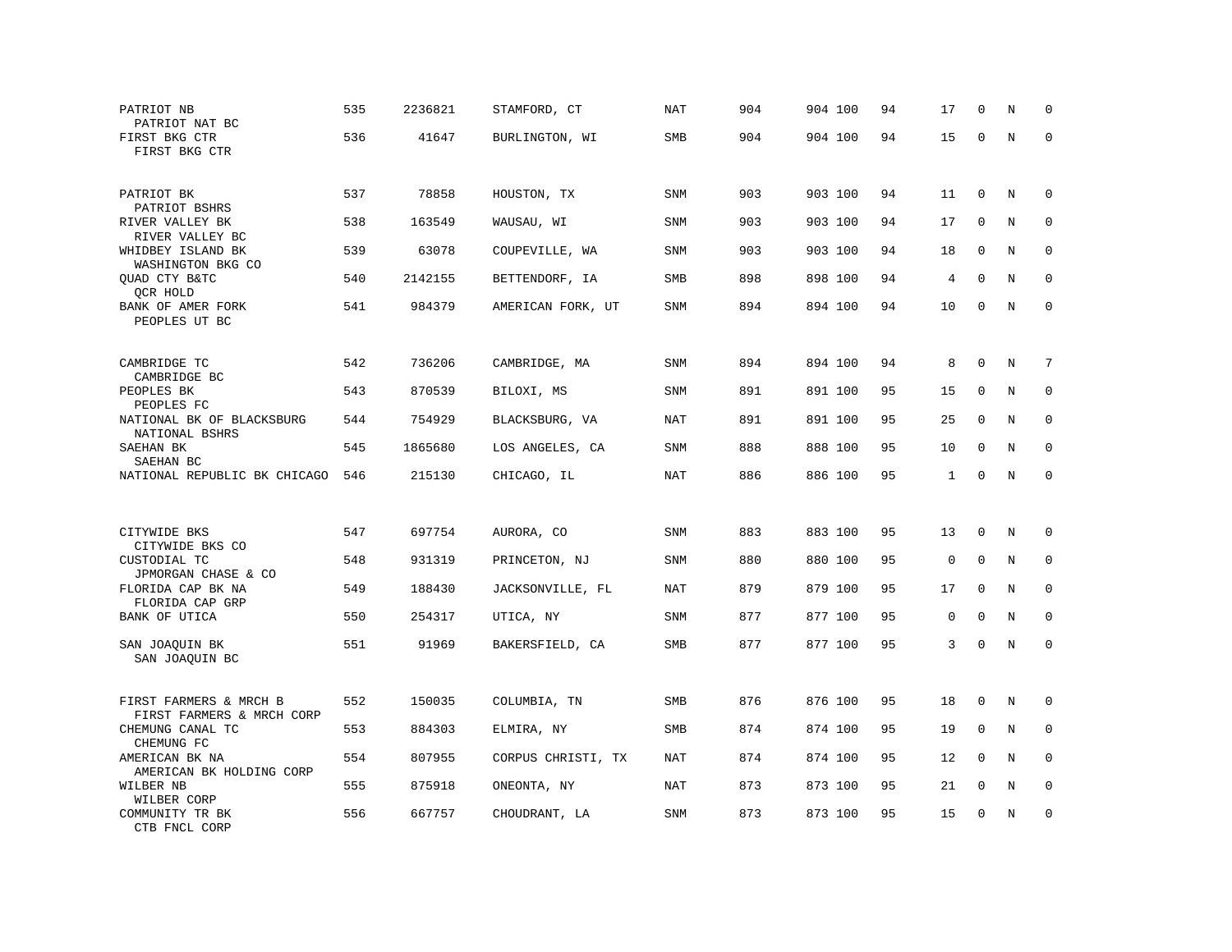| | | | | | | | | | | | | |
|---|---|---|---|---|---|---|---|---|---|---|---|---|
| PATRIOT NB<br>PATRIOT NAT BC | 535 | 2236821 | STAMFORD, CT | NAT | 904 | 904 | 100 | 94 | 17 | 0 | N | 0 |
| FIRST BKG CTR<br>FIRST BKG CTR | 536 | 41647 | BURLINGTON, WI | SMB | 904 | 904 | 100 | 94 | 15 | 0 | N | 0 |
| PATRIOT BK<br>PATRIOT BSHRS | 537 | 78858 | HOUSTON, TX | SNM | 903 | 903 | 100 | 94 | 11 | 0 | N | 0 |
| RIVER VALLEY BK<br>RIVER VALLEY BC | 538 | 163549 | WAUSAU, WI | SNM | 903 | 903 | 100 | 94 | 17 | 0 | N | 0 |
| WHIDBEY ISLAND BK<br>WASHINGTON BKG CO | 539 | 63078 | COUPEVILLE, WA | SNM | 903 | 903 | 100 | 94 | 18 | 0 | N | 0 |
| QUAD CTY B&TC<br>QCR HOLD | 540 | 2142155 | BETTENDORF, IA | SMB | 898 | 898 | 100 | 94 | 4 | 0 | N | 0 |
| BANK OF AMER FORK<br>PEOPLES UT BC | 541 | 984379 | AMERICAN FORK, UT | SNM | 894 | 894 | 100 | 94 | 10 | 0 | N | 0 |
| CAMBRIDGE TC<br>CAMBRIDGE BC | 542 | 736206 | CAMBRIDGE, MA | SNM | 894 | 894 | 100 | 94 | 8 | 0 | N | 7 |
| PEOPLES BK<br>PEOPLES FC | 543 | 870539 | BILOXI, MS | SNM | 891 | 891 | 100 | 95 | 15 | 0 | N | 0 |
| NATIONAL BK OF BLACKSBURG<br>NATIONAL BSHRS | 544 | 754929 | BLACKSBURG, VA | NAT | 891 | 891 | 100 | 95 | 25 | 0 | N | 0 |
| SAEHAN BK<br>SAEHAN BC | 545 | 1865680 | LOS ANGELES, CA | SNM | 888 | 888 | 100 | 95 | 10 | 0 | N | 0 |
| NATIONAL REPUBLIC BK CHICAGO | 546 | 215130 | CHICAGO, IL | NAT | 886 | 886 | 100 | 95 | 1 | 0 | N | 0 |
| CITYWIDE BKS<br>CITYWIDE BKS CO | 547 | 697754 | AURORA, CO | SNM | 883 | 883 | 100 | 95 | 13 | 0 | N | 0 |
| CUSTODIAL TC<br>JPMORGAN CHASE & CO | 548 | 931319 | PRINCETON, NJ | SNM | 880 | 880 | 100 | 95 | 0 | 0 | N | 0 |
| FLORIDA CAP BK NA<br>FLORIDA CAP GRP | 549 | 188430 | JACKSONVILLE, FL | NAT | 879 | 879 | 100 | 95 | 17 | 0 | N | 0 |
| BANK OF UTICA | 550 | 254317 | UTICA, NY | SNM | 877 | 877 | 100 | 95 | 0 | 0 | N | 0 |
| SAN JOAQUIN BK<br>SAN JOAQUIN BC | 551 | 91969 | BAKERSFIELD, CA | SMB | 877 | 877 | 100 | 95 | 3 | 0 | N | 0 |
| FIRST FARMERS & MRCH B<br>FIRST FARMERS & MRCH CORP | 552 | 150035 | COLUMBIA, TN | SMB | 876 | 876 | 100 | 95 | 18 | 0 | N | 0 |
| CHEMUNG CANAL TC<br>CHEMUNG FC | 553 | 884303 | ELMIRA, NY | SMB | 874 | 874 | 100 | 95 | 19 | 0 | N | 0 |
| AMERICAN BK NA<br>AMERICAN BK HOLDING CORP | 554 | 807955 | CORPUS CHRISTI, TX | NAT | 874 | 874 | 100 | 95 | 12 | 0 | N | 0 |
| WILBER NB<br>WILBER CORP | 555 | 875918 | ONEONTA, NY | NAT | 873 | 873 | 100 | 95 | 21 | 0 | N | 0 |
| COMMUNITY TR BK<br>CTB FNCL CORP | 556 | 667757 | CHOUDRANT, LA | SNM | 873 | 873 | 100 | 95 | 15 | 0 | N | 0 |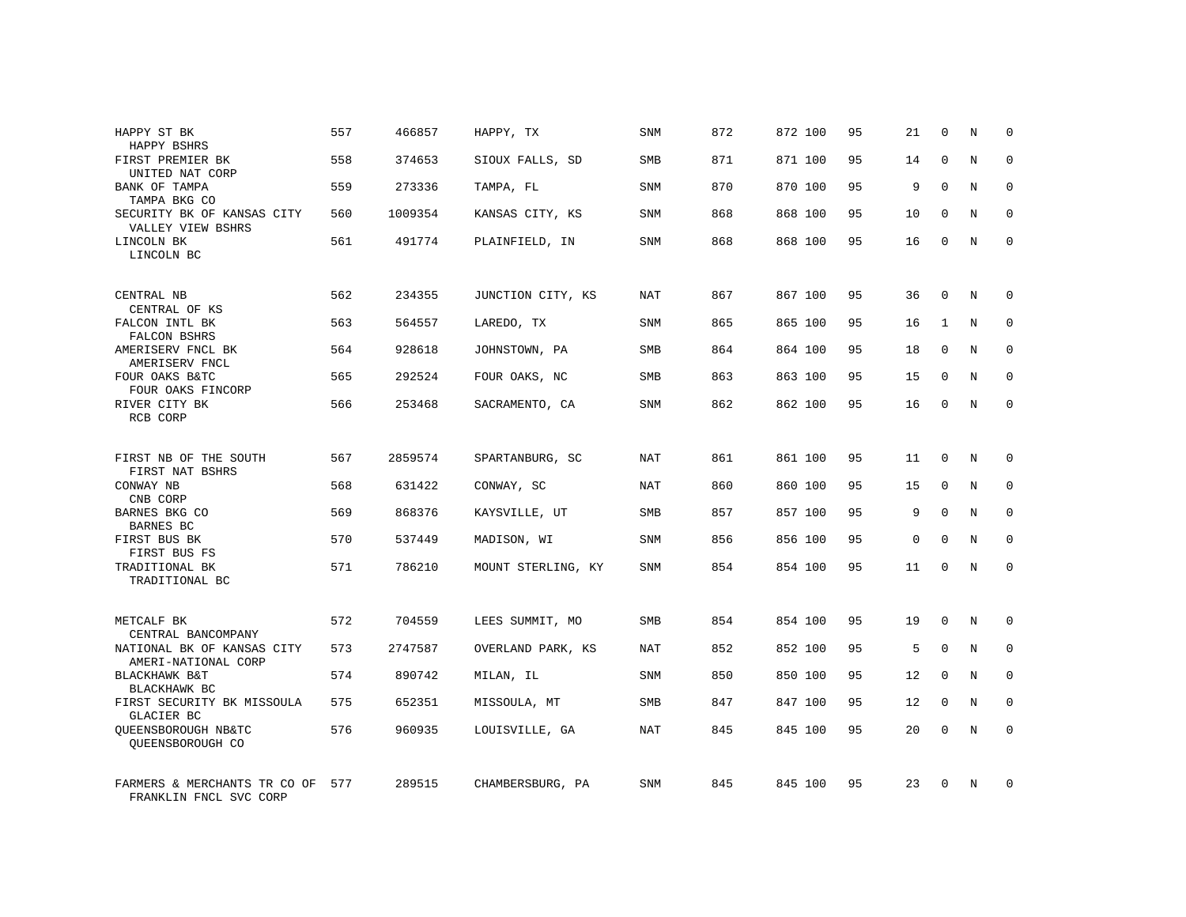| | | | | | | | | | | | | |
|---|---|---|---|---|---|---|---|---|---|---|---|---|
| HAPPY ST BK<br>HAPPY BSHRS | 557 | 466857 | HAPPY, TX | SNM | 872 | 872 | 100 | 95 | 21 | 0 | N | 0 |
| FIRST PREMIER BK<br>UNITED NAT CORP | 558 | 374653 | SIOUX FALLS, SD | SMB | 871 | 871 | 100 | 95 | 14 | 0 | N | 0 |
| BANK OF TAMPA<br>TAMPA BKG CO | 559 | 273336 | TAMPA, FL | SNM | 870 | 870 | 100 | 95 | 9 | 0 | N | 0 |
| SECURITY BK OF KANSAS CITY<br>VALLEY VIEW BSHRS | 560 | 1009354 | KANSAS CITY, KS | SNM | 868 | 868 | 100 | 95 | 10 | 0 | N | 0 |
| LINCOLN BK<br>LINCOLN BC | 561 | 491774 | PLAINFIELD, IN | SNM | 868 | 868 | 100 | 95 | 16 | 0 | N | 0 |
| CENTRAL NB<br>CENTRAL OF KS | 562 | 234355 | JUNCTION CITY, KS | NAT | 867 | 867 | 100 | 95 | 36 | 0 | N | 0 |
| FALCON INTL BK<br>FALCON BSHRS | 563 | 564557 | LAREDO, TX | SNM | 865 | 865 | 100 | 95 | 16 | 1 | N | 0 |
| AMERISERV FNCL BK<br>AMERISERV FNCL | 564 | 928618 | JOHNSTOWN, PA | SMB | 864 | 864 | 100 | 95 | 18 | 0 | N | 0 |
| FOUR OAKS B&TC<br>FOUR OAKS FINCORP | 565 | 292524 | FOUR OAKS, NC | SMB | 863 | 863 | 100 | 95 | 15 | 0 | N | 0 |
| RIVER CITY BK<br>RCB CORP | 566 | 253468 | SACRAMENTO, CA | SNM | 862 | 862 | 100 | 95 | 16 | 0 | N | 0 |
| FIRST NB OF THE SOUTH<br>FIRST NAT BSHRS | 567 | 2859574 | SPARTANBURG, SC | NAT | 861 | 861 | 100 | 95 | 11 | 0 | N | 0 |
| CONWAY NB<br>CNB CORP | 568 | 631422 | CONWAY, SC | NAT | 860 | 860 | 100 | 95 | 15 | 0 | N | 0 |
| BARNES BKG CO<br>BARNES BC | 569 | 868376 | KAYSVILLE, UT | SMB | 857 | 857 | 100 | 95 | 9 | 0 | N | 0 |
| FIRST BUS BK<br>FIRST BUS FS | 570 | 537449 | MADISON, WI | SNM | 856 | 856 | 100 | 95 | 0 | 0 | N | 0 |
| TRADITIONAL BK<br>TRADITIONAL BC | 571 | 786210 | MOUNT STERLING, KY | SNM | 854 | 854 | 100 | 95 | 11 | 0 | N | 0 |
| METCALF BK<br>CENTRAL BANCOMPANY | 572 | 704559 | LEES SUMMIT, MO | SMB | 854 | 854 | 100 | 95 | 19 | 0 | N | 0 |
| NATIONAL BK OF KANSAS CITY<br>AMERI-NATIONAL CORP | 573 | 2747587 | OVERLAND PARK, KS | NAT | 852 | 852 | 100 | 95 | 5 | 0 | N | 0 |
| BLACKHAWK B&T<br>BLACKHAWK BC | 574 | 890742 | MILAN, IL | SNM | 850 | 850 | 100 | 95 | 12 | 0 | N | 0 |
| FIRST SECURITY BK MISSOULA<br>GLACIER BC | 575 | 652351 | MISSOULA, MT | SMB | 847 | 847 | 100 | 95 | 12 | 0 | N | 0 |
| QUEENSBOROUGH NB&TC<br>QUEENSBOROUGH CO | 576 | 960935 | LOUISVILLE, GA | NAT | 845 | 845 | 100 | 95 | 20 | 0 | N | 0 |
| FARMERS & MERCHANTS TR CO OF<br>FRANKLIN FNCL SVC CORP | 577 | 289515 | CHAMBERSBURG, PA | SNM | 845 | 845 | 100 | 95 | 23 | 0 | N | 0 |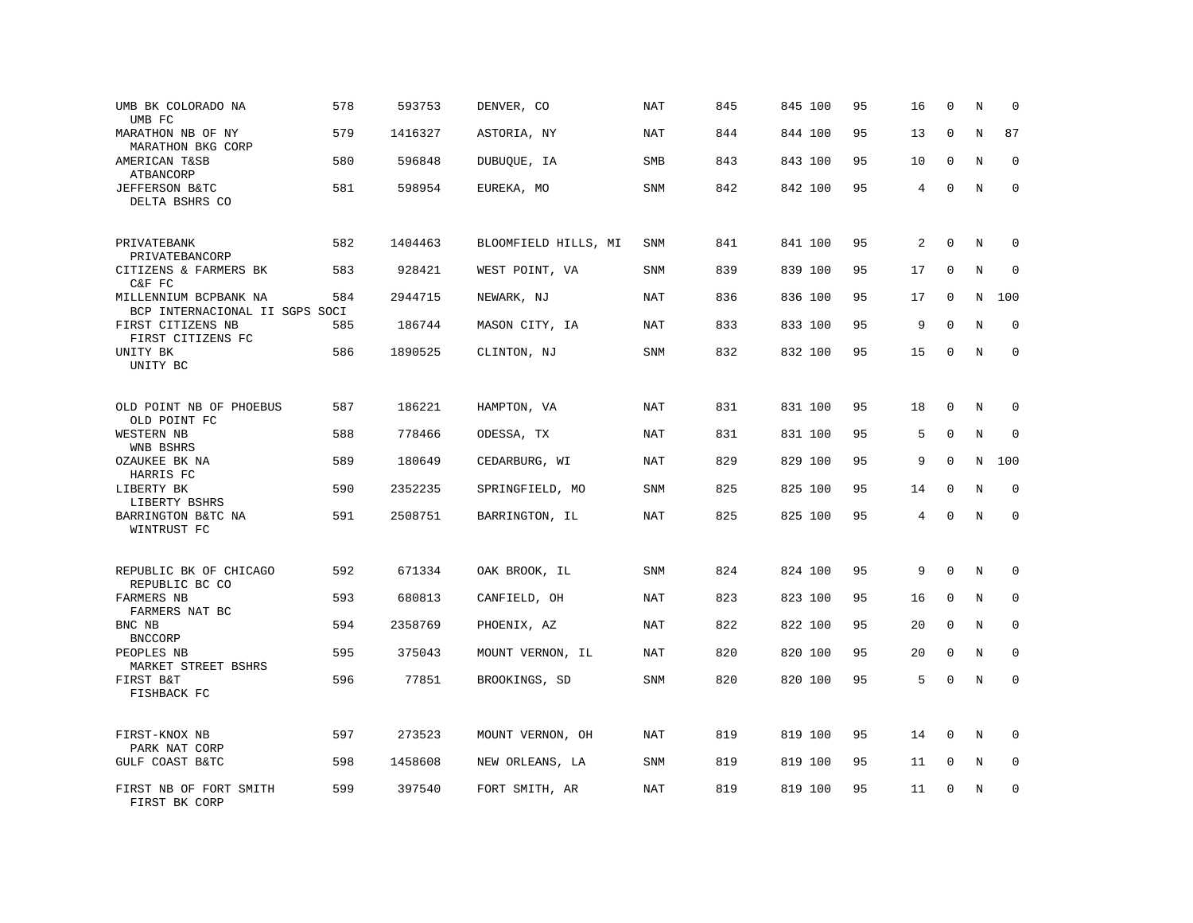| | | | | | | | | | | | | |
|---|---|---|---|---|---|---|---|---|---|---|---|---|
| UMB BK COLORADO NA<br>UMB FC | 578 | 593753 | DENVER, CO | NAT | 845 | 845 | 100 | 95 | 16 | 0 | N | 0 |
| MARATHON NB OF NY<br>MARATHON BKG CORP | 579 | 1416327 | ASTORIA, NY | NAT | 844 | 844 | 100 | 95 | 13 | 0 | N | 87 |
| AMERICAN T&SB<br>ATBANCORP | 580 | 596848 | DUBUQUE, IA | SMB | 843 | 843 | 100 | 95 | 10 | 0 | N | 0 |
| JEFFERSON B&TC<br>DELTA BSHRS CO | 581 | 598954 | EUREKA, MO | SNM | 842 | 842 | 100 | 95 | 4 | 0 | N | 0 |
| PRIVATEBANK<br>PRIVATEBANCORP | 582 | 1404463 | BLOOMFIELD HILLS, MI | SNM | 841 | 841 | 100 | 95 | 2 | 0 | N | 0 |
| CITIZENS & FARMERS BK<br>C&F FC | 583 | 928421 | WEST POINT, VA | SNM | 839 | 839 | 100 | 95 | 17 | 0 | N | 0 |
| MILLENNIUM BCPBANK NA<br>BCP INTERNACIONAL II SGPS SOCI | 584 | 2944715 | NEWARK, NJ | NAT | 836 | 836 | 100 | 95 | 17 | 0 | N | 100 |
| FIRST CITIZENS NB<br>FIRST CITIZENS FC | 585 | 186744 | MASON CITY, IA | NAT | 833 | 833 | 100 | 95 | 9 | 0 | N | 0 |
| UNITY BK<br>UNITY BC | 586 | 1890525 | CLINTON, NJ | SNM | 832 | 832 | 100 | 95 | 15 | 0 | N | 0 |
| OLD POINT NB OF PHOEBUS<br>OLD POINT FC | 587 | 186221 | HAMPTON, VA | NAT | 831 | 831 | 100 | 95 | 18 | 0 | N | 0 |
| WESTERN NB<br>WNB BSHRS | 588 | 778466 | ODESSA, TX | NAT | 831 | 831 | 100 | 95 | 5 | 0 | N | 0 |
| OZAUKEE BK NA<br>HARRIS FC | 589 | 180649 | CEDARBURG, WI | NAT | 829 | 829 | 100 | 95 | 9 | 0 | N | 100 |
| LIBERTY BK<br>LIBERTY BSHRS | 590 | 2352235 | SPRINGFIELD, MO | SNM | 825 | 825 | 100 | 95 | 14 | 0 | N | 0 |
| BARRINGTON B&TC NA<br>WINTRUST FC | 591 | 2508751 | BARRINGTON, IL | NAT | 825 | 825 | 100 | 95 | 4 | 0 | N | 0 |
| REPUBLIC BK OF CHICAGO<br>REPUBLIC BC CO | 592 | 671334 | OAK BROOK, IL | SNM | 824 | 824 | 100 | 95 | 9 | 0 | N | 0 |
| FARMERS NB<br>FARMERS NAT BC | 593 | 680813 | CANFIELD, OH | NAT | 823 | 823 | 100 | 95 | 16 | 0 | N | 0 |
| BNC NB<br>BNCCORP | 594 | 2358769 | PHOENIX, AZ | NAT | 822 | 822 | 100 | 95 | 20 | 0 | N | 0 |
| PEOPLES NB<br>MARKET STREET BSHRS | 595 | 375043 | MOUNT VERNON, IL | NAT | 820 | 820 | 100 | 95 | 20 | 0 | N | 0 |
| FIRST B&T<br>FISHBACK FC | 596 | 77851 | BROOKINGS, SD | SNM | 820 | 820 | 100 | 95 | 5 | 0 | N | 0 |
| FIRST-KNOX NB<br>PARK NAT CORP | 597 | 273523 | MOUNT VERNON, OH | NAT | 819 | 819 | 100 | 95 | 14 | 0 | N | 0 |
| GULF COAST B&TC | 598 | 1458608 | NEW ORLEANS, LA | SNM | 819 | 819 | 100 | 95 | 11 | 0 | N | 0 |
| FIRST NB OF FORT SMITH<br>FIRST BK CORP | 599 | 397540 | FORT SMITH, AR | NAT | 819 | 819 | 100 | 95 | 11 | 0 | N | 0 |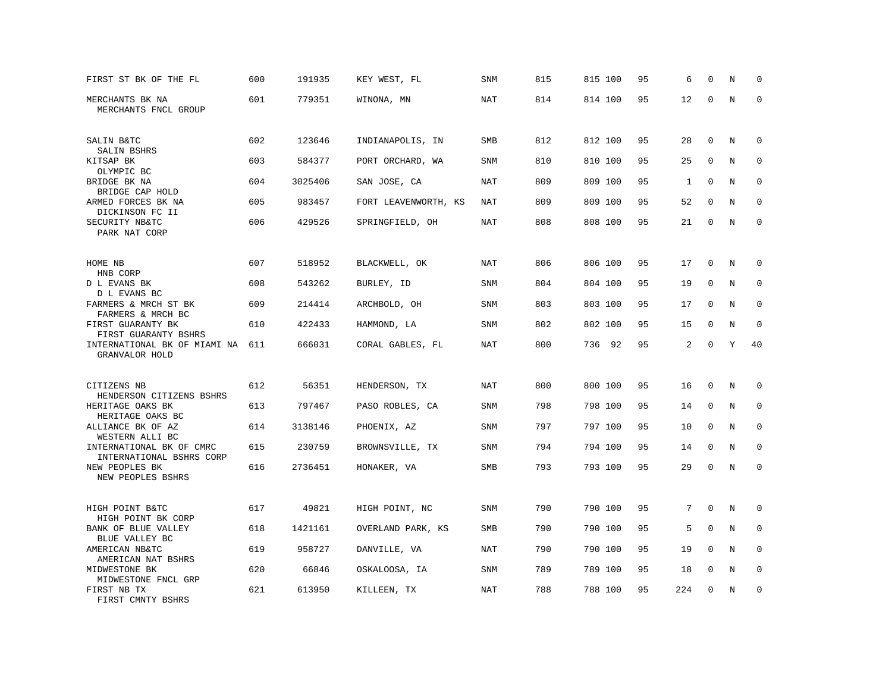| | | | | | | | | | | | | |
|---|---|---|---|---|---|---|---|---|---|---|---|---|
| FIRST ST BK OF THE FL | 600 | 191935 | KEY WEST, FL | SNM | 815 | 815 | 100 | 95 | 6 | 0 | N | 0 |
| MERCHANTS BK NA<br>MERCHANTS FNCL GROUP | 601 | 779351 | WINONA, MN | NAT | 814 | 814 | 100 | 95 | 12 | 0 | N | 0 |
| SALIN B&TC<br>SALIN BSHRS | 602 | 123646 | INDIANAPOLIS, IN | SMB | 812 | 812 | 100 | 95 | 28 | 0 | N | 0 |
| KITSAP BK<br>OLYMPIC BC | 603 | 584377 | PORT ORCHARD, WA | SNM | 810 | 810 | 100 | 95 | 25 | 0 | N | 0 |
| BRIDGE BK NA<br>BRIDGE CAP HOLD | 604 | 3025406 | SAN JOSE, CA | NAT | 809 | 809 | 100 | 95 | 1 | 0 | N | 0 |
| ARMED FORCES BK NA<br>DICKINSON FC II | 605 | 983457 | FORT LEAVENWORTH, KS | NAT | 809 | 809 | 100 | 95 | 52 | 0 | N | 0 |
| SECURITY NB&TC<br>PARK NAT CORP | 606 | 429526 | SPRINGFIELD, OH | NAT | 808 | 808 | 100 | 95 | 21 | 0 | N | 0 |
| HOME NB<br>HNB CORP | 607 | 518952 | BLACKWELL, OK | NAT | 806 | 806 | 100 | 95 | 17 | 0 | N | 0 |
| D L EVANS BK<br>D L EVANS BC | 608 | 543262 | BURLEY, ID | SNM | 804 | 804 | 100 | 95 | 19 | 0 | N | 0 |
| FARMERS & MRCH ST BK<br>FARMERS & MRCH BC | 609 | 214414 | ARCHBOLD, OH | SNM | 803 | 803 | 100 | 95 | 17 | 0 | N | 0 |
| FIRST GUARANTY BK<br>FIRST GUARANTY BSHRS | 610 | 422433 | HAMMOND, LA | SNM | 802 | 802 | 100 | 95 | 15 | 0 | N | 0 |
| INTERNATIONAL BK OF MIAMI NA<br>GRANVALOR HOLD | 611 | 666031 | CORAL GABLES, FL | NAT | 800 | 736 | 92 | 95 | 2 | 0 | Y | 40 |
| CITIZENS NB<br>HENDERSON CITIZENS BSHRS | 612 | 56351 | HENDERSON, TX | NAT | 800 | 800 | 100 | 95 | 16 | 0 | N | 0 |
| HERITAGE OAKS BK<br>HERITAGE OAKS BC | 613 | 797467 | PASO ROBLES, CA | SNM | 798 | 798 | 100 | 95 | 14 | 0 | N | 0 |
| ALLIANCE BK OF AZ<br>WESTERN ALLI BC | 614 | 3138146 | PHOENIX, AZ | SNM | 797 | 797 | 100 | 95 | 10 | 0 | N | 0 |
| INTERNATIONAL BK OF CMRC<br>INTERNATIONAL BSHRS CORP | 615 | 230759 | BROWNSVILLE, TX | SNM | 794 | 794 | 100 | 95 | 14 | 0 | N | 0 |
| NEW PEOPLES BK<br>NEW PEOPLES BSHRS | 616 | 2736451 | HONAKER, VA | SMB | 793 | 793 | 100 | 95 | 29 | 0 | N | 0 |
| HIGH POINT B&TC<br>HIGH POINT BK CORP | 617 | 49821 | HIGH POINT, NC | SNM | 790 | 790 | 100 | 95 | 7 | 0 | N | 0 |
| BANK OF BLUE VALLEY<br>BLUE VALLEY BC | 618 | 1421161 | OVERLAND PARK, KS | SMB | 790 | 790 | 100 | 95 | 5 | 0 | N | 0 |
| AMERICAN NB&TC<br>AMERICAN NAT BSHRS | 619 | 958727 | DANVILLE, VA | NAT | 790 | 790 | 100 | 95 | 19 | 0 | N | 0 |
| MIDWESTONE BK<br>MIDWESTONE FNCL GRP | 620 | 66846 | OSKALOOSA, IA | SNM | 789 | 789 | 100 | 95 | 18 | 0 | N | 0 |
| FIRST NB TX<br>FIRST CMNTY BSHRS | 621 | 613950 | KILLEEN, TX | NAT | 788 | 788 | 100 | 95 | 224 | 0 | N | 0 |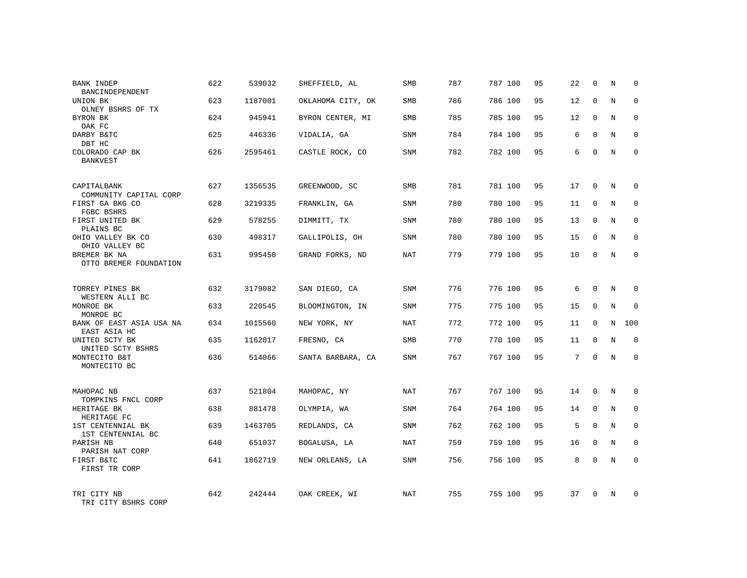| | | | | | | | | | | | | |
|---|---|---|---|---|---|---|---|---|---|---|---|---|
| BANK INDEP<br>BANCINDEPENDENT | 622 | 539032 | SHEFFIELD, AL | SMB | 787 | 787 | 100 | 95 | 22 | 0 | N | 0 |
| UNION BK<br>OLNEY BSHRS OF TX | 623 | 1187001 | OKLAHOMA CITY, OK | SMB | 786 | 786 | 100 | 95 | 12 | 0 | N | 0 |
| BYRON BK<br>OAK FC | 624 | 945941 | BYRON CENTER, MI | SMB | 785 | 785 | 100 | 95 | 12 | 0 | N | 0 |
| DARBY B&TC<br>DBT HC | 625 | 446336 | VIDALIA, GA | SNM | 784 | 784 | 100 | 95 | 6 | 0 | N | 0 |
| COLORADO CAP BK<br>BANKVEST | 626 | 2595461 | CASTLE ROCK, CO | SNM | 782 | 782 | 100 | 95 | 6 | 0 | N | 0 |
| CAPITALBANK<br>COMMUNITY CAPITAL CORP | 627 | 1356535 | GREENWOOD, SC | SMB | 781 | 781 | 100 | 95 | 17 | 0 | N | 0 |
| FIRST GA BKG CO<br>FGBC BSHRS | 628 | 3219335 | FRANKLIN, GA | SNM | 780 | 780 | 100 | 95 | 11 | 0 | N | 0 |
| FIRST UNITED BK<br>PLAINS BC | 629 | 578255 | DIMMITT, TX | SNM | 780 | 780 | 100 | 95 | 13 | 0 | N | 0 |
| OHIO VALLEY BK CO<br>OHIO VALLEY BC | 630 | 498317 | GALLIPOLIS, OH | SNM | 780 | 780 | 100 | 95 | 15 | 0 | N | 0 |
| BREMER BK NA<br>OTTO BREMER FOUNDATION | 631 | 995450 | GRAND FORKS, ND | NAT | 779 | 779 | 100 | 95 | 10 | 0 | N | 0 |
| TORREY PINES BK<br>WESTERN ALLI BC | 632 | 3179082 | SAN DIEGO, CA | SNM | 776 | 776 | 100 | 95 | 6 | 0 | N | 0 |
| MONROE BK<br>MONROE BC | 633 | 220545 | BLOOMINGTON, IN | SNM | 775 | 775 | 100 | 95 | 15 | 0 | N | 0 |
| BANK OF EAST ASIA USA NA<br>EAST ASIA HC | 634 | 1015560 | NEW YORK, NY | NAT | 772 | 772 | 100 | 95 | 11 | 0 | N | 100 |
| UNITED SCTY BK<br>UNITED SCTY BSHRS | 635 | 1162017 | FRESNO, CA | SMB | 770 | 770 | 100 | 95 | 11 | 0 | N | 0 |
| MONTECITO B&T<br>MONTECITO BC | 636 | 514066 | SANTA BARBARA, CA | SNM | 767 | 767 | 100 | 95 | 7 | 0 | N | 0 |
| MAHOPAC NB<br>TOMPKINS FNCL CORP | 637 | 521804 | MAHOPAC, NY | NAT | 767 | 767 | 100 | 95 | 14 | 0 | N | 0 |
| HERITAGE BK<br>HERITAGE FC | 638 | 881478 | OLYMPIA, WA | SNM | 764 | 764 | 100 | 95 | 14 | 0 | N | 0 |
| 1ST CENTENNIAL BK<br>1ST CENTENNIAL BC | 639 | 1463705 | REDLANDS, CA | SNM | 762 | 762 | 100 | 95 | 5 | 0 | N | 0 |
| PARISH NB<br>PARISH NAT CORP | 640 | 651037 | BOGALUSA, LA | NAT | 759 | 759 | 100 | 95 | 16 | 0 | N | 0 |
| FIRST B&TC<br>FIRST TR CORP | 641 | 1862719 | NEW ORLEANS, LA | SNM | 756 | 756 | 100 | 95 | 8 | 0 | N | 0 |
| TRI CITY NB<br>TRI CITY BSHRS CORP | 642 | 242444 | OAK CREEK, WI | NAT | 755 | 755 | 100 | 95 | 37 | 0 | N | 0 |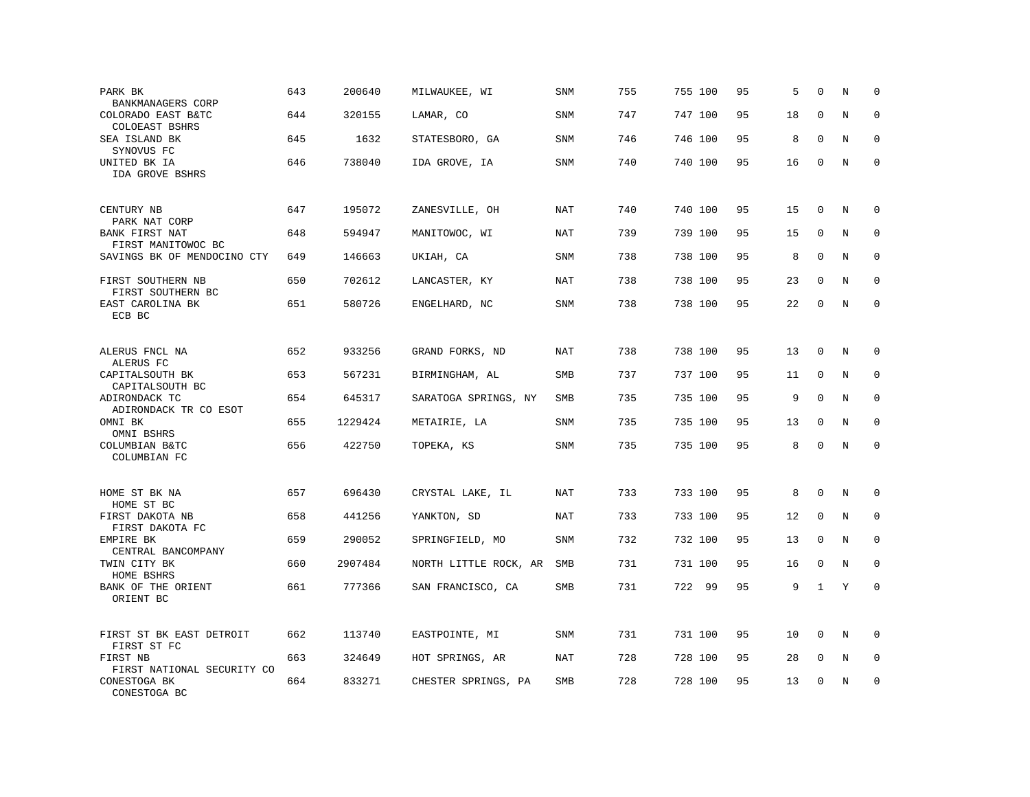| | | | | | | | | | | | | |
|---|---|---|---|---|---|---|---|---|---|---|---|---|
| PARK BK<br>BANKMANAGERS CORP | 643 | 200640 | MILWAUKEE, WI | SNM | 755 | 755 | 100 | 95 | 5 | 0 | N | 0 |
| COLORADO EAST B&TC<br>COLOEAST BSHRS | 644 | 320155 | LAMAR, CO | SNM | 747 | 747 | 100 | 95 | 18 | 0 | N | 0 |
| SEA ISLAND BK<br>SYNOVUS FC | 645 | 1632 | STATESBORO, GA | SNM | 746 | 746 | 100 | 95 | 8 | 0 | N | 0 |
| UNITED BK IA<br>IDA GROVE BSHRS | 646 | 738040 | IDA GROVE, IA | SNM | 740 | 740 | 100 | 95 | 16 | 0 | N | 0 |
| CENTURY NB<br>PARK NAT CORP | 647 | 195072 | ZANESVILLE, OH | NAT | 740 | 740 | 100 | 95 | 15 | 0 | N | 0 |
| BANK FIRST NAT<br>FIRST MANITOWOC BC | 648 | 594947 | MANITOWOC, WI | NAT | 739 | 739 | 100 | 95 | 15 | 0 | N | 0 |
| SAVINGS BK OF MENDOCINO CTY | 649 | 146663 | UKIAH, CA | SNM | 738 | 738 | 100 | 95 | 8 | 0 | N | 0 |
| FIRST SOUTHERN NB<br>FIRST SOUTHERN BC | 650 | 702612 | LANCASTER, KY | NAT | 738 | 738 | 100 | 95 | 23 | 0 | N | 0 |
| EAST CAROLINA BK<br>ECB BC | 651 | 580726 | ENGELHARD, NC | SNM | 738 | 738 | 100 | 95 | 22 | 0 | N | 0 |
| ALERUS FNCL NA<br>ALERUS FC | 652 | 933256 | GRAND FORKS, ND | NAT | 738 | 738 | 100 | 95 | 13 | 0 | N | 0 |
| CAPITALSOUTH BK<br>CAPITALSOUTH BC | 653 | 567231 | BIRMINGHAM, AL | SMB | 737 | 737 | 100 | 95 | 11 | 0 | N | 0 |
| ADIRONDACK TC<br>ADIRONDACK TR CO ESOT | 654 | 645317 | SARATOGA SPRINGS, NY | SMB | 735 | 735 | 100 | 95 | 9 | 0 | N | 0 |
| OMNI BK<br>OMNI BSHRS | 655 | 1229424 | METAIRIE, LA | SNM | 735 | 735 | 100 | 95 | 13 | 0 | N | 0 |
| COLUMBIAN B&TC<br>COLUMBIAN FC | 656 | 422750 | TOPEKA, KS | SNM | 735 | 735 | 100 | 95 | 8 | 0 | N | 0 |
| HOME ST BK NA<br>HOME ST BC | 657 | 696430 | CRYSTAL LAKE, IL | NAT | 733 | 733 | 100 | 95 | 8 | 0 | N | 0 |
| FIRST DAKOTA NB<br>FIRST DAKOTA FC | 658 | 441256 | YANKTON, SD | NAT | 733 | 733 | 100 | 95 | 12 | 0 | N | 0 |
| EMPIRE BK<br>CENTRAL BANCOMPANY | 659 | 290052 | SPRINGFIELD, MO | SNM | 732 | 732 | 100 | 95 | 13 | 0 | N | 0 |
| TWIN CITY BK<br>HOME BSHRS | 660 | 2907484 | NORTH LITTLE ROCK, AR | SMB | 731 | 731 | 100 | 95 | 16 | 0 | N | 0 |
| BANK OF THE ORIENT<br>ORIENT BC | 661 | 777366 | SAN FRANCISCO, CA | SMB | 731 | 722 | 99 | 95 | 9 | 1 | Y | 0 |
| FIRST ST BK EAST DETROIT<br>FIRST ST FC | 662 | 113740 | EASTPOINTE, MI | SNM | 731 | 731 | 100 | 95 | 10 | 0 | N | 0 |
| FIRST NB<br>FIRST NATIONAL SECURITY CO | 663 | 324649 | HOT SPRINGS, AR | NAT | 728 | 728 | 100 | 95 | 28 | 0 | N | 0 |
| CONESTOGA BK<br>CONESTOGA BC | 664 | 833271 | CHESTER SPRINGS, PA | SMB | 728 | 728 | 100 | 95 | 13 | 0 | N | 0 |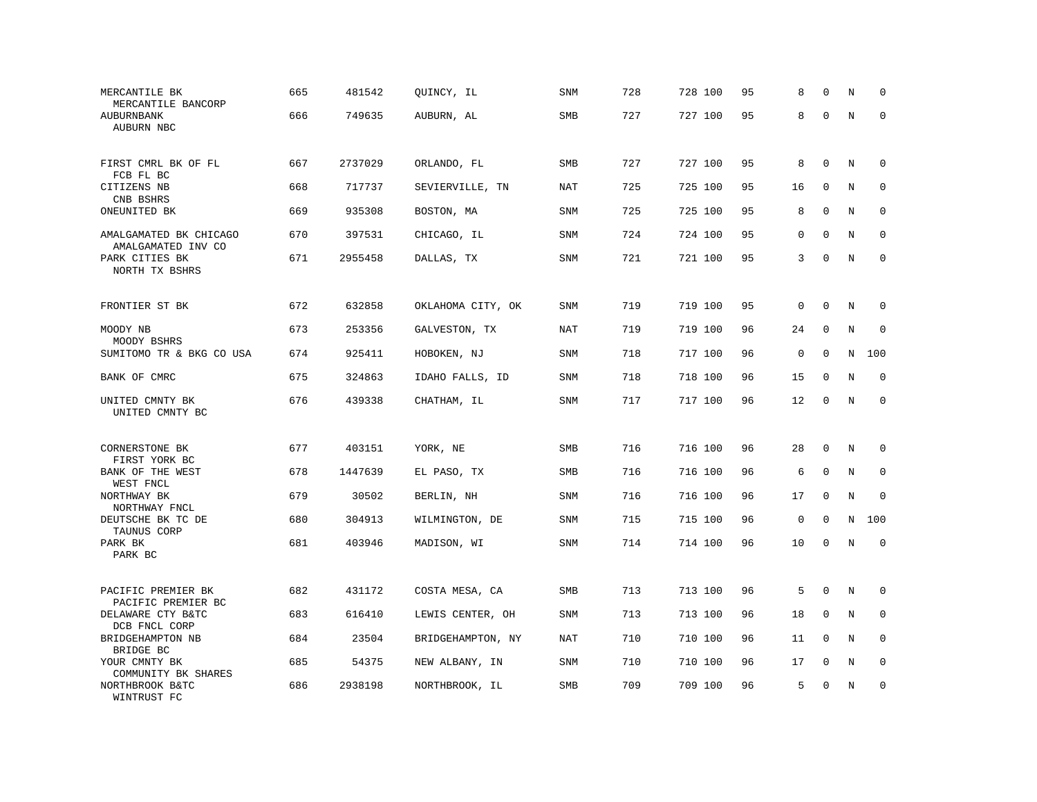| | | | | | | | | | | | | |
|---|---|---|---|---|---|---|---|---|---|---|---|---|
| MERCANTILE BK<br>MERCANTILE BANCORP | 665 | 481542 | QUINCY, IL | SNM | 728 | 728 | 100 | 95 | 8 | 0 | N | 0 |
| AUBURNBANK<br>AUBURN NBC | 666 | 749635 | AUBURN, AL | SMB | 727 | 727 | 100 | 95 | 8 | 0 | N | 0 |
| FIRST CMRL BK OF FL<br>FCB FL BC | 667 | 2737029 | ORLANDO, FL | SMB | 727 | 727 | 100 | 95 | 8 | 0 | N | 0 |
| CITIZENS NB<br>CNB BSHRS | 668 | 717737 | SEVIERVILLE, TN | NAT | 725 | 725 | 100 | 95 | 16 | 0 | N | 0 |
| ONEUNITED BK | 669 | 935308 | BOSTON, MA | SNM | 725 | 725 | 100 | 95 | 8 | 0 | N | 0 |
| AMALGAMATED BK CHICAGO<br>AMALGAMATED INV CO | 670 | 397531 | CHICAGO, IL | SNM | 724 | 724 | 100 | 95 | 0 | 0 | N | 0 |
| PARK CITIES BK<br>NORTH TX BSHRS | 671 | 2955458 | DALLAS, TX | SNM | 721 | 721 | 100 | 95 | 3 | 0 | N | 0 |
| FRONTIER ST BK | 672 | 632858 | OKLAHOMA CITY, OK | SNM | 719 | 719 | 100 | 95 | 0 | 0 | N | 0 |
| MOODY NB<br>MOODY BSHRS | 673 | 253356 | GALVESTON, TX | NAT | 719 | 719 | 100 | 96 | 24 | 0 | N | 0 |
| SUMITOMO TR & BKG CO USA | 674 | 925411 | HOBOKEN, NJ | SNM | 718 | 717 | 100 | 96 | 0 | 0 | N | 100 |
| BANK OF CMRC | 675 | 324863 | IDAHO FALLS, ID | SNM | 718 | 718 | 100 | 96 | 15 | 0 | N | 0 |
| UNITED CMNTY BK<br>UNITED CMNTY BC | 676 | 439338 | CHATHAM, IL | SNM | 717 | 717 | 100 | 96 | 12 | 0 | N | 0 |
| CORNERSTONE BK<br>FIRST YORK BC | 677 | 403151 | YORK, NE | SMB | 716 | 716 | 100 | 96 | 28 | 0 | N | 0 |
| BANK OF THE WEST<br>WEST FNCL | 678 | 1447639 | EL PASO, TX | SMB | 716 | 716 | 100 | 96 | 6 | 0 | N | 0 |
| NORTHWAY BK<br>NORTHWAY FNCL | 679 | 30502 | BERLIN, NH | SNM | 716 | 716 | 100 | 96 | 17 | 0 | N | 0 |
| DEUTSCHE BK TC DE<br>TAUNUS CORP | 680 | 304913 | WILMINGTON, DE | SNM | 715 | 715 | 100 | 96 | 0 | 0 | N | 100 |
| PARK BK<br>PARK BC | 681 | 403946 | MADISON, WI | SNM | 714 | 714 | 100 | 96 | 10 | 0 | N | 0 |
| PACIFIC PREMIER BK<br>PACIFIC PREMIER BC | 682 | 431172 | COSTA MESA, CA | SMB | 713 | 713 | 100 | 96 | 5 | 0 | N | 0 |
| DELAWARE CTY B&TC<br>DCB FNCL CORP | 683 | 616410 | LEWIS CENTER, OH | SNM | 713 | 713 | 100 | 96 | 18 | 0 | N | 0 |
| BRIDGEHAMPTON NB<br>BRIDGE BC | 684 | 23504 | BRIDGEHAMPTON, NY | NAT | 710 | 710 | 100 | 96 | 11 | 0 | N | 0 |
| YOUR CMNTY BK<br>COMMUNITY BK SHARES | 685 | 54375 | NEW ALBANY, IN | SNM | 710 | 710 | 100 | 96 | 17 | 0 | N | 0 |
| NORTHBROOK B&TC<br>WINTRUST FC | 686 | 2938198 | NORTHBROOK, IL | SMB | 709 | 709 | 100 | 96 | 5 | 0 | N | 0 |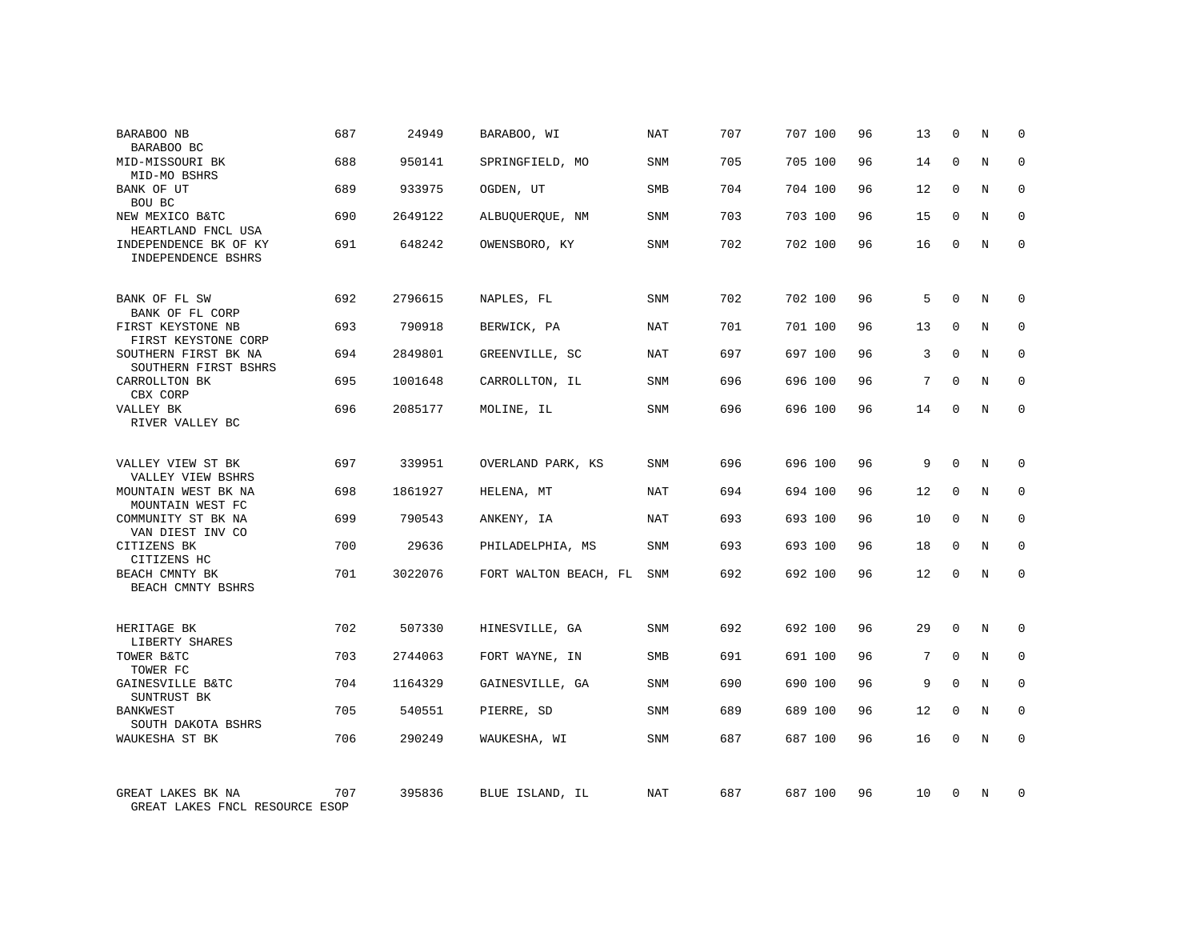| | | | | | | | | | | | | |
|---|---|---|---|---|---|---|---|---|---|---|---|---|
| BARABOO NB<br>BARABOO BC | 687 | 24949 | BARABOO, WI | NAT | 707 | 707 | 100 | 96 | 13 | 0 | N | 0 |
| MID-MISSOURI BK<br>MID-MO BSHRS | 688 | 950141 | SPRINGFIELD, MO | SNM | 705 | 705 | 100 | 96 | 14 | 0 | N | 0 |
| BANK OF UT<br>BOU BC | 689 | 933975 | OGDEN, UT | SMB | 704 | 704 | 100 | 96 | 12 | 0 | N | 0 |
| NEW MEXICO B&TC<br>HEARTLAND FNCL USA | 690 | 2649122 | ALBUQUERQUE, NM | SNM | 703 | 703 | 100 | 96 | 15 | 0 | N | 0 |
| INDEPENDENCE BK OF KY<br>INDEPENDENCE BSHRS | 691 | 648242 | OWENSBORO, KY | SNM | 702 | 702 | 100 | 96 | 16 | 0 | N | 0 |
| BANK OF FL SW<br>BANK OF FL CORP | 692 | 2796615 | NAPLES, FL | SNM | 702 | 702 | 100 | 96 | 5 | 0 | N | 0 |
| FIRST KEYSTONE NB<br>FIRST KEYSTONE CORP | 693 | 790918 | BERWICK, PA | NAT | 701 | 701 | 100 | 96 | 13 | 0 | N | 0 |
| SOUTHERN FIRST BK NA<br>SOUTHERN FIRST BSHRS | 694 | 2849801 | GREENVILLE, SC | NAT | 697 | 697 | 100 | 96 | 3 | 0 | N | 0 |
| CARROLLTON BK<br>CBX CORP | 695 | 1001648 | CARROLLTON, IL | SNM | 696 | 696 | 100 | 96 | 7 | 0 | N | 0 |
| VALLEY BK<br>RIVER VALLEY BC | 696 | 2085177 | MOLINE, IL | SNM | 696 | 696 | 100 | 96 | 14 | 0 | N | 0 |
| VALLEY VIEW ST BK<br>VALLEY VIEW BSHRS | 697 | 339951 | OVERLAND PARK, KS | SNM | 696 | 696 | 100 | 96 | 9 | 0 | N | 0 |
| MOUNTAIN WEST BK NA<br>MOUNTAIN WEST FC | 698 | 1861927 | HELENA, MT | NAT | 694 | 694 | 100 | 96 | 12 | 0 | N | 0 |
| COMMUNITY ST BK NA<br>VAN DIEST INV CO | 699 | 790543 | ANKENY, IA | NAT | 693 | 693 | 100 | 96 | 10 | 0 | N | 0 |
| CITIZENS BK<br>CITIZENS HC | 700 | 29636 | PHILADELPHIA, MS | SNM | 693 | 693 | 100 | 96 | 18 | 0 | N | 0 |
| BEACH CMNTY BK<br>BEACH CMNTY BSHRS | 701 | 3022076 | FORT WALTON BEACH, FL | SNM | 692 | 692 | 100 | 96 | 12 | 0 | N | 0 |
| HERITAGE BK<br>LIBERTY SHARES | 702 | 507330 | HINESVILLE, GA | SNM | 692 | 692 | 100 | 96 | 29 | 0 | N | 0 |
| TOWER B&TC<br>TOWER FC | 703 | 2744063 | FORT WAYNE, IN | SMB | 691 | 691 | 100 | 96 | 7 | 0 | N | 0 |
| GAINESVILLE B&TC<br>SUNTRUST BK | 704 | 1164329 | GAINESVILLE, GA | SNM | 690 | 690 | 100 | 96 | 9 | 0 | N | 0 |
| BANKWEST<br>SOUTH DAKOTA BSHRS | 705 | 540551 | PIERRE, SD | SNM | 689 | 689 | 100 | 96 | 12 | 0 | N | 0 |
| WAUKESHA ST BK | 706 | 290249 | WAUKESHA, WI | SNM | 687 | 687 | 100 | 96 | 16 | 0 | N | 0 |
| GREAT LAKES BK NA<br>GREAT LAKES FNCL RESOURCE ESOP | 707 | 395836 | BLUE ISLAND, IL | NAT | 687 | 687 | 100 | 96 | 10 | 0 | N | 0 |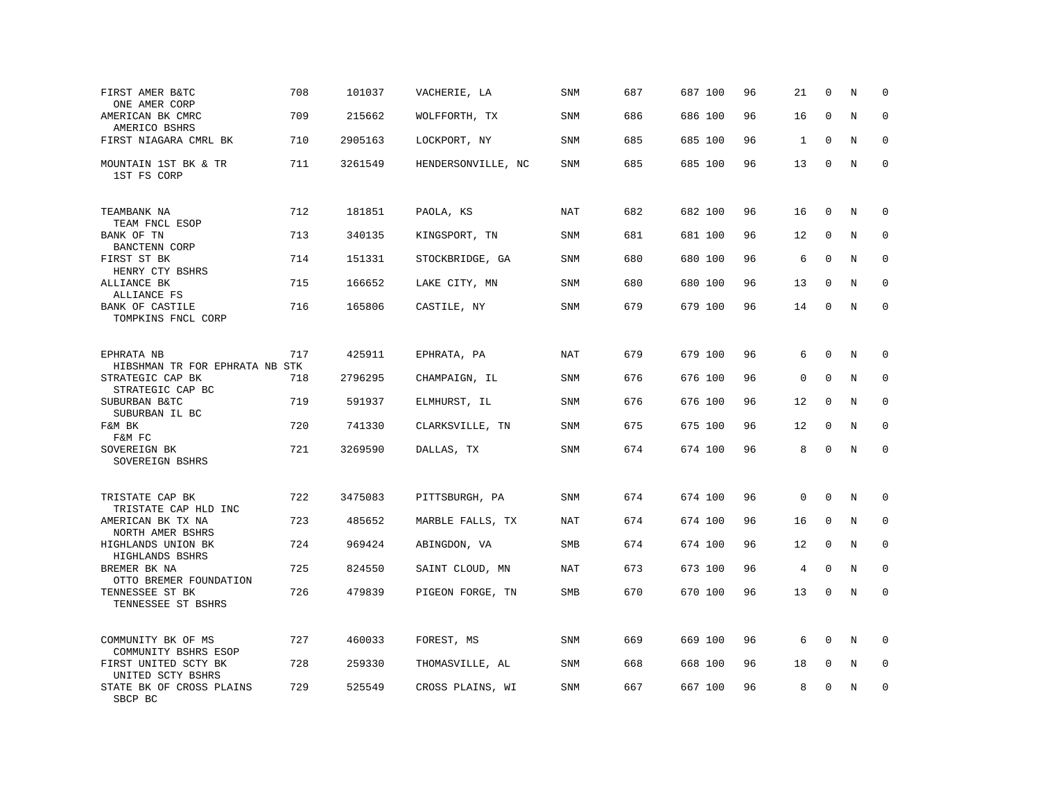| | | | | | | | | | | | | |
|---|---|---|---|---|---|---|---|---|---|---|---|---|
| FIRST AMER B&TC<br>ONE AMER CORP | 708 | 101037 | VACHERIE, LA | SNM | 687 | 687 | 100 | 96 | 21 | 0 | N | 0 |
| AMERICAN BK CMRC<br>AMERICO BSHRS | 709 | 215662 | WOLFFORTH, TX | SNM | 686 | 686 | 100 | 96 | 16 | 0 | N | 0 |
| FIRST NIAGARA CMRL BK | 710 | 2905163 | LOCKPORT, NY | SNM | 685 | 685 | 100 | 96 | 1 | 0 | N | 0 |
| MOUNTAIN 1ST BK & TR<br>1ST FS CORP | 711 | 3261549 | HENDERSONVILLE, NC | SNM | 685 | 685 | 100 | 96 | 13 | 0 | N | 0 |
| TEAMBANK NA<br>TEAM FNCL ESOP | 712 | 181851 | PAOLA, KS | NAT | 682 | 682 | 100 | 96 | 16 | 0 | N | 0 |
| BANK OF TN<br>BANCTENN CORP | 713 | 340135 | KINGSPORT, TN | SNM | 681 | 681 | 100 | 96 | 12 | 0 | N | 0 |
| FIRST ST BK<br>HENRY CTY BSHRS | 714 | 151331 | STOCKBRIDGE, GA | SNM | 680 | 680 | 100 | 96 | 6 | 0 | N | 0 |
| ALLIANCE BK<br>ALLIANCE FS | 715 | 166652 | LAKE CITY, MN | SNM | 680 | 680 | 100 | 96 | 13 | 0 | N | 0 |
| BANK OF CASTILE<br>TOMPKINS FNCL CORP | 716 | 165806 | CASTILE, NY | SNM | 679 | 679 | 100 | 96 | 14 | 0 | N | 0 |
| EPHRATA NB<br>HIBSHMAN TR FOR EPHRATA NB STK | 717 | 425911 | EPHRATA, PA | NAT | 679 | 679 | 100 | 96 | 6 | 0 | N | 0 |
| STRATEGIC CAP BK<br>STRATEGIC CAP BC | 718 | 2796295 | CHAMPAIGN, IL | SNM | 676 | 676 | 100 | 96 | 0 | 0 | N | 0 |
| SUBURBAN B&TC<br>SUBURBAN IL BC | 719 | 591937 | ELMHURST, IL | SNM | 676 | 676 | 100 | 96 | 12 | 0 | N | 0 |
| F&M BK<br>F&M FC | 720 | 741330 | CLARKSVILLE, TN | SNM | 675 | 675 | 100 | 96 | 12 | 0 | N | 0 |
| SOVEREIGN BK<br>SOVEREIGN BSHRS | 721 | 3269590 | DALLAS, TX | SNM | 674 | 674 | 100 | 96 | 8 | 0 | N | 0 |
| TRISTATE CAP BK<br>TRISTATE CAP HLD INC | 722 | 3475083 | PITTSBURGH, PA | SNM | 674 | 674 | 100 | 96 | 0 | 0 | N | 0 |
| AMERICAN BK TX NA<br>NORTH AMER BSHRS | 723 | 485652 | MARBLE FALLS, TX | NAT | 674 | 674 | 100 | 96 | 16 | 0 | N | 0 |
| HIGHLANDS UNION BK<br>HIGHLANDS BSHRS | 724 | 969424 | ABINGDON, VA | SMB | 674 | 674 | 100 | 96 | 12 | 0 | N | 0 |
| BREMER BK NA<br>OTTO BREMER FOUNDATION | 725 | 824550 | SAINT CLOUD, MN | NAT | 673 | 673 | 100 | 96 | 4 | 0 | N | 0 |
| TENNESSEE ST BK<br>TENNESSEE ST BSHRS | 726 | 479839 | PIGEON FORGE, TN | SMB | 670 | 670 | 100 | 96 | 13 | 0 | N | 0 |
| COMMUNITY BK OF MS<br>COMMUNITY BSHRS ESOP | 727 | 460033 | FOREST, MS | SNM | 669 | 669 | 100 | 96 | 6 | 0 | N | 0 |
| FIRST UNITED SCTY BK<br>UNITED SCTY BSHRS | 728 | 259330 | THOMASVILLE, AL | SNM | 668 | 668 | 100 | 96 | 18 | 0 | N | 0 |
| STATE BK OF CROSS PLAINS<br>SBCP BC | 729 | 525549 | CROSS PLAINS, WI | SNM | 667 | 667 | 100 | 96 | 8 | 0 | N | 0 |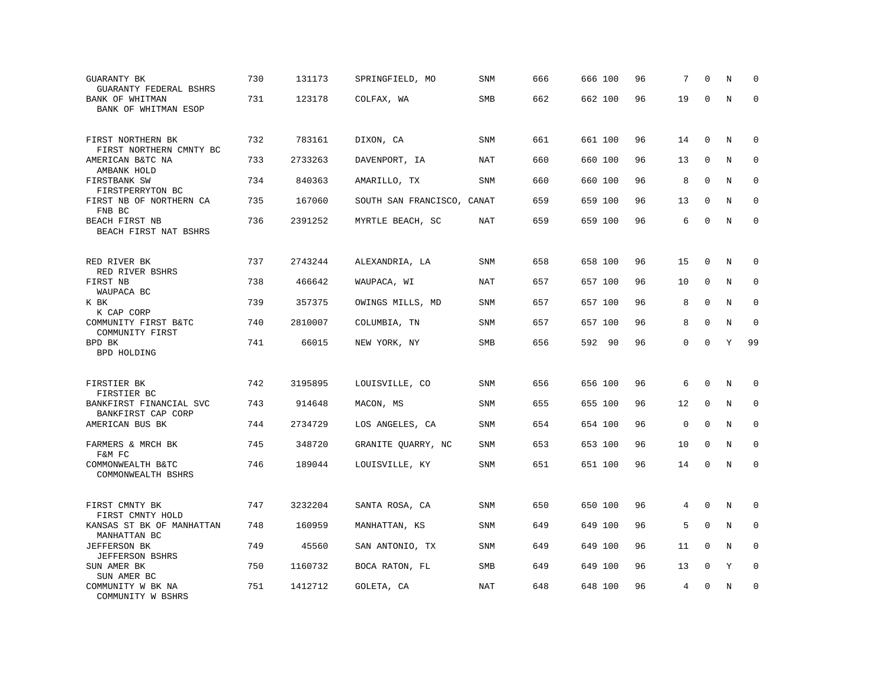| | | | | | | | | | | | | |
|---|---|---|---|---|---|---|---|---|---|---|---|---|
| GUARANTY BK<br>GUARANTY FEDERAL BSHRS | 730 | 131173 | SPRINGFIELD, MO | SNM | 666 | 666 | 100 | 96 | 7 | 0 | N | 0 |
| BANK OF WHITMAN<br>BANK OF WHITMAN ESOP | 731 | 123178 | COLFAX, WA | SMB | 662 | 662 | 100 | 96 | 19 | 0 | N | 0 |
| FIRST NORTHERN BK<br>FIRST NORTHERN CMNTY BC | 732 | 783161 | DIXON, CA | SNM | 661 | 661 | 100 | 96 | 14 | 0 | N | 0 |
| AMERICAN B&TC NA<br>AMBANK HOLD | 733 | 2733263 | DAVENPORT, IA | NAT | 660 | 660 | 100 | 96 | 13 | 0 | N | 0 |
| FIRSTBANK SW<br>FIRSTPERRYTON BC | 734 | 840363 | AMARILLO, TX | SNM | 660 | 660 | 100 | 96 | 8 | 0 | N | 0 |
| FIRST NB OF NORTHERN CA<br>FNB BC | 735 | 167060 | SOUTH SAN FRANCISCO, CA | NAT | 659 | 659 | 100 | 96 | 13 | 0 | N | 0 |
| BEACH FIRST NB<br>BEACH FIRST NAT BSHRS | 736 | 2391252 | MYRTLE BEACH, SC | NAT | 659 | 659 | 100 | 96 | 6 | 0 | N | 0 |
| RED RIVER BK<br>RED RIVER BSHRS | 737 | 2743244 | ALEXANDRIA, LA | SNM | 658 | 658 | 100 | 96 | 15 | 0 | N | 0 |
| FIRST NB<br>WAUPACA BC | 738 | 466642 | WAUPACA, WI | NAT | 657 | 657 | 100 | 96 | 10 | 0 | N | 0 |
| K BK<br>K CAP CORP | 739 | 357375 | OWINGS MILLS, MD | SNM | 657 | 657 | 100 | 96 | 8 | 0 | N | 0 |
| COMMUNITY FIRST B&TC<br>COMMUNITY FIRST | 740 | 2810007 | COLUMBIA, TN | SNM | 657 | 657 | 100 | 96 | 8 | 0 | N | 0 |
| BPD BK<br>BPD HOLDING | 741 | 66015 | NEW YORK, NY | SMB | 656 | 592 | 90 | 96 | 0 | 0 | Y | 99 |
| FIRSTIER BK<br>FIRSTIER BC | 742 | 3195895 | LOUISVILLE, CO | SNM | 656 | 656 | 100 | 96 | 6 | 0 | N | 0 |
| BANKFIRST FINANCIAL SVC<br>BANKFIRST CAP CORP | 743 | 914648 | MACON, MS | SNM | 655 | 655 | 100 | 96 | 12 | 0 | N | 0 |
| AMERICAN BUS BK | 744 | 2734729 | LOS ANGELES, CA | SNM | 654 | 654 | 100 | 96 | 0 | 0 | N | 0 |
| FARMERS & MRCH BK<br>F&M FC | 745 | 348720 | GRANITE QUARRY, NC | SNM | 653 | 653 | 100 | 96 | 10 | 0 | N | 0 |
| COMMONWEALTH B&TC<br>COMMONWEALTH BSHRS | 746 | 189044 | LOUISVILLE, KY | SNM | 651 | 651 | 100 | 96 | 14 | 0 | N | 0 |
| FIRST CMNTY BK<br>FIRST CMNTY HOLD | 747 | 3232204 | SANTA ROSA, CA | SNM | 650 | 650 | 100 | 96 | 4 | 0 | N | 0 |
| KANSAS ST BK OF MANHATTAN<br>MANHATTAN BC | 748 | 160959 | MANHATTAN, KS | SNM | 649 | 649 | 100 | 96 | 5 | 0 | N | 0 |
| JEFFERSON BK<br>JEFFERSON BSHRS | 749 | 45560 | SAN ANTONIO, TX | SNM | 649 | 649 | 100 | 96 | 11 | 0 | N | 0 |
| SUN AMER BK<br>SUN AMER BC | 750 | 1160732 | BOCA RATON, FL | SMB | 649 | 649 | 100 | 96 | 13 | 0 | Y | 0 |
| COMMUNITY W BK NA<br>COMMUNITY W BSHRS | 751 | 1412712 | GOLETA, CA | NAT | 648 | 648 | 100 | 96 | 4 | 0 | N | 0 |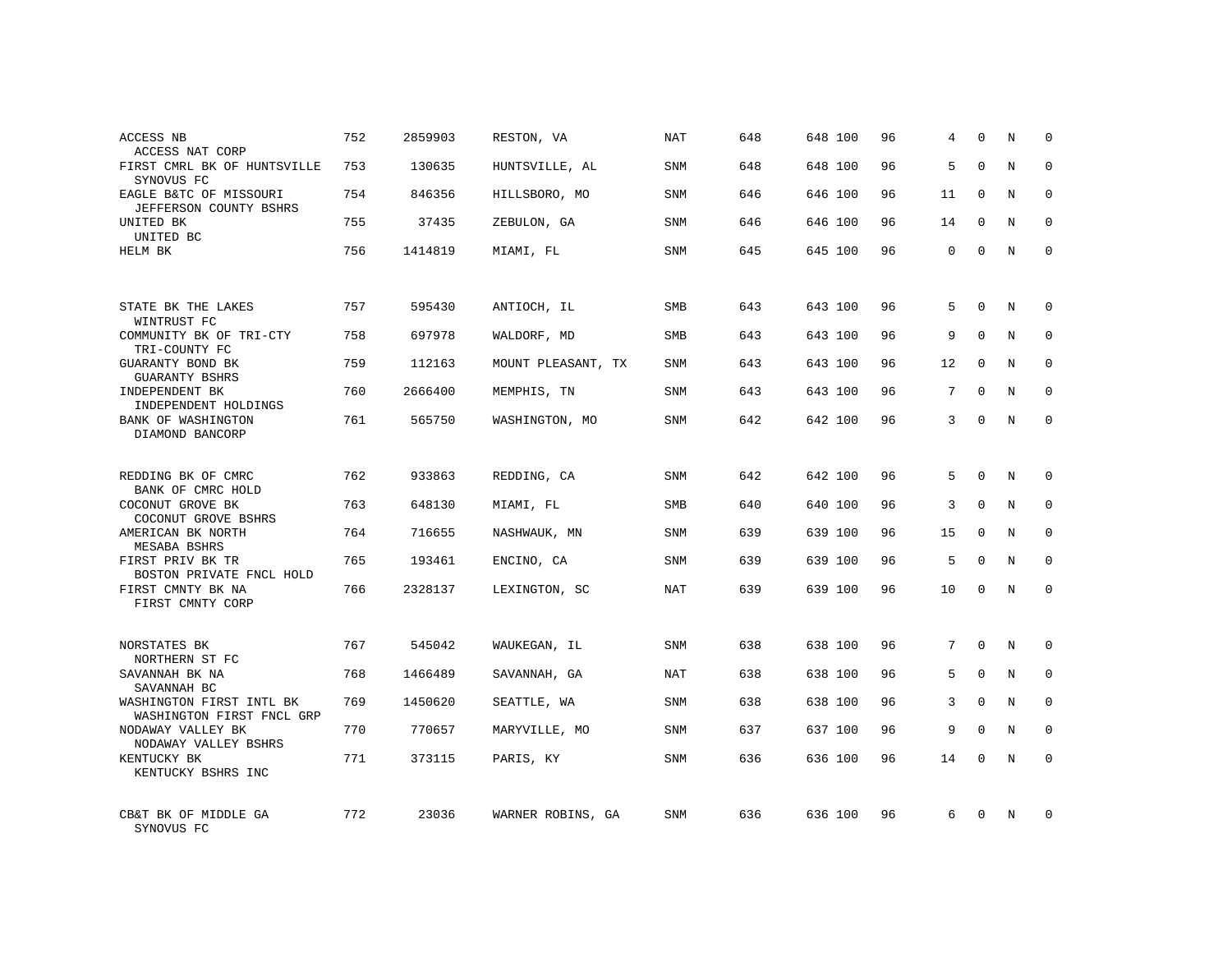| | | | | | | | | | | | | |
|---|---|---|---|---|---|---|---|---|---|---|---|---|
| ACCESS NB<br>ACCESS NAT CORP | 752 | 2859903 | RESTON, VA | NAT | 648 | 648 | 100 | 96 | 4 | 0 | N | 0 |
| FIRST CMRL BK OF HUNTSVILLE<br>SYNOVUS FC | 753 | 130635 | HUNTSVILLE, AL | SNM | 648 | 648 | 100 | 96 | 5 | 0 | N | 0 |
| EAGLE B&TC OF MISSOURI<br>JEFFERSON COUNTY BSHRS | 754 | 846356 | HILLSBORO, MO | SNM | 646 | 646 | 100 | 96 | 11 | 0 | N | 0 |
| UNITED BK<br>UNITED BC | 755 | 37435 | ZEBULON, GA | SNM | 646 | 646 | 100 | 96 | 14 | 0 | N | 0 |
| HELM BK | 756 | 1414819 | MIAMI, FL | SNM | 645 | 645 | 100 | 96 | 0 | 0 | N | 0 |
| STATE BK THE LAKES<br>WINTRUST FC | 757 | 595430 | ANTIOCH, IL | SMB | 643 | 643 | 100 | 96 | 5 | 0 | N | 0 |
| COMMUNITY BK OF TRI-CTY<br>TRI-COUNTY FC | 758 | 697978 | WALDORF, MD | SMB | 643 | 643 | 100 | 96 | 9 | 0 | N | 0 |
| GUARANTY BOND BK<br>GUARANTY BSHRS | 759 | 112163 | MOUNT PLEASANT, TX | SNM | 643 | 643 | 100 | 96 | 12 | 0 | N | 0 |
| INDEPENDENT BK<br>INDEPENDENT HOLDINGS | 760 | 2666400 | MEMPHIS, TN | SNM | 643 | 643 | 100 | 96 | 7 | 0 | N | 0 |
| BANK OF WASHINGTON<br>DIAMOND BANCORP | 761 | 565750 | WASHINGTON, MO | SNM | 642 | 642 | 100 | 96 | 3 | 0 | N | 0 |
| REDDING BK OF CMRC<br>BANK OF CMRC HOLD | 762 | 933863 | REDDING, CA | SNM | 642 | 642 | 100 | 96 | 5 | 0 | N | 0 |
| COCONUT GROVE BK<br>COCONUT GROVE BSHRS | 763 | 648130 | MIAMI, FL | SMB | 640 | 640 | 100 | 96 | 3 | 0 | N | 0 |
| AMERICAN BK NORTH<br>MESABA BSHRS | 764 | 716655 | NASHWAUK, MN | SNM | 639 | 639 | 100 | 96 | 15 | 0 | N | 0 |
| FIRST PRIV BK TR<br>BOSTON PRIVATE FNCL HOLD | 765 | 193461 | ENCINO, CA | SNM | 639 | 639 | 100 | 96 | 5 | 0 | N | 0 |
| FIRST CMNTY BK NA<br>FIRST CMNTY CORP | 766 | 2328137 | LEXINGTON, SC | NAT | 639 | 639 | 100 | 96 | 10 | 0 | N | 0 |
| NORSTATES BK<br>NORTHERN ST FC | 767 | 545042 | WAUKEGAN, IL | SNM | 638 | 638 | 100 | 96 | 7 | 0 | N | 0 |
| SAVANNAH BK NA<br>SAVANNAH BC | 768 | 1466489 | SAVANNAH, GA | NAT | 638 | 638 | 100 | 96 | 5 | 0 | N | 0 |
| WASHINGTON FIRST INTL BK<br>WASHINGTON FIRST FNCL GRP | 769 | 1450620 | SEATTLE, WA | SNM | 638 | 638 | 100 | 96 | 3 | 0 | N | 0 |
| NODAWAY VALLEY BK<br>NODAWAY VALLEY BSHRS | 770 | 770657 | MARYVILLE, MO | SNM | 637 | 637 | 100 | 96 | 9 | 0 | N | 0 |
| KENTUCKY BK<br>KENTUCKY BSHRS INC | 771 | 373115 | PARIS, KY | SNM | 636 | 636 | 100 | 96 | 14 | 0 | N | 0 |
| CB&T BK OF MIDDLE GA<br>SYNOVUS FC | 772 | 23036 | WARNER ROBINS, GA | SNM | 636 | 636 | 100 | 96 | 6 | 0 | N | 0 |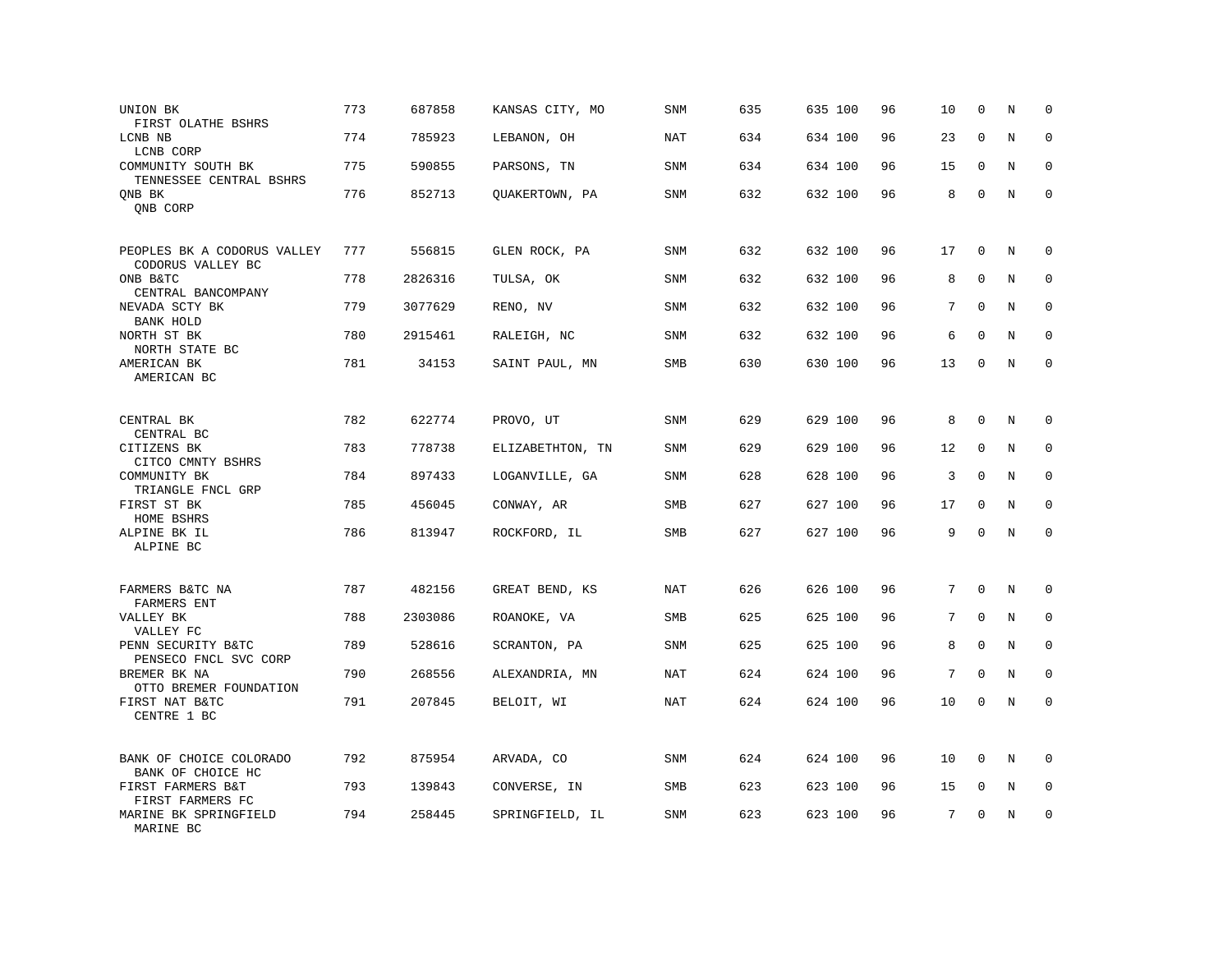| | | | | | | | | | | | |
|---|---|---|---|---|---|---|---|---|---|---|---|
| UNION BK<br>FIRST OLATHE BSHRS | 773 | 687858 | KANSAS CITY, MO | SNM | 635 | 635 100 | 96 | 10 | 0 | N | 0 |
| LCNB NB<br>LCNB CORP | 774 | 785923 | LEBANON, OH | NAT | 634 | 634 100 | 96 | 23 | 0 | N | 0 |
| COMMUNITY SOUTH BK<br>TENNESSEE CENTRAL BSHRS | 775 | 590855 | PARSONS, TN | SNM | 634 | 634 100 | 96 | 15 | 0 | N | 0 |
| QNB BK<br>QNB CORP | 776 | 852713 | QUAKERTOWN, PA | SNM | 632 | 632 100 | 96 | 8 | 0 | N | 0 |
| PEOPLES BK A CODORUS VALLEY<br>CODORUS VALLEY BC | 777 | 556815 | GLEN ROCK, PA | SNM | 632 | 632 100 | 96 | 17 | 0 | N | 0 |
| ONB B&TC<br>CENTRAL BANCOMPANY | 778 | 2826316 | TULSA, OK | SNM | 632 | 632 100 | 96 | 8 | 0 | N | 0 |
| NEVADA SCTY BK<br>BANK HOLD | 779 | 3077629 | RENO, NV | SNM | 632 | 632 100 | 96 | 7 | 0 | N | 0 |
| NORTH ST BK<br>NORTH STATE BC | 780 | 2915461 | RALEIGH, NC | SNM | 632 | 632 100 | 96 | 6 | 0 | N | 0 |
| AMERICAN BK<br>AMERICAN BC | 781 | 34153 | SAINT PAUL, MN | SMB | 630 | 630 100 | 96 | 13 | 0 | N | 0 |
| CENTRAL BK<br>CENTRAL BC | 782 | 622774 | PROVO, UT | SNM | 629 | 629 100 | 96 | 8 | 0 | N | 0 |
| CITIZENS BK<br>CITCO CMNTY BSHRS | 783 | 778738 | ELIZABETHTON, TN | SNM | 629 | 629 100 | 96 | 12 | 0 | N | 0 |
| COMMUNITY BK<br>TRIANGLE FNCL GRP | 784 | 897433 | LOGANVILLE, GA | SNM | 628 | 628 100 | 96 | 3 | 0 | N | 0 |
| FIRST ST BK<br>HOME BSHRS | 785 | 456045 | CONWAY, AR | SMB | 627 | 627 100 | 96 | 17 | 0 | N | 0 |
| ALPINE BK IL<br>ALPINE BC | 786 | 813947 | ROCKFORD, IL | SMB | 627 | 627 100 | 96 | 9 | 0 | N | 0 |
| FARMERS B&TC NA<br>FARMERS ENT | 787 | 482156 | GREAT BEND, KS | NAT | 626 | 626 100 | 96 | 7 | 0 | N | 0 |
| VALLEY BK<br>VALLEY FC | 788 | 2303086 | ROANOKE, VA | SMB | 625 | 625 100 | 96 | 7 | 0 | N | 0 |
| PENN SECURITY B&TC<br>PENSECO FNCL SVC CORP | 789 | 528616 | SCRANTON, PA | SNM | 625 | 625 100 | 96 | 8 | 0 | N | 0 |
| BREMER BK NA<br>OTTO BREMER FOUNDATION | 790 | 268556 | ALEXANDRIA, MN | NAT | 624 | 624 100 | 96 | 7 | 0 | N | 0 |
| FIRST NAT B&TC<br>CENTRE 1 BC | 791 | 207845 | BELOIT, WI | NAT | 624 | 624 100 | 96 | 10 | 0 | N | 0 |
| BANK OF CHOICE COLORADO<br>BANK OF CHOICE HC | 792 | 875954 | ARVADA, CO | SNM | 624 | 624 100 | 96 | 10 | 0 | N | 0 |
| FIRST FARMERS B&T<br>FIRST FARMERS FC | 793 | 139843 | CONVERSE, IN | SMB | 623 | 623 100 | 96 | 15 | 0 | N | 0 |
| MARINE BK SPRINGFIELD<br>MARINE BC | 794 | 258445 | SPRINGFIELD, IL | SNM | 623 | 623 100 | 96 | 7 | 0 | N | 0 |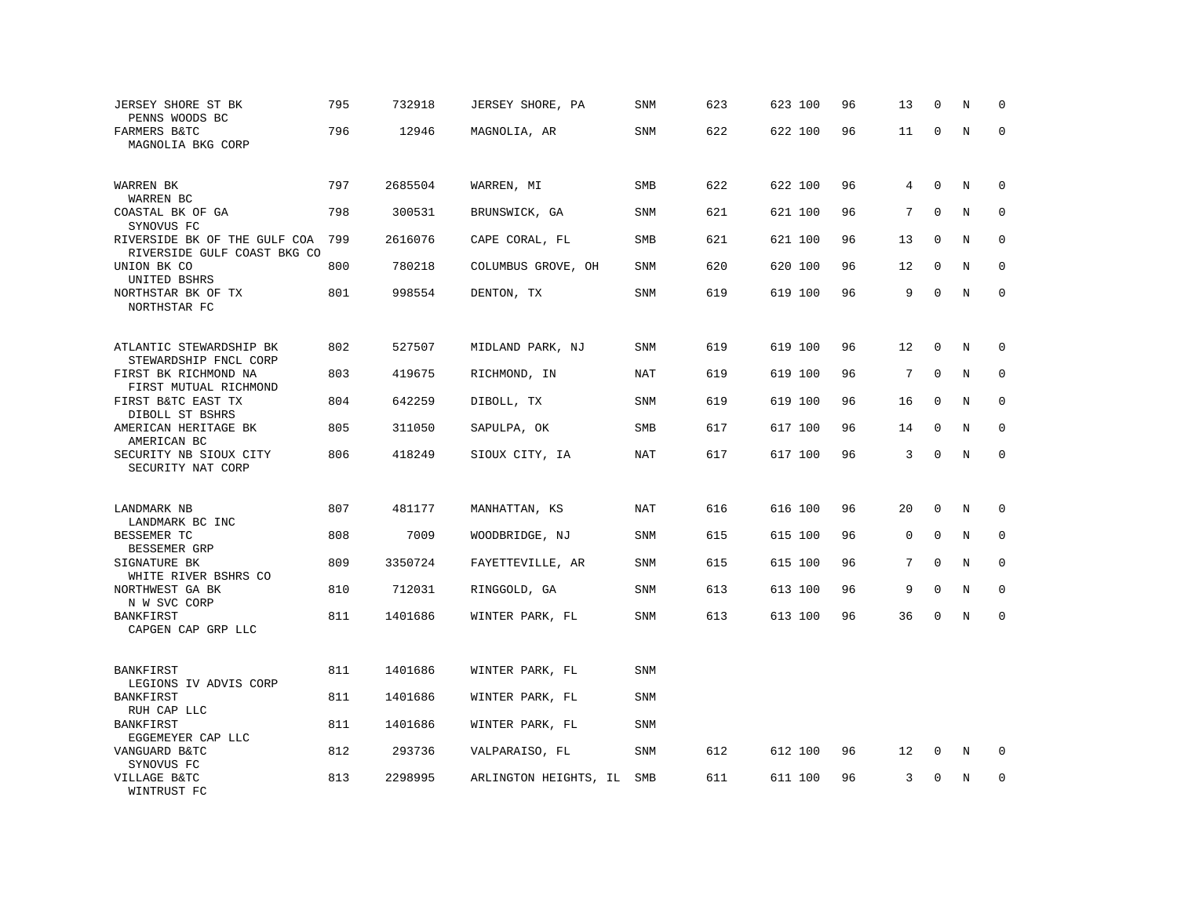| | | | | | | | | | | | | |
|---|---|---|---|---|---|---|---|---|---|---|---|---|
| JERSEY SHORE ST BK<br>PENNS WOODS BC | 795 | 732918 | JERSEY SHORE, PA | SNM | 623 | 623 | 100 | 96 | 13 | 0 | N | 0 |
| FARMERS B&TC<br>MAGNOLIA BKG CORP | 796 | 12946 | MAGNOLIA, AR | SNM | 622 | 622 | 100 | 96 | 11 | 0 | N | 0 |
| WARREN BK<br>WARREN BC | 797 | 2685504 | WARREN, MI | SMB | 622 | 622 | 100 | 96 | 4 | 0 | N | 0 |
| COASTAL BK OF GA<br>SYNOVUS FC | 798 | 300531 | BRUNSWICK, GA | SNM | 621 | 621 | 100 | 96 | 7 | 0 | N | 0 |
| RIVERSIDE BK OF THE GULF COA<br>RIVERSIDE GULF COAST BKG CO | 799 | 2616076 | CAPE CORAL, FL | SMB | 621 | 621 | 100 | 96 | 13 | 0 | N | 0 |
| UNION BK CO<br>UNITED BSHRS | 800 | 780218 | COLUMBUS GROVE, OH | SNM | 620 | 620 | 100 | 96 | 12 | 0 | N | 0 |
| NORTHSTAR BK OF TX<br>NORTHSTAR FC | 801 | 998554 | DENTON, TX | SNM | 619 | 619 | 100 | 96 | 9 | 0 | N | 0 |
| ATLANTIC STEWARDSHIP BK<br>STEWARDSHIP FNCL CORP | 802 | 527507 | MIDLAND PARK, NJ | SNM | 619 | 619 | 100 | 96 | 12 | 0 | N | 0 |
| FIRST BK RICHMOND NA<br>FIRST MUTUAL RICHMOND | 803 | 419675 | RICHMOND, IN | NAT | 619 | 619 | 100 | 96 | 7 | 0 | N | 0 |
| FIRST B&TC EAST TX<br>DIBOLL ST BSHRS | 804 | 642259 | DIBOLL, TX | SNM | 619 | 619 | 100 | 96 | 16 | 0 | N | 0 |
| AMERICAN HERITAGE BK<br>AMERICAN BC | 805 | 311050 | SAPULPA, OK | SMB | 617 | 617 | 100 | 96 | 14 | 0 | N | 0 |
| SECURITY NB SIOUX CITY<br>SECURITY NAT CORP | 806 | 418249 | SIOUX CITY, IA | NAT | 617 | 617 | 100 | 96 | 3 | 0 | N | 0 |
| LANDMARK NB<br>LANDMARK BC INC | 807 | 481177 | MANHATTAN, KS | NAT | 616 | 616 | 100 | 96 | 20 | 0 | N | 0 |
| BESSEMER TC<br>BESSEMER GRP | 808 | 7009 | WOODBRIDGE, NJ | SNM | 615 | 615 | 100 | 96 | 0 | 0 | N | 0 |
| SIGNATURE BK<br>WHITE RIVER BSHRS CO | 809 | 3350724 | FAYETTEVILLE, AR | SNM | 615 | 615 | 100 | 96 | 7 | 0 | N | 0 |
| NORTHWEST GA BK<br>N W SVC CORP | 810 | 712031 | RINGGOLD, GA | SNM | 613 | 613 | 100 | 96 | 9 | 0 | N | 0 |
| BANKFIRST<br>CAPGEN CAP GRP LLC | 811 | 1401686 | WINTER PARK, FL | SNM | 613 | 613 | 100 | 96 | 36 | 0 | N | 0 |
| BANKFIRST<br>LEGIONS IV ADVIS CORP | 811 | 1401686 | WINTER PARK, FL | SNM | | | | | | | | |
| BANKFIRST<br>RUH CAP LLC | 811 | 1401686 | WINTER PARK, FL | SNM | | | | | | | | |
| BANKFIRST<br>EGGEMEYER CAP LLC | 811 | 1401686 | WINTER PARK, FL | SNM | | | | | | | | |
| VANGUARD B&TC<br>SYNOVUS FC | 812 | 293736 | VALPARAISO, FL | SNM | 612 | 612 | 100 | 96 | 12 | 0 | N | 0 |
| VILLAGE B&TC<br>WINTRUST FC | 813 | 2298995 | ARLINGTON HEIGHTS, IL | SMB | 611 | 611 | 100 | 96 | 3 | 0 | N | 0 |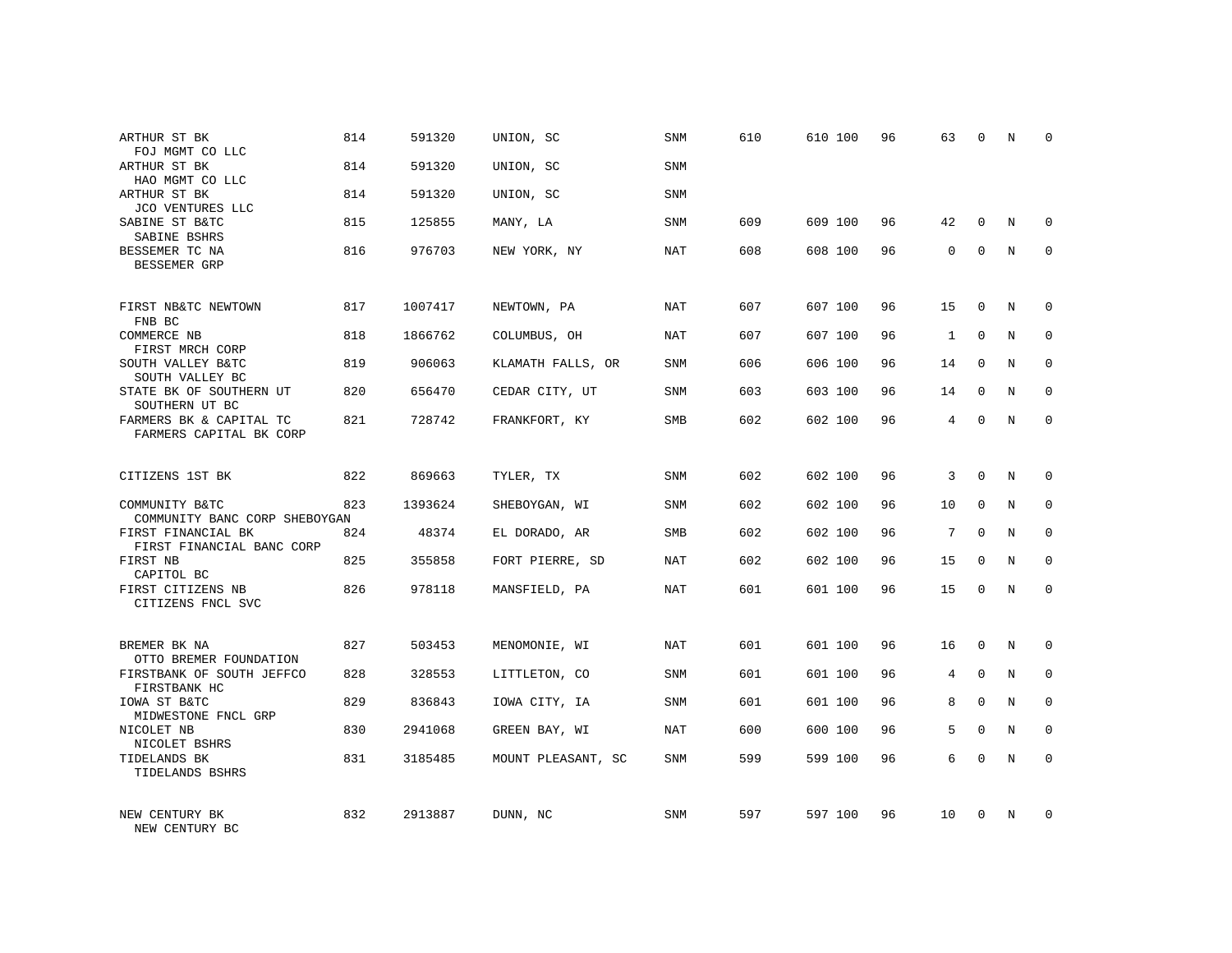| | | | | | | | | | | | | |
|---|---|---|---|---|---|---|---|---|---|---|---|---|
| ARTHUR ST BK<br>FOJ MGMT CO LLC | 814 | 591320 | UNION, SC | SNM | 610 | 610 | 100 | 96 | 63 | 0 | N | 0 |
| ARTHUR ST BK<br>HAO MGMT CO LLC | 814 | 591320 | UNION, SC | SNM | | | | | | | | |
| ARTHUR ST BK<br>JCO VENTURES LLC | 814 | 591320 | UNION, SC | SNM | | | | | | | | |
| SABINE ST B&TC<br>SABINE BSHRS | 815 | 125855 | MANY, LA | SNM | 609 | 609 | 100 | 96 | 42 | 0 | N | 0 |
| BESSEMER TC NA<br>BESSEMER GRP | 816 | 976703 | NEW YORK, NY | NAT | 608 | 608 | 100 | 96 | 0 | 0 | N | 0 |
| FIRST NB&TC NEWTOWN<br>FNB BC | 817 | 1007417 | NEWTOWN, PA | NAT | 607 | 607 | 100 | 96 | 15 | 0 | N | 0 |
| COMMERCE NB<br>FIRST MRCH CORP | 818 | 1866762 | COLUMBUS, OH | NAT | 607 | 607 | 100 | 96 | 1 | 0 | N | 0 |
| SOUTH VALLEY B&TC<br>SOUTH VALLEY BC | 819 | 906063 | KLAMATH FALLS, OR | SNM | 606 | 606 | 100 | 96 | 14 | 0 | N | 0 |
| STATE BK OF SOUTHERN UT<br>SOUTHERN UT BC | 820 | 656470 | CEDAR CITY, UT | SNM | 603 | 603 | 100 | 96 | 14 | 0 | N | 0 |
| FARMERS BK & CAPITAL TC<br>FARMERS CAPITAL BK CORP | 821 | 728742 | FRANKFORT, KY | SMB | 602 | 602 | 100 | 96 | 4 | 0 | N | 0 |
| CITIZENS 1ST BK | 822 | 869663 | TYLER, TX | SNM | 602 | 602 | 100 | 96 | 3 | 0 | N | 0 |
| COMMUNITY B&TC<br>COMMUNITY BANC CORP SHEBOYGAN | 823 | 1393624 | SHEBOYGAN, WI | SNM | 602 | 602 | 100 | 96 | 10 | 0 | N | 0 |
| FIRST FINANCIAL BK<br>FIRST FINANCIAL BANC CORP | 824 | 48374 | EL DORADO, AR | SMB | 602 | 602 | 100 | 96 | 7 | 0 | N | 0 |
| FIRST NB<br>CAPITOL BC | 825 | 355858 | FORT PIERRE, SD | NAT | 602 | 602 | 100 | 96 | 15 | 0 | N | 0 |
| FIRST CITIZENS NB<br>CITIZENS FNCL SVC | 826 | 978118 | MANSFIELD, PA | NAT | 601 | 601 | 100 | 96 | 15 | 0 | N | 0 |
| BREMER BK NA<br>OTTO BREMER FOUNDATION | 827 | 503453 | MENOMONIE, WI | NAT | 601 | 601 | 100 | 96 | 16 | 0 | N | 0 |
| FIRSTBANK OF SOUTH JEFFCO<br>FIRSTBANK HC | 828 | 328553 | LITTLETON, CO | SNM | 601 | 601 | 100 | 96 | 4 | 0 | N | 0 |
| IOWA ST B&TC<br>MIDWESTONE FNCL GRP | 829 | 836843 | IOWA CITY, IA | SNM | 601 | 601 | 100 | 96 | 8 | 0 | N | 0 |
| NICOLET NB<br>NICOLET BSHRS | 830 | 2941068 | GREEN BAY, WI | NAT | 600 | 600 | 100 | 96 | 5 | 0 | N | 0 |
| TIDELANDS BK<br>TIDELANDS BSHRS | 831 | 3185485 | MOUNT PLEASANT, SC | SNM | 599 | 599 | 100 | 96 | 6 | 0 | N | 0 |
| NEW CENTURY BK<br>NEW CENTURY BC | 832 | 2913887 | DUNN, NC | SNM | 597 | 597 | 100 | 96 | 10 | 0 | N | 0 |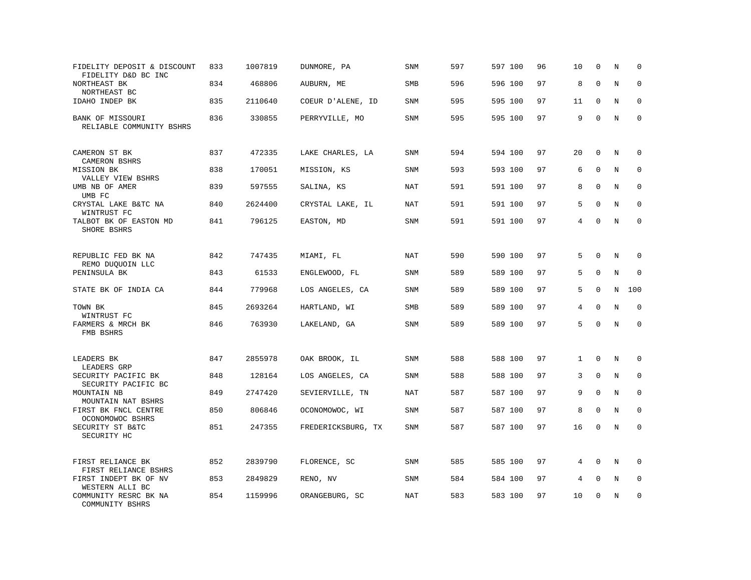| | | | | | | | | | | | |
|---|---|---|---|---|---|---|---|---|---|---|---|
| FIDELITY DEPOSIT & DISCOUNT<br>FIDELITY D&D BC INC | 833 | 1007819 | DUNMORE, PA | SNM | 597 | 597 | 100 | 96 | 10 | 0 | N | 0 |
| NORTHEAST BK<br>NORTHEAST BC | 834 | 468806 | AUBURN, ME | SMB | 596 | 596 | 100 | 97 | 8 | 0 | N | 0 |
| IDAHO INDEP BK | 835 | 2110640 | COEUR D'ALENE, ID | SNM | 595 | 595 | 100 | 97 | 11 | 0 | N | 0 |
| BANK OF MISSOURI<br>RELIABLE COMMUNITY BSHRS | 836 | 330855 | PERRYVILLE, MO | SNM | 595 | 595 | 100 | 97 | 9 | 0 | N | 0 |
| CAMERON ST BK<br>CAMERON BSHRS | 837 | 472335 | LAKE CHARLES, LA | SNM | 594 | 594 | 100 | 97 | 20 | 0 | N | 0 |
| MISSION BK<br>VALLEY VIEW BSHRS | 838 | 170051 | MISSION, KS | SNM | 593 | 593 | 100 | 97 | 6 | 0 | N | 0 |
| UMB NB OF AMER<br>UMB FC | 839 | 597555 | SALINA, KS | NAT | 591 | 591 | 100 | 97 | 8 | 0 | N | 0 |
| CRYSTAL LAKE B&TC NA<br>WINTRUST FC | 840 | 2624400 | CRYSTAL LAKE, IL | NAT | 591 | 591 | 100 | 97 | 5 | 0 | N | 0 |
| TALBOT BK OF EASTON MD<br>SHORE BSHRS | 841 | 796125 | EASTON, MD | SNM | 591 | 591 | 100 | 97 | 4 | 0 | N | 0 |
| REPUBLIC FED BK NA<br>REMO DUQUOIN LLC | 842 | 747435 | MIAMI, FL | NAT | 590 | 590 | 100 | 97 | 5 | 0 | N | 0 |
| PENINSULA BK | 843 | 61533 | ENGLEWOOD, FL | SNM | 589 | 589 | 100 | 97 | 5 | 0 | N | 0 |
| STATE BK OF INDIA CA | 844 | 779968 | LOS ANGELES, CA | SNM | 589 | 589 | 100 | 97 | 5 | 0 | N | 100 |
| TOWN BK<br>WINTRUST FC | 845 | 2693264 | HARTLAND, WI | SMB | 589 | 589 | 100 | 97 | 4 | 0 | N | 0 |
| FARMERS & MRCH BK<br>FMB BSHRS | 846 | 763930 | LAKELAND, GA | SNM | 589 | 589 | 100 | 97 | 5 | 0 | N | 0 |
| LEADERS BK<br>LEADERS GRP | 847 | 2855978 | OAK BROOK, IL | SNM | 588 | 588 | 100 | 97 | 1 | 0 | N | 0 |
| SECURITY PACIFIC BK<br>SECURITY PACIFIC BC | 848 | 128164 | LOS ANGELES, CA | SNM | 588 | 588 | 100 | 97 | 3 | 0 | N | 0 |
| MOUNTAIN NB<br>MOUNTAIN NAT BSHRS | 849 | 2747420 | SEVIERVILLE, TN | NAT | 587 | 587 | 100 | 97 | 9 | 0 | N | 0 |
| FIRST BK FNCL CENTRE<br>OCONOMOWOC BSHRS | 850 | 806846 | OCONOMOWOC, WI | SNM | 587 | 587 | 100 | 97 | 8 | 0 | N | 0 |
| SECURITY ST B&TC<br>SECURITY HC | 851 | 247355 | FREDERICKSBURG, TX | SNM | 587 | 587 | 100 | 97 | 16 | 0 | N | 0 |
| FIRST RELIANCE BK<br>FIRST RELIANCE BSHRS | 852 | 2839790 | FLORENCE, SC | SNM | 585 | 585 | 100 | 97 | 4 | 0 | N | 0 |
| FIRST INDEPT BK OF NV<br>WESTERN ALLI BC | 853 | 2849829 | RENO, NV | SNM | 584 | 584 | 100 | 97 | 4 | 0 | N | 0 |
| COMMUNITY RESRC BK NA<br>COMMUNITY BSHRS | 854 | 1159996 | ORANGEBURG, SC | NAT | 583 | 583 | 100 | 97 | 10 | 0 | N | 0 |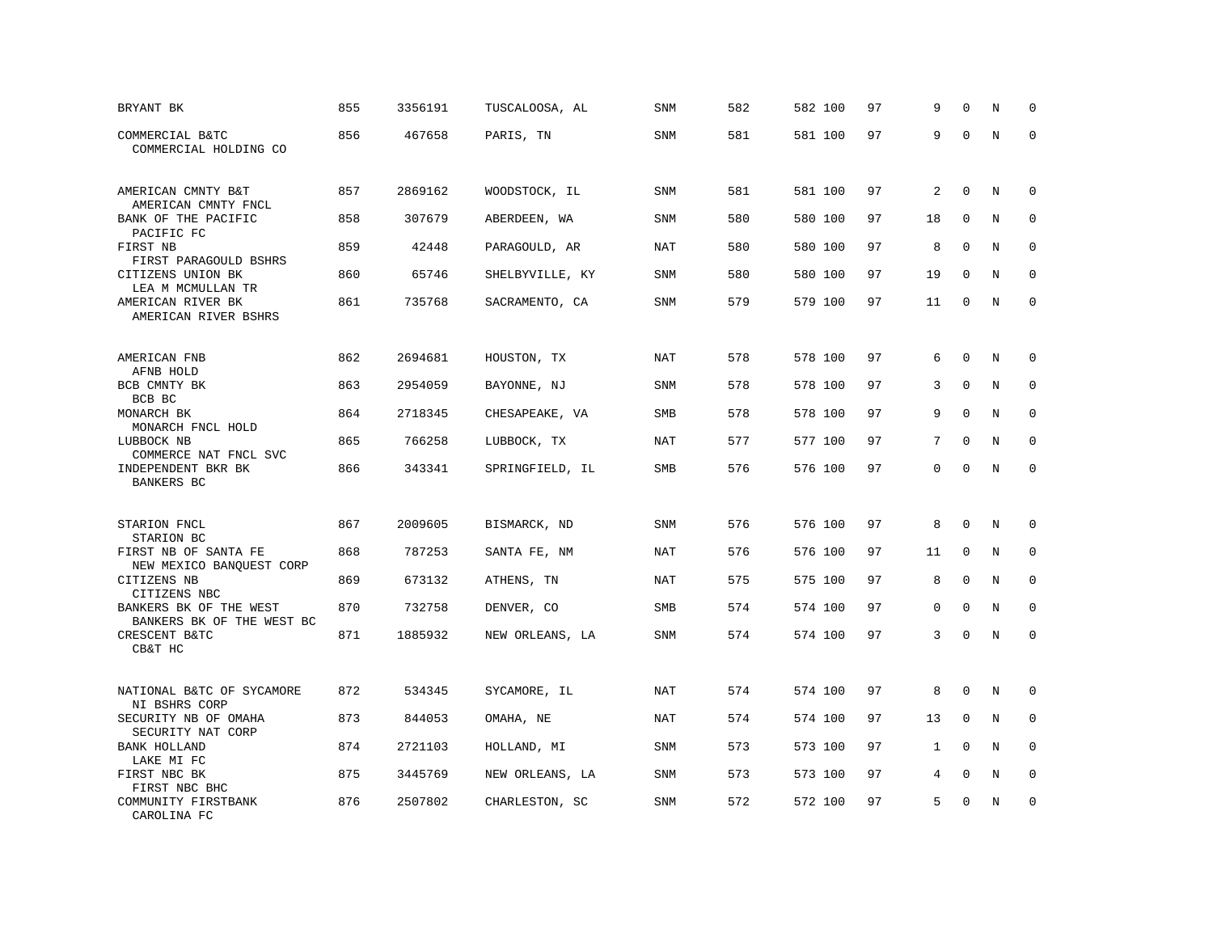| | | | | | | | | | | | |
|---|---|---|---|---|---|---|---|---|---|---|---|
| BRYANT BK | 855 | 3356191 | TUSCALOOSA, AL | SNM | 582 | 582 100 | 97 | 9 | 0 | N | 0 |
| COMMERCIAL B&TC<br>COMMERCIAL HOLDING CO | 856 | 467658 | PARIS, TN | SNM | 581 | 581 100 | 97 | 9 | 0 | N | 0 |
| AMERICAN CMNTY B&T<br>AMERICAN CMNTY FNCL | 857 | 2869162 | WOODSTOCK, IL | SNM | 581 | 581 100 | 97 | 2 | 0 | N | 0 |
| BANK OF THE PACIFIC<br>PACIFIC FC | 858 | 307679 | ABERDEEN, WA | SNM | 580 | 580 100 | 97 | 18 | 0 | N | 0 |
| FIRST NB<br>FIRST PARAGOULD BSHRS | 859 | 42448 | PARAGOULD, AR | NAT | 580 | 580 100 | 97 | 8 | 0 | N | 0 |
| CITIZENS UNION BK<br>LEA M MCMULLAN TR | 860 | 65746 | SHELBYVILLE, KY | SNM | 580 | 580 100 | 97 | 19 | 0 | N | 0 |
| AMERICAN RIVER BK<br>AMERICAN RIVER BSHRS | 861 | 735768 | SACRAMENTO, CA | SNM | 579 | 579 100 | 97 | 11 | 0 | N | 0 |
| AMERICAN FNB<br>AFNB HOLD | 862 | 2694681 | HOUSTON, TX | NAT | 578 | 578 100 | 97 | 6 | 0 | N | 0 |
| BCB CMNTY BK<br>BCB BC | 863 | 2954059 | BAYONNE, NJ | SNM | 578 | 578 100 | 97 | 3 | 0 | N | 0 |
| MONARCH BK<br>MONARCH FNCL HOLD | 864 | 2718345 | CHESAPEAKE, VA | SMB | 578 | 578 100 | 97 | 9 | 0 | N | 0 |
| LUBBOCK NB<br>COMMERCE NAT FNCL SVC | 865 | 766258 | LUBBOCK, TX | NAT | 577 | 577 100 | 97 | 7 | 0 | N | 0 |
| INDEPENDENT BKR BK<br>BANKERS BC | 866 | 343341 | SPRINGFIELD, IL | SMB | 576 | 576 100 | 97 | 0 | 0 | N | 0 |
| STARION FNCL<br>STARION BC | 867 | 2009605 | BISMARCK, ND | SNM | 576 | 576 100 | 97 | 8 | 0 | N | 0 |
| FIRST NB OF SANTA FE<br>NEW MEXICO BANQUEST CORP | 868 | 787253 | SANTA FE, NM | NAT | 576 | 576 100 | 97 | 11 | 0 | N | 0 |
| CITIZENS NB<br>CITIZENS NBC | 869 | 673132 | ATHENS, TN | NAT | 575 | 575 100 | 97 | 8 | 0 | N | 0 |
| BANKERS BK OF THE WEST<br>BANKERS BK OF THE WEST BC | 870 | 732758 | DENVER, CO | SMB | 574 | 574 100 | 97 | 0 | 0 | N | 0 |
| CRESCENT B&TC<br>CB&T HC | 871 | 1885932 | NEW ORLEANS, LA | SNM | 574 | 574 100 | 97 | 3 | 0 | N | 0 |
| NATIONAL B&TC OF SYCAMORE<br>NI BSHRS CORP | 872 | 534345 | SYCAMORE, IL | NAT | 574 | 574 100 | 97 | 8 | 0 | N | 0 |
| SECURITY NB OF OMAHA<br>SECURITY NAT CORP | 873 | 844053 | OMAHA, NE | NAT | 574 | 574 100 | 97 | 13 | 0 | N | 0 |
| BANK HOLLAND<br>LAKE MI FC | 874 | 2721103 | HOLLAND, MI | SNM | 573 | 573 100 | 97 | 1 | 0 | N | 0 |
| FIRST NBC BK<br>FIRST NBC BHC | 875 | 3445769 | NEW ORLEANS, LA | SNM | 573 | 573 100 | 97 | 4 | 0 | N | 0 |
| COMMUNITY FIRSTBANK<br>CAROLINA FC | 876 | 2507802 | CHARLESTON, SC | SNM | 572 | 572 100 | 97 | 5 | 0 | N | 0 |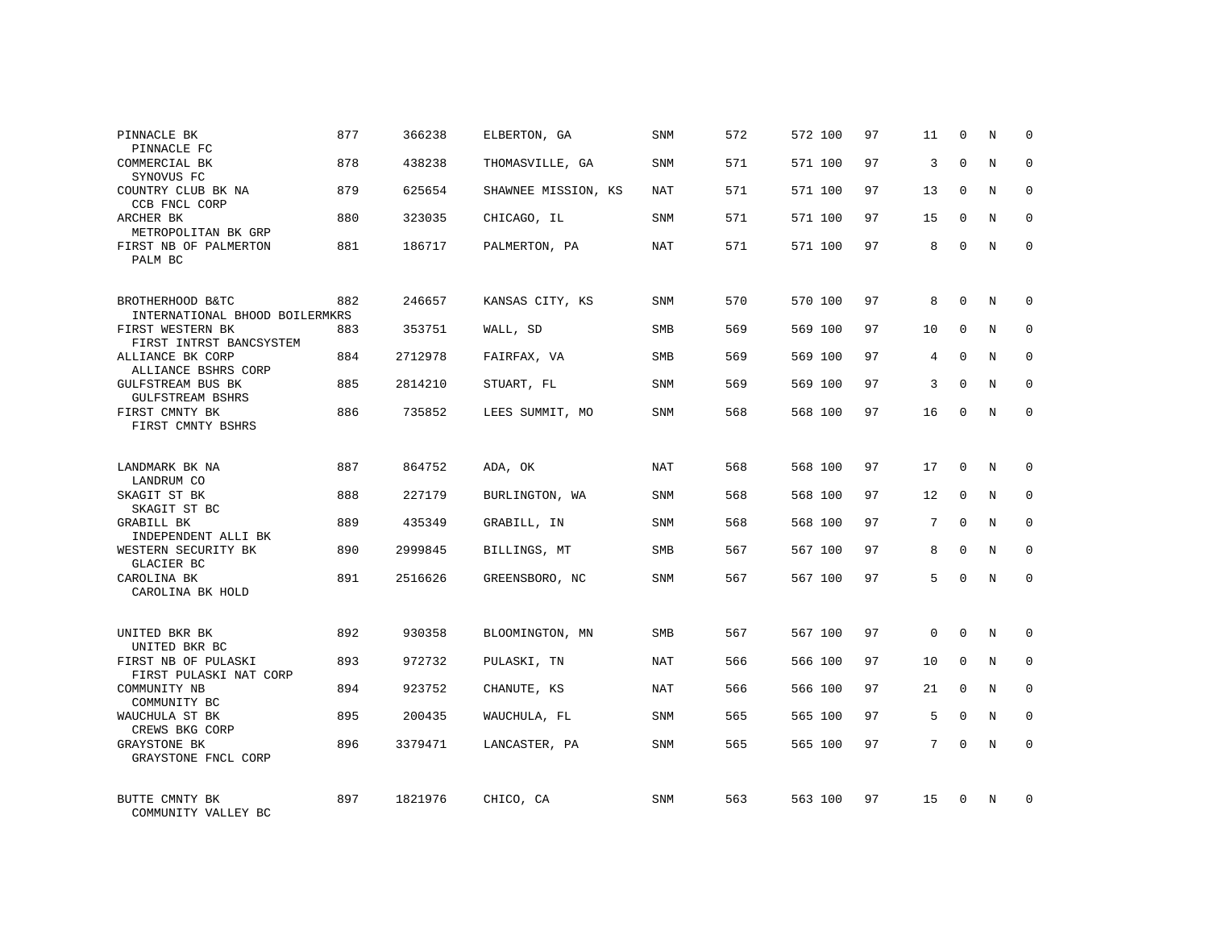| | | | | | | | | | | | | |
|---|---|---|---|---|---|---|---|---|---|---|---|---|
| PINNACLE BK<br>PINNACLE FC | 877 | 366238 | ELBERTON, GA | SNM | 572 | 572 | 100 | 97 | 11 | 0 | N | 0 |
| COMMERCIAL BK<br>SYNOVUS FC | 878 | 438238 | THOMASVILLE, GA | SNM | 571 | 571 | 100 | 97 | 3 | 0 | N | 0 |
| COUNTRY CLUB BK NA<br>CCB FNCL CORP | 879 | 625654 | SHAWNEE MISSION, KS | NAT | 571 | 571 | 100 | 97 | 13 | 0 | N | 0 |
| ARCHER BK<br>METROPOLITAN BK GRP | 880 | 323035 | CHICAGO, IL | SNM | 571 | 571 | 100 | 97 | 15 | 0 | N | 0 |
| FIRST NB OF PALMERTON<br>PALM BC | 881 | 186717 | PALMERTON, PA | NAT | 571 | 571 | 100 | 97 | 8 | 0 | N | 0 |
| BROTHERHOOD B&TC<br>INTERNATIONAL BHOOD BOILERMKRS | 882 | 246657 | KANSAS CITY, KS | SNM | 570 | 570 | 100 | 97 | 8 | 0 | N | 0 |
| FIRST WESTERN BK<br>FIRST INTRST BANCSYSTEM | 883 | 353751 | WALL, SD | SMB | 569 | 569 | 100 | 97 | 10 | 0 | N | 0 |
| ALLIANCE BK CORP<br>ALLIANCE BSHRS CORP | 884 | 2712978 | FAIRFAX, VA | SMB | 569 | 569 | 100 | 97 | 4 | 0 | N | 0 |
| GULFSTREAM BUS BK<br>GULFSTREAM BSHRS | 885 | 2814210 | STUART, FL | SNM | 569 | 569 | 100 | 97 | 3 | 0 | N | 0 |
| FIRST CMNTY BK<br>FIRST CMNTY BSHRS | 886 | 735852 | LEES SUMMIT, MO | SNM | 568 | 568 | 100 | 97 | 16 | 0 | N | 0 |
| LANDMARK BK NA<br>LANDRUM CO | 887 | 864752 | ADA, OK | NAT | 568 | 568 | 100 | 97 | 17 | 0 | N | 0 |
| SKAGIT ST BK<br>SKAGIT ST BC | 888 | 227179 | BURLINGTON, WA | SNM | 568 | 568 | 100 | 97 | 12 | 0 | N | 0 |
| GRABILL BK<br>INDEPENDENT ALLI BK | 889 | 435349 | GRABILL, IN | SNM | 568 | 568 | 100 | 97 | 7 | 0 | N | 0 |
| WESTERN SECURITY BK<br>GLACIER BC | 890 | 2999845 | BILLINGS, MT | SMB | 567 | 567 | 100 | 97 | 8 | 0 | N | 0 |
| CAROLINA BK<br>CAROLINA BK HOLD | 891 | 2516626 | GREENSBORO, NC | SNM | 567 | 567 | 100 | 97 | 5 | 0 | N | 0 |
| UNITED BKR BK<br>UNITED BKR BC | 892 | 930358 | BLOOMINGTON, MN | SMB | 567 | 567 | 100 | 97 | 0 | 0 | N | 0 |
| FIRST NB OF PULASKI<br>FIRST PULASKI NAT CORP | 893 | 972732 | PULASKI, TN | NAT | 566 | 566 | 100 | 97 | 10 | 0 | N | 0 |
| COMMUNITY NB<br>COMMUNITY BC | 894 | 923752 | CHANUTE, KS | NAT | 566 | 566 | 100 | 97 | 21 | 0 | N | 0 |
| WAUCHULA ST BK<br>CREWS BKG CORP | 895 | 200435 | WAUCHULA, FL | SNM | 565 | 565 | 100 | 97 | 5 | 0 | N | 0 |
| GRAYSTONE BK<br>GRAYSTONE FNCL CORP | 896 | 3379471 | LANCASTER, PA | SNM | 565 | 565 | 100 | 97 | 7 | 0 | N | 0 |
| BUTTE CMNTY BK<br>COMMUNITY VALLEY BC | 897 | 1821976 | CHICO, CA | SNM | 563 | 563 | 100 | 97 | 15 | 0 | N | 0 |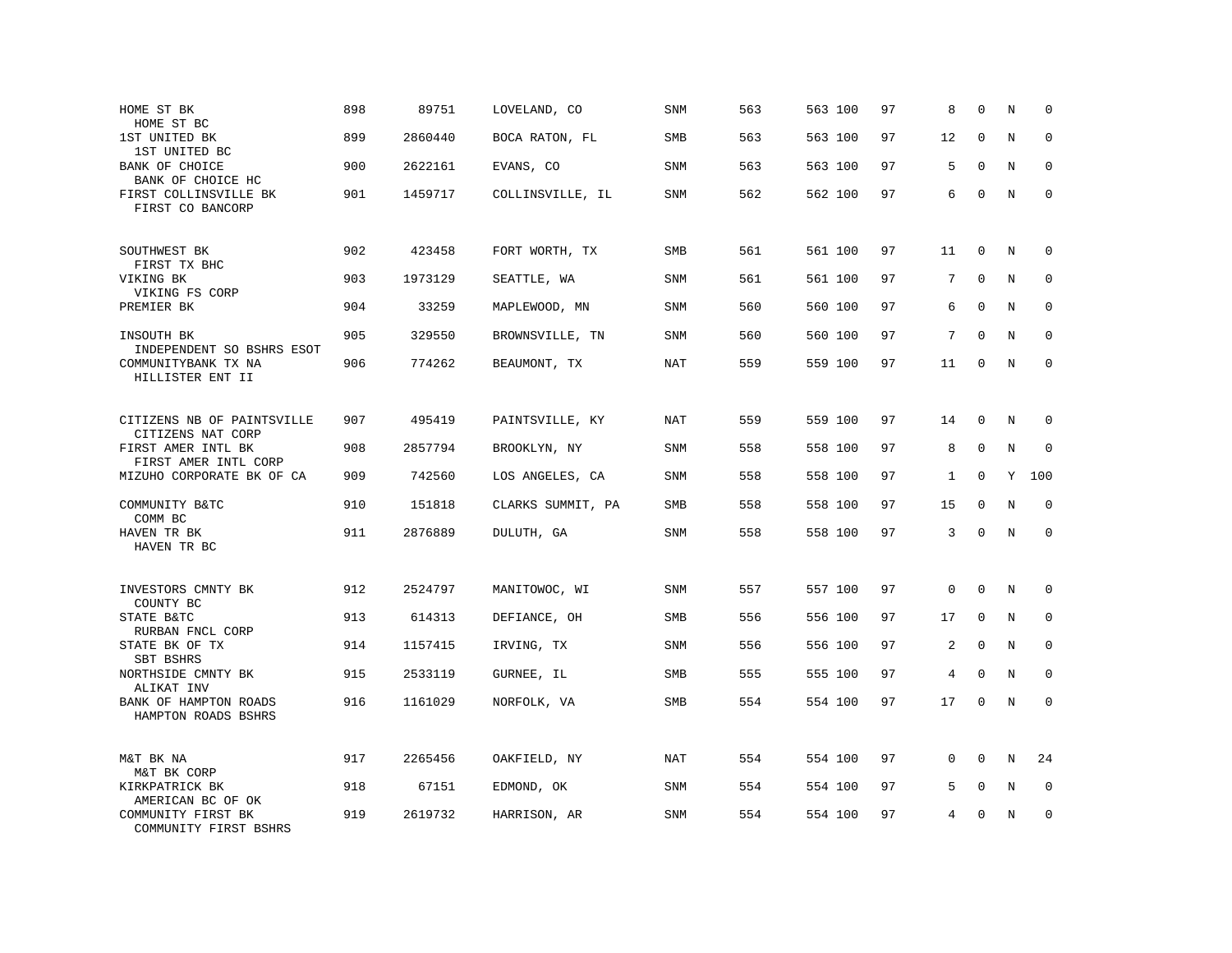| | | | | | | | | | | | |
|---|---|---|---|---|---|---|---|---|---|---|---|
| HOME ST BK<br>HOME ST BC | 898 | 89751 | LOVELAND, CO | SNM | 563 | 563 100 | 97 | 8 | 0 | N | 0 |
| 1ST UNITED BK<br>1ST UNITED BC | 899 | 2860440 | BOCA RATON, FL | SMB | 563 | 563 100 | 97 | 12 | 0 | N | 0 |
| BANK OF CHOICE<br>BANK OF CHOICE HC | 900 | 2622161 | EVANS, CO | SNM | 563 | 563 100 | 97 | 5 | 0 | N | 0 |
| FIRST COLLINSVILLE BK<br>FIRST CO BANCORP | 901 | 1459717 | COLLINSVILLE, IL | SNM | 562 | 562 100 | 97 | 6 | 0 | N | 0 |
| SOUTHWEST BK<br>FIRST TX BHC | 902 | 423458 | FORT WORTH, TX | SMB | 561 | 561 100 | 97 | 11 | 0 | N | 0 |
| VIKING BK<br>VIKING FS CORP | 903 | 1973129 | SEATTLE, WA | SNM | 561 | 561 100 | 97 | 7 | 0 | N | 0 |
| PREMIER BK | 904 | 33259 | MAPLEWOOD, MN | SNM | 560 | 560 100 | 97 | 6 | 0 | N | 0 |
| INSOUTH BK<br>INDEPENDENT SO BSHRS ESOT | 905 | 329550 | BROWNSVILLE, TN | SNM | 560 | 560 100 | 97 | 7 | 0 | N | 0 |
| COMMUNITYBANK TX NA<br>HILLISTER ENT II | 906 | 774262 | BEAUMONT, TX | NAT | 559 | 559 100 | 97 | 11 | 0 | N | 0 |
| CITIZENS NB OF PAINTSVILLE<br>CITIZENS NAT CORP | 907 | 495419 | PAINTSVILLE, KY | NAT | 559 | 559 100 | 97 | 14 | 0 | N | 0 |
| FIRST AMER INTL BK<br>FIRST AMER INTL CORP | 908 | 2857794 | BROOKLYN, NY | SNM | 558 | 558 100 | 97 | 8 | 0 | N | 0 |
| MIZUHO CORPORATE BK OF CA | 909 | 742560 | LOS ANGELES, CA | SNM | 558 | 558 100 | 97 | 1 | 0 | Y | 100 |
| COMMUNITY B&TC<br>COMM BC | 910 | 151818 | CLARKS SUMMIT, PA | SMB | 558 | 558 100 | 97 | 15 | 0 | N | 0 |
| HAVEN TR BK<br>HAVEN TR BC | 911 | 2876889 | DULUTH, GA | SNM | 558 | 558 100 | 97 | 3 | 0 | N | 0 |
| INVESTORS CMNTY BK<br>COUNTY BC | 912 | 2524797 | MANITOWOC, WI | SNM | 557 | 557 100 | 97 | 0 | 0 | N | 0 |
| STATE B&TC<br>RURBAN FNCL CORP | 913 | 614313 | DEFIANCE, OH | SMB | 556 | 556 100 | 97 | 17 | 0 | N | 0 |
| STATE BK OF TX<br>SBT BSHRS | 914 | 1157415 | IRVING, TX | SNM | 556 | 556 100 | 97 | 2 | 0 | N | 0 |
| NORTHSIDE CMNTY BK<br>ALIKAT INV | 915 | 2533119 | GURNEE, IL | SMB | 555 | 555 100 | 97 | 4 | 0 | N | 0 |
| BANK OF HAMPTON ROADS<br>HAMPTON ROADS BSHRS | 916 | 1161029 | NORFOLK, VA | SMB | 554 | 554 100 | 97 | 17 | 0 | N | 0 |
| M&T BK NA<br>M&T BK CORP | 917 | 2265456 | OAKFIELD, NY | NAT | 554 | 554 100 | 97 | 0 | 0 | N | 24 |
| KIRKPATRICK BK<br>AMERICAN BC OF OK | 918 | 67151 | EDMOND, OK | SNM | 554 | 554 100 | 97 | 5 | 0 | N | 0 |
| COMMUNITY FIRST BK<br>COMMUNITY FIRST BSHRS | 919 | 2619732 | HARRISON, AR | SNM | 554 | 554 100 | 97 | 4 | 0 | N | 0 |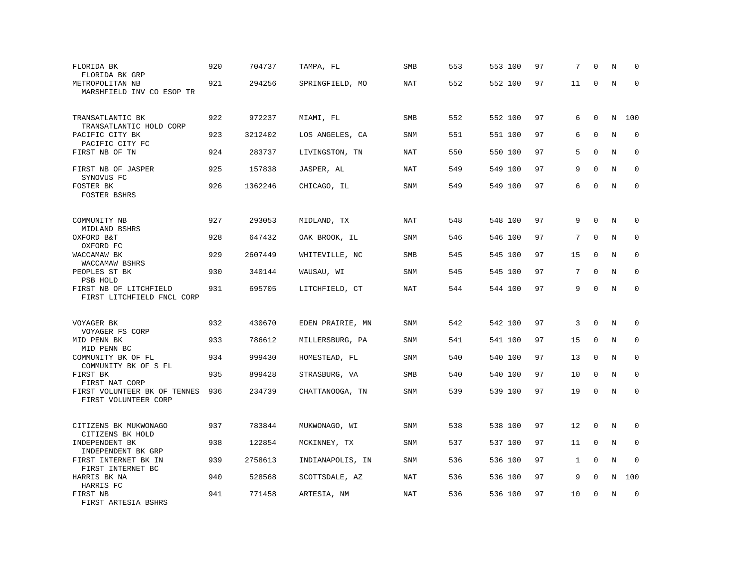| | | | | | | | | | | | | |
|---|---|---|---|---|---|---|---|---|---|---|---|---|
| FLORIDA BK<br>FLORIDA BK GRP | 920 | 704737 | TAMPA, FL | SMB | 553 | 553 | 100 | 97 | 7 | 0 | N | 0 |
| METROPOLITAN NB<br>MARSHFIELD INV CO ESOP TR | 921 | 294256 | SPRINGFIELD, MO | NAT | 552 | 552 | 100 | 97 | 11 | 0 | N | 0 |
| TRANSATLANTIC BK<br>TRANSATLANTIC HOLD CORP | 922 | 972237 | MIAMI, FL | SMB | 552 | 552 | 100 | 97 | 6 | 0 | N | 100 |
| PACIFIC CITY BK<br>PACIFIC CITY FC | 923 | 3212402 | LOS ANGELES, CA | SNM | 551 | 551 | 100 | 97 | 6 | 0 | N | 0 |
| FIRST NB OF TN | 924 | 283737 | LIVINGSTON, TN | NAT | 550 | 550 | 100 | 97 | 5 | 0 | N | 0 |
| FIRST NB OF JASPER<br>SYNOVUS FC | 925 | 157838 | JASPER, AL | NAT | 549 | 549 | 100 | 97 | 9 | 0 | N | 0 |
| FOSTER BK<br>FOSTER BSHRS | 926 | 1362246 | CHICAGO, IL | SNM | 549 | 549 | 100 | 97 | 6 | 0 | N | 0 |
| COMMUNITY NB<br>MIDLAND BSHRS | 927 | 293053 | MIDLAND, TX | NAT | 548 | 548 | 100 | 97 | 9 | 0 | N | 0 |
| OXFORD B&T<br>OXFORD FC | 928 | 647432 | OAK BROOK, IL | SNM | 546 | 546 | 100 | 97 | 7 | 0 | N | 0 |
| WACCAMAW BK<br>WACCAMAW BSHRS | 929 | 2607449 | WHITEVILLE, NC | SMB | 545 | 545 | 100 | 97 | 15 | 0 | N | 0 |
| PEOPLES ST BK<br>PSB HOLD | 930 | 340144 | WAUSAU, WI | SNM | 545 | 545 | 100 | 97 | 7 | 0 | N | 0 |
| FIRST NB OF LITCHFIELD<br>FIRST LITCHFIELD FNCL CORP | 931 | 695705 | LITCHFIELD, CT | NAT | 544 | 544 | 100 | 97 | 9 | 0 | N | 0 |
| VOYAGER BK<br>VOYAGER FS CORP | 932 | 430670 | EDEN PRAIRIE, MN | SNM | 542 | 542 | 100 | 97 | 3 | 0 | N | 0 |
| MID PENN BK<br>MID PENN BC | 933 | 786612 | MILLERSBURG, PA | SNM | 541 | 541 | 100 | 97 | 15 | 0 | N | 0 |
| COMMUNITY BK OF FL<br>COMMUNITY BK OF S FL | 934 | 999430 | HOMESTEAD, FL | SNM | 540 | 540 | 100 | 97 | 13 | 0 | N | 0 |
| FIRST BK<br>FIRST NAT CORP | 935 | 899428 | STRASBURG, VA | SMB | 540 | 540 | 100 | 97 | 10 | 0 | N | 0 |
| FIRST VOLUNTEER BK OF TENNES<br>FIRST VOLUNTEER CORP | 936 | 234739 | CHATTANOOGA, TN | SNM | 539 | 539 | 100 | 97 | 19 | 0 | N | 0 |
| CITIZENS BK MUKWONAGO<br>CITIZENS BK HOLD | 937 | 783844 | MUKWONAGO, WI | SNM | 538 | 538 | 100 | 97 | 12 | 0 | N | 0 |
| INDEPENDENT BK<br>INDEPENDENT BK GRP | 938 | 122854 | MCKINNEY, TX | SNM | 537 | 537 | 100 | 97 | 11 | 0 | N | 0 |
| FIRST INTERNET BK IN<br>FIRST INTERNET BC | 939 | 2758613 | INDIANAPOLIS, IN | SNM | 536 | 536 | 100 | 97 | 1 | 0 | N | 0 |
| HARRIS BK NA<br>HARRIS FC | 940 | 528568 | SCOTTSDALE, AZ | NAT | 536 | 536 | 100 | 97 | 9 | 0 | N | 100 |
| FIRST NB<br>FIRST ARTESIA BSHRS | 941 | 771458 | ARTESIA, NM | NAT | 536 | 536 | 100 | 97 | 10 | 0 | N | 0 |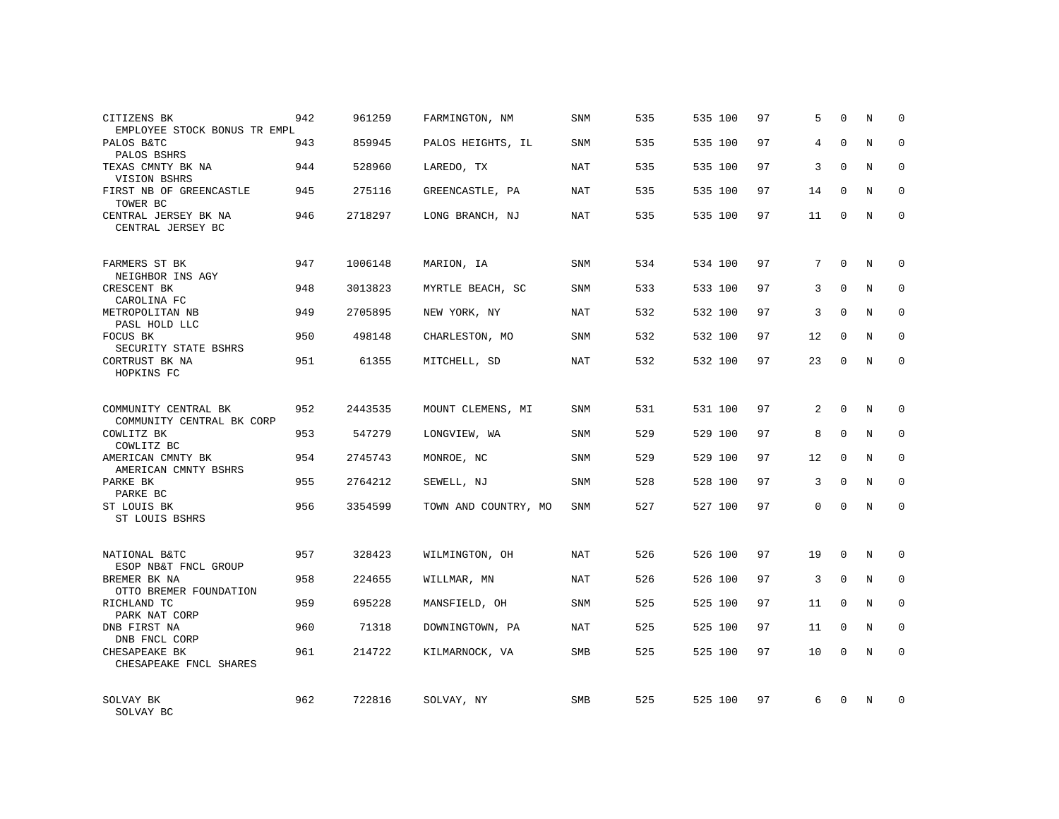| | | | | | | | | | | | | |
|---|---|---|---|---|---|---|---|---|---|---|---|---|
| CITIZENS BK<br>EMPLOYEE STOCK BONUS TR EMPL | 942 | 961259 | FARMINGTON, NM | SNM | 535 | 535 | 100 | 97 | 5 | 0 | N | 0 |
| PALOS B&TC<br>PALOS BSHRS | 943 | 859945 | PALOS HEIGHTS, IL | SNM | 535 | 535 | 100 | 97 | 4 | 0 | N | 0 |
| TEXAS CMNTY BK NA<br>VISION BSHRS | 944 | 528960 | LAREDO, TX | NAT | 535 | 535 | 100 | 97 | 3 | 0 | N | 0 |
| FIRST NB OF GREENCASTLE<br>TOWER BC | 945 | 275116 | GREENCASTLE, PA | NAT | 535 | 535 | 100 | 97 | 14 | 0 | N | 0 |
| CENTRAL JERSEY BK NA<br>CENTRAL JERSEY BC | 946 | 2718297 | LONG BRANCH, NJ | NAT | 535 | 535 | 100 | 97 | 11 | 0 | N | 0 |
| FARMERS ST BK<br>NEIGHBOR INS AGY | 947 | 1006148 | MARION, IA | SNM | 534 | 534 | 100 | 97 | 7 | 0 | N | 0 |
| CRESCENT BK<br>CAROLINA FC | 948 | 3013823 | MYRTLE BEACH, SC | SNM | 533 | 533 | 100 | 97 | 3 | 0 | N | 0 |
| METROPOLITAN NB<br>PASL HOLD LLC | 949 | 2705895 | NEW YORK, NY | NAT | 532 | 532 | 100 | 97 | 3 | 0 | N | 0 |
| FOCUS BK<br>SECURITY STATE BSHRS | 950 | 498148 | CHARLESTON, MO | SNM | 532 | 532 | 100 | 97 | 12 | 0 | N | 0 |
| CORTRUST BK NA<br>HOPKINS FC | 951 | 61355 | MITCHELL, SD | NAT | 532 | 532 | 100 | 97 | 23 | 0 | N | 0 |
| COMMUNITY CENTRAL BK<br>COMMUNITY CENTRAL BK CORP | 952 | 2443535 | MOUNT CLEMENS, MI | SNM | 531 | 531 | 100 | 97 | 2 | 0 | N | 0 |
| COWLITZ BK<br>COWLITZ BC | 953 | 547279 | LONGVIEW, WA | SNM | 529 | 529 | 100 | 97 | 8 | 0 | N | 0 |
| AMERICAN CMNTY BK<br>AMERICAN CMNTY BSHRS | 954 | 2745743 | MONROE, NC | SNM | 529 | 529 | 100 | 97 | 12 | 0 | N | 0 |
| PARKE BK<br>PARKE BC | 955 | 2764212 | SEWELL, NJ | SNM | 528 | 528 | 100 | 97 | 3 | 0 | N | 0 |
| ST LOUIS BK<br>ST LOUIS BSHRS | 956 | 3354599 | TOWN AND COUNTRY, MO | SNM | 527 | 527 | 100 | 97 | 0 | 0 | N | 0 |
| NATIONAL B&TC<br>ESOP NB&T FNCL GROUP | 957 | 328423 | WILMINGTON, OH | NAT | 526 | 526 | 100 | 97 | 19 | 0 | N | 0 |
| BREMER BK NA<br>OTTO BREMER FOUNDATION | 958 | 224655 | WILLMAR, MN | NAT | 526 | 526 | 100 | 97 | 3 | 0 | N | 0 |
| RICHLAND TC<br>PARK NAT CORP | 959 | 695228 | MANSFIELD, OH | SNM | 525 | 525 | 100 | 97 | 11 | 0 | N | 0 |
| DNB FIRST NA<br>DNB FNCL CORP | 960 | 71318 | DOWNINGTOWN, PA | NAT | 525 | 525 | 100 | 97 | 11 | 0 | N | 0 |
| CHESAPEAKE BK<br>CHESAPEAKE FNCL SHARES | 961 | 214722 | KILMARNOCK, VA | SMB | 525 | 525 | 100 | 97 | 10 | 0 | N | 0 |
| SOLVAY BK<br>SOLVAY BC | 962 | 722816 | SOLVAY, NY | SMB | 525 | 525 | 100 | 97 | 6 | 0 | N | 0 |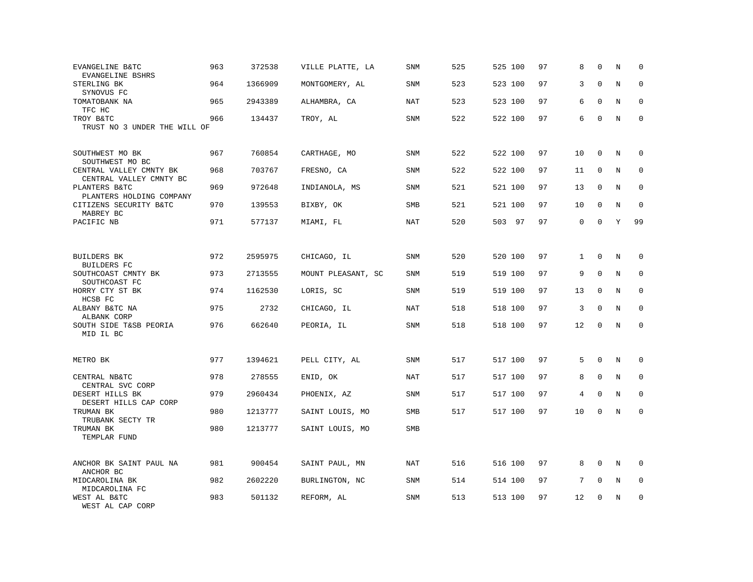| | | | | | | | | | | | | |
|---|---|---|---|---|---|---|---|---|---|---|---|---|
| EVANGELINE B&TC<br>EVANGELINE BSHRS | 963 | 372538 | VILLE PLATTE, LA | SNM | 525 | 525 | 100 | 97 | 8 | 0 | N | 0 |
| STERLING BK<br>SYNOVUS FC | 964 | 1366909 | MONTGOMERY, AL | SNM | 523 | 523 | 100 | 97 | 3 | 0 | N | 0 |
| TOMATOBANK NA<br>TFC HC | 965 | 2943389 | ALHAMBRA, CA | NAT | 523 | 523 | 100 | 97 | 6 | 0 | N | 0 |
| TROY B&TC<br>TRUST NO 3 UNDER THE WILL OF | 966 | 134437 | TROY, AL | SNM | 522 | 522 | 100 | 97 | 6 | 0 | N | 0 |
| SOUTHWEST MO BK<br>SOUTHWEST MO BC | 967 | 760854 | CARTHAGE, MO | SNM | 522 | 522 | 100 | 97 | 10 | 0 | N | 0 |
| CENTRAL VALLEY CMNTY BK<br>CENTRAL VALLEY CMNTY BC | 968 | 703767 | FRESNO, CA | SNM | 522 | 522 | 100 | 97 | 11 | 0 | N | 0 |
| PLANTERS B&TC<br>PLANTERS HOLDING COMPANY | 969 | 972648 | INDIANOLA, MS | SNM | 521 | 521 | 100 | 97 | 13 | 0 | N | 0 |
| CITIZENS SECURITY B&TC<br>MABREY BC | 970 | 139553 | BIXBY, OK | SMB | 521 | 521 | 100 | 97 | 10 | 0 | N | 0 |
| PACIFIC NB | 971 | 577137 | MIAMI, FL | NAT | 520 | 503 | 97 | 97 | 0 | 0 | Y | 99 |
| BUILDERS BK<br>BUILDERS FC | 972 | 2595975 | CHICAGO, IL | SNM | 520 | 520 | 100 | 97 | 1 | 0 | N | 0 |
| SOUTHCOAST CMNTY BK<br>SOUTHCOAST FC | 973 | 2713555 | MOUNT PLEASANT, SC | SNM | 519 | 519 | 100 | 97 | 9 | 0 | N | 0 |
| HORRY CTY ST BK<br>HCSB FC | 974 | 1162530 | LORIS, SC | SNM | 519 | 519 | 100 | 97 | 13 | 0 | N | 0 |
| ALBANY B&TC NA<br>ALBANK CORP | 975 | 2732 | CHICAGO, IL | NAT | 518 | 518 | 100 | 97 | 3 | 0 | N | 0 |
| SOUTH SIDE T&SB PEORIA<br>MID IL BC | 976 | 662640 | PEORIA, IL | SNM | 518 | 518 | 100 | 97 | 12 | 0 | N | 0 |
| METRO BK | 977 | 1394621 | PELL CITY, AL | SNM | 517 | 517 | 100 | 97 | 5 | 0 | N | 0 |
| CENTRAL NB&TC<br>CENTRAL SVC CORP | 978 | 278555 | ENID, OK | NAT | 517 | 517 | 100 | 97 | 8 | 0 | N | 0 |
| DESERT HILLS BK<br>DESERT HILLS CAP CORP | 979 | 2960434 | PHOENIX, AZ | SNM | 517 | 517 | 100 | 97 | 4 | 0 | N | 0 |
| TRUMAN BK<br>TRUBANK SECTY TR | 980 | 1213777 | SAINT LOUIS, MO | SMB | 517 | 517 | 100 | 97 | 10 | 0 | N | 0 |
| TRUMAN BK<br>TEMPLAR FUND | 980 | 1213777 | SAINT LOUIS, MO | SMB | | | | | | | | |
| ANCHOR BK SAINT PAUL NA<br>ANCHOR BC | 981 | 900454 | SAINT PAUL, MN | NAT | 516 | 516 | 100 | 97 | 8 | 0 | N | 0 |
| MIDCAROLINA BK<br>MIDCAROLINA FC | 982 | 2602220 | BURLINGTON, NC | SNM | 514 | 514 | 100 | 97 | 7 | 0 | N | 0 |
| WEST AL B&TC<br>WEST AL CAP CORP | 983 | 501132 | REFORM, AL | SNM | 513 | 513 | 100 | 97 | 12 | 0 | N | 0 |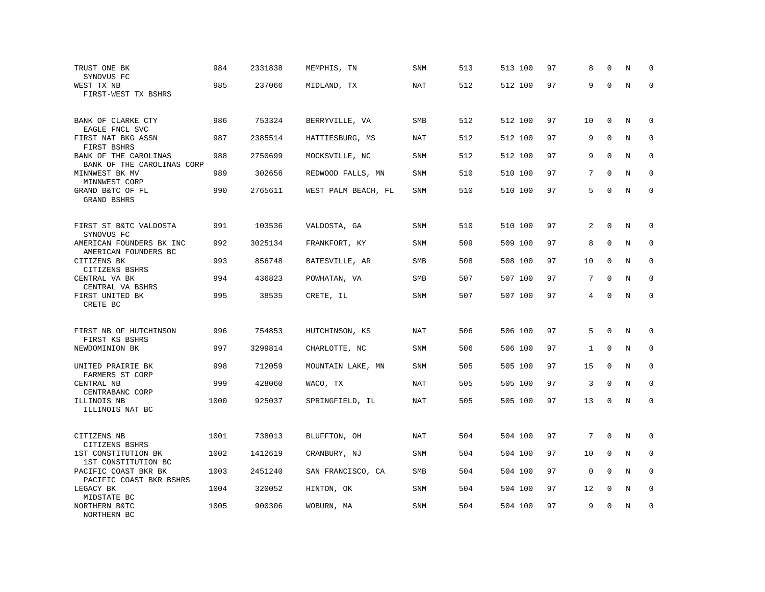| | | | | | | | | | | | |
|---|---|---|---|---|---|---|---|---|---|---|---|
| TRUST ONE BK<br>SYNOVUS FC | 984 | 2331838 | MEMPHIS, TN | SNM | 513 | 513 100 | 97 | 8 | 0 | N | 0 |
| WEST TX NB<br>FIRST-WEST TX BSHRS | 985 | 237066 | MIDLAND, TX | NAT | 512 | 512 100 | 97 | 9 | 0 | N | 0 |
| BANK OF CLARKE CTY<br>EAGLE FNCL SVC | 986 | 753324 | BERRYVILLE, VA | SMB | 512 | 512 100 | 97 | 10 | 0 | N | 0 |
| FIRST NAT BKG ASSN<br>FIRST BSHRS | 987 | 2385514 | HATTIESBURG, MS | NAT | 512 | 512 100 | 97 | 9 | 0 | N | 0 |
| BANK OF THE CAROLINAS<br>BANK OF THE CAROLINAS CORP | 988 | 2750699 | MOCKSVILLE, NC | SNM | 512 | 512 100 | 97 | 9 | 0 | N | 0 |
| MINNWEST BK MV<br>MINNWEST CORP | 989 | 302656 | REDWOOD FALLS, MN | SNM | 510 | 510 100 | 97 | 7 | 0 | N | 0 |
| GRAND B&TC OF FL<br>GRAND BSHRS | 990 | 2765611 | WEST PALM BEACH, FL | SNM | 510 | 510 100 | 97 | 5 | 0 | N | 0 |
| FIRST ST B&TC VALDOSTA<br>SYNOVUS FC | 991 | 103536 | VALDOSTA, GA | SNM | 510 | 510 100 | 97 | 2 | 0 | N | 0 |
| AMERICAN FOUNDERS BK INC<br>AMERICAN FOUNDERS BC | 992 | 3025134 | FRANKFORT, KY | SNM | 509 | 509 100 | 97 | 8 | 0 | N | 0 |
| CITIZENS BK<br>CITIZENS BSHRS | 993 | 856748 | BATESVILLE, AR | SMB | 508 | 508 100 | 97 | 10 | 0 | N | 0 |
| CENTRAL VA BK<br>CENTRAL VA BSHRS | 994 | 436823 | POWHATAN, VA | SMB | 507 | 507 100 | 97 | 7 | 0 | N | 0 |
| FIRST UNITED BK<br>CRETE BC | 995 | 38535 | CRETE, IL | SNM | 507 | 507 100 | 97 | 4 | 0 | N | 0 |
| FIRST NB OF HUTCHINSON<br>FIRST KS BSHRS | 996 | 754853 | HUTCHINSON, KS | NAT | 506 | 506 100 | 97 | 5 | 0 | N | 0 |
| NEWDOMINION BK | 997 | 3299814 | CHARLOTTE, NC | SNM | 506 | 506 100 | 97 | 1 | 0 | N | 0 |
| UNITED PRAIRIE BK<br>FARMERS ST CORP | 998 | 712059 | MOUNTAIN LAKE, MN | SNM | 505 | 505 100 | 97 | 15 | 0 | N | 0 |
| CENTRAL NB<br>CENTRABANC CORP | 999 | 428060 | WACO, TX | NAT | 505 | 505 100 | 97 | 3 | 0 | N | 0 |
| ILLINOIS NB<br>ILLINOIS NAT BC | 1000 | 925037 | SPRINGFIELD, IL | NAT | 505 | 505 100 | 97 | 13 | 0 | N | 0 |
| CITIZENS NB<br>CITIZENS BSHRS | 1001 | 738013 | BLUFFTON, OH | NAT | 504 | 504 100 | 97 | 7 | 0 | N | 0 |
| 1ST CONSTITUTION BK<br>1ST CONSTITUTION BC | 1002 | 1412619 | CRANBURY, NJ | SNM | 504 | 504 100 | 97 | 10 | 0 | N | 0 |
| PACIFIC COAST BKR BK<br>PACIFIC COAST BKR BSHRS | 1003 | 2451240 | SAN FRANCISCO, CA | SMB | 504 | 504 100 | 97 | 0 | 0 | N | 0 |
| LEGACY BK<br>MIDSTATE BC | 1004 | 320052 | HINTON, OK | SNM | 504 | 504 100 | 97 | 12 | 0 | N | 0 |
| NORTHERN B&TC<br>NORTHERN BC | 1005 | 900306 | WOBURN, MA | SNM | 504 | 504 100 | 97 | 9 | 0 | N | 0 |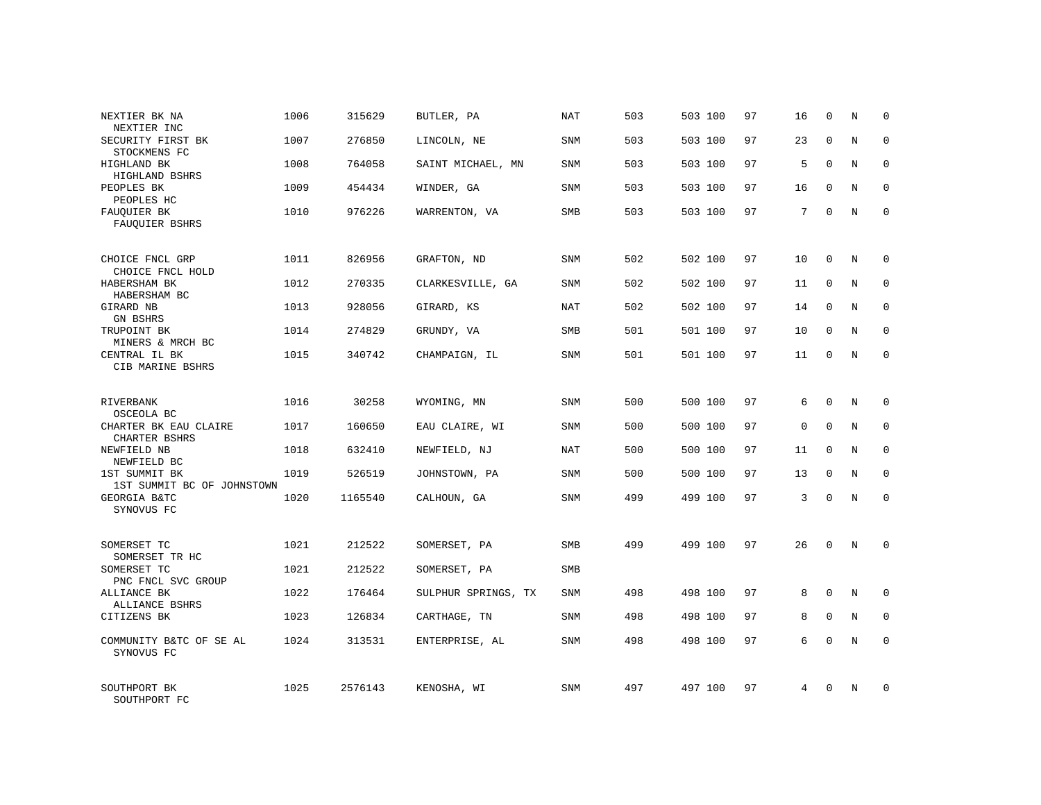| | | | | | | | | | | | | |
|---|---|---|---|---|---|---|---|---|---|---|---|---|
| NEXTIER BK NA<br>NEXTIER INC | 1006 | 315629 | BUTLER, PA | NAT | 503 | 503 | 100 | 97 | 16 | 0 | N | 0 |
| SECURITY FIRST BK<br>STOCKMENS FC | 1007 | 276850 | LINCOLN, NE | SNM | 503 | 503 | 100 | 97 | 23 | 0 | N | 0 |
| HIGHLAND BK<br>HIGHLAND BSHRS | 1008 | 764058 | SAINT MICHAEL, MN | SNM | 503 | 503 | 100 | 97 | 5 | 0 | N | 0 |
| PEOPLES BK<br>PEOPLES HC | 1009 | 454434 | WINDER, GA | SNM | 503 | 503 | 100 | 97 | 16 | 0 | N | 0 |
| FAUQUIER BK<br>FAUQUIER BSHRS | 1010 | 976226 | WARRENTON, VA | SMB | 503 | 503 | 100 | 97 | 7 | 0 | N | 0 |
| CHOICE FNCL GRP<br>CHOICE FNCL HOLD | 1011 | 826956 | GRAFTON, ND | SNM | 502 | 502 | 100 | 97 | 10 | 0 | N | 0 |
| HABERSHAM BK<br>HABERSHAM BC | 1012 | 270335 | CLARKESVILLE, GA | SNM | 502 | 502 | 100 | 97 | 11 | 0 | N | 0 |
| GIRARD NB<br>GN BSHRS | 1013 | 928056 | GIRARD, KS | NAT | 502 | 502 | 100 | 97 | 14 | 0 | N | 0 |
| TRUPOINT BK<br>MINERS & MRCH BC | 1014 | 274829 | GRUNDY, VA | SMB | 501 | 501 | 100 | 97 | 10 | 0 | N | 0 |
| CENTRAL IL BK<br>CIB MARINE BSHRS | 1015 | 340742 | CHAMPAIGN, IL | SNM | 501 | 501 | 100 | 97 | 11 | 0 | N | 0 |
| RIVERBANK<br>OSCEOLA BC | 1016 | 30258 | WYOMING, MN | SNM | 500 | 500 | 100 | 97 | 6 | 0 | N | 0 |
| CHARTER BK EAU CLAIRE<br>CHARTER BSHRS | 1017 | 160650 | EAU CLAIRE, WI | SNM | 500 | 500 | 100 | 97 | 0 | 0 | N | 0 |
| NEWFIELD NB<br>NEWFIELD BC | 1018 | 632410 | NEWFIELD, NJ | NAT | 500 | 500 | 100 | 97 | 11 | 0 | N | 0 |
| 1ST SUMMIT BK<br>1ST SUMMIT BC OF JOHNSTOWN | 1019 | 526519 | JOHNSTOWN, PA | SNM | 500 | 500 | 100 | 97 | 13 | 0 | N | 0 |
| GEORGIA B&TC<br>SYNOVUS FC | 1020 | 1165540 | CALHOUN, GA | SNM | 499 | 499 | 100 | 97 | 3 | 0 | N | 0 |
| SOMERSET TC<br>SOMERSET TR HC | 1021 | 212522 | SOMERSET, PA | SMB | 499 | 499 | 100 | 97 | 26 | 0 | N | 0 |
| SOMERSET TC<br>PNC FNCL SVC GROUP | 1021 | 212522 | SOMERSET, PA | SMB | | | | | | | | |
| ALLIANCE BK<br>ALLIANCE BSHRS | 1022 | 176464 | SULPHUR SPRINGS, TX | SNM | 498 | 498 | 100 | 97 | 8 | 0 | N | 0 |
| CITIZENS BK | 1023 | 126834 | CARTHAGE, TN | SNM | 498 | 498 | 100 | 97 | 8 | 0 | N | 0 |
| COMMUNITY B&TC OF SE AL<br>SYNOVUS FC | 1024 | 313531 | ENTERPRISE, AL | SNM | 498 | 498 | 100 | 97 | 6 | 0 | N | 0 |
| SOUTHPORT BK<br>SOUTHPORT FC | 1025 | 2576143 | KENOSHA, WI | SNM | 497 | 497 | 100 | 97 | 4 | 0 | N | 0 |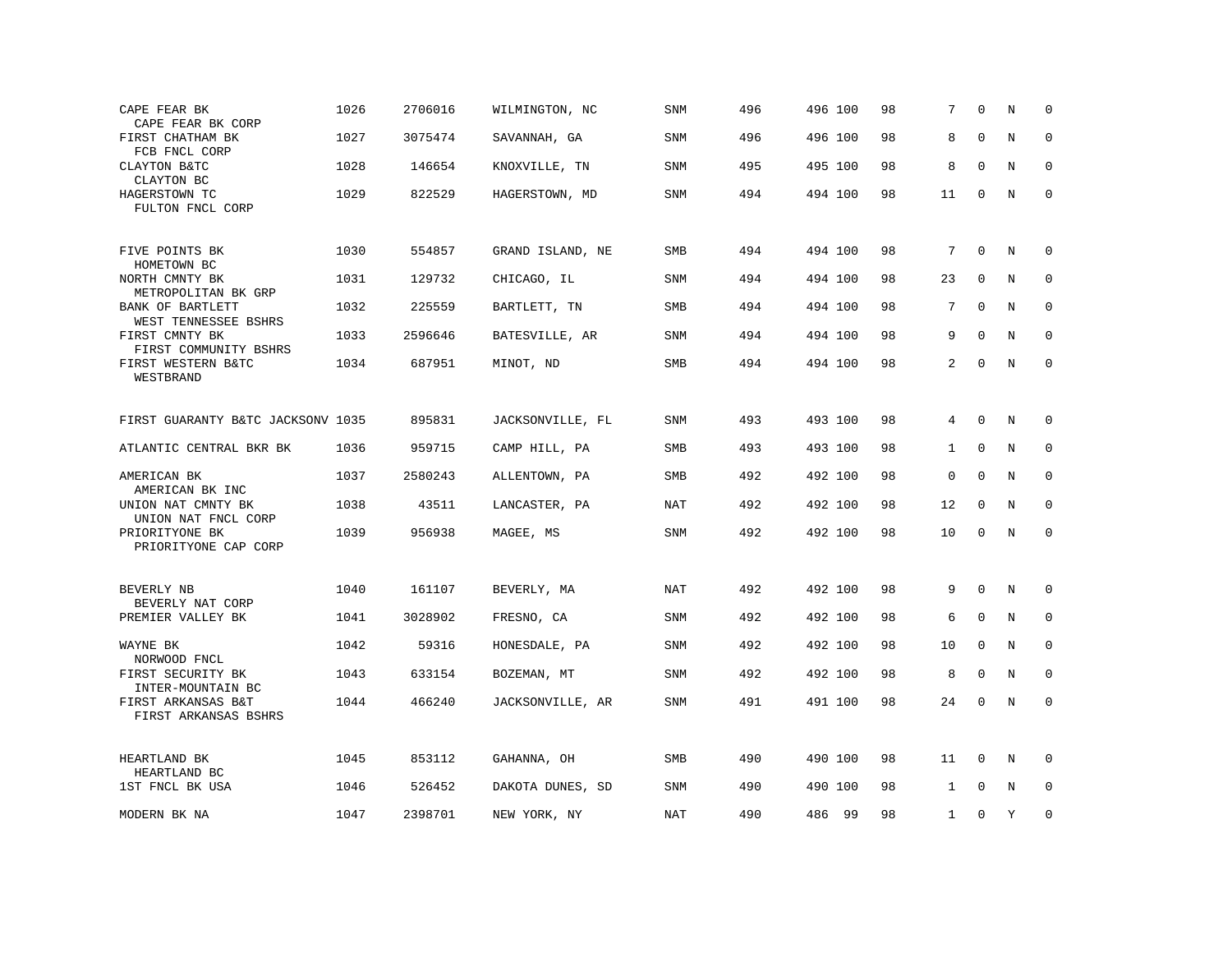| | | | | | | | | | | | | |
|---|---|---|---|---|---|---|---|---|---|---|---|---|
| CAPE FEAR BK<br>CAPE FEAR BK CORP | 1026 | 2706016 | WILMINGTON, NC | SNM | 496 | 496 | 100 | 98 | 7 | 0 | N | 0 |
| FIRST CHATHAM BK<br>FCB FNCL CORP | 1027 | 3075474 | SAVANNAH, GA | SNM | 496 | 496 | 100 | 98 | 8 | 0 | N | 0 |
| CLAYTON B&TC<br>CLAYTON BC | 1028 | 146654 | KNOXVILLE, TN | SNM | 495 | 495 | 100 | 98 | 8 | 0 | N | 0 |
| HAGERSTOWN TC<br>FULTON FNCL CORP | 1029 | 822529 | HAGERSTOWN, MD | SNM | 494 | 494 | 100 | 98 | 11 | 0 | N | 0 |
| FIVE POINTS BK<br>HOMETOWN BC | 1030 | 554857 | GRAND ISLAND, NE | SMB | 494 | 494 | 100 | 98 | 7 | 0 | N | 0 |
| NORTH CMNTY BK<br>METROPOLITAN BK GRP | 1031 | 129732 | CHICAGO, IL | SNM | 494 | 494 | 100 | 98 | 23 | 0 | N | 0 |
| BANK OF BARTLETT<br>WEST TENNESSEE BSHRS | 1032 | 225559 | BARTLETT, TN | SMB | 494 | 494 | 100 | 98 | 7 | 0 | N | 0 |
| FIRST CMNTY BK<br>FIRST COMMUNITY BSHRS | 1033 | 2596646 | BATESVILLE, AR | SNM | 494 | 494 | 100 | 98 | 9 | 0 | N | 0 |
| FIRST WESTERN B&TC<br>WESTBRAND | 1034 | 687951 | MINOT, ND | SMB | 494 | 494 | 100 | 98 | 2 | 0 | N | 0 |
| FIRST GUARANTY B&TC JACKSONV | 1035 | 895831 | JACKSONVILLE, FL | SNM | 493 | 493 | 100 | 98 | 4 | 0 | N | 0 |
| ATLANTIC CENTRAL BKR BK | 1036 | 959715 | CAMP HILL, PA | SMB | 493 | 493 | 100 | 98 | 1 | 0 | N | 0 |
| AMERICAN BK<br>AMERICAN BK INC | 1037 | 2580243 | ALLENTOWN, PA | SMB | 492 | 492 | 100 | 98 | 0 | 0 | N | 0 |
| UNION NAT CMNTY BK<br>UNION NAT FNCL CORP | 1038 | 43511 | LANCASTER, PA | NAT | 492 | 492 | 100 | 98 | 12 | 0 | N | 0 |
| PRIORITYONE BK<br>PRIORITYONE CAP CORP | 1039 | 956938 | MAGEE, MS | SNM | 492 | 492 | 100 | 98 | 10 | 0 | N | 0 |
| BEVERLY NB<br>BEVERLY NAT CORP | 1040 | 161107 | BEVERLY, MA | NAT | 492 | 492 | 100 | 98 | 9 | 0 | N | 0 |
| PREMIER VALLEY BK | 1041 | 3028902 | FRESNO, CA | SNM | 492 | 492 | 100 | 98 | 6 | 0 | N | 0 |
| WAYNE BK<br>NORWOOD FNCL | 1042 | 59316 | HONESDALE, PA | SNM | 492 | 492 | 100 | 98 | 10 | 0 | N | 0 |
| FIRST SECURITY BK<br>INTER-MOUNTAIN BC | 1043 | 633154 | BOZEMAN, MT | SNM | 492 | 492 | 100 | 98 | 8 | 0 | N | 0 |
| FIRST ARKANSAS B&T<br>FIRST ARKANSAS BSHRS | 1044 | 466240 | JACKSONVILLE, AR | SNM | 491 | 491 | 100 | 98 | 24 | 0 | N | 0 |
| HEARTLAND BK<br>HEARTLAND BC | 1045 | 853112 | GAHANNA, OH | SMB | 490 | 490 | 100 | 98 | 11 | 0 | N | 0 |
| 1ST FNCL BK USA | 1046 | 526452 | DAKOTA DUNES, SD | SNM | 490 | 490 | 100 | 98 | 1 | 0 | N | 0 |
| MODERN BK NA | 1047 | 2398701 | NEW YORK, NY | NAT | 490 | 486 | 99 | 98 | 1 | 0 | Y | 0 |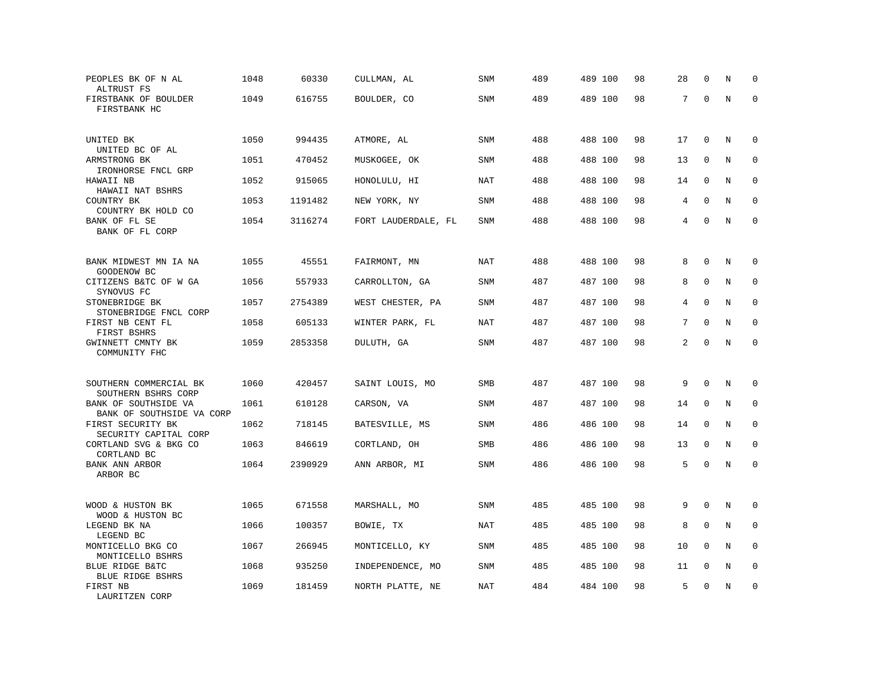| | | | | | | | | | | | | |
|---|---|---|---|---|---|---|---|---|---|---|---|---|
| PEOPLES BK OF N AL<br>ALTRUST FS | 1048 | 60330 | CULLMAN, AL | SNM | 489 | 489 | 100 | 98 | 28 | 0 | N | 0 |
| FIRSTBANK OF BOULDER<br>FIRSTBANK HC | 1049 | 616755 | BOULDER, CO | SNM | 489 | 489 | 100 | 98 | 7 | 0 | N | 0 |
| UNITED BK<br>UNITED BC OF AL | 1050 | 994435 | ATMORE, AL | SNM | 488 | 488 | 100 | 98 | 17 | 0 | N | 0 |
| ARMSTRONG BK<br>IRONHORSE FNCL GRP | 1051 | 470452 | MUSKOGEE, OK | SNM | 488 | 488 | 100 | 98 | 13 | 0 | N | 0 |
| HAWAII NB<br>HAWAII NAT BSHRS | 1052 | 915065 | HONOLULU, HI | NAT | 488 | 488 | 100 | 98 | 14 | 0 | N | 0 |
| COUNTRY BK<br>COUNTRY BK HOLD CO | 1053 | 1191482 | NEW YORK, NY | SNM | 488 | 488 | 100 | 98 | 4 | 0 | N | 0 |
| BANK OF FL SE<br>BANK OF FL CORP | 1054 | 3116274 | FORT LAUDERDALE, FL | SNM | 488 | 488 | 100 | 98 | 4 | 0 | N | 0 |
| BANK MIDWEST MN IA NA<br>GOODENOW BC | 1055 | 45551 | FAIRMONT, MN | NAT | 488 | 488 | 100 | 98 | 8 | 0 | N | 0 |
| CITIZENS B&TC OF W GA<br>SYNOVUS FC | 1056 | 557933 | CARROLLTON, GA | SNM | 487 | 487 | 100 | 98 | 8 | 0 | N | 0 |
| STONEBRIDGE BK<br>STONEBRIDGE FNCL CORP | 1057 | 2754389 | WEST CHESTER, PA | SNM | 487 | 487 | 100 | 98 | 4 | 0 | N | 0 |
| FIRST NB CENT FL<br>FIRST BSHRS | 1058 | 605133 | WINTER PARK, FL | NAT | 487 | 487 | 100 | 98 | 7 | 0 | N | 0 |
| GWINNETT CMNTY BK<br>COMMUNITY FHC | 1059 | 2853358 | DULUTH, GA | SNM | 487 | 487 | 100 | 98 | 2 | 0 | N | 0 |
| SOUTHERN COMMERCIAL BK<br>SOUTHERN BSHRS CORP | 1060 | 420457 | SAINT LOUIS, MO | SMB | 487 | 487 | 100 | 98 | 9 | 0 | N | 0 |
| BANK OF SOUTHSIDE VA<br>BANK OF SOUTHSIDE VA CORP | 1061 | 610128 | CARSON, VA | SNM | 487 | 487 | 100 | 98 | 14 | 0 | N | 0 |
| FIRST SECURITY BK<br>SECURITY CAPITAL CORP | 1062 | 718145 | BATESVILLE, MS | SNM | 486 | 486 | 100 | 98 | 14 | 0 | N | 0 |
| CORTLAND SVG & BKG CO<br>CORTLAND BC | 1063 | 846619 | CORTLAND, OH | SMB | 486 | 486 | 100 | 98 | 13 | 0 | N | 0 |
| BANK ANN ARBOR<br>ARBOR BC | 1064 | 2390929 | ANN ARBOR, MI | SNM | 486 | 486 | 100 | 98 | 5 | 0 | N | 0 |
| WOOD & HUSTON BK<br>WOOD & HUSTON BC | 1065 | 671558 | MARSHALL, MO | SNM | 485 | 485 | 100 | 98 | 9 | 0 | N | 0 |
| LEGEND BK NA<br>LEGEND BC | 1066 | 100357 | BOWIE, TX | NAT | 485 | 485 | 100 | 98 | 8 | 0 | N | 0 |
| MONTICELLO BKG CO<br>MONTICELLO BSHRS | 1067 | 266945 | MONTICELLO, KY | SNM | 485 | 485 | 100 | 98 | 10 | 0 | N | 0 |
| BLUE RIDGE B&TC<br>BLUE RIDGE BSHRS | 1068 | 935250 | INDEPENDENCE, MO | SNM | 485 | 485 | 100 | 98 | 11 | 0 | N | 0 |
| FIRST NB<br>LAURITZEN CORP | 1069 | 181459 | NORTH PLATTE, NE | NAT | 484 | 484 | 100 | 98 | 5 | 0 | N | 0 |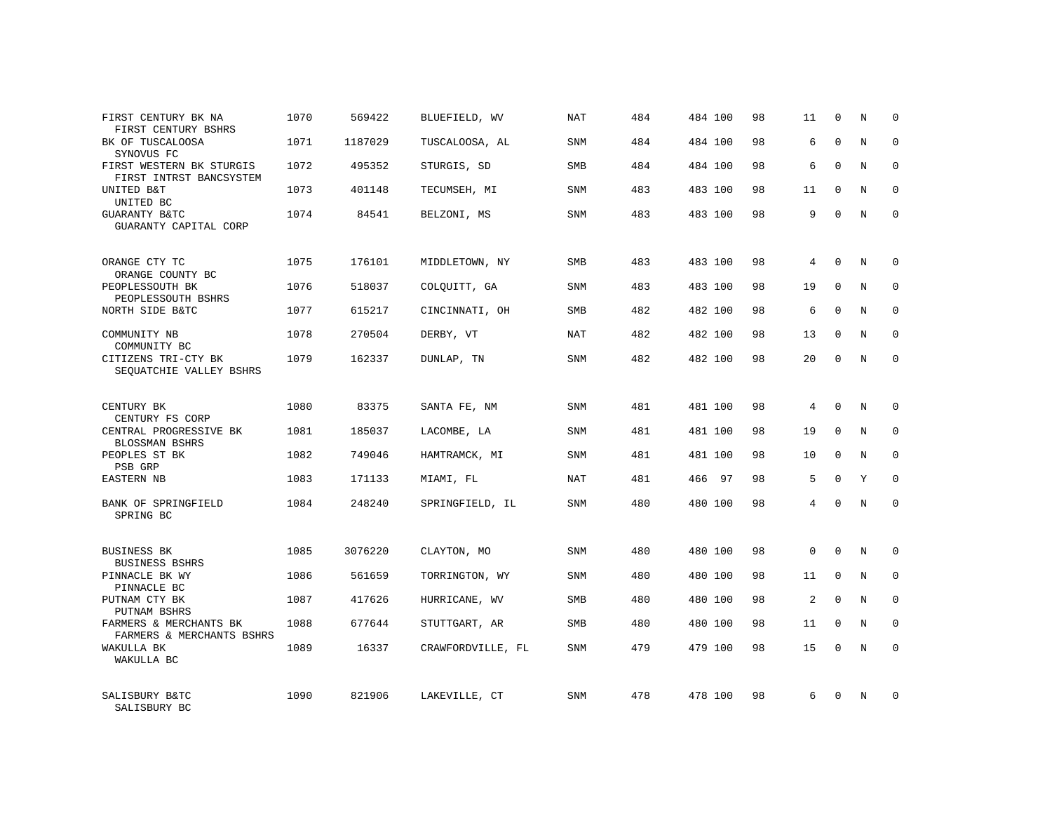| | | | | | | | | | | | | |
|---|---|---|---|---|---|---|---|---|---|---|---|---|
| FIRST CENTURY BK NA<br>FIRST CENTURY BSHRS | 1070 | 569422 | BLUEFIELD, WV | NAT | 484 | 484 | 100 | 98 | 11 | 0 | N | 0 |
| BK OF TUSCALOOSA<br>SYNOVUS FC | 1071 | 1187029 | TUSCALOOSA, AL | SNM | 484 | 484 | 100 | 98 | 6 | 0 | N | 0 |
| FIRST WESTERN BK STURGIS<br>FIRST INTRST BANCSYSTEM | 1072 | 495352 | STURGIS, SD | SMB | 484 | 484 | 100 | 98 | 6 | 0 | N | 0 |
| UNITED B&T<br>UNITED BC | 1073 | 401148 | TECUMSEH, MI | SNM | 483 | 483 | 100 | 98 | 11 | 0 | N | 0 |
| GUARANTY B&TC<br>GUARANTY CAPITAL CORP | 1074 | 84541 | BELZONI, MS | SNM | 483 | 483 | 100 | 98 | 9 | 0 | N | 0 |
| ORANGE CTY TC<br>ORANGE COUNTY BC | 1075 | 176101 | MIDDLETOWN, NY | SMB | 483 | 483 | 100 | 98 | 4 | 0 | N | 0 |
| PEOPLESSOUTH BK<br>PEOPLESSOUTH BSHRS | 1076 | 518037 | COLQUITT, GA | SNM | 483 | 483 | 100 | 98 | 19 | 0 | N | 0 |
| NORTH SIDE B&TC | 1077 | 615217 | CINCINNATI, OH | SMB | 482 | 482 | 100 | 98 | 6 | 0 | N | 0 |
| COMMUNITY NB<br>COMMUNITY BC | 1078 | 270504 | DERBY, VT | NAT | 482 | 482 | 100 | 98 | 13 | 0 | N | 0 |
| CITIZENS TRI-CTY BK<br>SEQUATCHIE VALLEY BSHRS | 1079 | 162337 | DUNLAP, TN | SNM | 482 | 482 | 100 | 98 | 20 | 0 | N | 0 |
| CENTURY BK<br>CENTURY FS CORP | 1080 | 83375 | SANTA FE, NM | SNM | 481 | 481 | 100 | 98 | 4 | 0 | N | 0 |
| CENTRAL PROGRESSIVE BK<br>BLOSSMAN BSHRS | 1081 | 185037 | LACOMBE, LA | SNM | 481 | 481 | 100 | 98 | 19 | 0 | N | 0 |
| PEOPLES ST BK<br>PSB GRP | 1082 | 749046 | HAMTRAMCK, MI | SNM | 481 | 481 | 100 | 98 | 10 | 0 | N | 0 |
| EASTERN NB | 1083 | 171133 | MIAMI, FL | NAT | 481 | 466 | 97 | 98 | 5 | 0 | Y | 0 |
| BANK OF SPRINGFIELD<br>SPRING BC | 1084 | 248240 | SPRINGFIELD, IL | SNM | 480 | 480 | 100 | 98 | 4 | 0 | N | 0 |
| BUSINESS BK<br>BUSINESS BSHRS | 1085 | 3076220 | CLAYTON, MO | SNM | 480 | 480 | 100 | 98 | 0 | 0 | N | 0 |
| PINNACLE BK WY<br>PINNACLE BC | 1086 | 561659 | TORRINGTON, WY | SNM | 480 | 480 | 100 | 98 | 11 | 0 | N | 0 |
| PUTNAM CTY BK<br>PUTNAM BSHRS | 1087 | 417626 | HURRICANE, WV | SMB | 480 | 480 | 100 | 98 | 2 | 0 | N | 0 |
| FARMERS & MERCHANTS BK<br>FARMERS & MERCHANTS BSHRS | 1088 | 677644 | STUTTGART, AR | SMB | 480 | 480 | 100 | 98 | 11 | 0 | N | 0 |
| WAKULLA BK<br>WAKULLA BC | 1089 | 16337 | CRAWFORDVILLE, FL | SNM | 479 | 479 | 100 | 98 | 15 | 0 | N | 0 |
| SALISBURY B&TC<br>SALISBURY BC | 1090 | 821906 | LAKEVILLE, CT | SNM | 478 | 478 | 100 | 98 | 6 | 0 | N | 0 |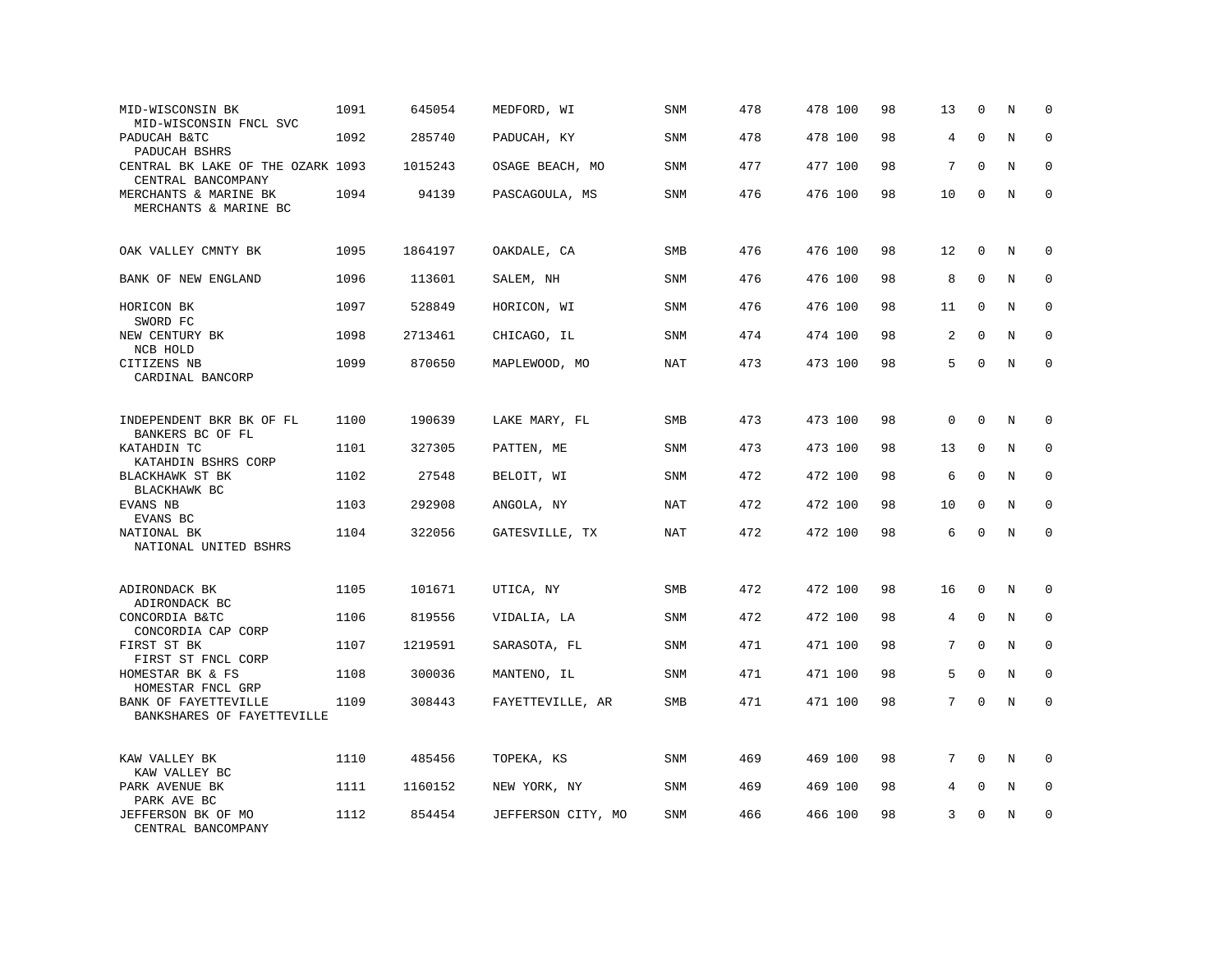| | | | | | | | | | | | |
|---|---|---|---|---|---|---|---|---|---|---|---|
| MID-WISCONSIN BK<br>MID-WISCONSIN FNCL SVC | 1091 | 645054 | MEDFORD, WI | SNM | 478 | 478 100 | 98 | 13 | 0 | N | 0 |
| PADUCAH B&TC<br>PADUCAH BSHRS | 1092 | 285740 | PADUCAH, KY | SNM | 478 | 478 100 | 98 | 4 | 0 | N | 0 |
| CENTRAL BK LAKE OF THE OZARK<br>CENTRAL BANCOMPANY | 1093 | 1015243 | OSAGE BEACH, MO | SNM | 477 | 477 100 | 98 | 7 | 0 | N | 0 |
| MERCHANTS & MARINE BK<br>MERCHANTS & MARINE BC | 1094 | 94139 | PASCAGOULA, MS | SNM | 476 | 476 100 | 98 | 10 | 0 | N | 0 |
| OAK VALLEY CMNTY BK | 1095 | 1864197 | OAKDALE, CA | SMB | 476 | 476 100 | 98 | 12 | 0 | N | 0 |
| BANK OF NEW ENGLAND | 1096 | 113601 | SALEM, NH | SNM | 476 | 476 100 | 98 | 8 | 0 | N | 0 |
| HORICON BK<br>SWORD FC | 1097 | 528849 | HORICON, WI | SNM | 476 | 476 100 | 98 | 11 | 0 | N | 0 |
| NEW CENTURY BK<br>NCB HOLD | 1098 | 2713461 | CHICAGO, IL | SNM | 474 | 474 100 | 98 | 2 | 0 | N | 0 |
| CITIZENS NB<br>CARDINAL BANCORP | 1099 | 870650 | MAPLEWOOD, MO | NAT | 473 | 473 100 | 98 | 5 | 0 | N | 0 |
| INDEPENDENT BKR BK OF FL<br>BANKERS BC OF FL | 1100 | 190639 | LAKE MARY, FL | SMB | 473 | 473 100 | 98 | 0 | 0 | N | 0 |
| KATAHDIN TC<br>KATAHDIN BSHRS CORP | 1101 | 327305 | PATTEN, ME | SNM | 473 | 473 100 | 98 | 13 | 0 | N | 0 |
| BLACKHAWK ST BK<br>BLACKHAWK BC | 1102 | 27548 | BELOIT, WI | SNM | 472 | 472 100 | 98 | 6 | 0 | N | 0 |
| EVANS NB<br>EVANS BC | 1103 | 292908 | ANGOLA, NY | NAT | 472 | 472 100 | 98 | 10 | 0 | N | 0 |
| NATIONAL BK<br>NATIONAL UNITED BSHRS | 1104 | 322056 | GATESVILLE, TX | NAT | 472 | 472 100 | 98 | 6 | 0 | N | 0 |
| ADIRONDACK BK<br>ADIRONDACK BC | 1105 | 101671 | UTICA, NY | SMB | 472 | 472 100 | 98 | 16 | 0 | N | 0 |
| CONCORDIA B&TC<br>CONCORDIA CAP CORP | 1106 | 819556 | VIDALIA, LA | SNM | 472 | 472 100 | 98 | 4 | 0 | N | 0 |
| FIRST ST BK<br>FIRST ST FNCL CORP | 1107 | 1219591 | SARASOTA, FL | SNM | 471 | 471 100 | 98 | 7 | 0 | N | 0 |
| HOMESTAR BK & FS<br>HOMESTAR FNCL GRP | 1108 | 300036 | MANTENO, IL | SNM | 471 | 471 100 | 98 | 5 | 0 | N | 0 |
| BANK OF FAYETTEVILLE<br>BANKSHARES OF FAYETTEVILLE | 1109 | 308443 | FAYETTEVILLE, AR | SMB | 471 | 471 100 | 98 | 7 | 0 | N | 0 |
| KAW VALLEY BK<br>KAW VALLEY BC | 1110 | 485456 | TOPEKA, KS | SNM | 469 | 469 100 | 98 | 7 | 0 | N | 0 |
| PARK AVENUE BK<br>PARK AVE BC | 1111 | 1160152 | NEW YORK, NY | SNM | 469 | 469 100 | 98 | 4 | 0 | N | 0 |
| JEFFERSON BK OF MO<br>CENTRAL BANCOMPANY | 1112 | 854454 | JEFFERSON CITY, MO | SNM | 466 | 466 100 | 98 | 3 | 0 | N | 0 |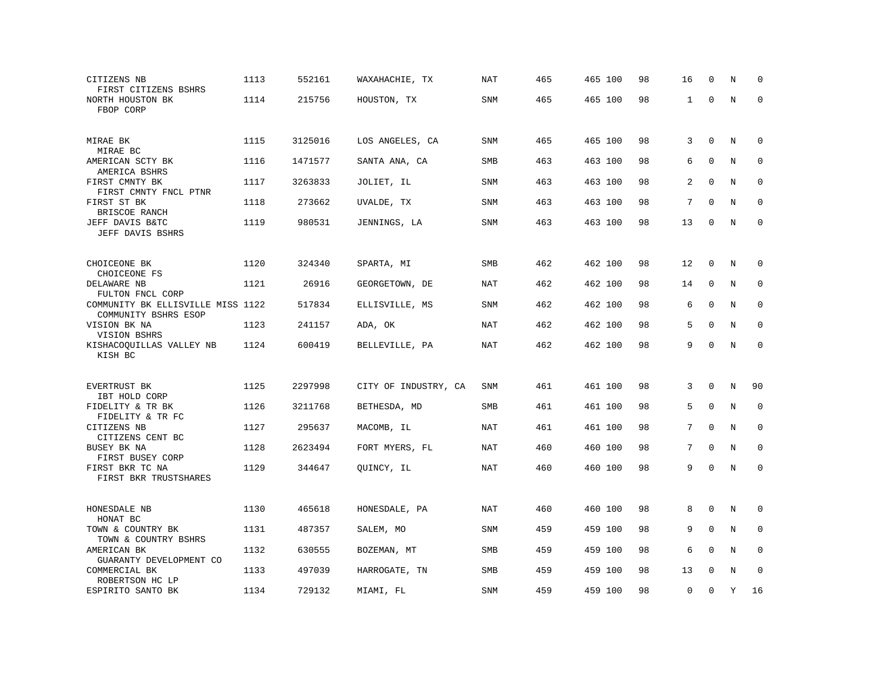| | | | | | | | | | | | | |
|---|---|---|---|---|---|---|---|---|---|---|---|---|
| CITIZENS NB<br>FIRST CITIZENS BSHRS | 1113 | 552161 | WAXAHACHIE, TX | NAT | 465 | 465 | 100 | 98 | 16 | 0 | N | 0 |
| NORTH HOUSTON BK<br>FBOP CORP | 1114 | 215756 | HOUSTON, TX | SNM | 465 | 465 | 100 | 98 | 1 | 0 | N | 0 |
| MIRAE BK<br>MIRAE BC | 1115 | 3125016 | LOS ANGELES, CA | SNM | 465 | 465 | 100 | 98 | 3 | 0 | N | 0 |
| AMERICAN SCTY BK<br>AMERICA BSHRS | 1116 | 1471577 | SANTA ANA, CA | SMB | 463 | 463 | 100 | 98 | 6 | 0 | N | 0 |
| FIRST CMNTY BK<br>FIRST CMNTY FNCL PTNR | 1117 | 3263833 | JOLIET, IL | SNM | 463 | 463 | 100 | 98 | 2 | 0 | N | 0 |
| FIRST ST BK<br>BRISCOE RANCH | 1118 | 273662 | UVALDE, TX | SNM | 463 | 463 | 100 | 98 | 7 | 0 | N | 0 |
| JEFF DAVIS B&TC<br>JEFF DAVIS BSHRS | 1119 | 980531 | JENNINGS, LA | SNM | 463 | 463 | 100 | 98 | 13 | 0 | N | 0 |
| CHOICEONE BK<br>CHOICEONE FS | 1120 | 324340 | SPARTA, MI | SMB | 462 | 462 | 100 | 98 | 12 | 0 | N | 0 |
| DELAWARE NB<br>FULTON FNCL CORP | 1121 | 26916 | GEORGETOWN, DE | NAT | 462 | 462 | 100 | 98 | 14 | 0 | N | 0 |
| COMMUNITY BK ELLISVILLE MISS<br>COMMUNITY BSHRS ESOP | 1122 | 517834 | ELLISVILLE, MS | SNM | 462 | 462 | 100 | 98 | 6 | 0 | N | 0 |
| VISION BK NA<br>VISION BSHRS | 1123 | 241157 | ADA, OK | NAT | 462 | 462 | 100 | 98 | 5 | 0 | N | 0 |
| KISHACOQUILLAS VALLEY NB<br>KISH BC | 1124 | 600419 | BELLEVILLE, PA | NAT | 462 | 462 | 100 | 98 | 9 | 0 | N | 0 |
| EVERTRUST BK<br>IBT HOLD CORP | 1125 | 2297998 | CITY OF INDUSTRY, CA | SNM | 461 | 461 | 100 | 98 | 3 | 0 | N | 90 |
| FIDELITY & TR BK<br>FIDELITY & TR FC | 1126 | 3211768 | BETHESDA, MD | SMB | 461 | 461 | 100 | 98 | 5 | 0 | N | 0 |
| CITIZENS NB<br>CITIZENS CENT BC | 1127 | 295637 | MACOMB, IL | NAT | 461 | 461 | 100 | 98 | 7 | 0 | N | 0 |
| BUSEY BK NA<br>FIRST BUSEY CORP | 1128 | 2623494 | FORT MYERS, FL | NAT | 460 | 460 | 100 | 98 | 7 | 0 | N | 0 |
| FIRST BKR TC NA<br>FIRST BKR TRUSTSHARES | 1129 | 344647 | QUINCY, IL | NAT | 460 | 460 | 100 | 98 | 9 | 0 | N | 0 |
| HONESDALE NB<br>HONAT BC | 1130 | 465618 | HONESDALE, PA | NAT | 460 | 460 | 100 | 98 | 8 | 0 | N | 0 |
| TOWN & COUNTRY BK<br>TOWN & COUNTRY BSHRS | 1131 | 487357 | SALEM, MO | SNM | 459 | 459 | 100 | 98 | 9 | 0 | N | 0 |
| AMERICAN BK<br>GUARANTY DEVELOPMENT CO | 1132 | 630555 | BOZEMAN, MT | SMB | 459 | 459 | 100 | 98 | 6 | 0 | N | 0 |
| COMMERCIAL BK<br>ROBERTSON HC LP | 1133 | 497039 | HARROGATE, TN | SMB | 459 | 459 | 100 | 98 | 13 | 0 | N | 0 |
| ESPIRITO SANTO BK | 1134 | 729132 | MIAMI, FL | SNM | 459 | 459 | 100 | 98 | 0 | 0 | Y | 16 |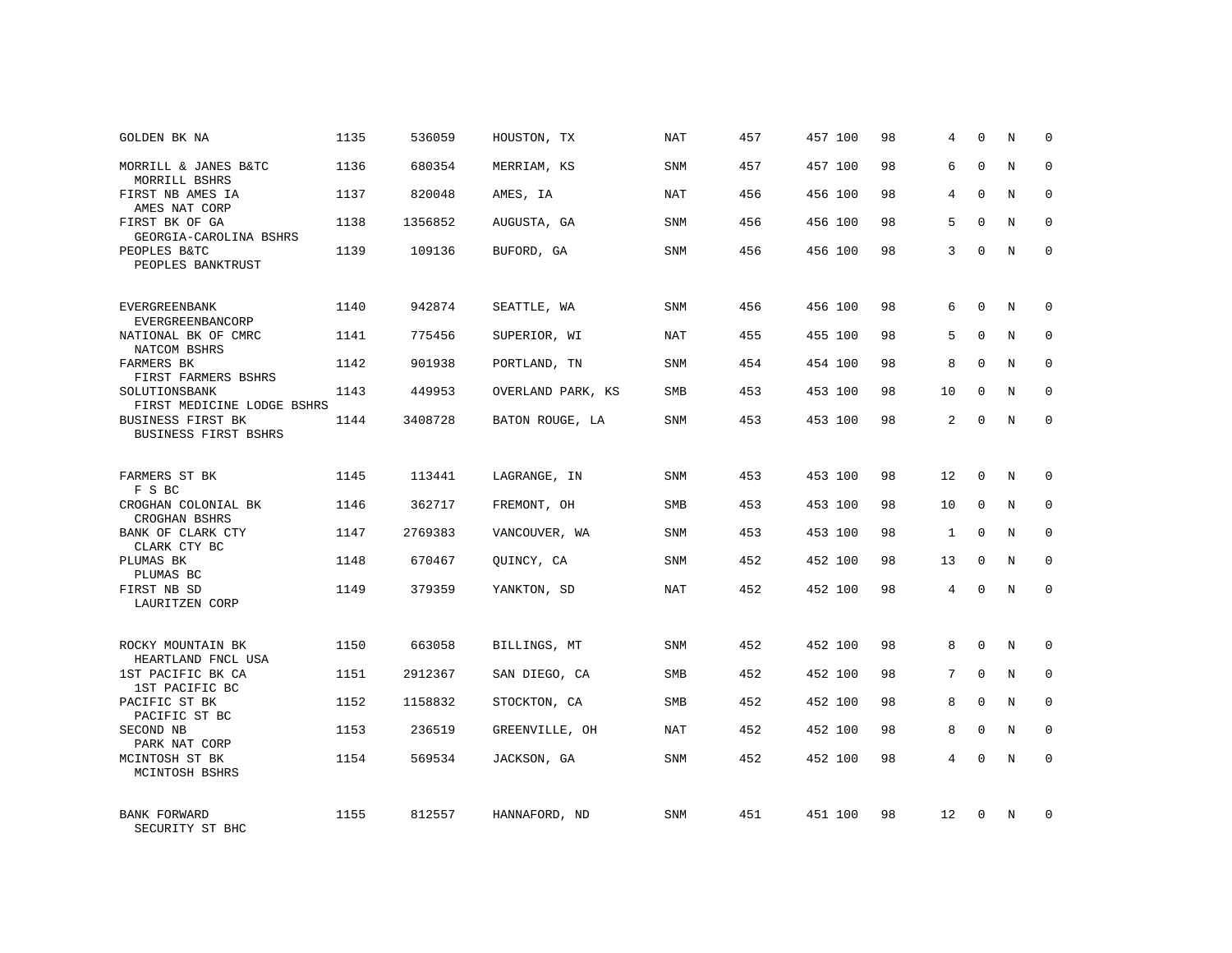| | | | | | | | | | | | | |
|---|---|---|---|---|---|---|---|---|---|---|---|---|
| GOLDEN BK NA | 1135 | 536059 | HOUSTON, TX | NAT | 457 | 457 | 100 | 98 | 4 | 0 | N | 0 |
| MORRILL & JANES B&TC<br>MORRILL BSHRS | 1136 | 680354 | MERRIAM, KS | SNM | 457 | 457 | 100 | 98 | 6 | 0 | N | 0 |
| FIRST NB AMES IA<br>AMES NAT CORP | 1137 | 820048 | AMES, IA | NAT | 456 | 456 | 100 | 98 | 4 | 0 | N | 0 |
| FIRST BK OF GA<br>GEORGIA-CAROLINA BSHRS | 1138 | 1356852 | AUGUSTA, GA | SNM | 456 | 456 | 100 | 98 | 5 | 0 | N | 0 |
| PEOPLES B&TC<br>PEOPLES BANKTRUST | 1139 | 109136 | BUFORD, GA | SNM | 456 | 456 | 100 | 98 | 3 | 0 | N | 0 |
| EVERGREENBANK<br>EVERGREENBANCORP | 1140 | 942874 | SEATTLE, WA | SNM | 456 | 456 | 100 | 98 | 6 | 0 | N | 0 |
| NATIONAL BK OF CMRC<br>NATCOM BSHRS | 1141 | 775456 | SUPERIOR, WI | NAT | 455 | 455 | 100 | 98 | 5 | 0 | N | 0 |
| FARMERS BK<br>FIRST FARMERS BSHRS | 1142 | 901938 | PORTLAND, TN | SNM | 454 | 454 | 100 | 98 | 8 | 0 | N | 0 |
| SOLUTIONSBANK<br>FIRST MEDICINE LODGE BSHRS | 1143 | 449953 | OVERLAND PARK, KS | SMB | 453 | 453 | 100 | 98 | 10 | 0 | N | 0 |
| BUSINESS FIRST BK<br>BUSINESS FIRST BSHRS | 1144 | 3408728 | BATON ROUGE, LA | SNM | 453 | 453 | 100 | 98 | 2 | 0 | N | 0 |
| FARMERS ST BK<br>F S BC | 1145 | 113441 | LAGRANGE, IN | SNM | 453 | 453 | 100 | 98 | 12 | 0 | N | 0 |
| CROGHAN COLONIAL BK<br>CROGHAN BSHRS | 1146 | 362717 | FREMONT, OH | SMB | 453 | 453 | 100 | 98 | 10 | 0 | N | 0 |
| BANK OF CLARK CTY<br>CLARK CTY BC | 1147 | 2769383 | VANCOUVER, WA | SNM | 453 | 453 | 100 | 98 | 1 | 0 | N | 0 |
| PLUMAS BK<br>PLUMAS BC | 1148 | 670467 | QUINCY, CA | SNM | 452 | 452 | 100 | 98 | 13 | 0 | N | 0 |
| FIRST NB SD<br>LAURITZEN CORP | 1149 | 379359 | YANKTON, SD | NAT | 452 | 452 | 100 | 98 | 4 | 0 | N | 0 |
| ROCKY MOUNTAIN BK<br>HEARTLAND FNCL USA | 1150 | 663058 | BILLINGS, MT | SNM | 452 | 452 | 100 | 98 | 8 | 0 | N | 0 |
| 1ST PACIFIC BK CA<br>1ST PACIFIC BC | 1151 | 2912367 | SAN DIEGO, CA | SMB | 452 | 452 | 100 | 98 | 7 | 0 | N | 0 |
| PACIFIC ST BK<br>PACIFIC ST BC | 1152 | 1158832 | STOCKTON, CA | SMB | 452 | 452 | 100 | 98 | 8 | 0 | N | 0 |
| SECOND NB<br>PARK NAT CORP | 1153 | 236519 | GREENVILLE, OH | NAT | 452 | 452 | 100 | 98 | 8 | 0 | N | 0 |
| MCINTOSH ST BK<br>MCINTOSH BSHRS | 1154 | 569534 | JACKSON, GA | SNM | 452 | 452 | 100 | 98 | 4 | 0 | N | 0 |
| BANK FORWARD<br>SECURITY ST BHC | 1155 | 812557 | HANNAFORD, ND | SNM | 451 | 451 | 100 | 98 | 12 | 0 | N | 0 |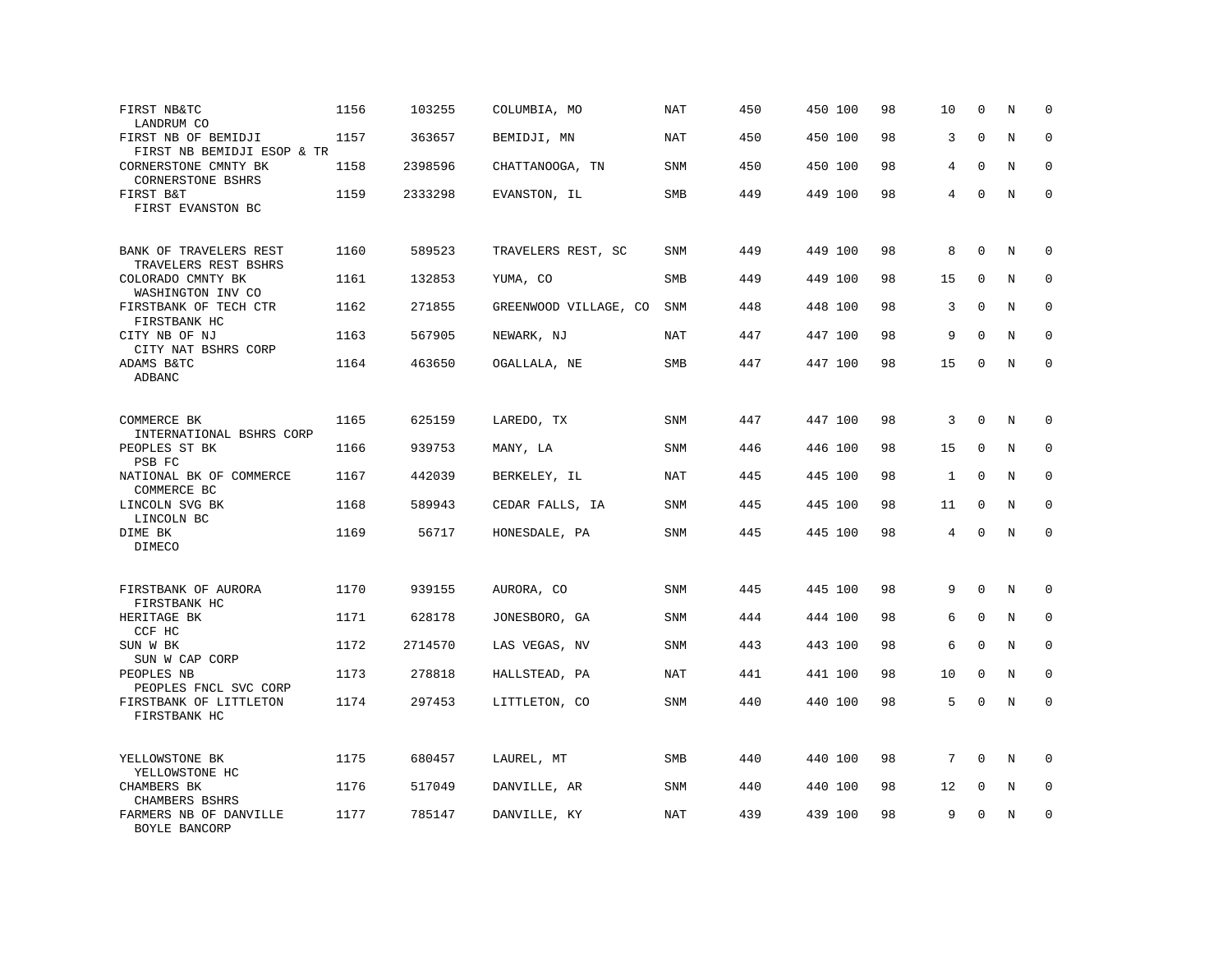| | | | | | | | | | | | | |
|---|---|---|---|---|---|---|---|---|---|---|---|---|
| FIRST NB&TC<br>LANDRUM CO | 1156 | 103255 | COLUMBIA, MO | NAT | 450 | 450 | 100 | 98 | 10 | 0 | N | 0 |
| FIRST NB OF BEMIDJI<br>FIRST NB BEMIDJI ESOP & TR | 1157 | 363657 | BEMIDJI, MN | NAT | 450 | 450 | 100 | 98 | 3 | 0 | N | 0 |
| CORNERSTONE CMNTY BK<br>CORNERSTONE BSHRS | 1158 | 2398596 | CHATTANOOGA, TN | SNM | 450 | 450 | 100 | 98 | 4 | 0 | N | 0 |
| FIRST B&T<br>FIRST EVANSTON BC | 1159 | 2333298 | EVANSTON, IL | SMB | 449 | 449 | 100 | 98 | 4 | 0 | N | 0 |
| BANK OF TRAVELERS REST<br>TRAVELERS REST BSHRS | 1160 | 589523 | TRAVELERS REST, SC | SNM | 449 | 449 | 100 | 98 | 8 | 0 | N | 0 |
| COLORADO CMNTY BK<br>WASHINGTON INV CO | 1161 | 132853 | YUMA, CO | SMB | 449 | 449 | 100 | 98 | 15 | 0 | N | 0 |
| FIRSTBANK OF TECH CTR<br>FIRSTBANK HC | 1162 | 271855 | GREENWOOD VILLAGE, CO | SNM | 448 | 448 | 100 | 98 | 3 | 0 | N | 0 |
| CITY NB OF NJ<br>CITY NAT BSHRS CORP | 1163 | 567905 | NEWARK, NJ | NAT | 447 | 447 | 100 | 98 | 9 | 0 | N | 0 |
| ADAMS B&TC<br>ADBANC | 1164 | 463650 | OGALLALA, NE | SMB | 447 | 447 | 100 | 98 | 15 | 0 | N | 0 |
| COMMERCE BK<br>INTERNATIONAL BSHRS CORP | 1165 | 625159 | LAREDO, TX | SNM | 447 | 447 | 100 | 98 | 3 | 0 | N | 0 |
| PEOPLES ST BK<br>PSB FC | 1166 | 939753 | MANY, LA | SNM | 446 | 446 | 100 | 98 | 15 | 0 | N | 0 |
| NATIONAL BK OF COMMERCE<br>COMMERCE BC | 1167 | 442039 | BERKELEY, IL | NAT | 445 | 445 | 100 | 98 | 1 | 0 | N | 0 |
| LINCOLN SVG BK<br>LINCOLN BC | 1168 | 589943 | CEDAR FALLS, IA | SNM | 445 | 445 | 100 | 98 | 11 | 0 | N | 0 |
| DIME BK<br>DIMECO | 1169 | 56717 | HONESDALE, PA | SNM | 445 | 445 | 100 | 98 | 4 | 0 | N | 0 |
| FIRSTBANK OF AURORA<br>FIRSTBANK HC | 1170 | 939155 | AURORA, CO | SNM | 445 | 445 | 100 | 98 | 9 | 0 | N | 0 |
| HERITAGE BK<br>CCF HC | 1171 | 628178 | JONESBORO, GA | SNM | 444 | 444 | 100 | 98 | 6 | 0 | N | 0 |
| SUN W BK<br>SUN W CAP CORP | 1172 | 2714570 | LAS VEGAS, NV | SNM | 443 | 443 | 100 | 98 | 6 | 0 | N | 0 |
| PEOPLES NB<br>PEOPLES FNCL SVC CORP | 1173 | 278818 | HALLSTEAD, PA | NAT | 441 | 441 | 100 | 98 | 10 | 0 | N | 0 |
| FIRSTBANK OF LITTLETON<br>FIRSTBANK HC | 1174 | 297453 | LITTLETON, CO | SNM | 440 | 440 | 100 | 98 | 5 | 0 | N | 0 |
| YELLOWSTONE BK<br>YELLOWSTONE HC | 1175 | 680457 | LAUREL, MT | SMB | 440 | 440 | 100 | 98 | 7 | 0 | N | 0 |
| CHAMBERS BK<br>CHAMBERS BSHRS | 1176 | 517049 | DANVILLE, AR | SNM | 440 | 440 | 100 | 98 | 12 | 0 | N | 0 |
| FARMERS NB OF DANVILLE<br>BOYLE BANCORP | 1177 | 785147 | DANVILLE, KY | NAT | 439 | 439 | 100 | 98 | 9 | 0 | N | 0 |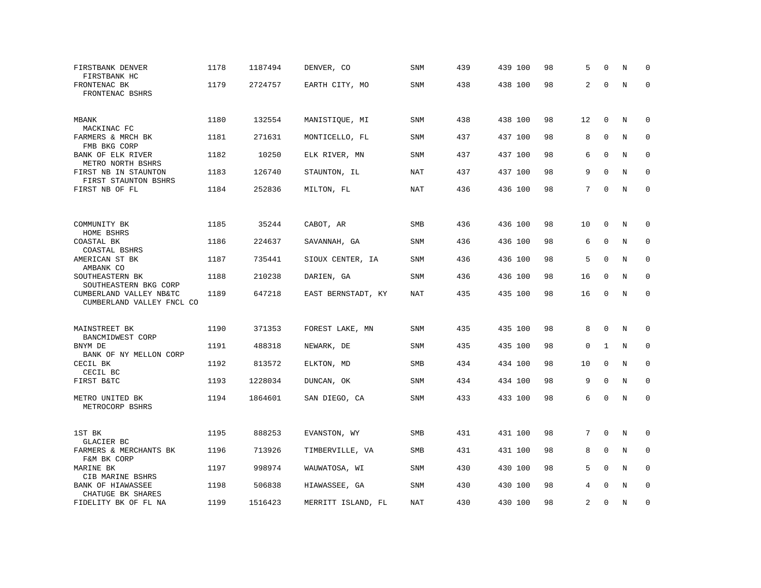| | | | | | | | | | | | | |
|---|---|---|---|---|---|---|---|---|---|---|---|---|
| FIRSTBANK DENVER<br>FIRSTBANK HC | 1178 | 1187494 | DENVER, CO | SNM | 439 | 439 | 100 | 98 | 5 | 0 | N | 0 |
| FRONTENAC BK<br>FRONTENAC BSHRS | 1179 | 2724757 | EARTH CITY, MO | SNM | 438 | 438 | 100 | 98 | 2 | 0 | N | 0 |
| MBANK<br>MACKINAC FC | 1180 | 132554 | MANISTIQUE, MI | SNM | 438 | 438 | 100 | 98 | 12 | 0 | N | 0 |
| FARMERS & MRCH BK<br>FMB BKG CORP | 1181 | 271631 | MONTICELLO, FL | SNM | 437 | 437 | 100 | 98 | 8 | 0 | N | 0 |
| BANK OF ELK RIVER<br>METRO NORTH BSHRS | 1182 | 10250 | ELK RIVER, MN | SNM | 437 | 437 | 100 | 98 | 6 | 0 | N | 0 |
| FIRST NB IN STAUNTON<br>FIRST STAUNTON BSHRS | 1183 | 126740 | STAUNTON, IL | NAT | 437 | 437 | 100 | 98 | 9 | 0 | N | 0 |
| FIRST NB OF FL | 1184 | 252836 | MILTON, FL | NAT | 436 | 436 | 100 | 98 | 7 | 0 | N | 0 |
| COMMUNITY BK<br>HOME BSHRS | 1185 | 35244 | CABOT, AR | SMB | 436 | 436 | 100 | 98 | 10 | 0 | N | 0 |
| COASTAL BK<br>COASTAL BSHRS | 1186 | 224637 | SAVANNAH, GA | SNM | 436 | 436 | 100 | 98 | 6 | 0 | N | 0 |
| AMERICAN ST BK<br>AMBANK CO | 1187 | 735441 | SIOUX CENTER, IA | SNM | 436 | 436 | 100 | 98 | 5 | 0 | N | 0 |
| SOUTHEASTERN BK<br>SOUTHEASTERN BKG CORP | 1188 | 210238 | DARIEN, GA | SNM | 436 | 436 | 100 | 98 | 16 | 0 | N | 0 |
| CUMBERLAND VALLEY NB&TC<br>CUMBERLAND VALLEY FNCL CO | 1189 | 647218 | EAST BERNSTADT, KY | NAT | 435 | 435 | 100 | 98 | 16 | 0 | N | 0 |
| MAINSTREET BK<br>BANCMIDWEST CORP | 1190 | 371353 | FOREST LAKE, MN | SNM | 435 | 435 | 100 | 98 | 8 | 0 | N | 0 |
| BNYM DE<br>BANK OF NY MELLON CORP | 1191 | 488318 | NEWARK, DE | SNM | 435 | 435 | 100 | 98 | 0 | 1 | N | 0 |
| CECIL BK<br>CECIL BC | 1192 | 813572 | ELKTON, MD | SMB | 434 | 434 | 100 | 98 | 10 | 0 | N | 0 |
| FIRST B&TC | 1193 | 1228034 | DUNCAN, OK | SNM | 434 | 434 | 100 | 98 | 9 | 0 | N | 0 |
| METRO UNITED BK<br>METROCORP BSHRS | 1194 | 1864601 | SAN DIEGO, CA | SNM | 433 | 433 | 100 | 98 | 6 | 0 | N | 0 |
| 1ST BK<br>GLACIER BC | 1195 | 888253 | EVANSTON, WY | SMB | 431 | 431 | 100 | 98 | 7 | 0 | N | 0 |
| FARMERS & MERCHANTS BK<br>F&M BK CORP | 1196 | 713926 | TIMBERVILLE, VA | SMB | 431 | 431 | 100 | 98 | 8 | 0 | N | 0 |
| MARINE BK<br>CIB MARINE BSHRS | 1197 | 998974 | WAUWATOSA, WI | SNM | 430 | 430 | 100 | 98 | 5 | 0 | N | 0 |
| BANK OF HIAWASSEE<br>CHATUGE BK SHARES | 1198 | 506838 | HIAWASSEE, GA | SNM | 430 | 430 | 100 | 98 | 4 | 0 | N | 0 |
| FIDELITY BK OF FL NA | 1199 | 1516423 | MERRITT ISLAND, FL | NAT | 430 | 430 | 100 | 98 | 2 | 0 | N | 0 |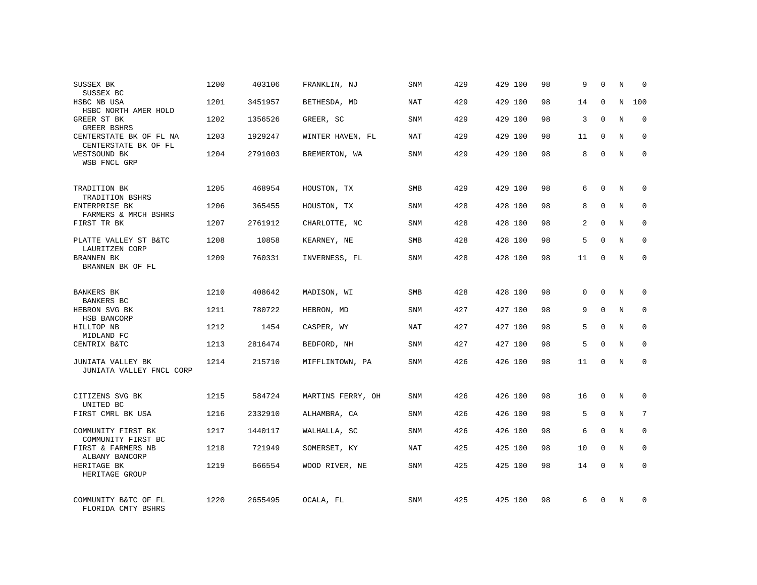| | | | | | | | | | | | |
|---|---|---|---|---|---|---|---|---|---|---|---|
| SUSSEX BK<br>SUSSEX BC | 1200 | 403106 | FRANKLIN, NJ | SNM | 429 | 429 100 | 98 | 9 | 0 | N | 0 |
| HSBC NB USA<br>HSBC NORTH AMER HOLD | 1201 | 3451957 | BETHESDA, MD | NAT | 429 | 429 100 | 98 | 14 | 0 | N | 100 |
| GREER ST BK<br>GREER BSHRS | 1202 | 1356526 | GREER, SC | SNM | 429 | 429 100 | 98 | 3 | 0 | N | 0 |
| CENTERSTATE BK OF FL NA<br>CENTERSTATE BK OF FL | 1203 | 1929247 | WINTER HAVEN, FL | NAT | 429 | 429 100 | 98 | 11 | 0 | N | 0 |
| WESTSOUND BK<br>WSB FNCL GRP | 1204 | 2791003 | BREMERTON, WA | SNM | 429 | 429 100 | 98 | 8 | 0 | N | 0 |
| TRADITION BK<br>TRADITION BSHRS | 1205 | 468954 | HOUSTON, TX | SMB | 429 | 429 100 | 98 | 6 | 0 | N | 0 |
| ENTERPRISE BK<br>FARMERS & MRCH BSHRS | 1206 | 365455 | HOUSTON, TX | SNM | 428 | 428 100 | 98 | 8 | 0 | N | 0 |
| FIRST TR BK | 1207 | 2761912 | CHARLOTTE, NC | SNM | 428 | 428 100 | 98 | 2 | 0 | N | 0 |
| PLATTE VALLEY ST B&TC<br>LAURITZEN CORP | 1208 | 10858 | KEARNEY, NE | SMB | 428 | 428 100 | 98 | 5 | 0 | N | 0 |
| BRANNEN BK<br>BRANNEN BK OF FL | 1209 | 760331 | INVERNESS, FL | SNM | 428 | 428 100 | 98 | 11 | 0 | N | 0 |
| BANKERS BK<br>BANKERS BC | 1210 | 408642 | MADISON, WI | SMB | 428 | 428 100 | 98 | 0 | 0 | N | 0 |
| HEBRON SVG BK<br>HSB BANCORP | 1211 | 780722 | HEBRON, MD | SNM | 427 | 427 100 | 98 | 9 | 0 | N | 0 |
| HILLTOP NB<br>MIDLAND FC | 1212 | 1454 | CASPER, WY | NAT | 427 | 427 100 | 98 | 5 | 0 | N | 0 |
| CENTRIX B&TC | 1213 | 2816474 | BEDFORD, NH | SNM | 427 | 427 100 | 98 | 5 | 0 | N | 0 |
| JUNIATA VALLEY BK<br>JUNIATA VALLEY FNCL CORP | 1214 | 215710 | MIFFLINTOWN, PA | SNM | 426 | 426 100 | 98 | 11 | 0 | N | 0 |
| CITIZENS SVG BK<br>UNITED BC | 1215 | 584724 | MARTINS FERRY, OH | SNM | 426 | 426 100 | 98 | 16 | 0 | N | 0 |
| FIRST CMRL BK USA | 1216 | 2332910 | ALHAMBRA, CA | SNM | 426 | 426 100 | 98 | 5 | 0 | N | 7 |
| COMMUNITY FIRST BK<br>COMMUNITY FIRST BC | 1217 | 1440117 | WALHALLA, SC | SNM | 426 | 426 100 | 98 | 6 | 0 | N | 0 |
| FIRST & FARMERS NB<br>ALBANY BANCORP | 1218 | 721949 | SOMERSET, KY | NAT | 425 | 425 100 | 98 | 10 | 0 | N | 0 |
| HERITAGE BK<br>HERITAGE GROUP | 1219 | 666554 | WOOD RIVER, NE | SNM | 425 | 425 100 | 98 | 14 | 0 | N | 0 |
| COMMUNITY B&TC OF FL<br>FLORIDA CMTY BSHRS | 1220 | 2655495 | OCALA, FL | SNM | 425 | 425 100 | 98 | 6 | 0 | N | 0 |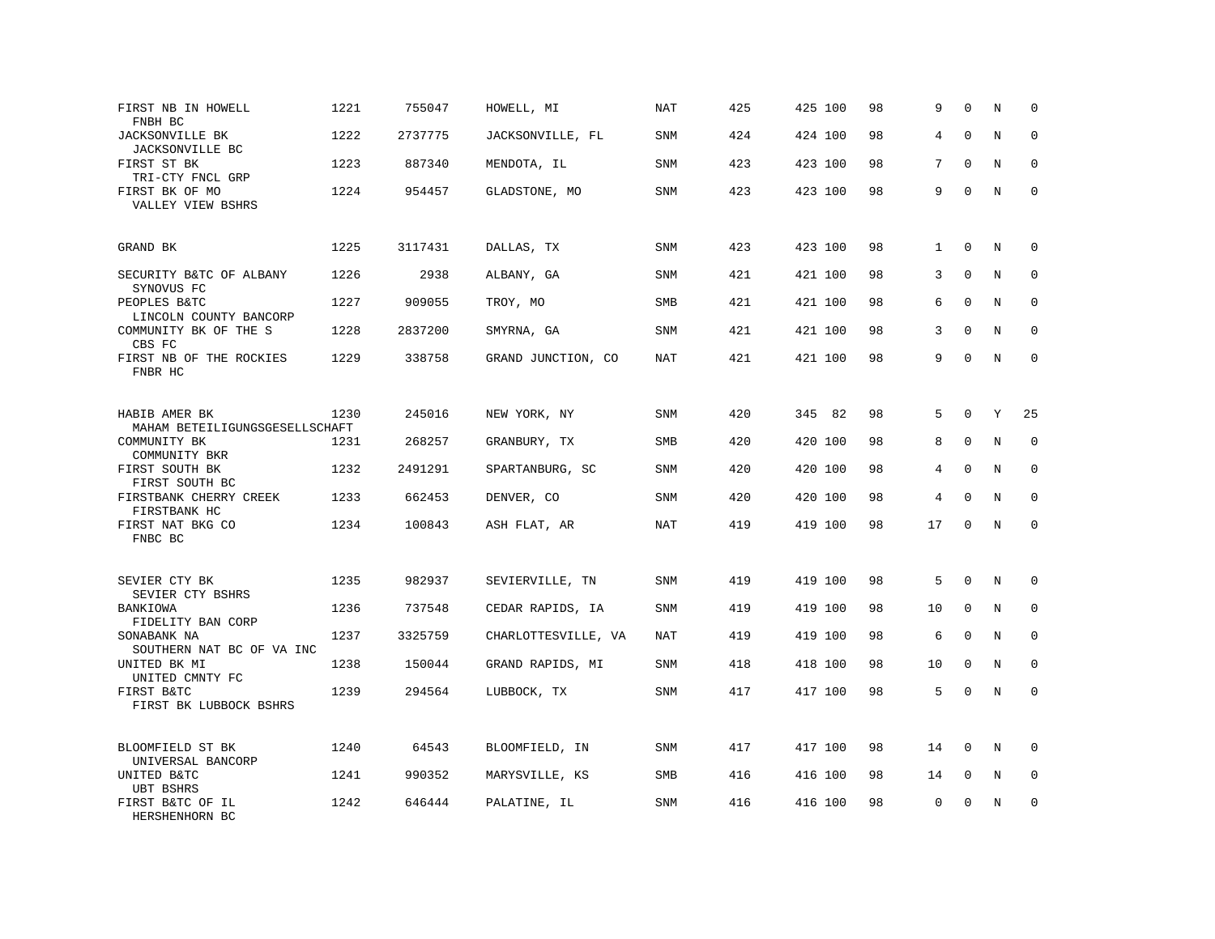| | | | | | | | | | | | | |
|---|---|---|---|---|---|---|---|---|---|---|---|---|
| FIRST NB IN HOWELL<br>FNBH BC | 1221 | 755047 | HOWELL, MI | NAT | 425 | 425 | 100 | 98 | 9 | 0 | N | 0 |
| JACKSONVILLE BK<br>JACKSONVILLE BC | 1222 | 2737775 | JACKSONVILLE, FL | SNM | 424 | 424 | 100 | 98 | 4 | 0 | N | 0 |
| FIRST ST BK<br>TRI-CTY FNCL GRP | 1223 | 887340 | MENDOTA, IL | SNM | 423 | 423 | 100 | 98 | 7 | 0 | N | 0 |
| FIRST BK OF MO<br>VALLEY VIEW BSHRS | 1224 | 954457 | GLADSTONE, MO | SNM | 423 | 423 | 100 | 98 | 9 | 0 | N | 0 |
| GRAND BK | 1225 | 3117431 | DALLAS, TX | SNM | 423 | 423 | 100 | 98 | 1 | 0 | N | 0 |
| SECURITY B&TC OF ALBANY<br>SYNOVUS FC | 1226 | 2938 | ALBANY, GA | SNM | 421 | 421 | 100 | 98 | 3 | 0 | N | 0 |
| PEOPLES B&TC<br>LINCOLN COUNTY BANCORP | 1227 | 909055 | TROY, MO | SMB | 421 | 421 | 100 | 98 | 6 | 0 | N | 0 |
| COMMUNITY BK OF THE S<br>CBS FC | 1228 | 2837200 | SMYRNA, GA | SNM | 421 | 421 | 100 | 98 | 3 | 0 | N | 0 |
| FIRST NB OF THE ROCKIES<br>FNBR HC | 1229 | 338758 | GRAND JUNCTION, CO | NAT | 421 | 421 | 100 | 98 | 9 | 0 | N | 0 |
| HABIB AMER BK<br>MAHAM BETEILIGUNGSGESELLSCHAFT | 1230 | 245016 | NEW YORK, NY | SNM | 420 | 345 | 82 | 98 | 5 | 0 | Y | 25 |
| COMMUNITY BK<br>COMMUNITY BKR | 1231 | 268257 | GRANBURY, TX | SMB | 420 | 420 | 100 | 98 | 8 | 0 | N | 0 |
| FIRST SOUTH BK<br>FIRST SOUTH BC | 1232 | 2491291 | SPARTANBURG, SC | SNM | 420 | 420 | 100 | 98 | 4 | 0 | N | 0 |
| FIRSTBANK CHERRY CREEK<br>FIRSTBANK HC | 1233 | 662453 | DENVER, CO | SNM | 420 | 420 | 100 | 98 | 4 | 0 | N | 0 |
| FIRST NAT BKG CO<br>FNBC BC | 1234 | 100843 | ASH FLAT, AR | NAT | 419 | 419 | 100 | 98 | 17 | 0 | N | 0 |
| SEVIER CTY BK<br>SEVIER CTY BSHRS | 1235 | 982937 | SEVIERVILLE, TN | SNM | 419 | 419 | 100 | 98 | 5 | 0 | N | 0 |
| BANKIOWA<br>FIDELITY BAN CORP | 1236 | 737548 | CEDAR RAPIDS, IA | SNM | 419 | 419 | 100 | 98 | 10 | 0 | N | 0 |
| SONABANK NA<br>SOUTHERN NAT BC OF VA INC | 1237 | 3325759 | CHARLOTTESVILLE, VA | NAT | 419 | 419 | 100 | 98 | 6 | 0 | N | 0 |
| UNITED BK MI<br>UNITED CMNTY FC | 1238 | 150044 | GRAND RAPIDS, MI | SNM | 418 | 418 | 100 | 98 | 10 | 0 | N | 0 |
| FIRST B&TC<br>FIRST BK LUBBOCK BSHRS | 1239 | 294564 | LUBBOCK, TX | SNM | 417 | 417 | 100 | 98 | 5 | 0 | N | 0 |
| BLOOMFIELD ST BK<br>UNIVERSAL BANCORP | 1240 | 64543 | BLOOMFIELD, IN | SNM | 417 | 417 | 100 | 98 | 14 | 0 | N | 0 |
| UNITED B&TC<br>UBT BSHRS | 1241 | 990352 | MARYSVILLE, KS | SMB | 416 | 416 | 100 | 98 | 14 | 0 | N | 0 |
| FIRST B&TC OF IL<br>HERSHENHORN BC | 1242 | 646444 | PALATINE, IL | SNM | 416 | 416 | 100 | 98 | 0 | 0 | N | 0 |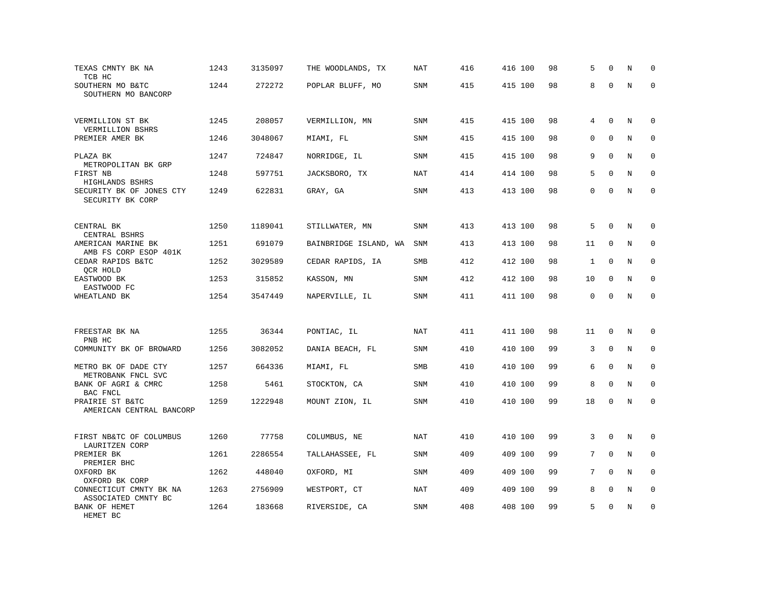| | | | | | | | | | | | |
|---|---|---|---|---|---|---|---|---|---|---|---|
| TEXAS CMNTY BK NA<br>TCB HC | 1243 | 3135097 | THE WOODLANDS, TX | NAT | 416 | 416 100 | 98 | 5 | 0 | N | 0 |
| SOUTHERN MO B&TC<br>SOUTHERN MO BANCORP | 1244 | 272272 | POPLAR BLUFF, MO | SNM | 415 | 415 100 | 98 | 8 | 0 | N | 0 |
| VERMILLION ST BK<br>VERMILLION BSHRS | 1245 | 208057 | VERMILLION, MN | SNM | 415 | 415 100 | 98 | 4 | 0 | N | 0 |
| PREMIER AMER BK | 1246 | 3048067 | MIAMI, FL | SNM | 415 | 415 100 | 98 | 0 | 0 | N | 0 |
| PLAZA BK<br>METROPOLITAN BK GRP | 1247 | 724847 | NORRIDGE, IL | SNM | 415 | 415 100 | 98 | 9 | 0 | N | 0 |
| FIRST NB<br>HIGHLANDS BSHRS | 1248 | 597751 | JACKSBORO, TX | NAT | 414 | 414 100 | 98 | 5 | 0 | N | 0 |
| SECURITY BK OF JONES CTY<br>SECURITY BK CORP | 1249 | 622831 | GRAY, GA | SNM | 413 | 413 100 | 98 | 0 | 0 | N | 0 |
| CENTRAL BK<br>CENTRAL BSHRS | 1250 | 1189041 | STILLWATER, MN | SNM | 413 | 413 100 | 98 | 5 | 0 | N | 0 |
| AMERICAN MARINE BK<br>AMB FS CORP ESOP 401K | 1251 | 691079 | BAINBRIDGE ISLAND, WA | SNM | 413 | 413 100 | 98 | 11 | 0 | N | 0 |
| CEDAR RAPIDS B&TC<br>QCR HOLD | 1252 | 3029589 | CEDAR RAPIDS, IA | SMB | 412 | 412 100 | 98 | 1 | 0 | N | 0 |
| EASTWOOD BK<br>EASTWOOD FC | 1253 | 315852 | KASSON, MN | SNM | 412 | 412 100 | 98 | 10 | 0 | N | 0 |
| WHEATLAND BK | 1254 | 3547449 | NAPERVILLE, IL | SNM | 411 | 411 100 | 98 | 0 | 0 | N | 0 |
| FREESTAR BK NA<br>PNB HC | 1255 | 36344 | PONTIAC, IL | NAT | 411 | 411 100 | 98 | 11 | 0 | N | 0 |
| COMMUNITY BK OF BROWARD | 1256 | 3082052 | DANIA BEACH, FL | SNM | 410 | 410 100 | 99 | 3 | 0 | N | 0 |
| METRO BK OF DADE CTY<br>METROBANK FNCL SVC | 1257 | 664336 | MIAMI, FL | SMB | 410 | 410 100 | 99 | 6 | 0 | N | 0 |
| BANK OF AGRI & CMRC<br>BAC FNCL | 1258 | 5461 | STOCKTON, CA | SNM | 410 | 410 100 | 99 | 8 | 0 | N | 0 |
| PRAIRIE ST B&TC<br>AMERICAN CENTRAL BANCORP | 1259 | 1222948 | MOUNT ZION, IL | SNM | 410 | 410 100 | 99 | 18 | 0 | N | 0 |
| FIRST NB&TC OF COLUMBUS<br>LAURITZEN CORP | 1260 | 77758 | COLUMBUS, NE | NAT | 410 | 410 100 | 99 | 3 | 0 | N | 0 |
| PREMIER BK<br>PREMIER BHC | 1261 | 2286554 | TALLAHASSEE, FL | SNM | 409 | 409 100 | 99 | 7 | 0 | N | 0 |
| OXFORD BK<br>OXFORD BK CORP | 1262 | 448040 | OXFORD, MI | SNM | 409 | 409 100 | 99 | 7 | 0 | N | 0 |
| CONNECTICUT CMNTY BK NA<br>ASSOCIATED CMNTY BC | 1263 | 2756909 | WESTPORT, CT | NAT | 409 | 409 100 | 99 | 8 | 0 | N | 0 |
| BANK OF HEMET<br>HEMET BC | 1264 | 183668 | RIVERSIDE, CA | SNM | 408 | 408 100 | 99 | 5 | 0 | N | 0 |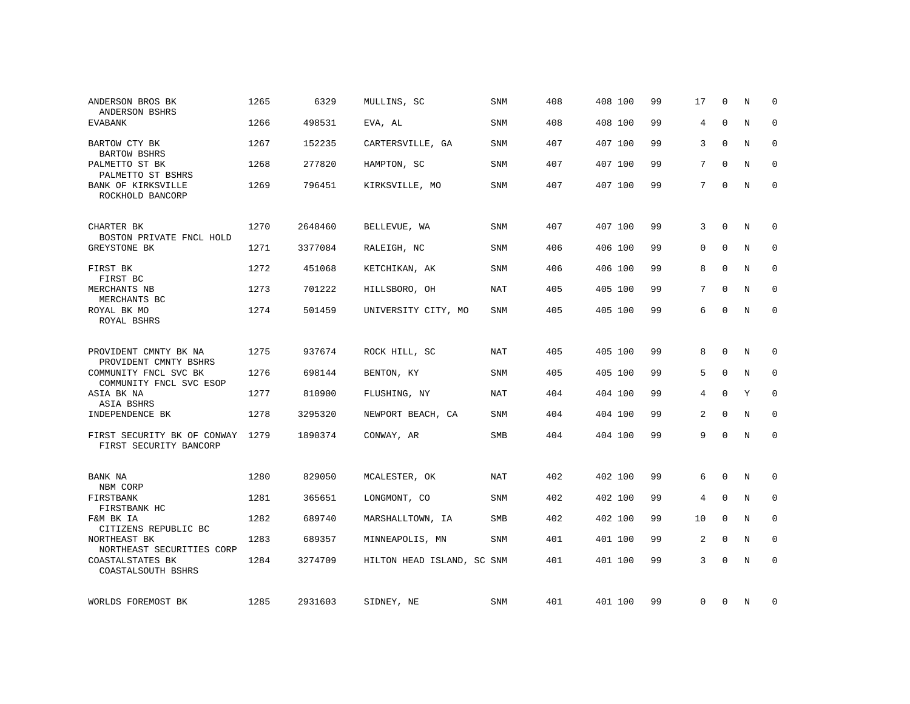| | | | | | | | | | | | | |
|---|---|---|---|---|---|---|---|---|---|---|---|---|
| ANDERSON BROS BK<br>ANDERSON BSHRS | 1265 | 6329 | MULLINS, SC | SNM | 408 | 408 | 100 | 99 | 17 | 0 | N | 0 |
| EVABANK | 1266 | 498531 | EVA, AL | SNM | 408 | 408 | 100 | 99 | 4 | 0 | N | 0 |
| BARTOW CTY BK<br>BARTOW BSHRS | 1267 | 152235 | CARTERSVILLE, GA | SNM | 407 | 407 | 100 | 99 | 3 | 0 | N | 0 |
| PALMETTO ST BK<br>PALMETTO ST BSHRS | 1268 | 277820 | HAMPTON, SC | SNM | 407 | 407 | 100 | 99 | 7 | 0 | N | 0 |
| BANK OF KIRKSVILLE<br>ROCKHOLD BANCORP | 1269 | 796451 | KIRKSVILLE, MO | SNM | 407 | 407 | 100 | 99 | 7 | 0 | N | 0 |
| CHARTER BK<br>BOSTON PRIVATE FNCL HOLD | 1270 | 2648460 | BELLEVUE, WA | SNM | 407 | 407 | 100 | 99 | 3 | 0 | N | 0 |
| GREYSTONE BK | 1271 | 3377084 | RALEIGH, NC | SNM | 406 | 406 | 100 | 99 | 0 | 0 | N | 0 |
| FIRST BK<br>FIRST BC | 1272 | 451068 | KETCHIKAN, AK | SNM | 406 | 406 | 100 | 99 | 8 | 0 | N | 0 |
| MERCHANTS NB<br>MERCHANTS BC | 1273 | 701222 | HILLSBORO, OH | NAT | 405 | 405 | 100 | 99 | 7 | 0 | N | 0 |
| ROYAL BK MO<br>ROYAL BSHRS | 1274 | 501459 | UNIVERSITY CITY, MO | SNM | 405 | 405 | 100 | 99 | 6 | 0 | N | 0 |
| PROVIDENT CMNTY BK NA<br>PROVIDENT CMNTY BSHRS | 1275 | 937674 | ROCK HILL, SC | NAT | 405 | 405 | 100 | 99 | 8 | 0 | N | 0 |
| COMMUNITY FNCL SVC BK<br>COMMUNITY FNCL SVC ESOP | 1276 | 698144 | BENTON, KY | SNM | 405 | 405 | 100 | 99 | 5 | 0 | N | 0 |
| ASIA BK NA<br>ASIA BSHRS | 1277 | 810900 | FLUSHING, NY | NAT | 404 | 404 | 100 | 99 | 4 | 0 | Y | 0 |
| INDEPENDENCE BK | 1278 | 3295320 | NEWPORT BEACH, CA | SNM | 404 | 404 | 100 | 99 | 2 | 0 | N | 0 |
| FIRST SECURITY BK OF CONWAY<br>FIRST SECURITY BANCORP | 1279 | 1890374 | CONWAY, AR | SMB | 404 | 404 | 100 | 99 | 9 | 0 | N | 0 |
| BANK NA<br>NBM CORP | 1280 | 829050 | MCALESTER, OK | NAT | 402 | 402 | 100 | 99 | 6 | 0 | N | 0 |
| FIRSTBANK<br>FIRSTBANK HC | 1281 | 365651 | LONGMONT, CO | SNM | 402 | 402 | 100 | 99 | 4 | 0 | N | 0 |
| F&M BK IA<br>CITIZENS REPUBLIC BC | 1282 | 689740 | MARSHALLTOWN, IA | SMB | 402 | 402 | 100 | 99 | 10 | 0 | N | 0 |
| NORTHEAST BK<br>NORTHEAST SECURITIES CORP | 1283 | 689357 | MINNEAPOLIS, MN | SNM | 401 | 401 | 100 | 99 | 2 | 0 | N | 0 |
| COASTALSTATES BK<br>COASTALSOUTH BSHRS | 1284 | 3274709 | HILTON HEAD ISLAND, SC | SNM | 401 | 401 | 100 | 99 | 3 | 0 | N | 0 |
| WORLDS FOREMOST BK | 1285 | 2931603 | SIDNEY, NE | SNM | 401 | 401 | 100 | 99 | 0 | 0 | N | 0 |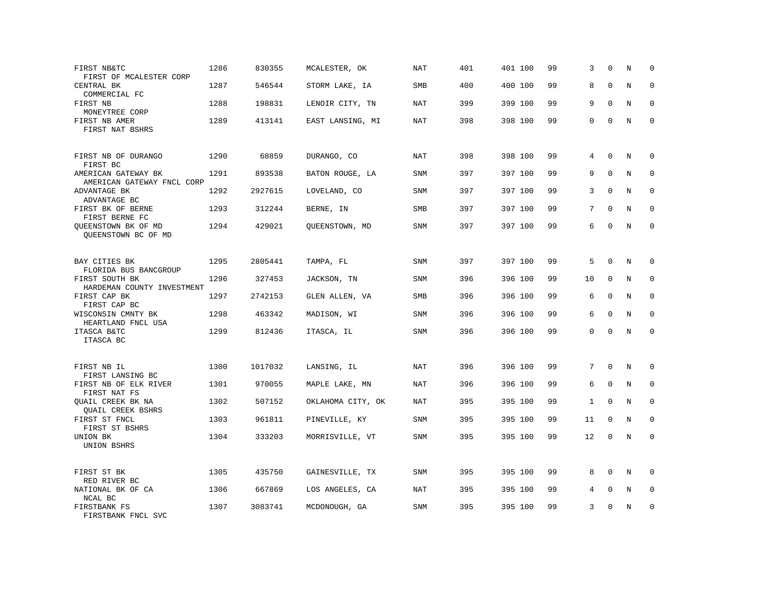| | | | | | | | | | | | |
|---|---|---|---|---|---|---|---|---|---|---|---|
| FIRST NB&TC<br>FIRST OF MCALESTER CORP | 1286 | 830355 | MCALESTER, OK | NAT | 401 | 401 100 | 99 | 3 | 0 | N | 0 |
| CENTRAL BK<br>COMMERCIAL FC | 1287 | 546544 | STORM LAKE, IA | SMB | 400 | 400 100 | 99 | 8 | 0 | N | 0 |
| FIRST NB<br>MONEYTREE CORP | 1288 | 198831 | LENOIR CITY, TN | NAT | 399 | 399 100 | 99 | 9 | 0 | N | 0 |
| FIRST NB AMER<br>FIRST NAT BSHRS | 1289 | 413141 | EAST LANSING, MI | NAT | 398 | 398 100 | 99 | 0 | 0 | N | 0 |
| FIRST NB OF DURANGO<br>FIRST BC | 1290 | 68859 | DURANGO, CO | NAT | 398 | 398 100 | 99 | 4 | 0 | N | 0 |
| AMERICAN GATEWAY BK<br>AMERICAN GATEWAY FNCL CORP | 1291 | 893538 | BATON ROUGE, LA | SNM | 397 | 397 100 | 99 | 9 | 0 | N | 0 |
| ADVANTAGE BK<br>ADVANTAGE BC | 1292 | 2927615 | LOVELAND, CO | SNM | 397 | 397 100 | 99 | 3 | 0 | N | 0 |
| FIRST BK OF BERNE<br>FIRST BERNE FC | 1293 | 312244 | BERNE, IN | SMB | 397 | 397 100 | 99 | 7 | 0 | N | 0 |
| QUEENSTOWN BK OF MD<br>QUEENSTOWN BC OF MD | 1294 | 429021 | QUEENSTOWN, MD | SNM | 397 | 397 100 | 99 | 6 | 0 | N | 0 |
| BAY CITIES BK<br>FLORIDA BUS BANCGROUP | 1295 | 2805441 | TAMPA, FL | SNM | 397 | 397 100 | 99 | 5 | 0 | N | 0 |
| FIRST SOUTH BK<br>HARDEMAN COUNTY INVESTMENT | 1296 | 327453 | JACKSON, TN | SNM | 396 | 396 100 | 99 | 10 | 0 | N | 0 |
| FIRST CAP BK<br>FIRST CAP BC | 1297 | 2742153 | GLEN ALLEN, VA | SMB | 396 | 396 100 | 99 | 6 | 0 | N | 0 |
| WISCONSIN CMNTY BK<br>HEARTLAND FNCL USA | 1298 | 463342 | MADISON, WI | SNM | 396 | 396 100 | 99 | 6 | 0 | N | 0 |
| ITASCA B&TC<br>ITASCA BC | 1299 | 812436 | ITASCA, IL | SNM | 396 | 396 100 | 99 | 0 | 0 | N | 0 |
| FIRST NB IL<br>FIRST LANSING BC | 1300 | 1017032 | LANSING, IL | NAT | 396 | 396 100 | 99 | 7 | 0 | N | 0 |
| FIRST NB OF ELK RIVER<br>FIRST NAT FS | 1301 | 970055 | MAPLE LAKE, MN | NAT | 396 | 396 100 | 99 | 6 | 0 | N | 0 |
| QUAIL CREEK BK NA<br>QUAIL CREEK BSHRS | 1302 | 507152 | OKLAHOMA CITY, OK | NAT | 395 | 395 100 | 99 | 1 | 0 | N | 0 |
| FIRST ST FNCL<br>FIRST ST BSHRS | 1303 | 961811 | PINEVILLE, KY | SNM | 395 | 395 100 | 99 | 11 | 0 | N | 0 |
| UNION BK<br>UNION BSHRS | 1304 | 333203 | MORRISVILLE, VT | SNM | 395 | 395 100 | 99 | 12 | 0 | N | 0 |
| FIRST ST BK<br>RED RIVER BC | 1305 | 435750 | GAINESVILLE, TX | SNM | 395 | 395 100 | 99 | 8 | 0 | N | 0 |
| NATIONAL BK OF CA<br>NCAL BC | 1306 | 667869 | LOS ANGELES, CA | NAT | 395 | 395 100 | 99 | 4 | 0 | N | 0 |
| FIRSTBANK FS<br>FIRSTBANK FNCL SVC | 1307 | 3083741 | MCDONOUGH, GA | SNM | 395 | 395 100 | 99 | 3 | 0 | N | 0 |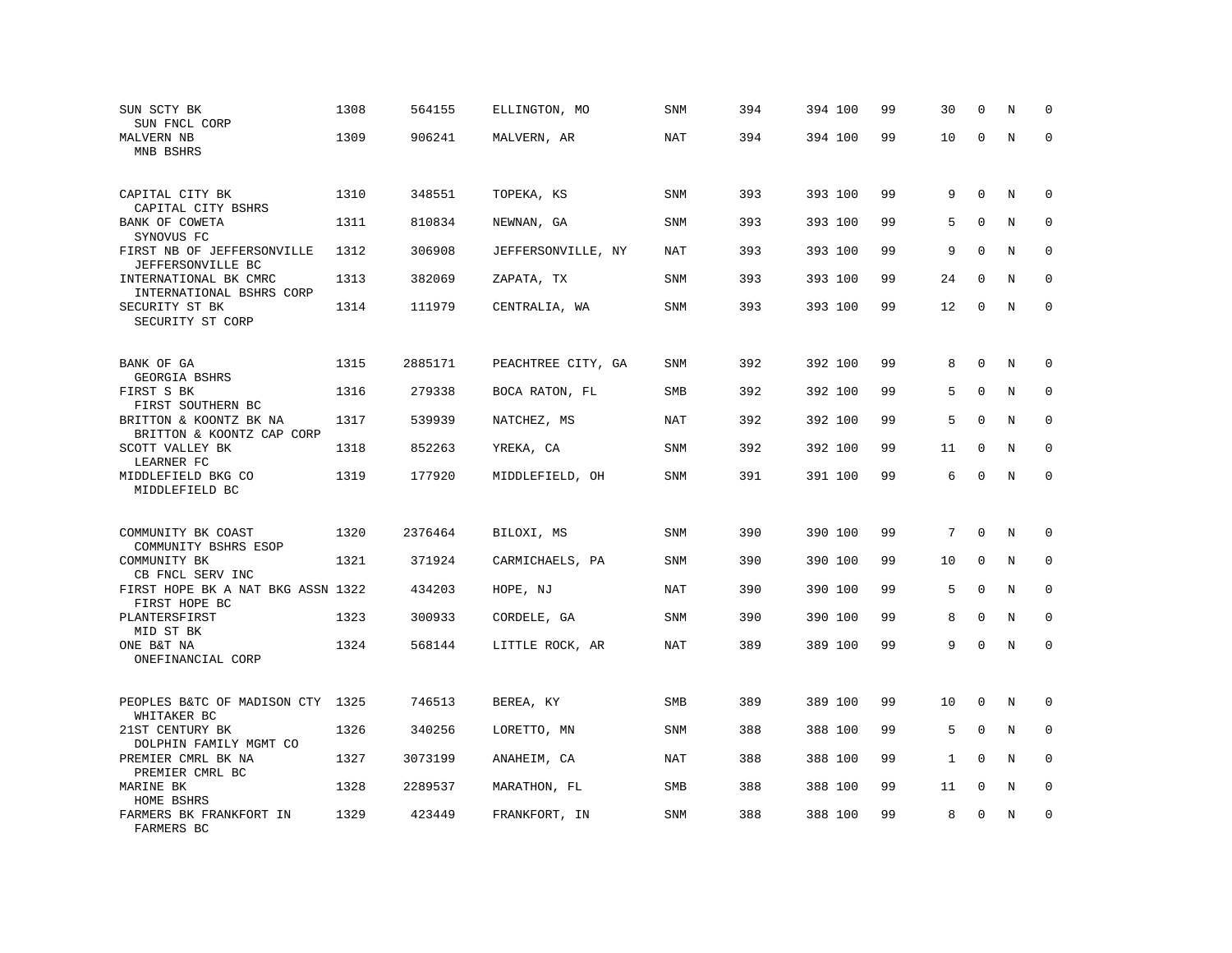| | | | | | | | | | | | |
|---|---|---|---|---|---|---|---|---|---|---|---|
| SUN SCTY BK<br>SUN FNCL CORP | 1308 | 564155 | ELLINGTON, MO | SNM | 394 | 394 100 | 99 | 30 | 0 | N | 0 |
| MALVERN NB<br>MNB BSHRS | 1309 | 906241 | MALVERN, AR | NAT | 394 | 394 100 | 99 | 10 | 0 | N | 0 |
| CAPITAL CITY BK<br>CAPITAL CITY BSHRS | 1310 | 348551 | TOPEKA, KS | SNM | 393 | 393 100 | 99 | 9 | 0 | N | 0 |
| BANK OF COWETA<br>SYNOVUS FC | 1311 | 810834 | NEWNAN, GA | SNM | 393 | 393 100 | 99 | 5 | 0 | N | 0 |
| FIRST NB OF JEFFERSONVILLE<br>JEFFERSONVILLE BC | 1312 | 306908 | JEFFERSONVILLE, NY | NAT | 393 | 393 100 | 99 | 9 | 0 | N | 0 |
| INTERNATIONAL BK CMRC<br>INTERNATIONAL BSHRS CORP | 1313 | 382069 | ZAPATA, TX | SNM | 393 | 393 100 | 99 | 24 | 0 | N | 0 |
| SECURITY ST BK<br>SECURITY ST CORP | 1314 | 111979 | CENTRALIA, WA | SNM | 393 | 393 100 | 99 | 12 | 0 | N | 0 |
| BANK OF GA<br>GEORGIA BSHRS | 1315 | 2885171 | PEACHTREE CITY, GA | SNM | 392 | 392 100 | 99 | 8 | 0 | N | 0 |
| FIRST S BK<br>FIRST SOUTHERN BC | 1316 | 279338 | BOCA RATON, FL | SMB | 392 | 392 100 | 99 | 5 | 0 | N | 0 |
| BRITTON & KOONTZ BK NA<br>BRITTON & KOONTZ CAP CORP | 1317 | 539939 | NATCHEZ, MS | NAT | 392 | 392 100 | 99 | 5 | 0 | N | 0 |
| SCOTT VALLEY BK<br>LEARNER FC | 1318 | 852263 | YREKA, CA | SNM | 392 | 392 100 | 99 | 11 | 0 | N | 0 |
| MIDDLEFIELD BKG CO<br>MIDDLEFIELD BC | 1319 | 177920 | MIDDLEFIELD, OH | SNM | 391 | 391 100 | 99 | 6 | 0 | N | 0 |
| COMMUNITY BK COAST<br>COMMUNITY BSHRS ESOP | 1320 | 2376464 | BILOXI, MS | SNM | 390 | 390 100 | 99 | 7 | 0 | N | 0 |
| COMMUNITY BK<br>CB FNCL SERV INC | 1321 | 371924 | CARMICHAELS, PA | SNM | 390 | 390 100 | 99 | 10 | 0 | N | 0 |
| FIRST HOPE BK A NAT BKG ASSN<br>FIRST HOPE BC | 1322 | 434203 | HOPE, NJ | NAT | 390 | 390 100 | 99 | 5 | 0 | N | 0 |
| PLANTERSFIRST<br>MID ST BK | 1323 | 300933 | CORDELE, GA | SNM | 390 | 390 100 | 99 | 8 | 0 | N | 0 |
| ONE B&T NA<br>ONEFINANCIAL CORP | 1324 | 568144 | LITTLE ROCK, AR | NAT | 389 | 389 100 | 99 | 9 | 0 | N | 0 |
| PEOPLES B&TC OF MADISON CTY<br>WHITAKER BC | 1325 | 746513 | BEREA, KY | SMB | 389 | 389 100 | 99 | 10 | 0 | N | 0 |
| 21ST CENTURY BK<br>DOLPHIN FAMILY MGMT CO | 1326 | 340256 | LORETTO, MN | SNM | 388 | 388 100 | 99 | 5 | 0 | N | 0 |
| PREMIER CMRL BK NA<br>PREMIER CMRL BC | 1327 | 3073199 | ANAHEIM, CA | NAT | 388 | 388 100 | 99 | 1 | 0 | N | 0 |
| MARINE BK<br>HOME BSHRS | 1328 | 2289537 | MARATHON, FL | SMB | 388 | 388 100 | 99 | 11 | 0 | N | 0 |
| FARMERS BK FRANKFORT IN<br>FARMERS BC | 1329 | 423449 | FRANKFORT, IN | SNM | 388 | 388 100 | 99 | 8 | 0 | N | 0 |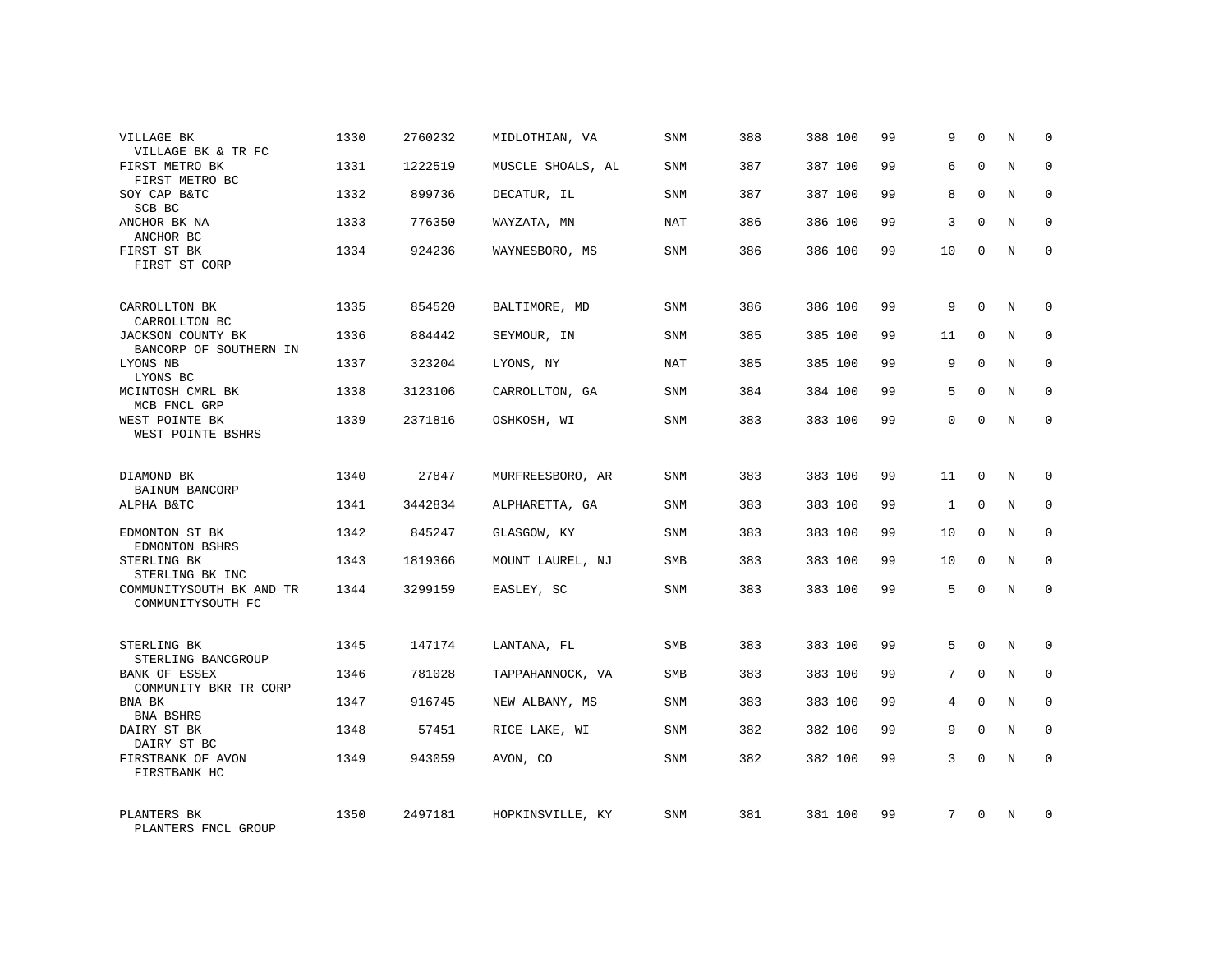| | | | | | | | | | | | | |
|---|---|---|---|---|---|---|---|---|---|---|---|---|
| VILLAGE BK<br>VILLAGE BK & TR FC | 1330 | 2760232 | MIDLOTHIAN, VA | SNM | 388 | 388 | 100 | 99 | 9 | 0 | N | 0 |
| FIRST METRO BK<br>FIRST METRO BC | 1331 | 1222519 | MUSCLE SHOALS, AL | SNM | 387 | 387 | 100 | 99 | 6 | 0 | N | 0 |
| SOY CAP B&TC<br>SCB BC | 1332 | 899736 | DECATUR, IL | SNM | 387 | 387 | 100 | 99 | 8 | 0 | N | 0 |
| ANCHOR BK NA<br>ANCHOR BC | 1333 | 776350 | WAYZATA, MN | NAT | 386 | 386 | 100 | 99 | 3 | 0 | N | 0 |
| FIRST ST BK<br>FIRST ST CORP | 1334 | 924236 | WAYNESBORO, MS | SNM | 386 | 386 | 100 | 99 | 10 | 0 | N | 0 |
| CARROLLTON BK<br>CARROLLTON BC | 1335 | 854520 | BALTIMORE, MD | SNM | 386 | 386 | 100 | 99 | 9 | 0 | N | 0 |
| JACKSON COUNTY BK<br>BANCORP OF SOUTHERN IN | 1336 | 884442 | SEYMOUR, IN | SNM | 385 | 385 | 100 | 99 | 11 | 0 | N | 0 |
| LYONS NB<br>LYONS BC | 1337 | 323204 | LYONS, NY | NAT | 385 | 385 | 100 | 99 | 9 | 0 | N | 0 |
| MCINTOSH CMRL BK<br>MCB FNCL GRP | 1338 | 3123106 | CARROLLTON, GA | SNM | 384 | 384 | 100 | 99 | 5 | 0 | N | 0 |
| WEST POINTE BK<br>WEST POINTE BSHRS | 1339 | 2371816 | OSHKOSH, WI | SNM | 383 | 383 | 100 | 99 | 0 | 0 | N | 0 |
| DIAMOND BK<br>BAINUM BANCORP | 1340 | 27847 | MURFREESBORO, AR | SNM | 383 | 383 | 100 | 99 | 11 | 0 | N | 0 |
| ALPHA B&TC | 1341 | 3442834 | ALPHARETTA, GA | SNM | 383 | 383 | 100 | 99 | 1 | 0 | N | 0 |
| EDMONTON ST BK<br>EDMONTON BSHRS | 1342 | 845247 | GLASGOW, KY | SNM | 383 | 383 | 100 | 99 | 10 | 0 | N | 0 |
| STERLING BK<br>STERLING BK INC | 1343 | 1819366 | MOUNT LAUREL, NJ | SMB | 383 | 383 | 100 | 99 | 10 | 0 | N | 0 |
| COMMUNITYSOUTH BK AND TR<br>COMMUNITYSOUTH FC | 1344 | 3299159 | EASLEY, SC | SNM | 383 | 383 | 100 | 99 | 5 | 0 | N | 0 |
| STERLING BK<br>STERLING BANCGROUP | 1345 | 147174 | LANTANA, FL | SMB | 383 | 383 | 100 | 99 | 5 | 0 | N | 0 |
| BANK OF ESSEX<br>COMMUNITY BKR TR CORP | 1346 | 781028 | TAPPAHANNOCK, VA | SMB | 383 | 383 | 100 | 99 | 7 | 0 | N | 0 |
| BNA BK<br>BNA BSHRS | 1347 | 916745 | NEW ALBANY, MS | SNM | 383 | 383 | 100 | 99 | 4 | 0 | N | 0 |
| DAIRY ST BK<br>DAIRY ST BC | 1348 | 57451 | RICE LAKE, WI | SNM | 382 | 382 | 100 | 99 | 9 | 0 | N | 0 |
| FIRSTBANK OF AVON<br>FIRSTBANK HC | 1349 | 943059 | AVON, CO | SNM | 382 | 382 | 100 | 99 | 3 | 0 | N | 0 |
| PLANTERS BK<br>PLANTERS FNCL GROUP | 1350 | 2497181 | HOPKINSVILLE, KY | SNM | 381 | 381 | 100 | 99 | 7 | 0 | N | 0 |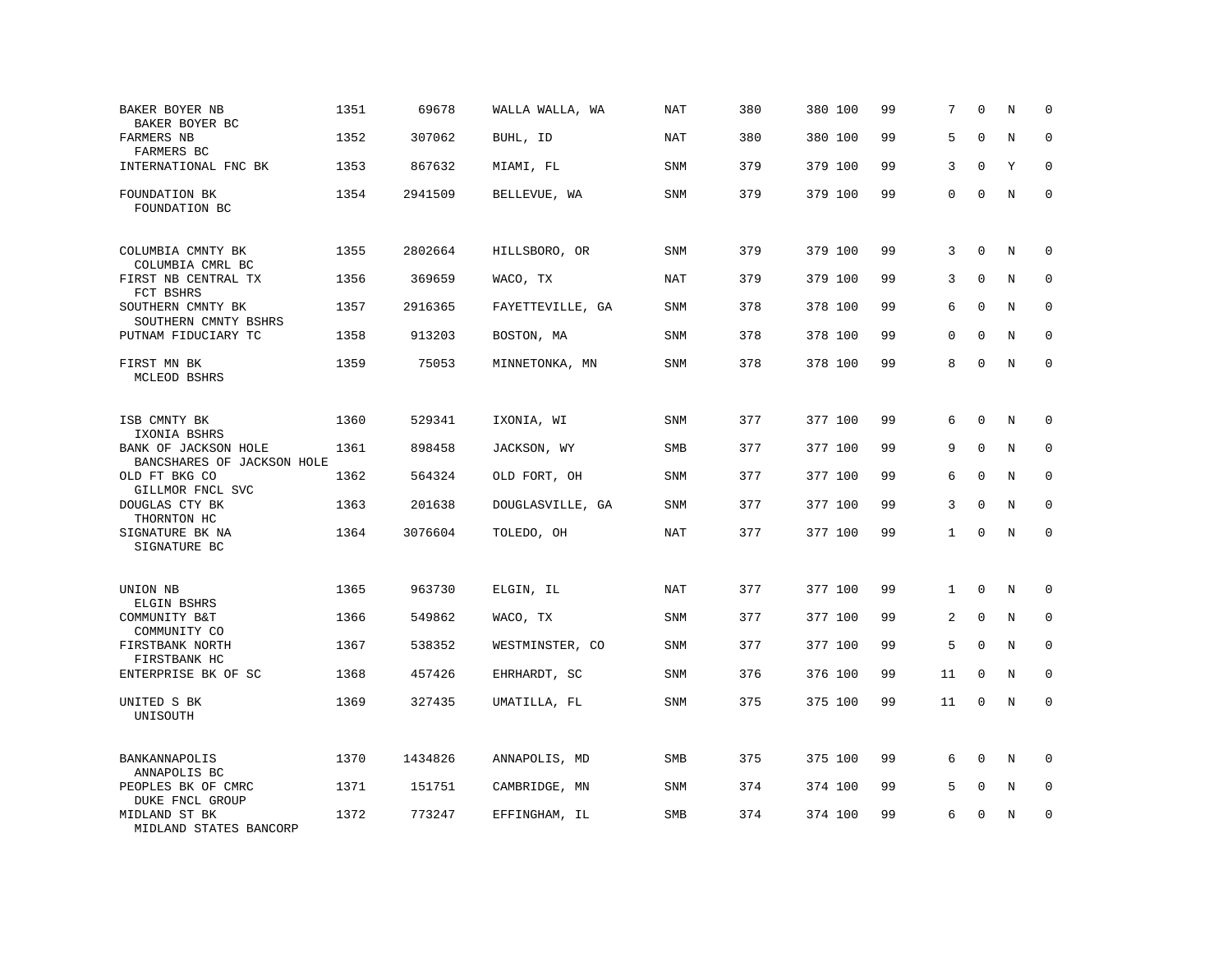| | | | | | | | | | | | | |
|---|---|---|---|---|---|---|---|---|---|---|---|---|
| BAKER BOYER NB<br>BAKER BOYER BC | 1351 | 69678 | WALLA WALLA, WA | NAT | 380 | 380 | 100 | 99 | 7 | 0 | N | 0 |
| FARMERS NB<br>FARMERS BC | 1352 | 307062 | BUHL, ID | NAT | 380 | 380 | 100 | 99 | 5 | 0 | N | 0 |
| INTERNATIONAL FNC BK | 1353 | 867632 | MIAMI, FL | SNM | 379 | 379 | 100 | 99 | 3 | 0 | Y | 0 |
| FOUNDATION BK<br>FOUNDATION BC | 1354 | 2941509 | BELLEVUE, WA | SNM | 379 | 379 | 100 | 99 | 0 | 0 | N | 0 |
| COLUMBIA CMNTY BK<br>COLUMBIA CMRL BC | 1355 | 2802664 | HILLSBORO, OR | SNM | 379 | 379 | 100 | 99 | 3 | 0 | N | 0 |
| FIRST NB CENTRAL TX<br>FCT BSHRS | 1356 | 369659 | WACO, TX | NAT | 379 | 379 | 100 | 99 | 3 | 0 | N | 0 |
| SOUTHERN CMNTY BK<br>SOUTHERN CMNTY BSHRS | 1357 | 2916365 | FAYETTEVILLE, GA | SNM | 378 | 378 | 100 | 99 | 6 | 0 | N | 0 |
| PUTNAM FIDUCIARY TC | 1358 | 913203 | BOSTON, MA | SNM | 378 | 378 | 100 | 99 | 0 | 0 | N | 0 |
| FIRST MN BK<br>MCLEOD BSHRS | 1359 | 75053 | MINNETONKA, MN | SNM | 378 | 378 | 100 | 99 | 8 | 0 | N | 0 |
| ISB CMNTY BK<br>IXONIA BSHRS | 1360 | 529341 | IXONIA, WI | SNM | 377 | 377 | 100 | 99 | 6 | 0 | N | 0 |
| BANK OF JACKSON HOLE<br>BANCSHARES OF JACKSON HOLE | 1361 | 898458 | JACKSON, WY | SMB | 377 | 377 | 100 | 99 | 9 | 0 | N | 0 |
| OLD FT BKG CO<br>GILLMOR FNCL SVC | 1362 | 564324 | OLD FORT, OH | SNM | 377 | 377 | 100 | 99 | 6 | 0 | N | 0 |
| DOUGLAS CTY BK<br>THORNTON HC | 1363 | 201638 | DOUGLASVILLE, GA | SNM | 377 | 377 | 100 | 99 | 3 | 0 | N | 0 |
| SIGNATURE BK NA<br>SIGNATURE BC | 1364 | 3076604 | TOLEDO, OH | NAT | 377 | 377 | 100 | 99 | 1 | 0 | N | 0 |
| UNION NB<br>ELGIN BSHRS | 1365 | 963730 | ELGIN, IL | NAT | 377 | 377 | 100 | 99 | 1 | 0 | N | 0 |
| COMMUNITY B&T<br>COMMUNITY CO | 1366 | 549862 | WACO, TX | SNM | 377 | 377 | 100 | 99 | 2 | 0 | N | 0 |
| FIRSTBANK NORTH<br>FIRSTBANK HC | 1367 | 538352 | WESTMINSTER, CO | SNM | 377 | 377 | 100 | 99 | 5 | 0 | N | 0 |
| ENTERPRISE BK OF SC | 1368 | 457426 | EHRHARDT, SC | SNM | 376 | 376 | 100 | 99 | 11 | 0 | N | 0 |
| UNITED S BK<br>UNISOUTH | 1369 | 327435 | UMATILLA, FL | SNM | 375 | 375 | 100 | 99 | 11 | 0 | N | 0 |
| BANKANNAPOLIS<br>ANNAPOLIS BC | 1370 | 1434826 | ANNAPOLIS, MD | SMB | 375 | 375 | 100 | 99 | 6 | 0 | N | 0 |
| PEOPLES BK OF CMRC<br>DUKE FNCL GROUP | 1371 | 151751 | CAMBRIDGE, MN | SNM | 374 | 374 | 100 | 99 | 5 | 0 | N | 0 |
| MIDLAND ST BK<br>MIDLAND STATES BANCORP | 1372 | 773247 | EFFINGHAM, IL | SMB | 374 | 374 | 100 | 99 | 6 | 0 | N | 0 |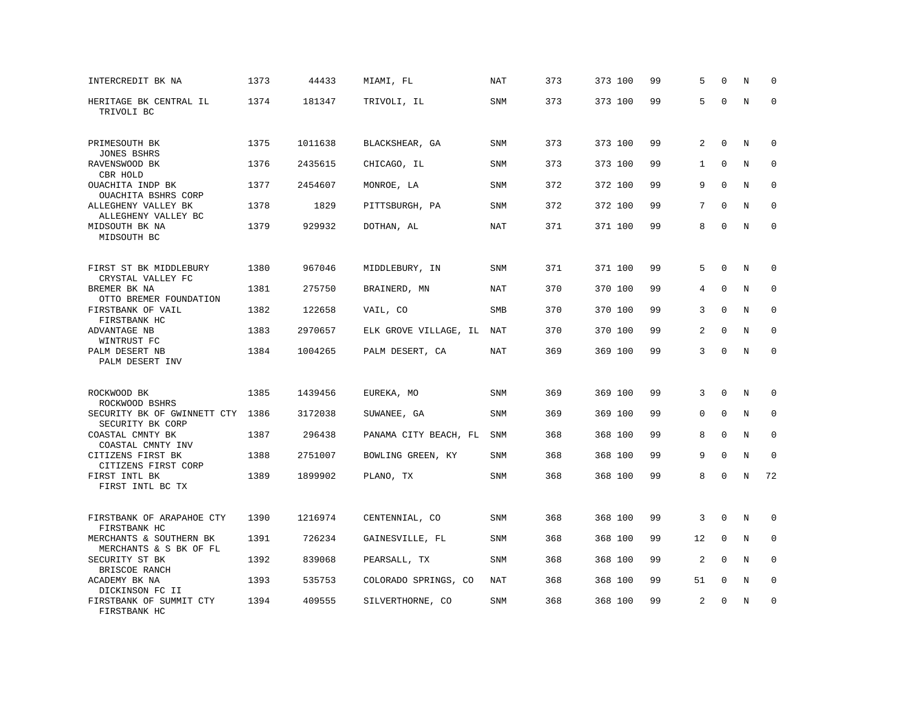| | | | | | | | | | | | |
|---|---|---|---|---|---|---|---|---|---|---|---|
| INTERCREDIT BK NA | 1373 | 44433 | MIAMI, FL | NAT | 373 | 373 100 | 99 | 5 | 0 | N | 0 |
| HERITAGE BK CENTRAL IL<br>TRIVOLI BC | 1374 | 181347 | TRIVOLI, IL | SNM | 373 | 373 100 | 99 | 5 | 0 | N | 0 |
| PRIMESOUTH BK<br>JONES BSHRS | 1375 | 1011638 | BLACKSHEAR, GA | SNM | 373 | 373 100 | 99 | 2 | 0 | N | 0 |
| RAVENSWOOD BK<br>CBR HOLD | 1376 | 2435615 | CHICAGO, IL | SNM | 373 | 373 100 | 99 | 1 | 0 | N | 0 |
| OUACHITA INDP BK<br>OUACHITA BSHRS CORP | 1377 | 2454607 | MONROE, LA | SNM | 372 | 372 100 | 99 | 9 | 0 | N | 0 |
| ALLEGHENY VALLEY BK<br>ALLEGHENY VALLEY BC | 1378 | 1829 | PITTSBURGH, PA | SNM | 372 | 372 100 | 99 | 7 | 0 | N | 0 |
| MIDSOUTH BK NA<br>MIDSOUTH BC | 1379 | 929932 | DOTHAN, AL | NAT | 371 | 371 100 | 99 | 8 | 0 | N | 0 |
| FIRST ST BK MIDDLEBURY<br>CRYSTAL VALLEY FC | 1380 | 967046 | MIDDLEBURY, IN | SNM | 371 | 371 100 | 99 | 5 | 0 | N | 0 |
| BREMER BK NA<br>OTTO BREMER FOUNDATION | 1381 | 275750 | BRAINERD, MN | NAT | 370 | 370 100 | 99 | 4 | 0 | N | 0 |
| FIRSTBANK OF VAIL<br>FIRSTBANK HC | 1382 | 122658 | VAIL, CO | SMB | 370 | 370 100 | 99 | 3 | 0 | N | 0 |
| ADVANTAGE NB<br>WINTRUST FC | 1383 | 2970657 | ELK GROVE VILLAGE, IL | NAT | 370 | 370 100 | 99 | 2 | 0 | N | 0 |
| PALM DESERT NB<br>PALM DESERT INV | 1384 | 1004265 | PALM DESERT, CA | NAT | 369 | 369 100 | 99 | 3 | 0 | N | 0 |
| ROCKWOOD BK<br>ROCKWOOD BSHRS | 1385 | 1439456 | EUREKA, MO | SNM | 369 | 369 100 | 99 | 3 | 0 | N | 0 |
| SECURITY BK OF GWINNETT CTY<br>SECURITY BK CORP | 1386 | 3172038 | SUWANEE, GA | SNM | 369 | 369 100 | 99 | 0 | 0 | N | 0 |
| COASTAL CMNTY BK<br>COASTAL CMNTY INV | 1387 | 296438 | PANAMA CITY BEACH, FL | SNM | 368 | 368 100 | 99 | 8 | 0 | N | 0 |
| CITIZENS FIRST BK<br>CITIZENS FIRST CORP | 1388 | 2751007 | BOWLING GREEN, KY | SNM | 368 | 368 100 | 99 | 9 | 0 | N | 0 |
| FIRST INTL BK<br>FIRST INTL BC TX | 1389 | 1899902 | PLANO, TX | SNM | 368 | 368 100 | 99 | 8 | 0 | N | 72 |
| FIRSTBANK OF ARAPAHOE CTY<br>FIRSTBANK HC | 1390 | 1216974 | CENTENNIAL, CO | SNM | 368 | 368 100 | 99 | 3 | 0 | N | 0 |
| MERCHANTS & SOUTHERN BK<br>MERCHANTS & S BK OF FL | 1391 | 726234 | GAINESVILLE, FL | SNM | 368 | 368 100 | 99 | 12 | 0 | N | 0 |
| SECURITY ST BK<br>BRISCOE RANCH | 1392 | 839068 | PEARSALL, TX | SNM | 368 | 368 100 | 99 | 2 | 0 | N | 0 |
| ACADEMY BK NA<br>DICKINSON FC II | 1393 | 535753 | COLORADO SPRINGS, CO | NAT | 368 | 368 100 | 99 | 51 | 0 | N | 0 |
| FIRSTBANK OF SUMMIT CTY<br>FIRSTBANK HC | 1394 | 409555 | SILVERTHORNE, CO | SNM | 368 | 368 100 | 99 | 2 | 0 | N | 0 |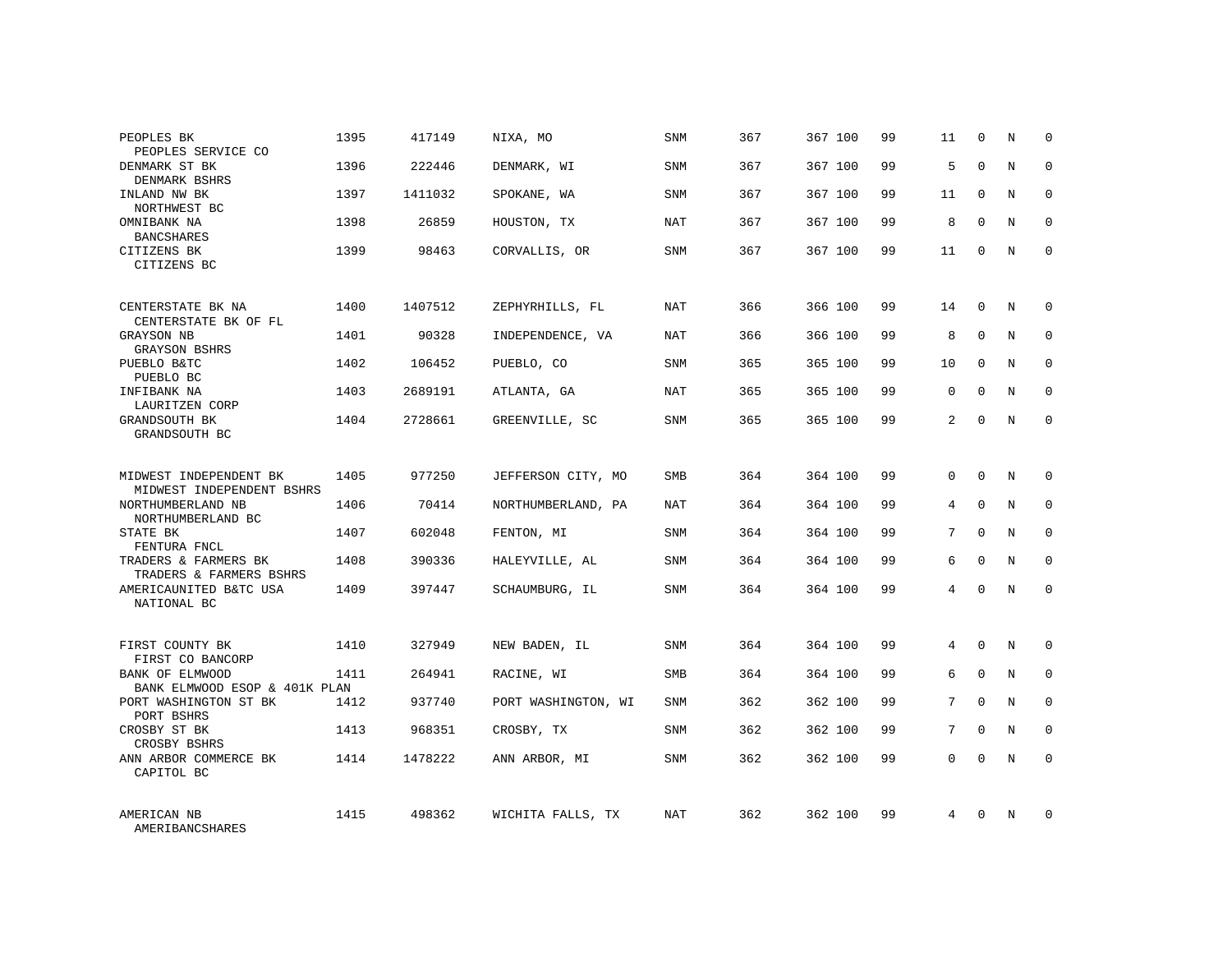| | | | | | | | | | | | | |
|---|---|---|---|---|---|---|---|---|---|---|---|---|
| PEOPLES BK<br>PEOPLES SERVICE CO | 1395 | 417149 | NIXA, MO | SNM | 367 | 367 | 100 | 99 | 11 | 0 | N | 0 |
| DENMARK ST BK<br>DENMARK BSHRS | 1396 | 222446 | DENMARK, WI | SNM | 367 | 367 | 100 | 99 | 5 | 0 | N | 0 |
| INLAND NW BK<br>NORTHWEST BC | 1397 | 1411032 | SPOKANE, WA | SNM | 367 | 367 | 100 | 99 | 11 | 0 | N | 0 |
| OMNIBANK NA<br>BANCSHARES | 1398 | 26859 | HOUSTON, TX | NAT | 367 | 367 | 100 | 99 | 8 | 0 | N | 0 |
| CITIZENS BK<br>CITIZENS BC | 1399 | 98463 | CORVALLIS, OR | SNM | 367 | 367 | 100 | 99 | 11 | 0 | N | 0 |
| CENTERSTATE BK NA<br>CENTERSTATE BK OF FL | 1400 | 1407512 | ZEPHYRHILLS, FL | NAT | 366 | 366 | 100 | 99 | 14 | 0 | N | 0 |
| GRAYSON NB<br>GRAYSON BSHRS | 1401 | 90328 | INDEPENDENCE, VA | NAT | 366 | 366 | 100 | 99 | 8 | 0 | N | 0 |
| PUEBLO B&TC<br>PUEBLO BC | 1402 | 106452 | PUEBLO, CO | SNM | 365 | 365 | 100 | 99 | 10 | 0 | N | 0 |
| INFIBANK NA<br>LAURITZEN CORP | 1403 | 2689191 | ATLANTA, GA | NAT | 365 | 365 | 100 | 99 | 0 | 0 | N | 0 |
| GRANDSOUTH BK<br>GRANDSOUTH BC | 1404 | 2728661 | GREENVILLE, SC | SNM | 365 | 365 | 100 | 99 | 2 | 0 | N | 0 |
| MIDWEST INDEPENDENT BK<br>MIDWEST INDEPENDENT BSHRS | 1405 | 977250 | JEFFERSON CITY, MO | SMB | 364 | 364 | 100 | 99 | 0 | 0 | N | 0 |
| NORTHUMBERLAND NB<br>NORTHUMBERLAND BC | 1406 | 70414 | NORTHUMBERLAND, PA | NAT | 364 | 364 | 100 | 99 | 4 | 0 | N | 0 |
| STATE BK<br>FENTURA FNCL | 1407 | 602048 | FENTON, MI | SNM | 364 | 364 | 100 | 99 | 7 | 0 | N | 0 |
| TRADERS & FARMERS BK<br>TRADERS & FARMERS BSHRS | 1408 | 390336 | HALEYVILLE, AL | SNM | 364 | 364 | 100 | 99 | 6 | 0 | N | 0 |
| AMERICAUNITED B&TC USA<br>NATIONAL BC | 1409 | 397447 | SCHAUMBURG, IL | SNM | 364 | 364 | 100 | 99 | 4 | 0 | N | 0 |
| FIRST COUNTY BK<br>FIRST CO BANCORP | 1410 | 327949 | NEW BADEN, IL | SNM | 364 | 364 | 100 | 99 | 4 | 0 | N | 0 |
| BANK OF ELMWOOD<br>BANK ELMWOOD ESOP & 401K PLAN | 1411 | 264941 | RACINE, WI | SMB | 364 | 364 | 100 | 99 | 6 | 0 | N | 0 |
| PORT WASHINGTON ST BK<br>PORT BSHRS | 1412 | 937740 | PORT WASHINGTON, WI | SNM | 362 | 362 | 100 | 99 | 7 | 0 | N | 0 |
| CROSBY ST BK<br>CROSBY BSHRS | 1413 | 968351 | CROSBY, TX | SNM | 362 | 362 | 100 | 99 | 7 | 0 | N | 0 |
| ANN ARBOR COMMERCE BK<br>CAPITOL BC | 1414 | 1478222 | ANN ARBOR, MI | SNM | 362 | 362 | 100 | 99 | 0 | 0 | N | 0 |
| AMERICAN NB<br>AMERIBANCSHARES | 1415 | 498362 | WICHITA FALLS, TX | NAT | 362 | 362 | 100 | 99 | 4 | 0 | N | 0 |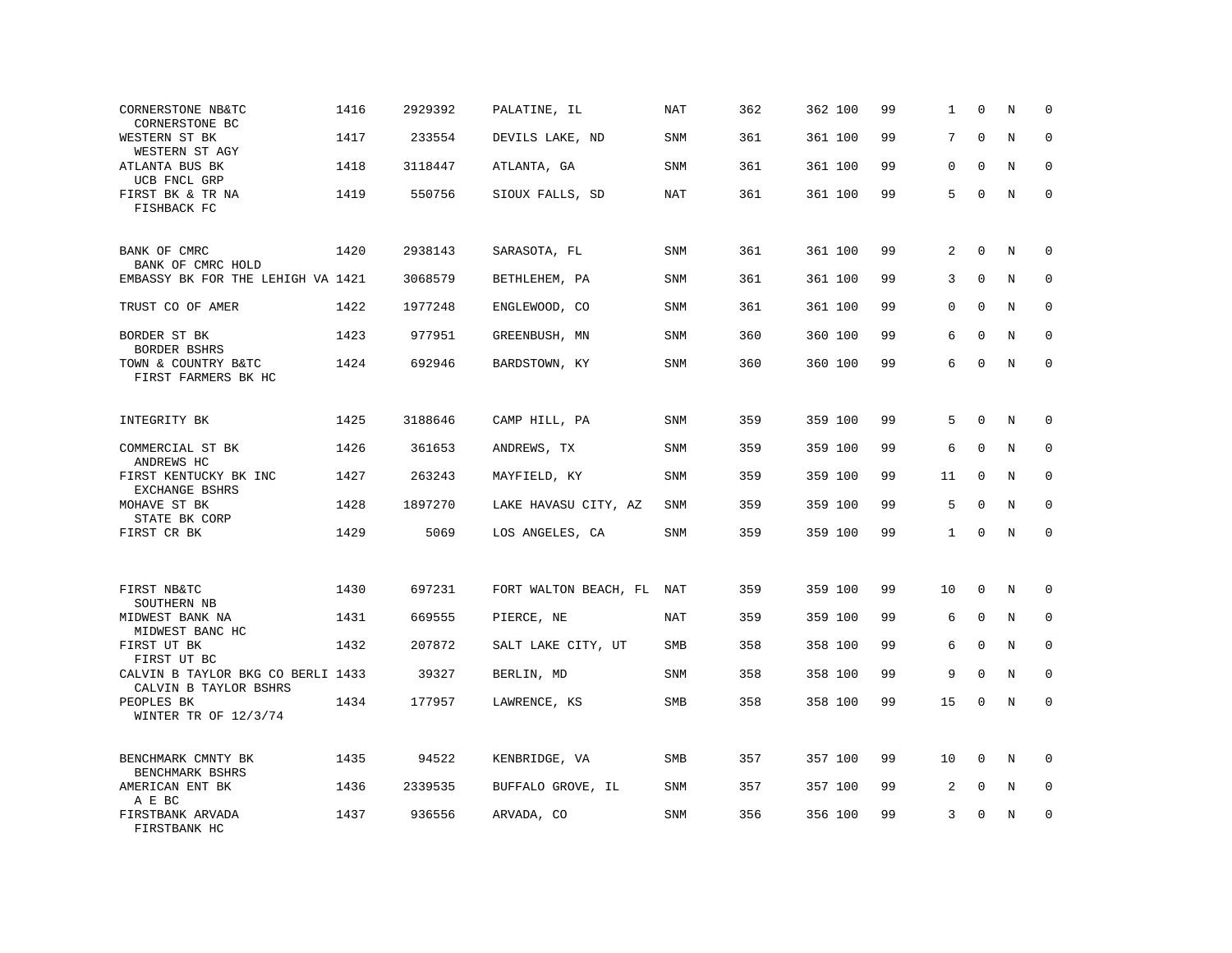| | | | | | | | | | | | | |
|---|---|---|---|---|---|---|---|---|---|---|---|---|
| CORNERSTONE NB&TC<br>CORNERSTONE BC | 1416 | 2929392 | PALATINE, IL | NAT | 362 | 362 | 100 | 99 | 1 | 0 | N | 0 |
| WESTERN ST BK<br>WESTERN ST AGY | 1417 | 233554 | DEVILS LAKE, ND | SNM | 361 | 361 | 100 | 99 | 7 | 0 | N | 0 |
| ATLANTA BUS BK<br>UCB FNCL GRP | 1418 | 3118447 | ATLANTA, GA | SNM | 361 | 361 | 100 | 99 | 0 | 0 | N | 0 |
| FIRST BK & TR NA<br>FISHBACK FC | 1419 | 550756 | SIOUX FALLS, SD | NAT | 361 | 361 | 100 | 99 | 5 | 0 | N | 0 |
| BANK OF CMRC<br>BANK OF CMRC HOLD | 1420 | 2938143 | SARASOTA, FL | SNM | 361 | 361 | 100 | 99 | 2 | 0 | N | 0 |
| EMBASSY BK FOR THE LEHIGH VA | 1421 | 3068579 | BETHLEHEM, PA | SNM | 361 | 361 | 100 | 99 | 3 | 0 | N | 0 |
| TRUST CO OF AMER | 1422 | 1977248 | ENGLEWOOD, CO | SNM | 361 | 361 | 100 | 99 | 0 | 0 | N | 0 |
| BORDER ST BK<br>BORDER BSHRS | 1423 | 977951 | GREENBUSH, MN | SNM | 360 | 360 | 100 | 99 | 6 | 0 | N | 0 |
| TOWN & COUNTRY B&TC<br>FIRST FARMERS BK HC | 1424 | 692946 | BARDSTOWN, KY | SNM | 360 | 360 | 100 | 99 | 6 | 0 | N | 0 |
| INTEGRITY BK | 1425 | 3188646 | CAMP HILL, PA | SNM | 359 | 359 | 100 | 99 | 5 | 0 | N | 0 |
| COMMERCIAL ST BK<br>ANDREWS HC | 1426 | 361653 | ANDREWS, TX | SNM | 359 | 359 | 100 | 99 | 6 | 0 | N | 0 |
| FIRST KENTUCKY BK INC<br>EXCHANGE BSHRS | 1427 | 263243 | MAYFIELD, KY | SNM | 359 | 359 | 100 | 99 | 11 | 0 | N | 0 |
| MOHAVE ST BK<br>STATE BK CORP | 1428 | 1897270 | LAKE HAVASU CITY, AZ | SNM | 359 | 359 | 100 | 99 | 5 | 0 | N | 0 |
| FIRST CR BK | 1429 | 5069 | LOS ANGELES, CA | SNM | 359 | 359 | 100 | 99 | 1 | 0 | N | 0 |
| FIRST NB&TC<br>SOUTHERN NB | 1430 | 697231 | FORT WALTON BEACH, FL | NAT | 359 | 359 | 100 | 99 | 10 | 0 | N | 0 |
| MIDWEST BANK NA<br>MIDWEST BANC HC | 1431 | 669555 | PIERCE, NE | NAT | 359 | 359 | 100 | 99 | 6 | 0 | N | 0 |
| FIRST UT BK<br>FIRST UT BC | 1432 | 207872 | SALT LAKE CITY, UT | SMB | 358 | 358 | 100 | 99 | 6 | 0 | N | 0 |
| CALVIN B TAYLOR BKG CO BERLI<br>CALVIN B TAYLOR BSHRS | 1433 | 39327 | BERLIN, MD | SNM | 358 | 358 | 100 | 99 | 9 | 0 | N | 0 |
| PEOPLES BK<br>WINTER TR OF 12/3/74 | 1434 | 177957 | LAWRENCE, KS | SMB | 358 | 358 | 100 | 99 | 15 | 0 | N | 0 |
| BENCHMARK CMNTY BK<br>BENCHMARK BSHRS | 1435 | 94522 | KENBRIDGE, VA | SMB | 357 | 357 | 100 | 99 | 10 | 0 | N | 0 |
| AMERICAN ENT BK<br>A E BC | 1436 | 2339535 | BUFFALO GROVE, IL | SNM | 357 | 357 | 100 | 99 | 2 | 0 | N | 0 |
| FIRSTBANK ARVADA<br>FIRSTBANK HC | 1437 | 936556 | ARVADA, CO | SNM | 356 | 356 | 100 | 99 | 3 | 0 | N | 0 |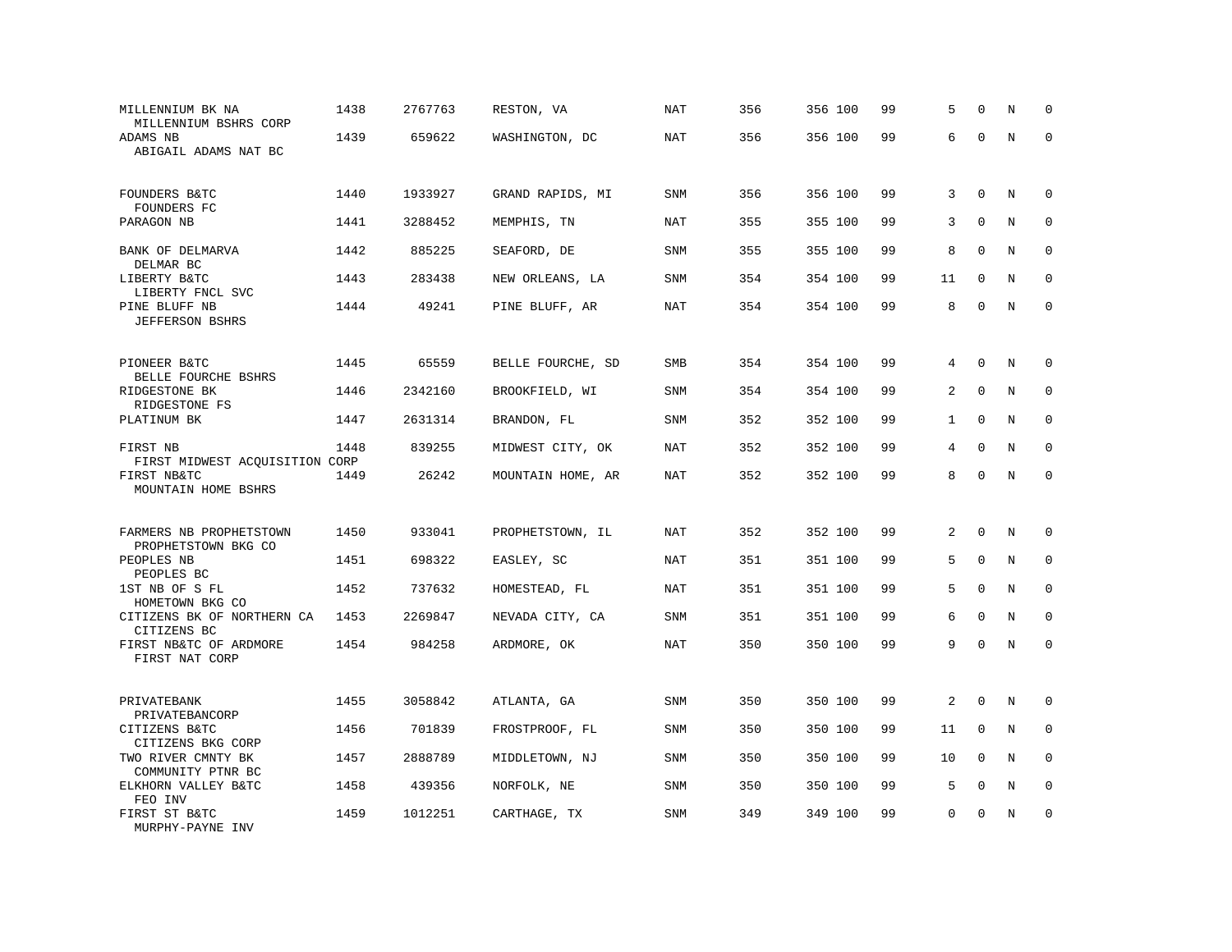| | | | | | | | | | | | | |
|---|---|---|---|---|---|---|---|---|---|---|---|---|
| MILLENNIUM BK NA<br>MILLENNIUM BSHRS CORP | 1438 | 2767763 | RESTON, VA | NAT | 356 | 356 | 100 | 99 | 5 | 0 | N | 0 |
| ADAMS NB<br>ABIGAIL ADAMS NAT BC | 1439 | 659622 | WASHINGTON, DC | NAT | 356 | 356 | 100 | 99 | 6 | 0 | N | 0 |
| FOUNDERS B&TC<br>FOUNDERS FC | 1440 | 1933927 | GRAND RAPIDS, MI | SNM | 356 | 356 | 100 | 99 | 3 | 0 | N | 0 |
| PARAGON NB | 1441 | 3288452 | MEMPHIS, TN | NAT | 355 | 355 | 100 | 99 | 3 | 0 | N | 0 |
| BANK OF DELMARVA<br>DELMAR BC | 1442 | 885225 | SEAFORD, DE | SNM | 355 | 355 | 100 | 99 | 8 | 0 | N | 0 |
| LIBERTY B&TC<br>LIBERTY FNCL SVC | 1443 | 283438 | NEW ORLEANS, LA | SNM | 354 | 354 | 100 | 99 | 11 | 0 | N | 0 |
| PINE BLUFF NB<br>JEFFERSON BSHRS | 1444 | 49241 | PINE BLUFF, AR | NAT | 354 | 354 | 100 | 99 | 8 | 0 | N | 0 |
| PIONEER B&TC<br>BELLE FOURCHE BSHRS | 1445 | 65559 | BELLE FOURCHE, SD | SMB | 354 | 354 | 100 | 99 | 4 | 0 | N | 0 |
| RIDGESTONE BK<br>RIDGESTONE FS | 1446 | 2342160 | BROOKFIELD, WI | SNM | 354 | 354 | 100 | 99 | 2 | 0 | N | 0 |
| PLATINUM BK | 1447 | 2631314 | BRANDON, FL | SNM | 352 | 352 | 100 | 99 | 1 | 0 | N | 0 |
| FIRST NB<br>FIRST MIDWEST ACQUISITION CORP | 1448 | 839255 | MIDWEST CITY, OK | NAT | 352 | 352 | 100 | 99 | 4 | 0 | N | 0 |
| FIRST NB&TC<br>MOUNTAIN HOME BSHRS | 1449 | 26242 | MOUNTAIN HOME, AR | NAT | 352 | 352 | 100 | 99 | 8 | 0 | N | 0 |
| FARMERS NB PROPHETSTOWN<br>PROPHETSTOWN BKG CO | 1450 | 933041 | PROPHETSTOWN, IL | NAT | 352 | 352 | 100 | 99 | 2 | 0 | N | 0 |
| PEOPLES NB<br>PEOPLES BC | 1451 | 698322 | EASLEY, SC | NAT | 351 | 351 | 100 | 99 | 5 | 0 | N | 0 |
| 1ST NB OF S FL<br>HOMETOWN BKG CO | 1452 | 737632 | HOMESTEAD, FL | NAT | 351 | 351 | 100 | 99 | 5 | 0 | N | 0 |
| CITIZENS BK OF NORTHERN CA<br>CITIZENS BC | 1453 | 2269847 | NEVADA CITY, CA | SNM | 351 | 351 | 100 | 99 | 6 | 0 | N | 0 |
| FIRST NB&TC OF ARDMORE<br>FIRST NAT CORP | 1454 | 984258 | ARDMORE, OK | NAT | 350 | 350 | 100 | 99 | 9 | 0 | N | 0 |
| PRIVATEBANK<br>PRIVATEBANCORP | 1455 | 3058842 | ATLANTA, GA | SNM | 350 | 350 | 100 | 99 | 2 | 0 | N | 0 |
| CITIZENS B&TC<br>CITIZENS BKG CORP | 1456 | 701839 | FROSTPROOF, FL | SNM | 350 | 350 | 100 | 99 | 11 | 0 | N | 0 |
| TWO RIVER CMNTY BK<br>COMMUNITY PTNR BC | 1457 | 2888789 | MIDDLETOWN, NJ | SNM | 350 | 350 | 100 | 99 | 10 | 0 | N | 0 |
| ELKHORN VALLEY B&TC<br>FEO INV | 1458 | 439356 | NORFOLK, NE | SNM | 350 | 350 | 100 | 99 | 5 | 0 | N | 0 |
| FIRST ST B&TC<br>MURPHY-PAYNE INV | 1459 | 1012251 | CARTHAGE, TX | SNM | 349 | 349 | 100 | 99 | 0 | 0 | N | 0 |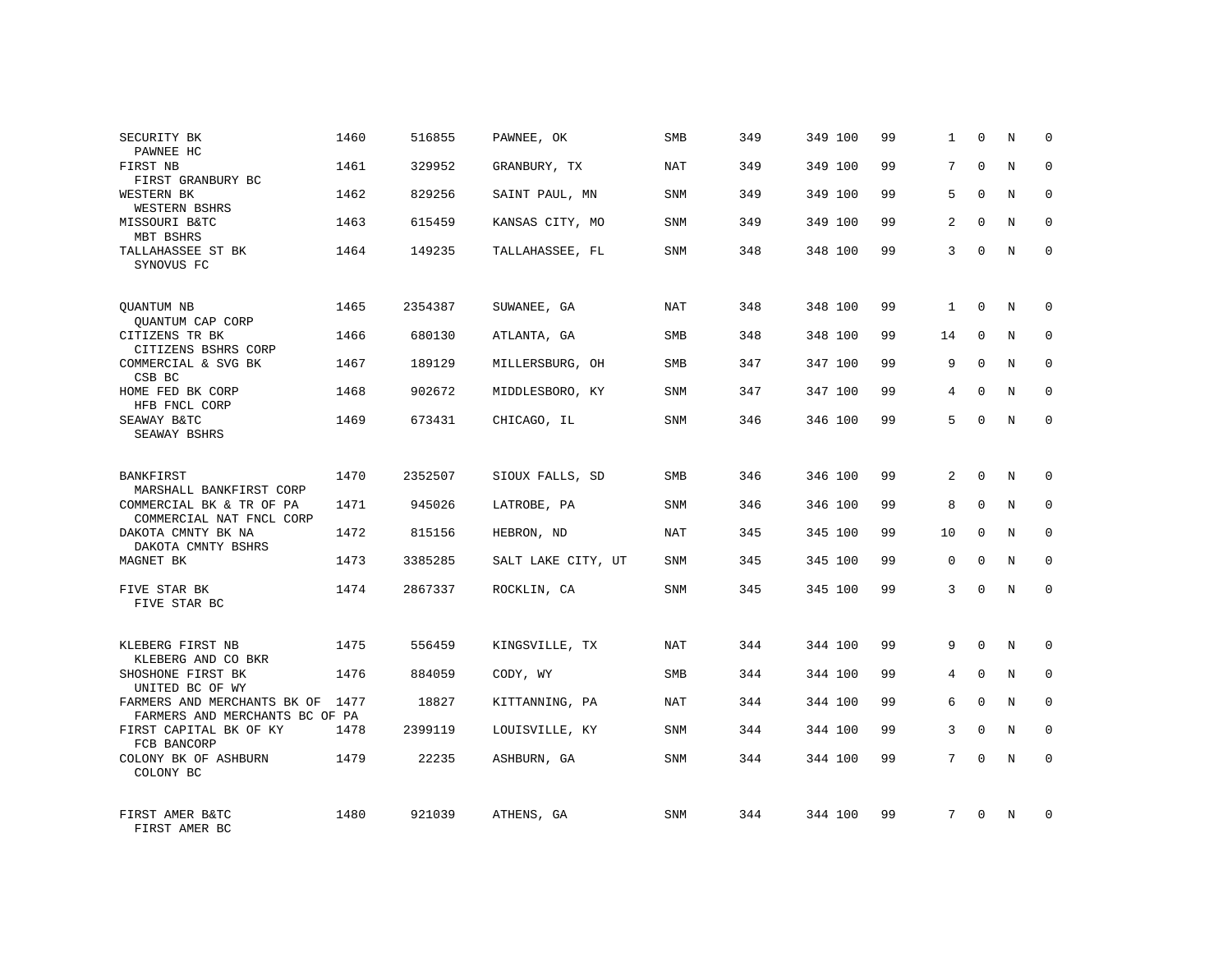| | | | | | | | | | | | |
|---|---|---|---|---|---|---|---|---|---|---|---|
| SECURITY BK<br>PAWNEE HC | 1460 | 516855 | PAWNEE, OK | SMB | 349 | 349 100 | 99 | 1 | 0 | N | 0 |
| FIRST NB<br>FIRST GRANBURY BC | 1461 | 329952 | GRANBURY, TX | NAT | 349 | 349 100 | 99 | 7 | 0 | N | 0 |
| WESTERN BK<br>WESTERN BSHRS | 1462 | 829256 | SAINT PAUL, MN | SNM | 349 | 349 100 | 99 | 5 | 0 | N | 0 |
| MISSOURI B&TC<br>MBT BSHRS | 1463 | 615459 | KANSAS CITY, MO | SNM | 349 | 349 100 | 99 | 2 | 0 | N | 0 |
| TALLAHASSEE ST BK<br>SYNOVUS FC | 1464 | 149235 | TALLAHASSEE, FL | SNM | 348 | 348 100 | 99 | 3 | 0 | N | 0 |
| QUANTUM NB<br>QUANTUM CAP CORP | 1465 | 2354387 | SUWANEE, GA | NAT | 348 | 348 100 | 99 | 1 | 0 | N | 0 |
| CITIZENS TR BK<br>CITIZENS BSHRS CORP | 1466 | 680130 | ATLANTA, GA | SMB | 348 | 348 100 | 99 | 14 | 0 | N | 0 |
| COMMERCIAL & SVG BK<br>CSB BC | 1467 | 189129 | MILLERSBURG, OH | SMB | 347 | 347 100 | 99 | 9 | 0 | N | 0 |
| HOME FED BK CORP<br>HFB FNCL CORP | 1468 | 902672 | MIDDLESBORO, KY | SNM | 347 | 347 100 | 99 | 4 | 0 | N | 0 |
| SEAWAY B&TC<br>SEAWAY BSHRS | 1469 | 673431 | CHICAGO, IL | SNM | 346 | 346 100 | 99 | 5 | 0 | N | 0 |
| BANKFIRST<br>MARSHALL BANKFIRST CORP | 1470 | 2352507 | SIOUX FALLS, SD | SMB | 346 | 346 100 | 99 | 2 | 0 | N | 0 |
| COMMERCIAL BK & TR OF PA<br>COMMERCIAL NAT FNCL CORP | 1471 | 945026 | LATROBE, PA | SNM | 346 | 346 100 | 99 | 8 | 0 | N | 0 |
| DAKOTA CMNTY BK NA<br>DAKOTA CMNTY BSHRS | 1472 | 815156 | HEBRON, ND | NAT | 345 | 345 100 | 99 | 10 | 0 | N | 0 |
| MAGNET BK | 1473 | 3385285 | SALT LAKE CITY, UT | SNM | 345 | 345 100 | 99 | 0 | 0 | N | 0 |
| FIVE STAR BK<br>FIVE STAR BC | 1474 | 2867337 | ROCKLIN, CA | SNM | 345 | 345 100 | 99 | 3 | 0 | N | 0 |
| KLEBERG FIRST NB<br>KLEBERG AND CO BKR | 1475 | 556459 | KINGSVILLE, TX | NAT | 344 | 344 100 | 99 | 9 | 0 | N | 0 |
| SHOSHONE FIRST BK<br>UNITED BC OF WY | 1476 | 884059 | CODY, WY | SMB | 344 | 344 100 | 99 | 4 | 0 | N | 0 |
| FARMERS AND MERCHANTS BK OF<br>FARMERS AND MERCHANTS BC OF PA | 1477 | 18827 | KITTANNING, PA | NAT | 344 | 344 100 | 99 | 6 | 0 | N | 0 |
| FIRST CAPITAL BK OF KY<br>FCB BANCORP | 1478 | 2399119 | LOUISVILLE, KY | SNM | 344 | 344 100 | 99 | 3 | 0 | N | 0 |
| COLONY BK OF ASHBURN<br>COLONY BC | 1479 | 22235 | ASHBURN, GA | SNM | 344 | 344 100 | 99 | 7 | 0 | N | 0 |
| FIRST AMER B&TC<br>FIRST AMER BC | 1480 | 921039 | ATHENS, GA | SNM | 344 | 344 100 | 99 | 7 | 0 | N | 0 |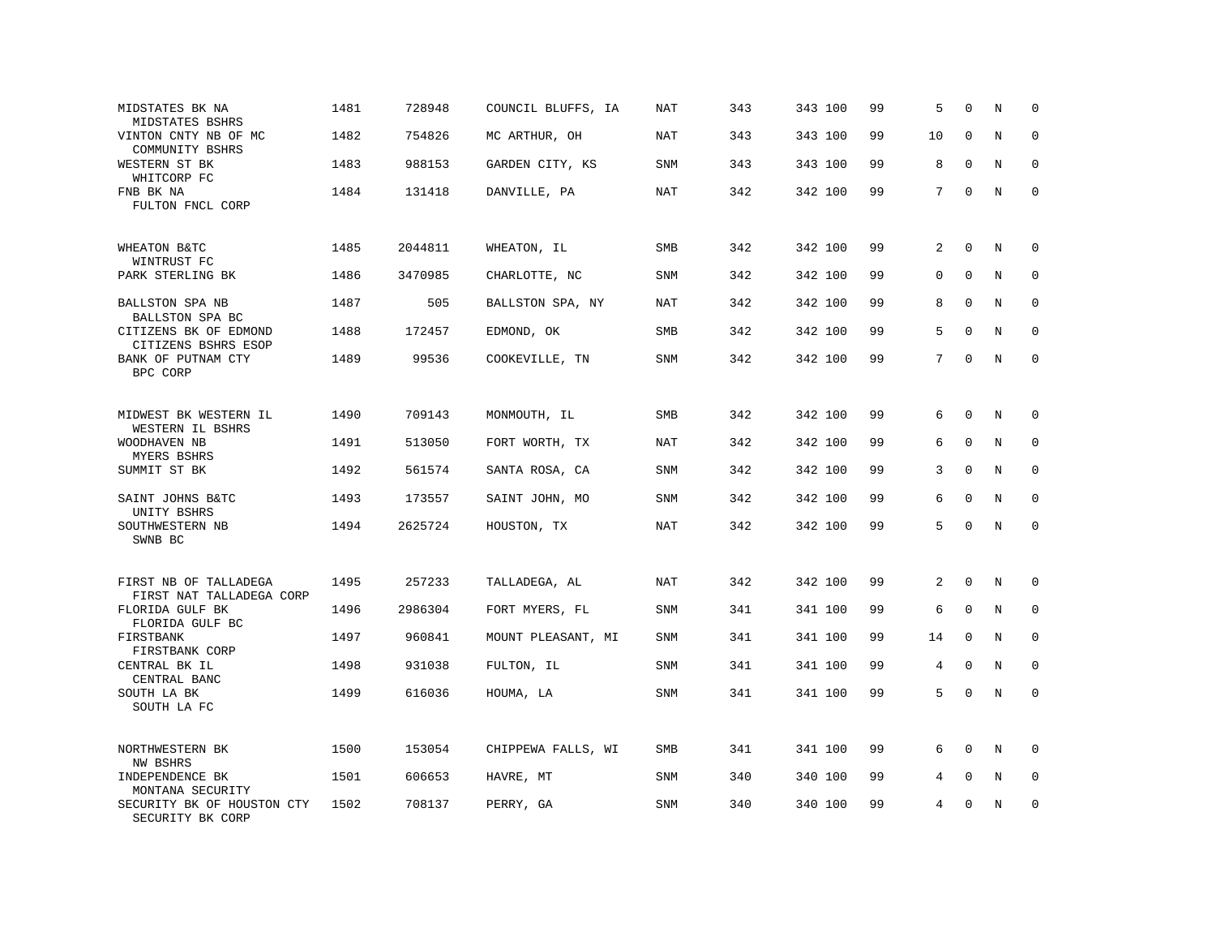| | | | | | | | | | | | |
|---|---|---|---|---|---|---|---|---|---|---|---|
| MIDSTATES BK NA<br>MIDSTATES BSHRS | 1481 | 728948 | COUNCIL BLUFFS, IA | NAT | 343 | 343 100 | 99 | 5 | 0 | N | 0 |
| VINTON CNTY NB OF MC<br>COMMUNITY BSHRS | 1482 | 754826 | MC ARTHUR, OH | NAT | 343 | 343 100 | 99 | 10 | 0 | N | 0 |
| WESTERN ST BK<br>WHITCORP FC | 1483 | 988153 | GARDEN CITY, KS | SNM | 343 | 343 100 | 99 | 8 | 0 | N | 0 |
| FNB BK NA<br>FULTON FNCL CORP | 1484 | 131418 | DANVILLE, PA | NAT | 342 | 342 100 | 99 | 7 | 0 | N | 0 |
| WHEATON B&TC<br>WINTRUST FC | 1485 | 2044811 | WHEATON, IL | SMB | 342 | 342 100 | 99 | 2 | 0 | N | 0 |
| PARK STERLING BK | 1486 | 3470985 | CHARLOTTE, NC | SNM | 342 | 342 100 | 99 | 0 | 0 | N | 0 |
| BALLSTON SPA NB<br>BALLSTON SPA BC | 1487 | 505 | BALLSTON SPA, NY | NAT | 342 | 342 100 | 99 | 8 | 0 | N | 0 |
| CITIZENS BK OF EDMOND<br>CITIZENS BSHRS ESOP | 1488 | 172457 | EDMOND, OK | SMB | 342 | 342 100 | 99 | 5 | 0 | N | 0 |
| BANK OF PUTNAM CTY<br>BPC CORP | 1489 | 99536 | COOKEVILLE, TN | SNM | 342 | 342 100 | 99 | 7 | 0 | N | 0 |
| MIDWEST BK WESTERN IL<br>WESTERN IL BSHRS | 1490 | 709143 | MONMOUTH, IL | SMB | 342 | 342 100 | 99 | 6 | 0 | N | 0 |
| WOODHAVEN NB<br>MYERS BSHRS | 1491 | 513050 | FORT WORTH, TX | NAT | 342 | 342 100 | 99 | 6 | 0 | N | 0 |
| SUMMIT ST BK | 1492 | 561574 | SANTA ROSA, CA | SNM | 342 | 342 100 | 99 | 3 | 0 | N | 0 |
| SAINT JOHNS B&TC<br>UNITY BSHRS | 1493 | 173557 | SAINT JOHN, MO | SNM | 342 | 342 100 | 99 | 6 | 0 | N | 0 |
| SOUTHWESTERN NB<br>SWNB BC | 1494 | 2625724 | HOUSTON, TX | NAT | 342 | 342 100 | 99 | 5 | 0 | N | 0 |
| FIRST NB OF TALLADEGA<br>FIRST NAT TALLADEGA CORP | 1495 | 257233 | TALLADEGA, AL | NAT | 342 | 342 100 | 99 | 2 | 0 | N | 0 |
| FLORIDA GULF BK<br>FLORIDA GULF BC | 1496 | 2986304 | FORT MYERS, FL | SNM | 341 | 341 100 | 99 | 6 | 0 | N | 0 |
| FIRSTBANK<br>FIRSTBANK CORP | 1497 | 960841 | MOUNT PLEASANT, MI | SNM | 341 | 341 100 | 99 | 14 | 0 | N | 0 |
| CENTRAL BK IL<br>CENTRAL BANC | 1498 | 931038 | FULTON, IL | SNM | 341 | 341 100 | 99 | 4 | 0 | N | 0 |
| SOUTH LA BK<br>SOUTH LA FC | 1499 | 616036 | HOUMA, LA | SNM | 341 | 341 100 | 99 | 5 | 0 | N | 0 |
| NORTHWESTERN BK<br>NW BSHRS | 1500 | 153054 | CHIPPEWA FALLS, WI | SMB | 341 | 341 100 | 99 | 6 | 0 | N | 0 |
| INDEPENDENCE BK<br>MONTANA SECURITY | 1501 | 606653 | HAVRE, MT | SNM | 340 | 340 100 | 99 | 4 | 0 | N | 0 |
| SECURITY BK OF HOUSTON CTY<br>SECURITY BK CORP | 1502 | 708137 | PERRY, GA | SNM | 340 | 340 100 | 99 | 4 | 0 | N | 0 |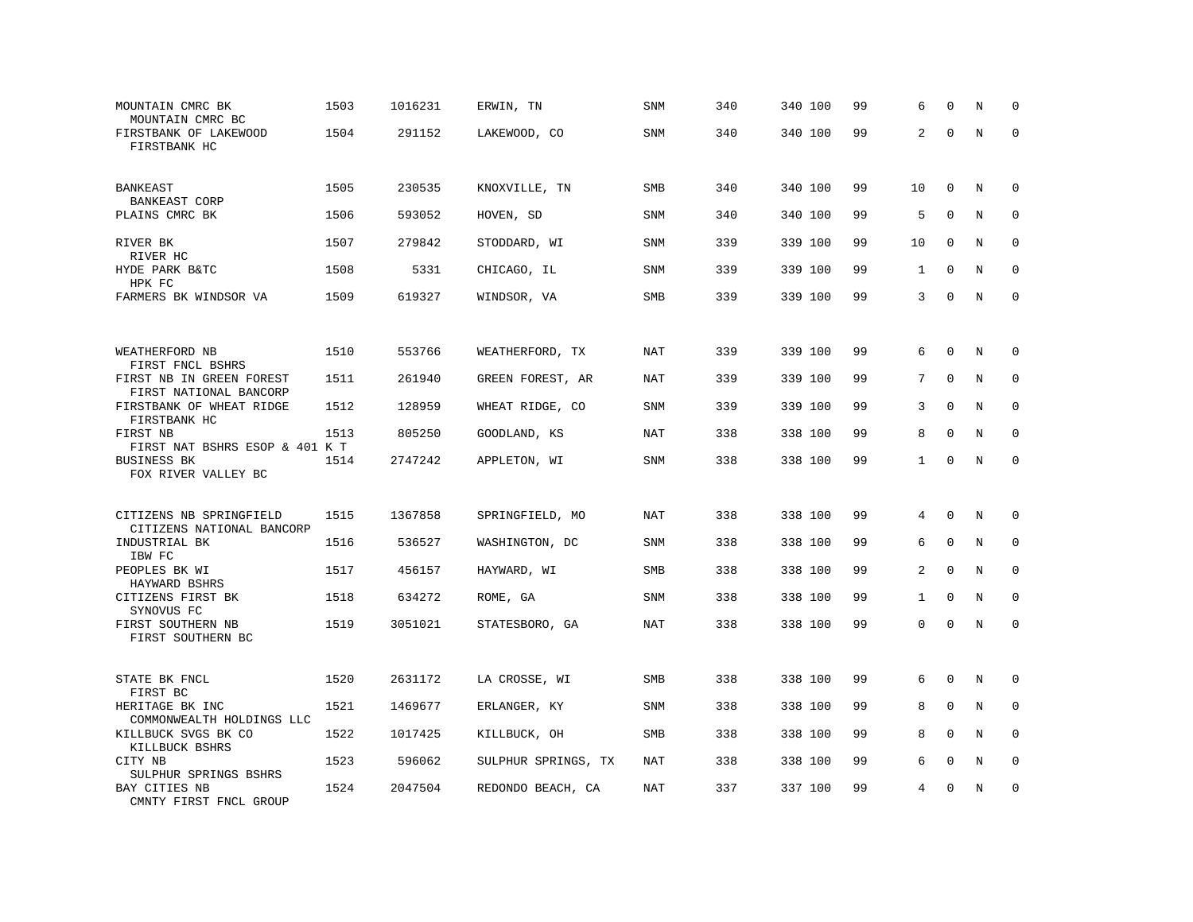| | | | | | | | | | | | |
|---|---|---|---|---|---|---|---|---|---|---|---|
| MOUNTAIN CMRC BK<br>MOUNTAIN CMRC BC | 1503 | 1016231 | ERWIN, TN | SNM | 340 | 340 100 | 99 | 6 | 0 | N | 0 |
| FIRSTBANK OF LAKEWOOD<br>FIRSTBANK HC | 1504 | 291152 | LAKEWOOD, CO | SNM | 340 | 340 100 | 99 | 2 | 0 | N | 0 |
| BANKEAST<br>BANKEAST CORP | 1505 | 230535 | KNOXVILLE, TN | SMB | 340 | 340 100 | 99 | 10 | 0 | N | 0 |
| PLAINS CMRC BK | 1506 | 593052 | HOVEN, SD | SNM | 340 | 340 100 | 99 | 5 | 0 | N | 0 |
| RIVER BK<br>RIVER HC | 1507 | 279842 | STODDARD, WI | SNM | 339 | 339 100 | 99 | 10 | 0 | N | 0 |
| HYDE PARK B&TC<br>HPK FC | 1508 | 5331 | CHICAGO, IL | SNM | 339 | 339 100 | 99 | 1 | 0 | N | 0 |
| FARMERS BK WINDSOR VA | 1509 | 619327 | WINDSOR, VA | SMB | 339 | 339 100 | 99 | 3 | 0 | N | 0 |
| WEATHERFORD NB<br>FIRST FNCL BSHRS | 1510 | 553766 | WEATHERFORD, TX | NAT | 339 | 339 100 | 99 | 6 | 0 | N | 0 |
| FIRST NB IN GREEN FOREST<br>FIRST NATIONAL BANCORP | 1511 | 261940 | GREEN FOREST, AR | NAT | 339 | 339 100 | 99 | 7 | 0 | N | 0 |
| FIRSTBANK OF WHEAT RIDGE<br>FIRSTBANK HC | 1512 | 128959 | WHEAT RIDGE, CO | SNM | 339 | 339 100 | 99 | 3 | 0 | N | 0 |
| FIRST NB<br>FIRST NAT BSHRS ESOP & 401 K T | 1513 | 805250 | GOODLAND, KS | NAT | 338 | 338 100 | 99 | 8 | 0 | N | 0 |
| BUSINESS BK<br>FOX RIVER VALLEY BC | 1514 | 2747242 | APPLETON, WI | SNM | 338 | 338 100 | 99 | 1 | 0 | N | 0 |
| CITIZENS NB SPRINGFIELD<br>CITIZENS NATIONAL BANCORP | 1515 | 1367858 | SPRINGFIELD, MO | NAT | 338 | 338 100 | 99 | 4 | 0 | N | 0 |
| INDUSTRIAL BK<br>IBW FC | 1516 | 536527 | WASHINGTON, DC | SNM | 338 | 338 100 | 99 | 6 | 0 | N | 0 |
| PEOPLES BK WI<br>HAYWARD BSHRS | 1517 | 456157 | HAYWARD, WI | SMB | 338 | 338 100 | 99 | 2 | 0 | N | 0 |
| CITIZENS FIRST BK<br>SYNOVUS FC | 1518 | 634272 | ROME, GA | SNM | 338 | 338 100 | 99 | 1 | 0 | N | 0 |
| FIRST SOUTHERN NB<br>FIRST SOUTHERN BC | 1519 | 3051021 | STATESBORO, GA | NAT | 338 | 338 100 | 99 | 0 | 0 | N | 0 |
| STATE BK FNCL<br>FIRST BC | 1520 | 2631172 | LA CROSSE, WI | SMB | 338 | 338 100 | 99 | 6 | 0 | N | 0 |
| HERITAGE BK INC<br>COMMONWEALTH HOLDINGS LLC | 1521 | 1469677 | ERLANGER, KY | SNM | 338 | 338 100 | 99 | 8 | 0 | N | 0 |
| KILLBUCK SVGS BK CO<br>KILLBUCK BSHRS | 1522 | 1017425 | KILLBUCK, OH | SMB | 338 | 338 100 | 99 | 8 | 0 | N | 0 |
| CITY NB<br>SULPHUR SPRINGS BSHRS | 1523 | 596062 | SULPHUR SPRINGS, TX | NAT | 338 | 338 100 | 99 | 6 | 0 | N | 0 |
| BAY CITIES NB<br>CMNTY FIRST FNCL GROUP | 1524 | 2047504 | REDONDO BEACH, CA | NAT | 337 | 337 100 | 99 | 4 | 0 | N | 0 |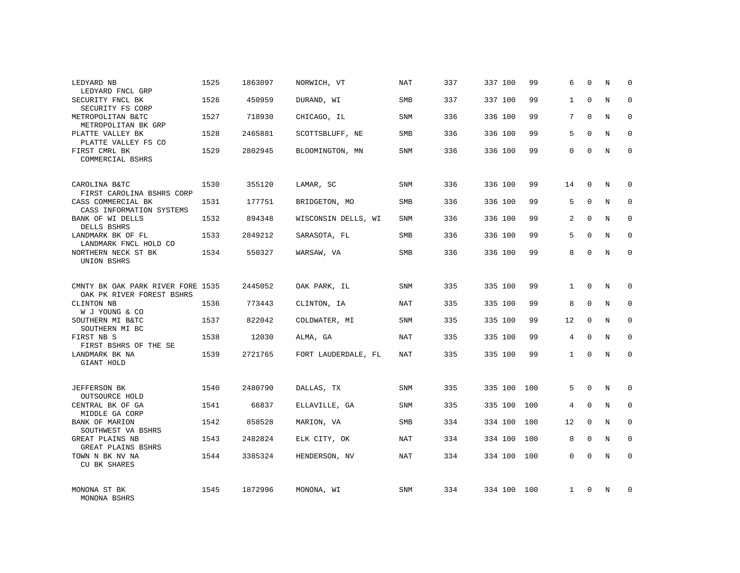| | | | | | | | | | | | | |
|---|---|---|---|---|---|---|---|---|---|---|---|---|
| LEDYARD NB<br>LEDYARD FNCL GRP | 1525 | 1863097 | NORWICH, VT | NAT | 337 | 337 | 100 | 99 | 6 | 0 | N | 0 |
| SECURITY FNCL BK<br>SECURITY FS CORP | 1526 | 450959 | DURAND, WI | SMB | 337 | 337 | 100 | 99 | 1 | 0 | N | 0 |
| METROPOLITAN B&TC<br>METROPOLITAN BK GRP | 1527 | 718930 | CHICAGO, IL | SNM | 336 | 336 | 100 | 99 | 7 | 0 | N | 0 |
| PLATTE VALLEY BK<br>PLATTE VALLEY FS CO | 1528 | 2465881 | SCOTTSBLUFF, NE | SMB | 336 | 336 | 100 | 99 | 5 | 0 | N | 0 |
| FIRST CMRL BK<br>COMMERCIAL BSHRS | 1529 | 2802945 | BLOOMINGTON, MN | SNM | 336 | 336 | 100 | 99 | 0 | 0 | N | 0 |
| CAROLINA B&TC<br>FIRST CAROLINA BSHRS CORP | 1530 | 355120 | LAMAR, SC | SNM | 336 | 336 | 100 | 99 | 14 | 0 | N | 0 |
| CASS COMMERCIAL BK<br>CASS INFORMATION SYSTEMS | 1531 | 177751 | BRIDGETON, MO | SMB | 336 | 336 | 100 | 99 | 5 | 0 | N | 0 |
| BANK OF WI DELLS<br>DELLS BSHRS | 1532 | 894348 | WISCONSIN DELLS, WI | SNM | 336 | 336 | 100 | 99 | 2 | 0 | N | 0 |
| LANDMARK BK OF FL<br>LANDMARK FNCL HOLD CO | 1533 | 2849212 | SARASOTA, FL | SMB | 336 | 336 | 100 | 99 | 5 | 0 | N | 0 |
| NORTHERN NECK ST BK<br>UNION BSHRS | 1534 | 550327 | WARSAW, VA | SMB | 336 | 336 | 100 | 99 | 8 | 0 | N | 0 |
| CMNTY BK OAK PARK RIVER FORE<br>OAK PK RIVER FOREST BSHRS | 1535 | 2445052 | OAK PARK, IL | SNM | 335 | 335 | 100 | 99 | 1 | 0 | N | 0 |
| CLINTON NB<br>W J YOUNG & CO | 1536 | 773443 | CLINTON, IA | NAT | 335 | 335 | 100 | 99 | 8 | 0 | N | 0 |
| SOUTHERN MI B&TC<br>SOUTHERN MI BC | 1537 | 822042 | COLDWATER, MI | SNM | 335 | 335 | 100 | 99 | 12 | 0 | N | 0 |
| FIRST NB S<br>FIRST BSHRS OF THE SE | 1538 | 12030 | ALMA, GA | NAT | 335 | 335 | 100 | 99 | 4 | 0 | N | 0 |
| LANDMARK BK NA<br>GIANT HOLD | 1539 | 2721765 | FORT LAUDERDALE, FL | NAT | 335 | 335 | 100 | 99 | 1 | 0 | N | 0 |
| JEFFERSON BK<br>OUTSOURCE HOLD | 1540 | 2480790 | DALLAS, TX | SNM | 335 | 335 | 100 | 100 | 5 | 0 | N | 0 |
| CENTRAL BK OF GA<br>MIDDLE GA CORP | 1541 | 66837 | ELLAVILLE, GA | SNM | 335 | 335 | 100 | 100 | 4 | 0 | N | 0 |
| BANK OF MARION<br>SOUTHWEST VA BSHRS | 1542 | 858528 | MARION, VA | SMB | 334 | 334 | 100 | 100 | 12 | 0 | N | 0 |
| GREAT PLAINS NB<br>GREAT PLAINS BSHRS | 1543 | 2482824 | ELK CITY, OK | NAT | 334 | 334 | 100 | 100 | 8 | 0 | N | 0 |
| TOWN N BK NV NA<br>CU BK SHARES | 1544 | 3385324 | HENDERSON, NV | NAT | 334 | 334 | 100 | 100 | 0 | 0 | N | 0 |
| MONONA ST BK<br>MONONA BSHRS | 1545 | 1872996 | MONONA, WI | SNM | 334 | 334 | 100 | 100 | 1 | 0 | N | 0 |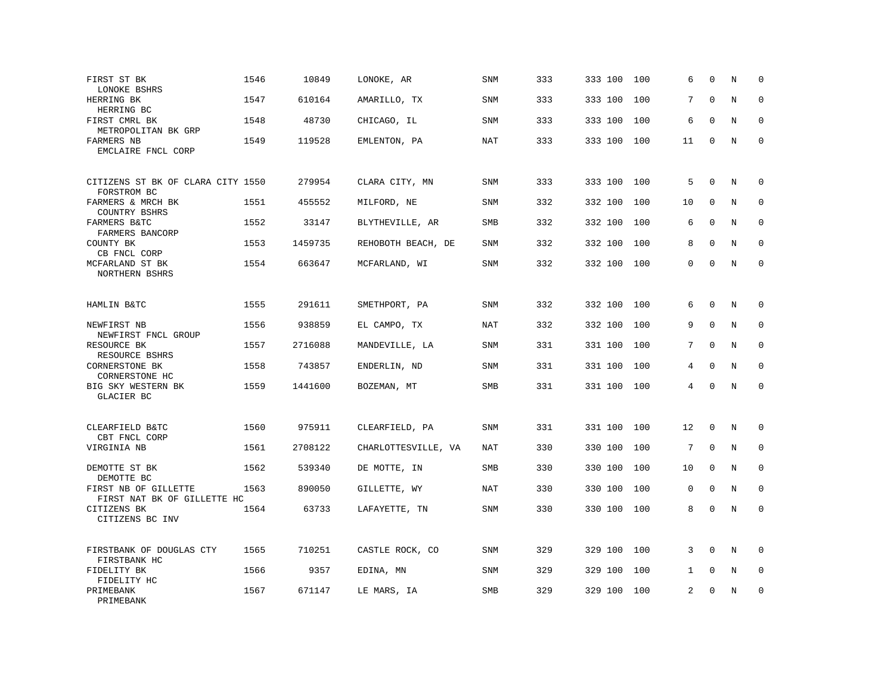| | | | | | | | | | | | |
|---|---|---|---|---|---|---|---|---|---|---|---|
| FIRST ST BK<br>LONOKE BSHRS | 1546 | 10849 | LONOKE, AR | SNM | 333 | 333 100 | 100 | 6 | 0 | N | 0 |
| HERRING BK<br>HERRING BC | 1547 | 610164 | AMARILLO, TX | SNM | 333 | 333 100 | 100 | 7 | 0 | N | 0 |
| FIRST CMRL BK<br>METROPOLITAN BK GRP | 1548 | 48730 | CHICAGO, IL | SNM | 333 | 333 100 | 100 | 6 | 0 | N | 0 |
| FARMERS NB<br>EMCLAIRE FNCL CORP | 1549 | 119528 | EMLENTON, PA | NAT | 333 | 333 100 | 100 | 11 | 0 | N | 0 |
| CITIZENS ST BK OF CLARA CITY<br>FORSTROM BC | 1550 | 279954 | CLARA CITY, MN | SNM | 333 | 333 100 | 100 | 5 | 0 | N | 0 |
| FARMERS & MRCH BK<br>COUNTRY BSHRS | 1551 | 455552 | MILFORD, NE | SNM | 332 | 332 100 | 100 | 10 | 0 | N | 0 |
| FARMERS B&TC<br>FARMERS BANCORP | 1552 | 33147 | BLYTHEVILLE, AR | SMB | 332 | 332 100 | 100 | 6 | 0 | N | 0 |
| COUNTY BK<br>CB FNCL CORP | 1553 | 1459735 | REHOBOTH BEACH, DE | SNM | 332 | 332 100 | 100 | 8 | 0 | N | 0 |
| MCFARLAND ST BK<br>NORTHERN BSHRS | 1554 | 663647 | MCFARLAND, WI | SNM | 332 | 332 100 | 100 | 0 | 0 | N | 0 |
| HAMLIN B&TC | 1555 | 291611 | SMETHPORT, PA | SNM | 332 | 332 100 | 100 | 6 | 0 | N | 0 |
| NEWFIRST NB<br>NEWFIRST FNCL GROUP | 1556 | 938859 | EL CAMPO, TX | NAT | 332 | 332 100 | 100 | 9 | 0 | N | 0 |
| RESOURCE BK<br>RESOURCE BSHRS | 1557 | 2716088 | MANDEVILLE, LA | SNM | 331 | 331 100 | 100 | 7 | 0 | N | 0 |
| CORNERSTONE BK<br>CORNERSTONE HC | 1558 | 743857 | ENDERLIN, ND | SNM | 331 | 331 100 | 100 | 4 | 0 | N | 0 |
| BIG SKY WESTERN BK<br>GLACIER BC | 1559 | 1441600 | BOZEMAN, MT | SMB | 331 | 331 100 | 100 | 4 | 0 | N | 0 |
| CLEARFIELD B&TC<br>CBT FNCL CORP | 1560 | 975911 | CLEARFIELD, PA | SNM | 331 | 331 100 | 100 | 12 | 0 | N | 0 |
| VIRGINIA NB | 1561 | 2708122 | CHARLOTTESVILLE, VA | NAT | 330 | 330 100 | 100 | 7 | 0 | N | 0 |
| DEMOTTE ST BK<br>DEMOTTE BC | 1562 | 539340 | DE MOTTE, IN | SMB | 330 | 330 100 | 100 | 10 | 0 | N | 0 |
| FIRST NB OF GILLETTE<br>FIRST NAT BK OF GILLETTE HC | 1563 | 890050 | GILLETTE, WY | NAT | 330 | 330 100 | 100 | 0 | 0 | N | 0 |
| CITIZENS BK<br>CITIZENS BC INV | 1564 | 63733 | LAFAYETTE, TN | SNM | 330 | 330 100 | 100 | 8 | 0 | N | 0 |
| FIRSTBANK OF DOUGLAS CTY<br>FIRSTBANK HC | 1565 | 710251 | CASTLE ROCK, CO | SNM | 329 | 329 100 | 100 | 3 | 0 | N | 0 |
| FIDELITY BK<br>FIDELITY HC | 1566 | 9357 | EDINA, MN | SNM | 329 | 329 100 | 100 | 1 | 0 | N | 0 |
| PRIMEBANK<br>PRIMEBANK | 1567 | 671147 | LE MARS, IA | SMB | 329 | 329 100 | 100 | 2 | 0 | N | 0 |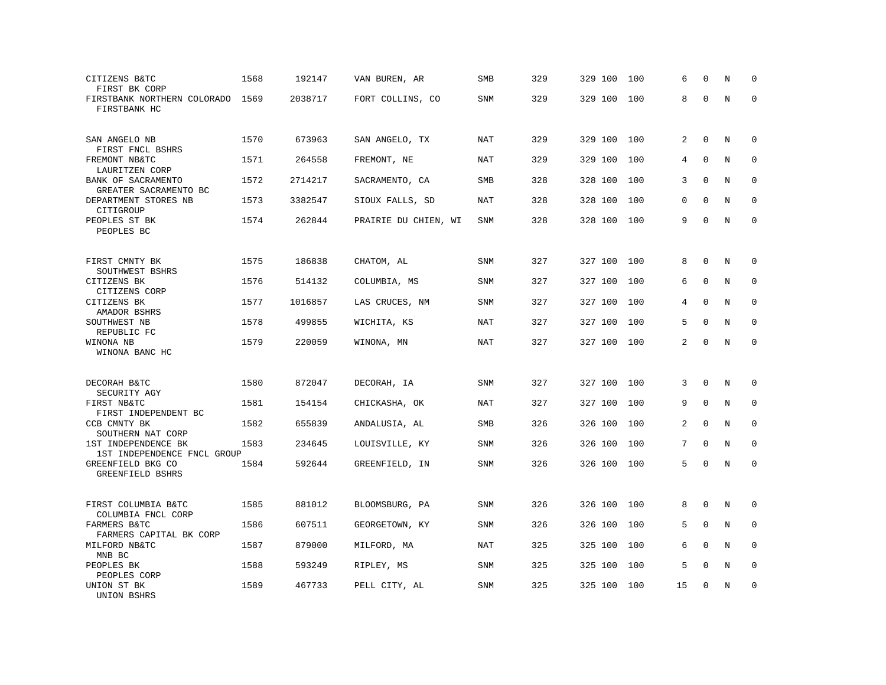| | | | | | | | | | | | | |
|---|---|---|---|---|---|---|---|---|---|---|---|---|
| CITIZENS B&TC<br>FIRST BK CORP | 1568 | 192147 | VAN BUREN, AR | SMB | 329 | 329 | 100 | 100 | 6 | 0 | N | 0 |
| FIRSTBANK NORTHERN COLORADO<br>FIRSTBANK HC | 1569 | 2038717 | FORT COLLINS, CO | SNM | 329 | 329 | 100 | 100 | 8 | 0 | N | 0 |
| SAN ANGELO NB<br>FIRST FNCL BSHRS | 1570 | 673963 | SAN ANGELO, TX | NAT | 329 | 329 | 100 | 100 | 2 | 0 | N | 0 |
| FREMONT NB&TC<br>LAURITZEN CORP | 1571 | 264558 | FREMONT, NE | NAT | 329 | 329 | 100 | 100 | 4 | 0 | N | 0 |
| BANK OF SACRAMENTO<br>GREATER SACRAMENTO BC | 1572 | 2714217 | SACRAMENTO, CA | SMB | 328 | 328 | 100 | 100 | 3 | 0 | N | 0 |
| DEPARTMENT STORES NB<br>CITIGROUP | 1573 | 3382547 | SIOUX FALLS, SD | NAT | 328 | 328 | 100 | 100 | 0 | 0 | N | 0 |
| PEOPLES ST BK<br>PEOPLES BC | 1574 | 262844 | PRAIRIE DU CHIEN, WI | SNM | 328 | 328 | 100 | 100 | 9 | 0 | N | 0 |
| FIRST CMNTY BK<br>SOUTHWEST BSHRS | 1575 | 186838 | CHATOM, AL | SNM | 327 | 327 | 100 | 100 | 8 | 0 | N | 0 |
| CITIZENS BK<br>CITIZENS CORP | 1576 | 514132 | COLUMBIA, MS | SNM | 327 | 327 | 100 | 100 | 6 | 0 | N | 0 |
| CITIZENS BK<br>AMADOR BSHRS | 1577 | 1016857 | LAS CRUCES, NM | SNM | 327 | 327 | 100 | 100 | 4 | 0 | N | 0 |
| SOUTHWEST NB<br>REPUBLIC FC | 1578 | 499855 | WICHITA, KS | NAT | 327 | 327 | 100 | 100 | 5 | 0 | N | 0 |
| WINONA NB<br>WINONA BANC HC | 1579 | 220059 | WINONA, MN | NAT | 327 | 327 | 100 | 100 | 2 | 0 | N | 0 |
| DECORAH B&TC<br>SECURITY AGY | 1580 | 872047 | DECORAH, IA | SNM | 327 | 327 | 100 | 100 | 3 | 0 | N | 0 |
| FIRST NB&TC<br>FIRST INDEPENDENT BC | 1581 | 154154 | CHICKASHA, OK | NAT | 327 | 327 | 100 | 100 | 9 | 0 | N | 0 |
| CCB CMNTY BK<br>SOUTHERN NAT CORP | 1582 | 655839 | ANDALUSIA, AL | SMB | 326 | 326 | 100 | 100 | 2 | 0 | N | 0 |
| 1ST INDEPENDENCE BK<br>1ST INDEPENDENCE FNCL GROUP | 1583 | 234645 | LOUISVILLE, KY | SNM | 326 | 326 | 100 | 100 | 7 | 0 | N | 0 |
| GREENFIELD BKG CO<br>GREENFIELD BSHRS | 1584 | 592644 | GREENFIELD, IN | SNM | 326 | 326 | 100 | 100 | 5 | 0 | N | 0 |
| FIRST COLUMBIA B&TC<br>COLUMBIA FNCL CORP | 1585 | 881012 | BLOOMSBURG, PA | SNM | 326 | 326 | 100 | 100 | 8 | 0 | N | 0 |
| FARMERS B&TC<br>FARMERS CAPITAL BK CORP | 1586 | 607511 | GEORGETOWN, KY | SNM | 326 | 326 | 100 | 100 | 5 | 0 | N | 0 |
| MILFORD NB&TC<br>MNB BC | 1587 | 879000 | MILFORD, MA | NAT | 325 | 325 | 100 | 100 | 6 | 0 | N | 0 |
| PEOPLES BK<br>PEOPLES CORP | 1588 | 593249 | RIPLEY, MS | SNM | 325 | 325 | 100 | 100 | 5 | 0 | N | 0 |
| UNION ST BK<br>UNION BSHRS | 1589 | 467733 | PELL CITY, AL | SNM | 325 | 325 | 100 | 100 | 15 | 0 | N | 0 |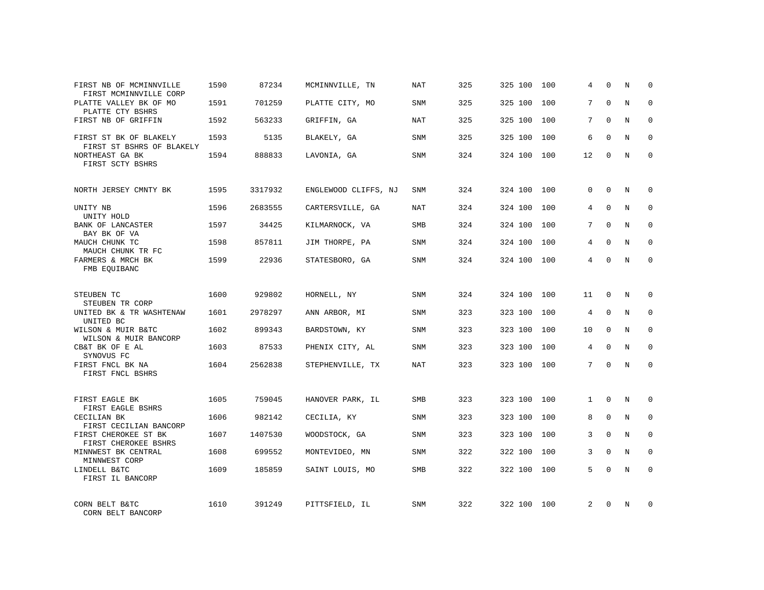| Bank / Holding Company | Rank | ID | Location | Type | | | | | | | | |
|---|---|---|---|---|---|---|---|---|---|---|---|---|
| FIRST NB OF MCMINNVILLE<br>FIRST MCMINNVILLE CORP | 1590 | 87234 | MCMINNVILLE, TN | NAT | 325 | 325 | 100 | 100 | 4 | 0 | N | 0 |
| PLATTE VALLEY BK OF MO<br>PLATTE CTY BSHRS | 1591 | 701259 | PLATTE CITY, MO | SNM | 325 | 325 | 100 | 100 | 7 | 0 | N | 0 |
| FIRST NB OF GRIFFIN | 1592 | 563233 | GRIFFIN, GA | NAT | 325 | 325 | 100 | 100 | 7 | 0 | N | 0 |
| FIRST ST BK OF BLAKELY<br>FIRST ST BSHRS OF BLAKELY | 1593 | 5135 | BLAKELY, GA | SNM | 325 | 325 | 100 | 100 | 6 | 0 | N | 0 |
| NORTHEAST GA BK<br>FIRST SCTY BSHRS | 1594 | 888833 | LAVONIA, GA | SNM | 324 | 324 | 100 | 100 | 12 | 0 | N | 0 |
| NORTH JERSEY CMNTY BK | 1595 | 3317932 | ENGLEWOOD CLIFFS, NJ | SNM | 324 | 324 | 100 | 100 | 0 | 0 | N | 0 |
| UNITY NB<br>UNITY HOLD | 1596 | 2683555 | CARTERSVILLE, GA | NAT | 324 | 324 | 100 | 100 | 4 | 0 | N | 0 |
| BANK OF LANCASTER<br>BAY BK OF VA | 1597 | 34425 | KILMARNOCK, VA | SMB | 324 | 324 | 100 | 100 | 7 | 0 | N | 0 |
| MAUCH CHUNK TC<br>MAUCH CHUNK TR FC | 1598 | 857811 | JIM THORPE, PA | SNM | 324 | 324 | 100 | 100 | 4 | 0 | N | 0 |
| FARMERS & MRCH BK<br>FMB EQUIBANC | 1599 | 22936 | STATESBORO, GA | SNM | 324 | 324 | 100 | 100 | 4 | 0 | N | 0 |
| STEUBEN TC<br>STEUBEN TR CORP | 1600 | 929802 | HORNELL, NY | SNM | 324 | 324 | 100 | 100 | 11 | 0 | N | 0 |
| UNITED BK & TR WASHTENAW<br>UNITED BC | 1601 | 2978297 | ANN ARBOR, MI | SNM | 323 | 323 | 100 | 100 | 4 | 0 | N | 0 |
| WILSON & MUIR B&TC<br>WILSON & MUIR BANCORP | 1602 | 899343 | BARDSTOWN, KY | SNM | 323 | 323 | 100 | 100 | 10 | 0 | N | 0 |
| CB&T BK OF E AL<br>SYNOVUS FC | 1603 | 87533 | PHENIX CITY, AL | SNM | 323 | 323 | 100 | 100 | 4 | 0 | N | 0 |
| FIRST FNCL BK NA<br>FIRST FNCL BSHRS | 1604 | 2562838 | STEPHENVILLE, TX | NAT | 323 | 323 | 100 | 100 | 7 | 0 | N | 0 |
| FIRST EAGLE BK<br>FIRST EAGLE BSHRS | 1605 | 759045 | HANOVER PARK, IL | SMB | 323 | 323 | 100 | 100 | 1 | 0 | N | 0 |
| CECILIAN BK<br>FIRST CECILIAN BANCORP | 1606 | 982142 | CECILIA, KY | SNM | 323 | 323 | 100 | 100 | 8 | 0 | N | 0 |
| FIRST CHEROKEE ST BK<br>FIRST CHEROKEE BSHRS | 1607 | 1407530 | WOODSTOCK, GA | SNM | 323 | 323 | 100 | 100 | 3 | 0 | N | 0 |
| MINNWEST BK CENTRAL<br>MINNWEST CORP | 1608 | 699552 | MONTEVIDEO, MN | SNM | 322 | 322 | 100 | 100 | 3 | 0 | N | 0 |
| LINDELL B&TC<br>FIRST IL BANCORP | 1609 | 185859 | SAINT LOUIS, MO | SMB | 322 | 322 | 100 | 100 | 5 | 0 | N | 0 |
| CORN BELT B&TC<br>CORN BELT BANCORP | 1610 | 391249 | PITTSFIELD, IL | SNM | 322 | 322 | 100 | 100 | 2 | 0 | N | 0 |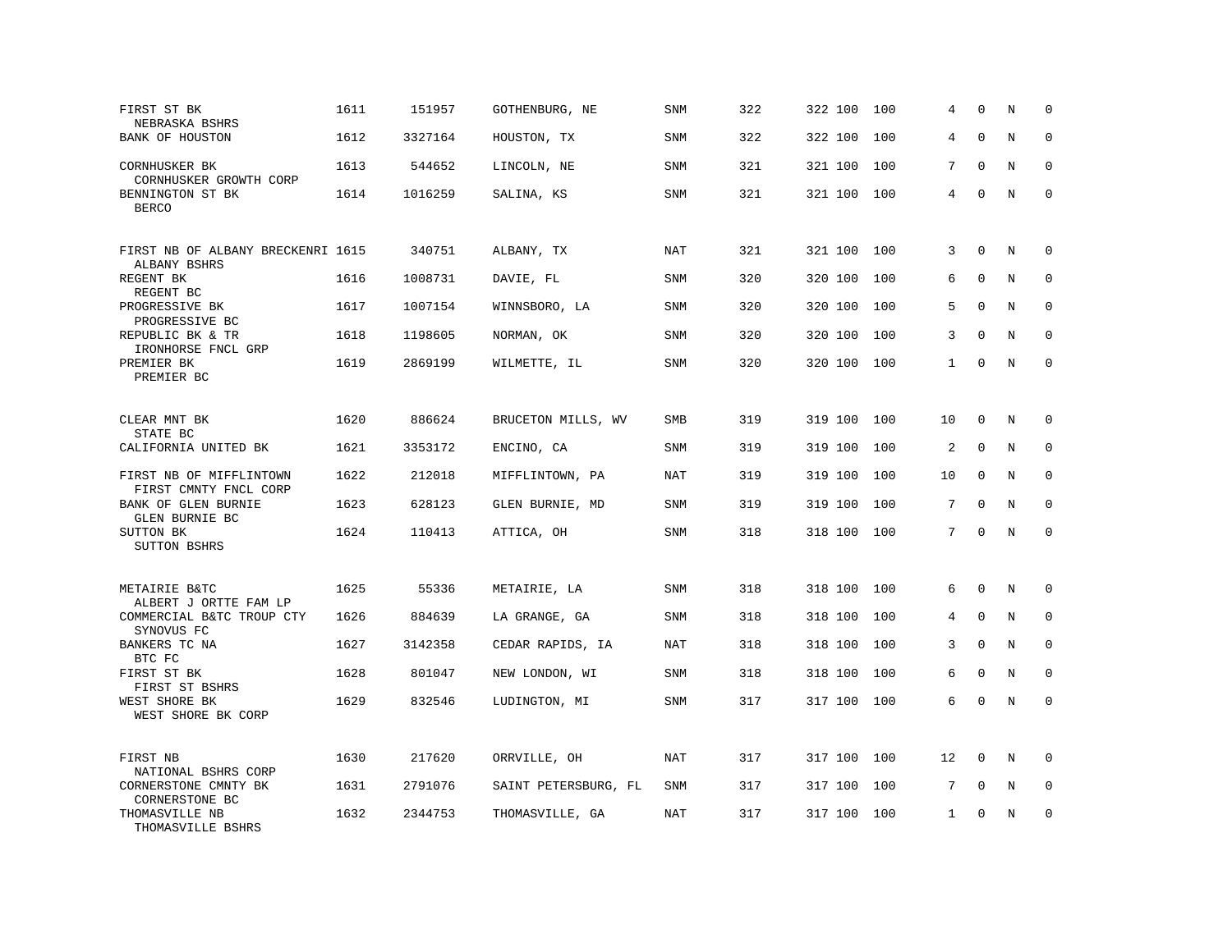| | | | | | | | | | | | | |
|---|---|---|---|---|---|---|---|---|---|---|---|---|
| FIRST ST BK<br>NEBRASKA BSHRS | 1611 | 151957 | GOTHENBURG, NE | SNM | 322 | 322 | 100 | 100 | 4 | 0 | N | 0 |
| BANK OF HOUSTON | 1612 | 3327164 | HOUSTON, TX | SNM | 322 | 322 | 100 | 100 | 4 | 0 | N | 0 |
| CORNHUSKER BK<br>CORNHUSKER GROWTH CORP | 1613 | 544652 | LINCOLN, NE | SNM | 321 | 321 | 100 | 100 | 7 | 0 | N | 0 |
| BENNINGTON ST BK<br>BERCO | 1614 | 1016259 | SALINA, KS | SNM | 321 | 321 | 100 | 100 | 4 | 0 | N | 0 |
| FIRST NB OF ALBANY BRECKENRI<br>ALBANY BSHRS | 1615 | 340751 | ALBANY, TX | NAT | 321 | 321 | 100 | 100 | 3 | 0 | N | 0 |
| REGENT BK<br>REGENT BC | 1616 | 1008731 | DAVIE, FL | SNM | 320 | 320 | 100 | 100 | 6 | 0 | N | 0 |
| PROGRESSIVE BK<br>PROGRESSIVE BC | 1617 | 1007154 | WINNSBORO, LA | SNM | 320 | 320 | 100 | 100 | 5 | 0 | N | 0 |
| REPUBLIC BK & TR<br>IRONHORSE FNCL GRP | 1618 | 1198605 | NORMAN, OK | SNM | 320 | 320 | 100 | 100 | 3 | 0 | N | 0 |
| PREMIER BK<br>PREMIER BC | 1619 | 2869199 | WILMETTE, IL | SNM | 320 | 320 | 100 | 100 | 1 | 0 | N | 0 |
| CLEAR MNT BK<br>STATE BC | 1620 | 886624 | BRUCETON MILLS, WV | SMB | 319 | 319 | 100 | 100 | 10 | 0 | N | 0 |
| CALIFORNIA UNITED BK | 1621 | 3353172 | ENCINO, CA | SNM | 319 | 319 | 100 | 100 | 2 | 0 | N | 0 |
| FIRST NB OF MIFFLINTOWN<br>FIRST CMNTY FNCL CORP | 1622 | 212018 | MIFFLINTOWN, PA | NAT | 319 | 319 | 100 | 100 | 10 | 0 | N | 0 |
| BANK OF GLEN BURNIE<br>GLEN BURNIE BC | 1623 | 628123 | GLEN BURNIE, MD | SNM | 319 | 319 | 100 | 100 | 7 | 0 | N | 0 |
| SUTTON BK<br>SUTTON BSHRS | 1624 | 110413 | ATTICA, OH | SNM | 318 | 318 | 100 | 100 | 7 | 0 | N | 0 |
| METAIRIE B&TC<br>ALBERT J ORTTE FAM LP | 1625 | 55336 | METAIRIE, LA | SNM | 318 | 318 | 100 | 100 | 6 | 0 | N | 0 |
| COMMERCIAL B&TC TROUP CTY<br>SYNOVUS FC | 1626 | 884639 | LA GRANGE, GA | SNM | 318 | 318 | 100 | 100 | 4 | 0 | N | 0 |
| BANKERS TC NA<br>BTC FC | 1627 | 3142358 | CEDAR RAPIDS, IA | NAT | 318 | 318 | 100 | 100 | 3 | 0 | N | 0 |
| FIRST ST BK<br>FIRST ST BSHRS | 1628 | 801047 | NEW LONDON, WI | SNM | 318 | 318 | 100 | 100 | 6 | 0 | N | 0 |
| WEST SHORE BK<br>WEST SHORE BK CORP | 1629 | 832546 | LUDINGTON, MI | SNM | 317 | 317 | 100 | 100 | 6 | 0 | N | 0 |
| FIRST NB<br>NATIONAL BSHRS CORP | 1630 | 217620 | ORRVILLE, OH | NAT | 317 | 317 | 100 | 100 | 12 | 0 | N | 0 |
| CORNERSTONE CMNTY BK<br>CORNERSTONE BC | 1631 | 2791076 | SAINT PETERSBURG, FL | SNM | 317 | 317 | 100 | 100 | 7 | 0 | N | 0 |
| THOMASVILLE NB<br>THOMASVILLE BSHRS | 1632 | 2344753 | THOMASVILLE, GA | NAT | 317 | 317 | 100 | 100 | 1 | 0 | N | 0 |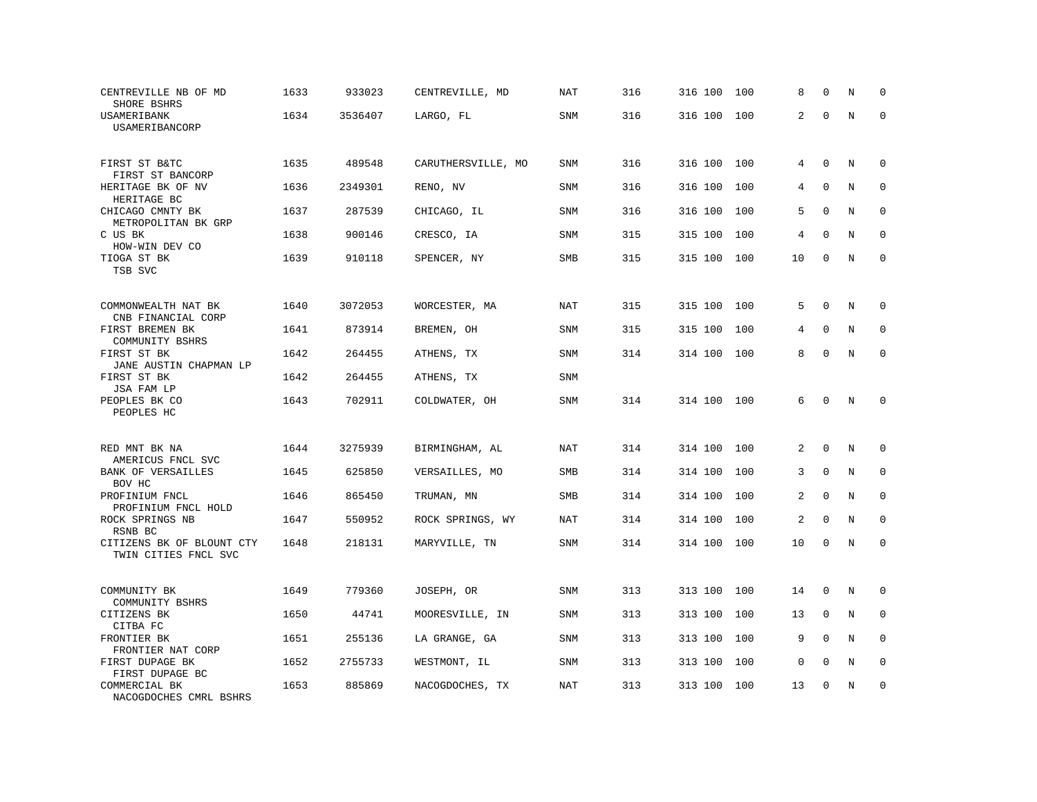| | | | | | | | | | | | |
|---|---|---|---|---|---|---|---|---|---|---|---|
| CENTREVILLE NB OF MD<br>SHORE BSHRS | 1633 | 933023 | CENTREVILLE, MD | NAT | 316 | 316 | 100 | 100 | 8 | 0 | N | 0 |
| USAMERIBANK<br>USAMERIBANCORP | 1634 | 3536407 | LARGO, FL | SNM | 316 | 316 | 100 | 100 | 2 | 0 | N | 0 |
| FIRST ST B&TC<br>FIRST ST BANCORP | 1635 | 489548 | CARUTHERSVILLE, MO | SNM | 316 | 316 | 100 | 100 | 4 | 0 | N | 0 |
| HERITAGE BK OF NV<br>HERITAGE BC | 1636 | 2349301 | RENO, NV | SNM | 316 | 316 | 100 | 100 | 4 | 0 | N | 0 |
| CHICAGO CMNTY BK<br>METROPOLITAN BK GRP | 1637 | 287539 | CHICAGO, IL | SNM | 316 | 316 | 100 | 100 | 5 | 0 | N | 0 |
| C US BK<br>HOW-WIN DEV CO | 1638 | 900146 | CRESCO, IA | SNM | 315 | 315 | 100 | 100 | 4 | 0 | N | 0 |
| TIOGA ST BK<br>TSB SVC | 1639 | 910118 | SPENCER, NY | SMB | 315 | 315 | 100 | 100 | 10 | 0 | N | 0 |
| COMMONWEALTH NAT BK<br>CNB FINANCIAL CORP | 1640 | 3072053 | WORCESTER, MA | NAT | 315 | 315 | 100 | 100 | 5 | 0 | N | 0 |
| FIRST BREMEN BK<br>COMMUNITY BSHRS | 1641 | 873914 | BREMEN, OH | SNM | 315 | 315 | 100 | 100 | 4 | 0 | N | 0 |
| FIRST ST BK<br>JANE AUSTIN CHAPMAN LP | 1642 | 264455 | ATHENS, TX | SNM | 314 | 314 | 100 | 100 | 8 | 0 | N | 0 |
| FIRST ST BK<br>JSA FAM LP | 1642 | 264455 | ATHENS, TX | SNM | | | | | | | | |
| PEOPLES BK CO<br>PEOPLES HC | 1643 | 702911 | COLDWATER, OH | SNM | 314 | 314 | 100 | 100 | 6 | 0 | N | 0 |
| RED MNT BK NA<br>AMERICUS FNCL SVC | 1644 | 3275939 | BIRMINGHAM, AL | NAT | 314 | 314 | 100 | 100 | 2 | 0 | N | 0 |
| BANK OF VERSAILLES<br>BOV HC | 1645 | 625850 | VERSAILLES, MO | SMB | 314 | 314 | 100 | 100 | 3 | 0 | N | 0 |
| PROFINIUM FNCL<br>PROFINIUM FNCL HOLD | 1646 | 865450 | TRUMAN, MN | SMB | 314 | 314 | 100 | 100 | 2 | 0 | N | 0 |
| ROCK SPRINGS NB<br>RSNB BC | 1647 | 550952 | ROCK SPRINGS, WY | NAT | 314 | 314 | 100 | 100 | 2 | 0 | N | 0 |
| CITIZENS BK OF BLOUNT CTY<br>TWIN CITIES FNCL SVC | 1648 | 218131 | MARYVILLE, TN | SNM | 314 | 314 | 100 | 100 | 10 | 0 | N | 0 |
| COMMUNITY BK<br>COMMUNITY BSHRS | 1649 | 779360 | JOSEPH, OR | SNM | 313 | 313 | 100 | 100 | 14 | 0 | N | 0 |
| CITIZENS BK<br>CITBA FC | 1650 | 44741 | MOORESVILLE, IN | SNM | 313 | 313 | 100 | 100 | 13 | 0 | N | 0 |
| FRONTIER BK<br>FRONTIER NAT CORP | 1651 | 255136 | LA GRANGE, GA | SNM | 313 | 313 | 100 | 100 | 9 | 0 | N | 0 |
| FIRST DUPAGE BK<br>FIRST DUPAGE BC | 1652 | 2755733 | WESTMONT, IL | SNM | 313 | 313 | 100 | 100 | 0 | 0 | N | 0 |
| COMMERCIAL BK<br>NACOGDOCHES CMRL BSHRS | 1653 | 885869 | NACOGDOCHES, TX | NAT | 313 | 313 | 100 | 100 | 13 | 0 | N | 0 |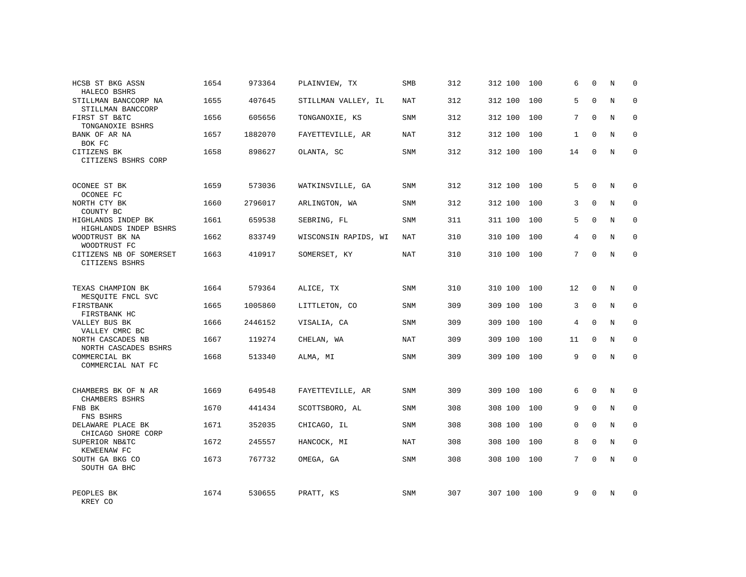| | | | | | | | | | | | | |
|---|---|---|---|---|---|---|---|---|---|---|---|---|
| HCSB ST BKG ASSN<br>HALECO BSHRS | 1654 | 973364 | PLAINVIEW, TX | SMB | 312 | 312 | 100 | 100 | 6 | 0 | N | 0 |
| STILLMAN BANCCORP NA<br>STILLMAN BANCCORP | 1655 | 407645 | STILLMAN VALLEY, IL | NAT | 312 | 312 | 100 | 100 | 5 | 0 | N | 0 |
| FIRST ST B&TC<br>TONGANOXIE BSHRS | 1656 | 605656 | TONGANOXIE, KS | SNM | 312 | 312 | 100 | 100 | 7 | 0 | N | 0 |
| BANK OF AR NA<br>BOK FC | 1657 | 1882070 | FAYETTEVILLE, AR | NAT | 312 | 312 | 100 | 100 | 1 | 0 | N | 0 |
| CITIZENS BK<br>CITIZENS BSHRS CORP | 1658 | 898627 | OLANTA, SC | SNM | 312 | 312 | 100 | 100 | 14 | 0 | N | 0 |
| OCONEE ST BK<br>OCONEE FC | 1659 | 573036 | WATKINSVILLE, GA | SNM | 312 | 312 | 100 | 100 | 5 | 0 | N | 0 |
| NORTH CTY BK<br>COUNTY BC | 1660 | 2796017 | ARLINGTON, WA | SNM | 312 | 312 | 100 | 100 | 3 | 0 | N | 0 |
| HIGHLANDS INDEP BK<br>HIGHLANDS INDEP BSHRS | 1661 | 659538 | SEBRING, FL | SNM | 311 | 311 | 100 | 100 | 5 | 0 | N | 0 |
| WOODTRUST BK NA<br>WOODTRUST FC | 1662 | 833749 | WISCONSIN RAPIDS, WI | NAT | 310 | 310 | 100 | 100 | 4 | 0 | N | 0 |
| CITIZENS NB OF SOMERSET<br>CITIZENS BSHRS | 1663 | 410917 | SOMERSET, KY | NAT | 310 | 310 | 100 | 100 | 7 | 0 | N | 0 |
| TEXAS CHAMPION BK<br>MESQUITE FNCL SVC | 1664 | 579364 | ALICE, TX | SNM | 310 | 310 | 100 | 100 | 12 | 0 | N | 0 |
| FIRSTBANK<br>FIRSTBANK HC | 1665 | 1005860 | LITTLETON, CO | SNM | 309 | 309 | 100 | 100 | 3 | 0 | N | 0 |
| VALLEY BUS BK<br>VALLEY CMRC BC | 1666 | 2446152 | VISALIA, CA | SNM | 309 | 309 | 100 | 100 | 4 | 0 | N | 0 |
| NORTH CASCADES NB<br>NORTH CASCADES BSHRS | 1667 | 119274 | CHELAN, WA | NAT | 309 | 309 | 100 | 100 | 11 | 0 | N | 0 |
| COMMERCIAL BK<br>COMMERCIAL NAT FC | 1668 | 513340 | ALMA, MI | SNM | 309 | 309 | 100 | 100 | 9 | 0 | N | 0 |
| CHAMBERS BK OF N AR<br>CHAMBERS BSHRS | 1669 | 649548 | FAYETTEVILLE, AR | SNM | 309 | 309 | 100 | 100 | 6 | 0 | N | 0 |
| FNB BK<br>FNS BSHRS | 1670 | 441434 | SCOTTSBORO, AL | SNM | 308 | 308 | 100 | 100 | 9 | 0 | N | 0 |
| DELAWARE PLACE BK<br>CHICAGO SHORE CORP | 1671 | 352035 | CHICAGO, IL | SNM | 308 | 308 | 100 | 100 | 0 | 0 | N | 0 |
| SUPERIOR NB&TC<br>KEWEENAW FC | 1672 | 245557 | HANCOCK, MI | NAT | 308 | 308 | 100 | 100 | 8 | 0 | N | 0 |
| SOUTH GA BKG CO<br>SOUTH GA BHC | 1673 | 767732 | OMEGA, GA | SNM | 308 | 308 | 100 | 100 | 7 | 0 | N | 0 |
| PEOPLES BK<br>KREY CO | 1674 | 530655 | PRATT, KS | SNM | 307 | 307 | 100 | 100 | 9 | 0 | N | 0 |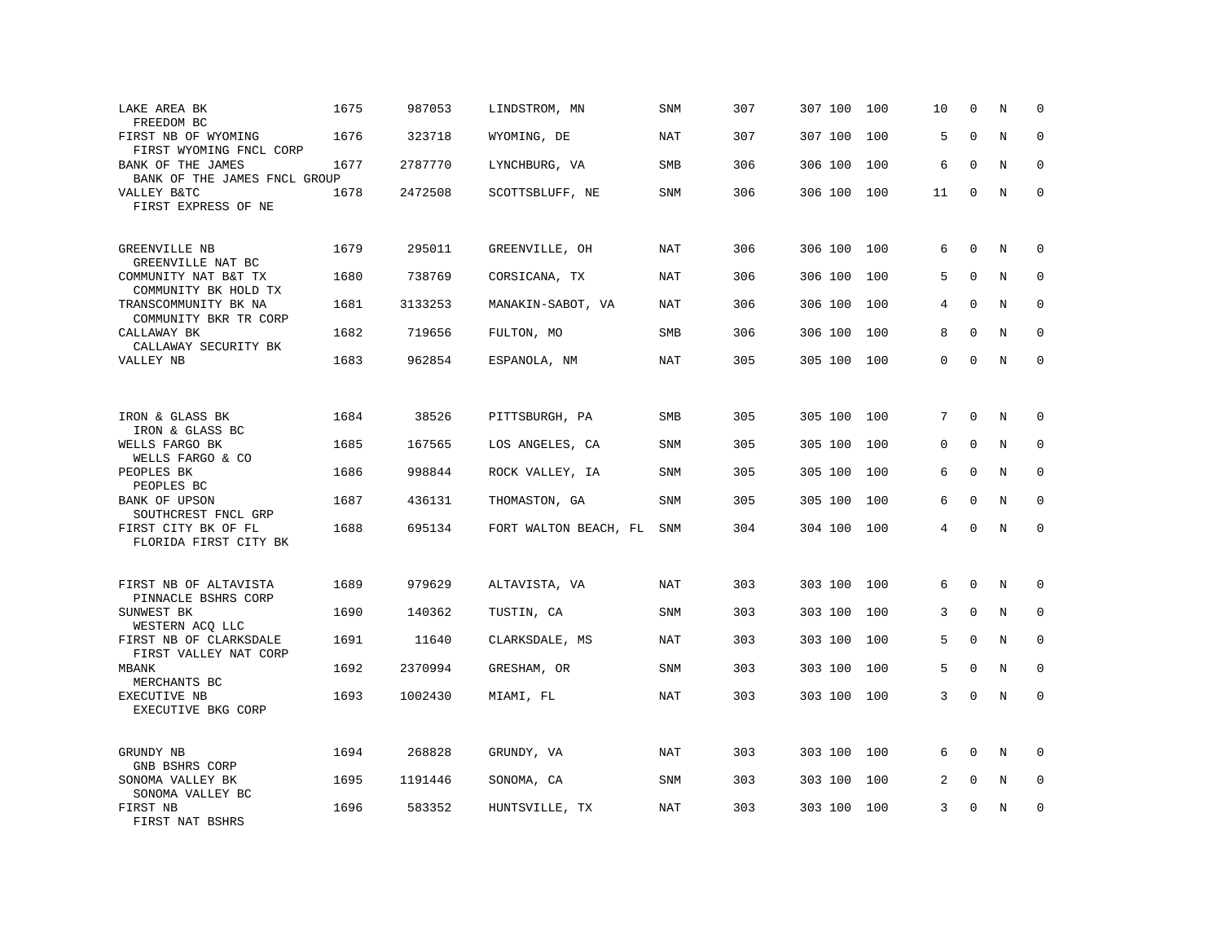| | | | | | | | | | | | | |
|---|---|---|---|---|---|---|---|---|---|---|---|---|
| LAKE AREA BK<br>FREEDOM BC | 1675 | 987053 | LINDSTROM, MN | SNM | 307 | 307 | 100 | 100 | 10 | 0 | N | 0 |
| FIRST NB OF WYOMING<br>FIRST WYOMING FNCL CORP | 1676 | 323718 | WYOMING, DE | NAT | 307 | 307 | 100 | 100 | 5 | 0 | N | 0 |
| BANK OF THE JAMES<br>BANK OF THE JAMES FNCL GROUP | 1677 | 2787770 | LYNCHBURG, VA | SMB | 306 | 306 | 100 | 100 | 6 | 0 | N | 0 |
| VALLEY B&TC<br>FIRST EXPRESS OF NE | 1678 | 2472508 | SCOTTSBLUFF, NE | SNM | 306 | 306 | 100 | 100 | 11 | 0 | N | 0 |
| GREENVILLE NB<br>GREENVILLE NAT BC | 1679 | 295011 | GREENVILLE, OH | NAT | 306 | 306 | 100 | 100 | 6 | 0 | N | 0 |
| COMMUNITY NAT B&T TX<br>COMMUNITY BK HOLD TX | 1680 | 738769 | CORSICANA, TX | NAT | 306 | 306 | 100 | 100 | 5 | 0 | N | 0 |
| TRANSCOMMUNITY BK NA<br>COMMUNITY BKR TR CORP | 1681 | 3133253 | MANAKIN-SABOT, VA | NAT | 306 | 306 | 100 | 100 | 4 | 0 | N | 0 |
| CALLAWAY BK<br>CALLAWAY SECURITY BK | 1682 | 719656 | FULTON, MO | SMB | 306 | 306 | 100 | 100 | 8 | 0 | N | 0 |
| VALLEY NB | 1683 | 962854 | ESPANOLA, NM | NAT | 305 | 305 | 100 | 100 | 0 | 0 | N | 0 |
| IRON & GLASS BK<br>IRON & GLASS BC | 1684 | 38526 | PITTSBURGH, PA | SMB | 305 | 305 | 100 | 100 | 7 | 0 | N | 0 |
| WELLS FARGO BK<br>WELLS FARGO & CO | 1685 | 167565 | LOS ANGELES, CA | SNM | 305 | 305 | 100 | 100 | 0 | 0 | N | 0 |
| PEOPLES BK<br>PEOPLES BC | 1686 | 998844 | ROCK VALLEY, IA | SNM | 305 | 305 | 100 | 100 | 6 | 0 | N | 0 |
| BANK OF UPSON<br>SOUTHCREST FNCL GRP | 1687 | 436131 | THOMASTON, GA | SNM | 305 | 305 | 100 | 100 | 6 | 0 | N | 0 |
| FIRST CITY BK OF FL<br>FLORIDA FIRST CITY BK | 1688 | 695134 | FORT WALTON BEACH, FL | SNM | 304 | 304 | 100 | 100 | 4 | 0 | N | 0 |
| FIRST NB OF ALTAVISTA<br>PINNACLE BSHRS CORP | 1689 | 979629 | ALTAVISTA, VA | NAT | 303 | 303 | 100 | 100 | 6 | 0 | N | 0 |
| SUNWEST BK<br>WESTERN ACQ LLC | 1690 | 140362 | TUSTIN, CA | SNM | 303 | 303 | 100 | 100 | 3 | 0 | N | 0 |
| FIRST NB OF CLARKSDALE<br>FIRST VALLEY NAT CORP | 1691 | 11640 | CLARKSDALE, MS | NAT | 303 | 303 | 100 | 100 | 5 | 0 | N | 0 |
| MBANK<br>MERCHANTS BC | 1692 | 2370994 | GRESHAM, OR | SNM | 303 | 303 | 100 | 100 | 5 | 0 | N | 0 |
| EXECUTIVE NB<br>EXECUTIVE BKG CORP | 1693 | 1002430 | MIAMI, FL | NAT | 303 | 303 | 100 | 100 | 3 | 0 | N | 0 |
| GRUNDY NB<br>GNB BSHRS CORP | 1694 | 268828 | GRUNDY, VA | NAT | 303 | 303 | 100 | 100 | 6 | 0 | N | 0 |
| SONOMA VALLEY BK<br>SONOMA VALLEY BC | 1695 | 1191446 | SONOMA, CA | SNM | 303 | 303 | 100 | 100 | 2 | 0 | N | 0 |
| FIRST NB<br>FIRST NAT BSHRS | 1696 | 583352 | HUNTSVILLE, TX | NAT | 303 | 303 | 100 | 100 | 3 | 0 | N | 0 |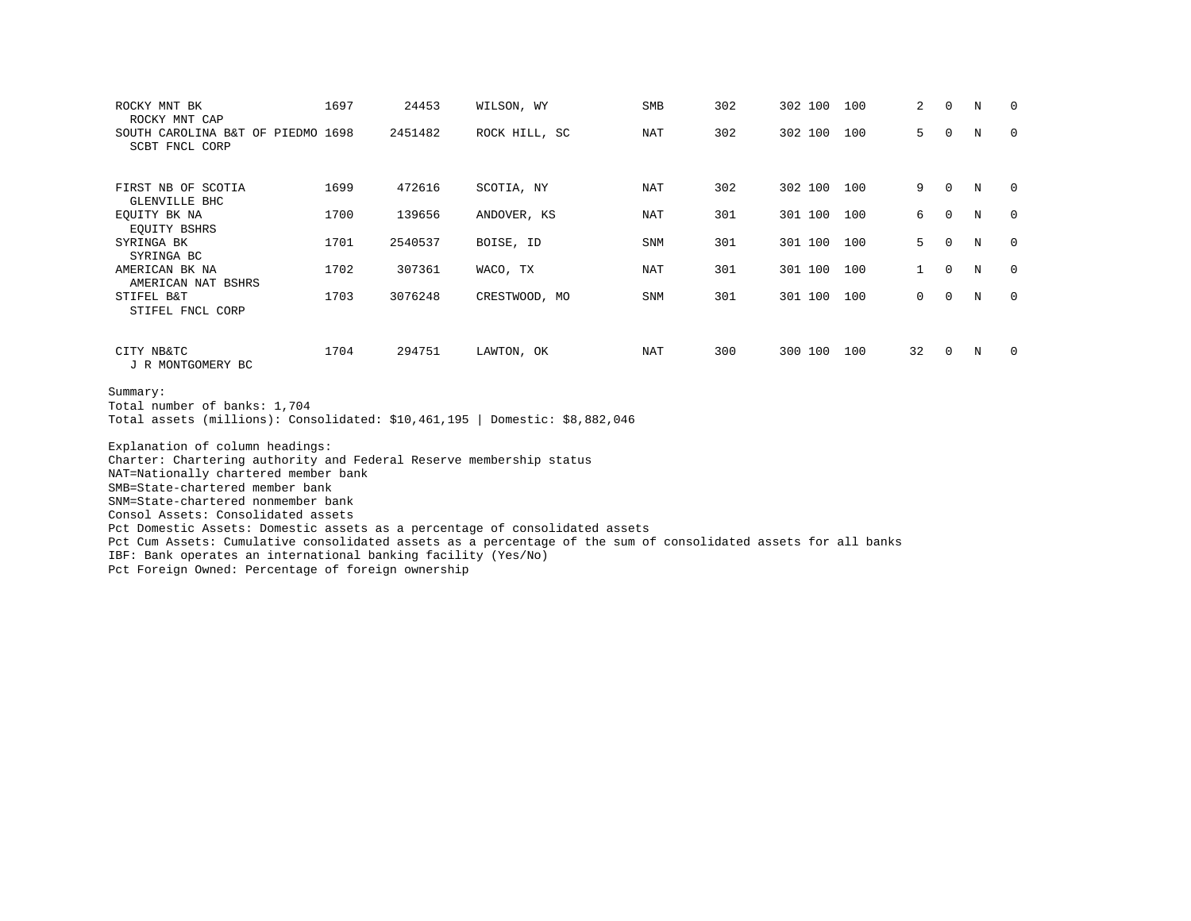| | | | | | | | | | | | | |
|---|---|---|---|---|---|---|---|---|---|---|---|---|
| ROCKY MNT BK<br>ROCKY MNT CAP | 1697 | 24453 | WILSON, WY | SMB | 302 | 302 | 100 | 100 | 2 | 0 | N | 0 |
| SOUTH CAROLINA B&T OF PIEDMO<br>SCBT FNCL CORP | 1698 | 2451482 | ROCK HILL, SC | NAT | 302 | 302 | 100 | 100 | 5 | 0 | N | 0 |
| FIRST NB OF SCOTIA<br>GLENVILLE BHC | 1699 | 472616 | SCOTIA, NY | NAT | 302 | 302 | 100 | 100 | 9 | 0 | N | 0 |
| EQUITY BK NA<br>EQUITY BSHRS | 1700 | 139656 | ANDOVER, KS | NAT | 301 | 301 | 100 | 100 | 6 | 0 | N | 0 |
| SYRINGA BK<br>SYRINGA BC | 1701 | 2540537 | BOISE, ID | SNM | 301 | 301 | 100 | 100 | 5 | 0 | N | 0 |
| AMERICAN BK NA<br>AMERICAN NAT BSHRS | 1702 | 307361 | WACO, TX | NAT | 301 | 301 | 100 | 100 | 1 | 0 | N | 0 |
| STIFEL B&T<br>STIFEL FNCL CORP | 1703 | 3076248 | CRESTWOOD, MO | SNM | 301 | 301 | 100 | 100 | 0 | 0 | N | 0 |
| CITY NB&TC<br>J R MONTGOMERY BC | 1704 | 294751 | LAWTON, OK | NAT | 300 | 300 | 100 | 100 | 32 | 0 | N | 0 |

Summary:
Total number of banks: 1,704
Total assets (millions): Consolidated: $10,461,195 | Domestic: $8,882,046

Explanation of column headings:
Charter: Chartering authority and Federal Reserve membership status
NAT=Nationally chartered member bank
SMB=State-chartered member bank
SNM=State-chartered nonmember bank
Consol Assets: Consolidated assets
Pct Domestic Assets: Domestic assets as a percentage of consolidated assets
Pct Cum Assets: Cumulative consolidated assets as a percentage of the sum of consolidated assets for all banks
IBF: Bank operates an international banking facility (Yes/No)
Pct Foreign Owned: Percentage of foreign ownership